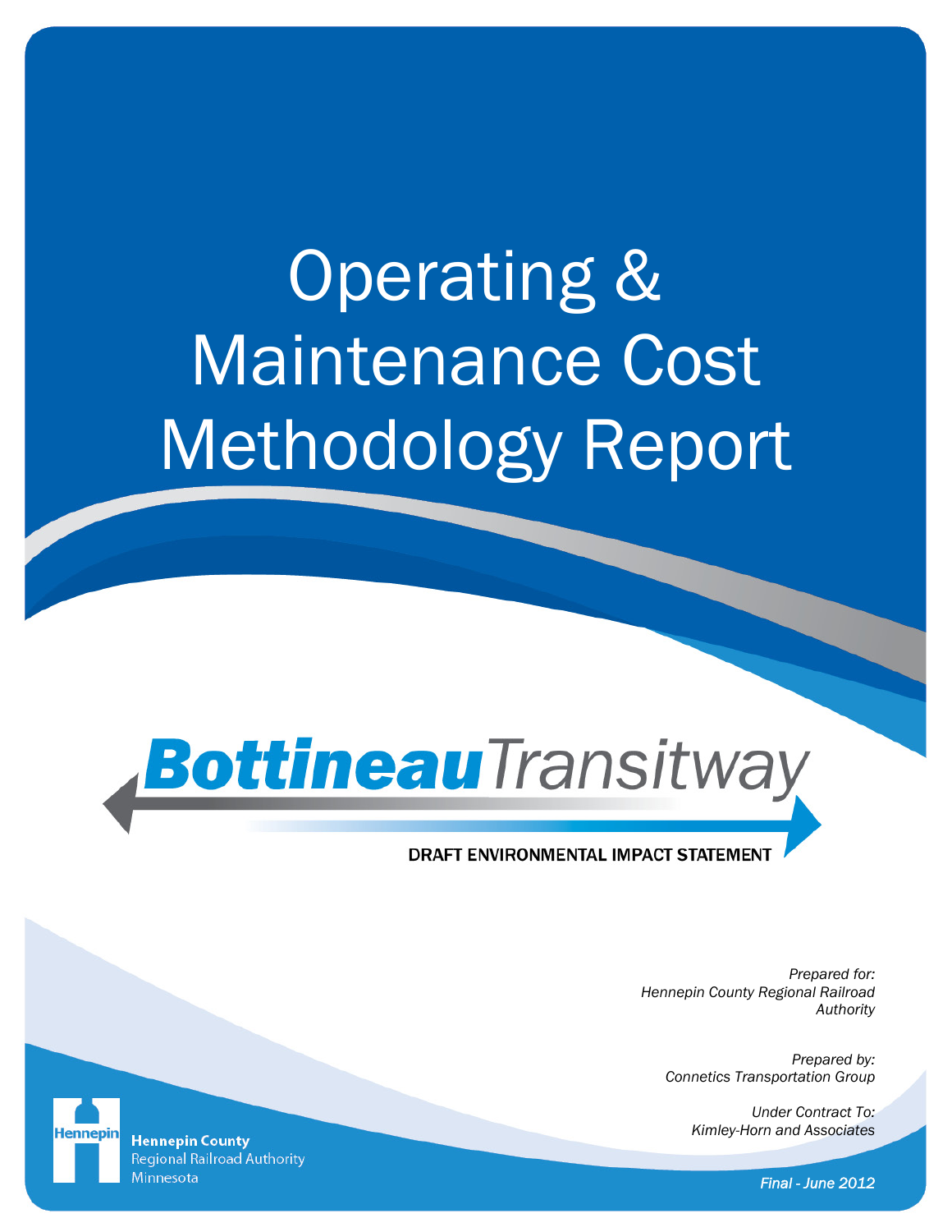# Operating & Maintenance Cost Methodology Report

**Bottineau** *Transitway*

DRAFT ENVIRONMENTAL IMPACT STATEMENT

*Prepared for:*
*Hennepin County Regional Railroad Authority*

*Prepared by:*
*Connetics Transportation Group*

*Under Contract To:*
*Kimley-Horn and Associates*

Hennepin

**Hennepin County**
Regional Railroad Authority
Minnesota

*Final - June 2012*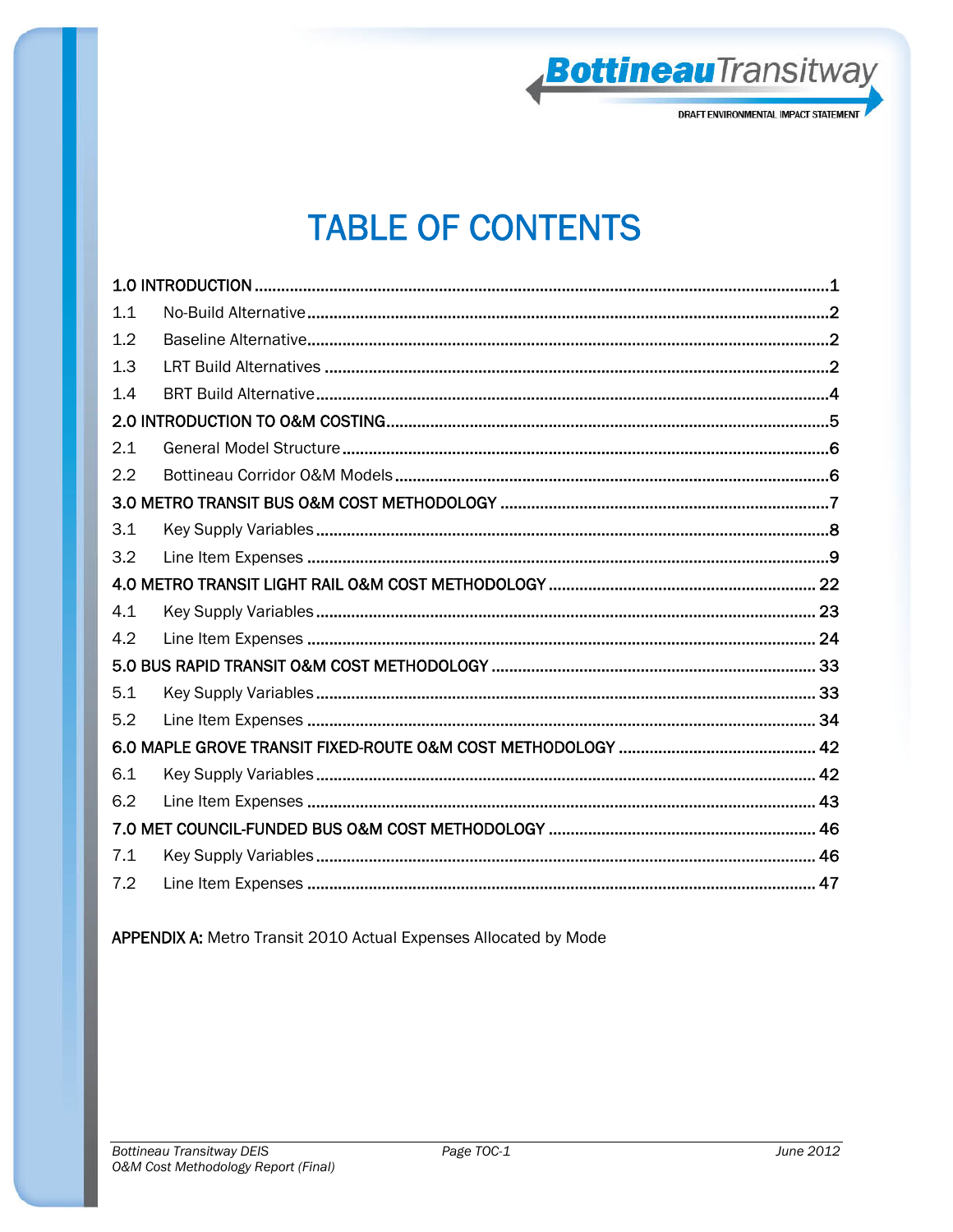# TABLE OF CONTENTS

1.0 INTRODUCTION ..... 1
- 1.1 No-Build Alternative ..... 2
- 1.2 Baseline Alternative ..... 2
- 1.3 LRT Build Alternatives ..... 2
- 1.4 BRT Build Alternative ..... 4

2.0 INTRODUCTION TO O&M COSTING ..... 5
- 2.1 General Model Structure ..... 6
- 2.2 Bottineau Corridor O&M Models ..... 6

3.0 METRO TRANSIT BUS O&M COST METHODOLOGY ..... 7
- 3.1 Key Supply Variables ..... 8
- 3.2 Line Item Expenses ..... 9

4.0 METRO TRANSIT LIGHT RAIL O&M COST METHODOLOGY ..... 22
- 4.1 Key Supply Variables ..... 23
- 4.2 Line Item Expenses ..... 24

5.0 BUS RAPID TRANSIT O&M COST METHODOLOGY ..... 33
- 5.1 Key Supply Variables ..... 33
- 5.2 Line Item Expenses ..... 34

6.0 MAPLE GROVE TRANSIT FIXED-ROUTE O&M COST METHODOLOGY ..... 42
- 6.1 Key Supply Variables ..... 42
- 6.2 Line Item Expenses ..... 43

7.0 MET COUNCIL-FUNDED BUS O&M COST METHODOLOGY ..... 46
- 7.1 Key Supply Variables ..... 46
- 7.2 Line Item Expenses ..... 47

**APPENDIX A:** Metro Transit 2010 Actual Expenses Allocated by Mode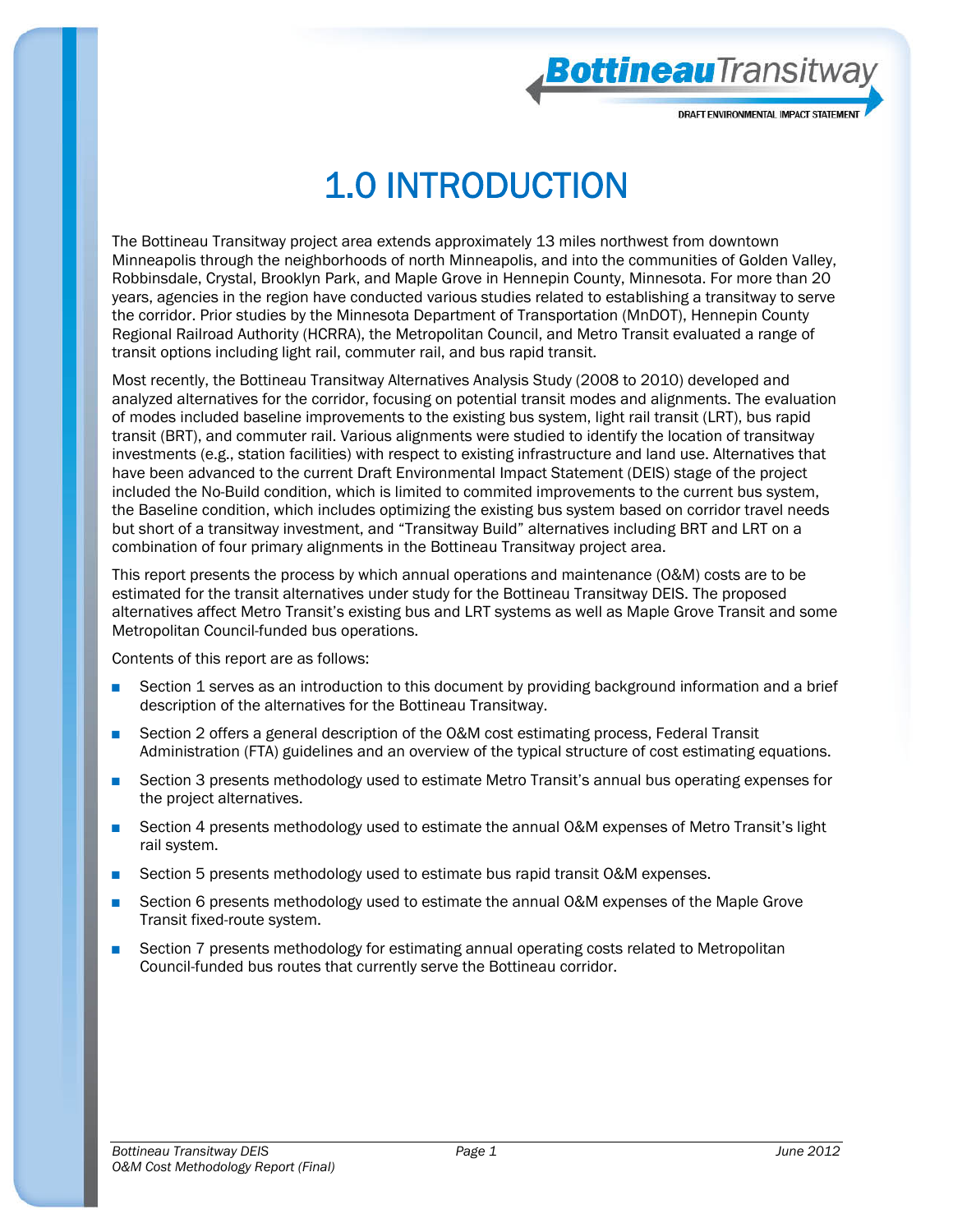# 1.0 INTRODUCTION

The Bottineau Transitway project area extends approximately 13 miles northwest from downtown Minneapolis through the neighborhoods of north Minneapolis, and into the communities of Golden Valley, Robbinsdale, Crystal, Brooklyn Park, and Maple Grove in Hennepin County, Minnesota. For more than 20 years, agencies in the region have conducted various studies related to establishing a transitway to serve the corridor. Prior studies by the Minnesota Department of Transportation (MnDOT), Hennepin County Regional Railroad Authority (HCRRA), the Metropolitan Council, and Metro Transit evaluated a range of transit options including light rail, commuter rail, and bus rapid transit.

Most recently, the Bottineau Transitway Alternatives Analysis Study (2008 to 2010) developed and analyzed alternatives for the corridor, focusing on potential transit modes and alignments. The evaluation of modes included baseline improvements to the existing bus system, light rail transit (LRT), bus rapid transit (BRT), and commuter rail. Various alignments were studied to identify the location of transitway investments (e.g., station facilities) with respect to existing infrastructure and land use. Alternatives that have been advanced to the current Draft Environmental Impact Statement (DEIS) stage of the project included the No-Build condition, which is limited to commited improvements to the current bus system, the Baseline condition, which includes optimizing the existing bus system based on corridor travel needs but short of a transitway investment, and "Transitway Build" alternatives including BRT and LRT on a combination of four primary alignments in the Bottineau Transitway project area.

This report presents the process by which annual operations and maintenance (O&M) costs are to be estimated for the transit alternatives under study for the Bottineau Transitway DEIS. The proposed alternatives affect Metro Transit's existing bus and LRT systems as well as Maple Grove Transit and some Metropolitan Council-funded bus operations.

Contents of this report are as follows:

- Section 1 serves as an introduction to this document by providing background information and a brief description of the alternatives for the Bottineau Transitway.
- Section 2 offers a general description of the O&M cost estimating process, Federal Transit Administration (FTA) guidelines and an overview of the typical structure of cost estimating equations.
- Section 3 presents methodology used to estimate Metro Transit's annual bus operating expenses for the project alternatives.
- Section 4 presents methodology used to estimate the annual O&M expenses of Metro Transit's light rail system.
- Section 5 presents methodology used to estimate bus rapid transit O&M expenses.
- Section 6 presents methodology used to estimate the annual O&M expenses of the Maple Grove Transit fixed-route system.
- Section 7 presents methodology for estimating annual operating costs related to Metropolitan Council-funded bus routes that currently serve the Bottineau corridor.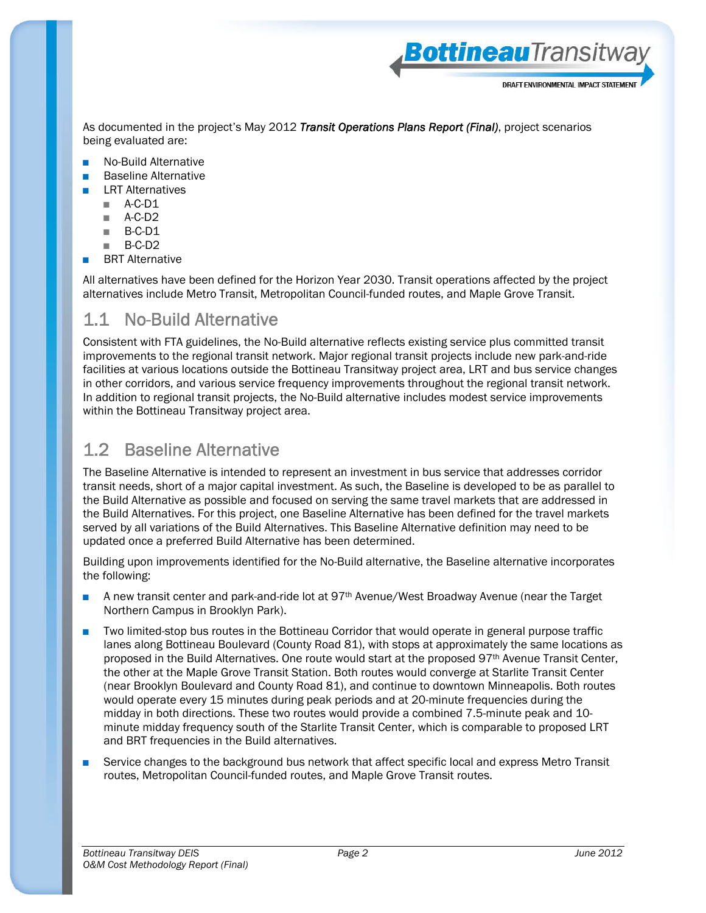As documented in the project's May 2012 ***Transit Operations Plans Report (Final)***, project scenarios being evaluated are:

- No-Build Alternative
- Baseline Alternative
- LRT Alternatives
  - A-C-D1
  - A-C-D2
  - B-C-D1
  - B-C-D2
- BRT Alternative

All alternatives have been defined for the Horizon Year 2030. Transit operations affected by the project alternatives include Metro Transit, Metropolitan Council-funded routes, and Maple Grove Transit.

## 1.1 No-Build Alternative

Consistent with FTA guidelines, the No-Build alternative reflects existing service plus committed transit improvements to the regional transit network. Major regional transit projects include new park-and-ride facilities at various locations outside the Bottineau Transitway project area, LRT and bus service changes in other corridors, and various service frequency improvements throughout the regional transit network. In addition to regional transit projects, the No-Build alternative includes modest service improvements within the Bottineau Transitway project area.

## 1.2 Baseline Alternative

The Baseline Alternative is intended to represent an investment in bus service that addresses corridor transit needs, short of a major capital investment. As such, the Baseline is developed to be as parallel to the Build Alternative as possible and focused on serving the same travel markets that are addressed in the Build Alternatives. For this project, one Baseline Alternative has been defined for the travel markets served by all variations of the Build Alternatives. This Baseline Alternative definition may need to be updated once a preferred Build Alternative has been determined.

Building upon improvements identified for the No-Build alternative, the Baseline alternative incorporates the following:

- A new transit center and park-and-ride lot at 97th Avenue/West Broadway Avenue (near the Target Northern Campus in Brooklyn Park).
- Two limited-stop bus routes in the Bottineau Corridor that would operate in general purpose traffic lanes along Bottineau Boulevard (County Road 81), with stops at approximately the same locations as proposed in the Build Alternatives. One route would start at the proposed 97th Avenue Transit Center, the other at the Maple Grove Transit Station. Both routes would converge at Starlite Transit Center (near Brooklyn Boulevard and County Road 81), and continue to downtown Minneapolis. Both routes would operate every 15 minutes during peak periods and at 20-minute frequencies during the midday in both directions. These two routes would provide a combined 7.5-minute peak and 10-minute midday frequency south of the Starlite Transit Center, which is comparable to proposed LRT and BRT frequencies in the Build alternatives.
- Service changes to the background bus network that affect specific local and express Metro Transit routes, Metropolitan Council-funded routes, and Maple Grove Transit routes.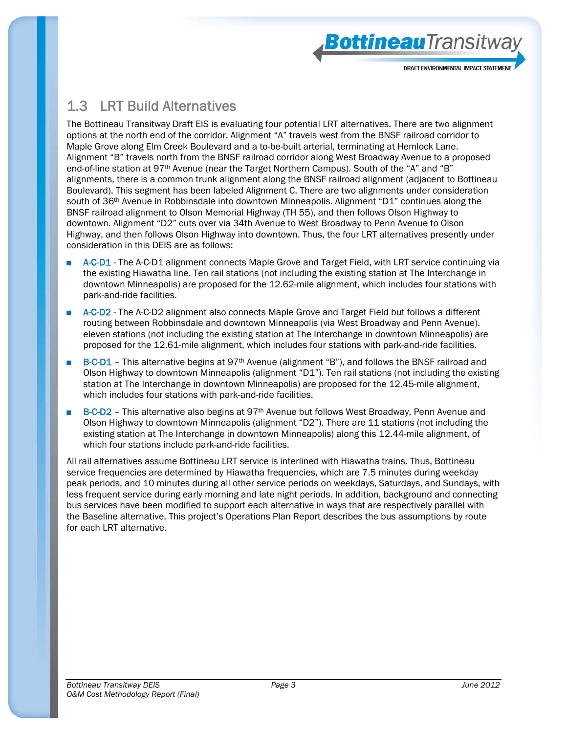## 1.3 LRT Build Alternatives

The Bottineau Transitway Draft EIS is evaluating four potential LRT alternatives. There are two alignment options at the north end of the corridor. Alignment "A" travels west from the BNSF railroad corridor to Maple Grove along Elm Creek Boulevard and a to-be-built arterial, terminating at Hemlock Lane. Alignment "B" travels north from the BNSF railroad corridor along West Broadway Avenue to a proposed end-of-line station at 97th Avenue (near the Target Northern Campus). South of the "A" and "B" alignments, there is a common trunk alignment along the BNSF railroad alignment (adjacent to Bottineau Boulevard). This segment has been labeled Alignment C. There are two alignments under consideration south of 36th Avenue in Robbinsdale into downtown Minneapolis. Alignment "D1" continues along the BNSF railroad alignment to Olson Memorial Highway (TH 55), and then follows Olson Highway to downtown. Alignment "D2" cuts over via 34th Avenue to West Broadway to Penn Avenue to Olson Highway, and then follows Olson Highway into downtown. Thus, the four LRT alternatives presently under consideration in this DEIS are as follows:

- A-C-D1 - The A-C-D1 alignment connects Maple Grove and Target Field, with LRT service continuing via the existing Hiawatha line. Ten rail stations (not including the existing station at The Interchange in downtown Minneapolis) are proposed for the 12.62-mile alignment, which includes four stations with park-and-ride facilities.
- A-C-D2 - The A-C-D2 alignment also connects Maple Grove and Target Field but follows a different routing between Robbinsdale and downtown Minneapolis (via West Broadway and Penn Avenue). eleven stations (not including the existing station at The Interchange in downtown Minneapolis) are proposed for the 12.61-mile alignment, which includes four stations with park-and-ride facilities.
- B-C-D1 – This alternative begins at 97th Avenue (alignment "B"), and follows the BNSF railroad and Olson Highway to downtown Minneapolis (alignment "D1"). Ten rail stations (not including the existing station at The Interchange in downtown Minneapolis) are proposed for the 12.45-mile alignment, which includes four stations with park-and-ride facilities.
- B-C-D2 – This alternative also begins at 97th Avenue but follows West Broadway, Penn Avenue and Olson Highway to downtown Minneapolis (alignment "D2"). There are 11 stations (not including the existing station at The Interchange in downtown Minneapolis) along this 12.44-mile alignment, of which four stations include park-and-ride facilities.

All rail alternatives assume Bottineau LRT service is interlined with Hiawatha trains. Thus, Bottineau service frequencies are determined by Hiawatha frequencies, which are 7.5 minutes during weekday peak periods, and 10 minutes during all other service periods on weekdays, Saturdays, and Sundays, with less frequent service during early morning and late night periods. In addition, background and connecting bus services have been modified to support each alternative in ways that are respectively parallel with the Baseline alternative. This project's Operations Plan Report describes the bus assumptions by route for each LRT alternative.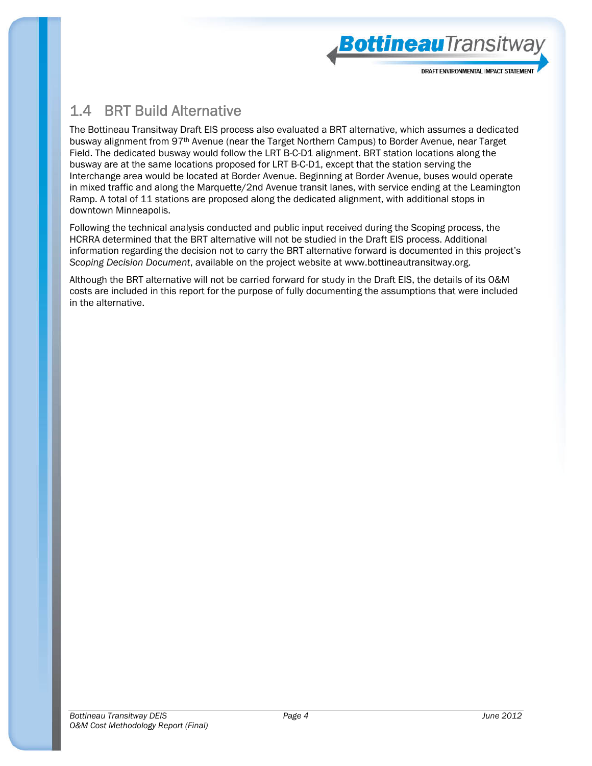## 1.4 BRT Build Alternative

The Bottineau Transitway Draft EIS process also evaluated a BRT alternative, which assumes a dedicated busway alignment from 97th Avenue (near the Target Northern Campus) to Border Avenue, near Target Field. The dedicated busway would follow the LRT B-C-D1 alignment. BRT station locations along the busway are at the same locations proposed for LRT B-C-D1, except that the station serving the Interchange area would be located at Border Avenue. Beginning at Border Avenue, buses would operate in mixed traffic and along the Marquette/2nd Avenue transit lanes, with service ending at the Leamington Ramp. A total of 11 stations are proposed along the dedicated alignment, with additional stops in downtown Minneapolis.

Following the technical analysis conducted and public input received during the Scoping process, the HCRRA determined that the BRT alternative will not be studied in the Draft EIS process. Additional information regarding the decision not to carry the BRT alternative forward is documented in this project's *Scoping Decision Document*, available on the project website at www.bottineautransitway.org.

Although the BRT alternative will not be carried forward for study in the Draft EIS, the details of its O&M costs are included in this report for the purpose of fully documenting the assumptions that were included in the alternative.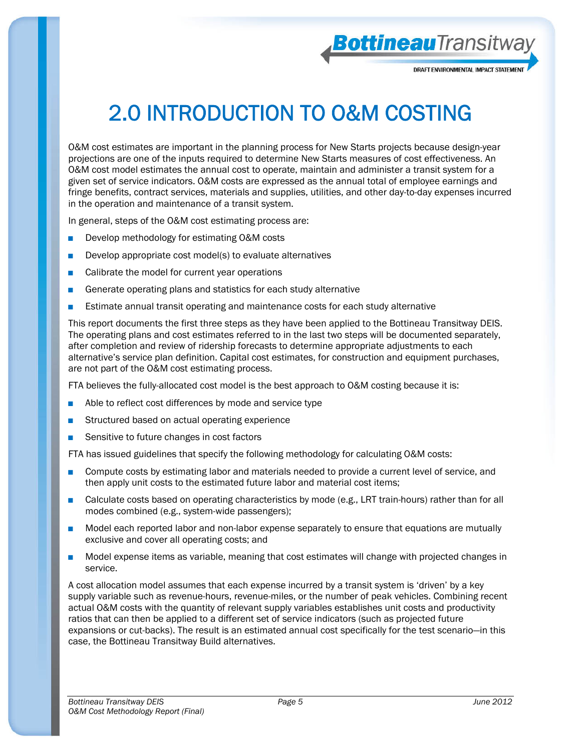# 2.0 INTRODUCTION TO O&M COSTING

O&M cost estimates are important in the planning process for New Starts projects because design-year projections are one of the inputs required to determine New Starts measures of cost effectiveness. An O&M cost model estimates the annual cost to operate, maintain and administer a transit system for a given set of service indicators. O&M costs are expressed as the annual total of employee earnings and fringe benefits, contract services, materials and supplies, utilities, and other day-to-day expenses incurred in the operation and maintenance of a transit system.

In general, steps of the O&M cost estimating process are:

- Develop methodology for estimating O&M costs
- Develop appropriate cost model(s) to evaluate alternatives
- Calibrate the model for current year operations
- Generate operating plans and statistics for each study alternative
- Estimate annual transit operating and maintenance costs for each study alternative

This report documents the first three steps as they have been applied to the Bottineau Transitway DEIS. The operating plans and cost estimates referred to in the last two steps will be documented separately, after completion and review of ridership forecasts to determine appropriate adjustments to each alternative's service plan definition. Capital cost estimates, for construction and equipment purchases, are not part of the O&M cost estimating process.

FTA believes the fully-allocated cost model is the best approach to O&M costing because it is:

- Able to reflect cost differences by mode and service type
- Structured based on actual operating experience
- Sensitive to future changes in cost factors

FTA has issued guidelines that specify the following methodology for calculating O&M costs:

- Compute costs by estimating labor and materials needed to provide a current level of service, and then apply unit costs to the estimated future labor and material cost items;
- Calculate costs based on operating characteristics by mode (e.g., LRT train-hours) rather than for all modes combined (e.g., system-wide passengers);
- Model each reported labor and non-labor expense separately to ensure that equations are mutually exclusive and cover all operating costs; and
- Model expense items as variable, meaning that cost estimates will change with projected changes in service.

A cost allocation model assumes that each expense incurred by a transit system is 'driven' by a key supply variable such as revenue-hours, revenue-miles, or the number of peak vehicles. Combining recent actual O&M costs with the quantity of relevant supply variables establishes unit costs and productivity ratios that can then be applied to a different set of service indicators (such as projected future expansions or cut-backs). The result is an estimated annual cost specifically for the test scenario—in this case, the Bottineau Transitway Build alternatives.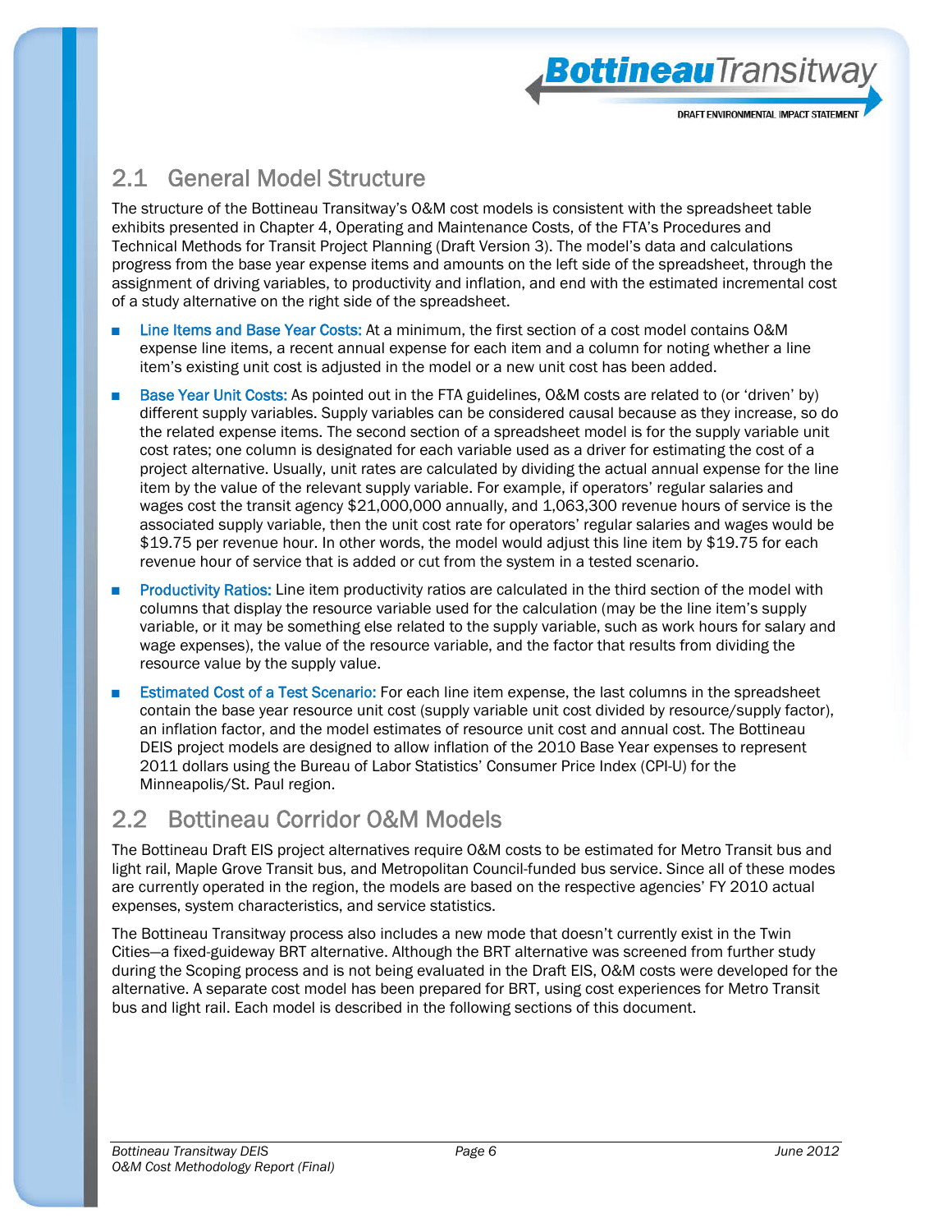## 2.1 General Model Structure

The structure of the Bottineau Transitway's O&M cost models is consistent with the spreadsheet table exhibits presented in Chapter 4, Operating and Maintenance Costs, of the FTA's Procedures and Technical Methods for Transit Project Planning (Draft Version 3). The model's data and calculations progress from the base year expense items and amounts on the left side of the spreadsheet, through the assignment of driving variables, to productivity and inflation, and end with the estimated incremental cost of a study alternative on the right side of the spreadsheet.

- **Line Items and Base Year Costs:** At a minimum, the first section of a cost model contains O&M expense line items, a recent annual expense for each item and a column for noting whether a line item's existing unit cost is adjusted in the model or a new unit cost has been added.
- **Base Year Unit Costs:** As pointed out in the FTA guidelines, O&M costs are related to (or 'driven' by) different supply variables. Supply variables can be considered causal because as they increase, so do the related expense items. The second section of a spreadsheet model is for the supply variable unit cost rates; one column is designated for each variable used as a driver for estimating the cost of a project alternative. Usually, unit rates are calculated by dividing the actual annual expense for the line item by the value of the relevant supply variable. For example, if operators' regular salaries and wages cost the transit agency $21,000,000 annually, and 1,063,300 revenue hours of service is the associated supply variable, then the unit cost rate for operators' regular salaries and wages would be $19.75 per revenue hour. In other words, the model would adjust this line item by $19.75 for each revenue hour of service that is added or cut from the system in a tested scenario.
- **Productivity Ratios:** Line item productivity ratios are calculated in the third section of the model with columns that display the resource variable used for the calculation (may be the line item's supply variable, or it may be something else related to the supply variable, such as work hours for salary and wage expenses), the value of the resource variable, and the factor that results from dividing the resource value by the supply value.
- **Estimated Cost of a Test Scenario:** For each line item expense, the last columns in the spreadsheet contain the base year resource unit cost (supply variable unit cost divided by resource/supply factor), an inflation factor, and the model estimates of resource unit cost and annual cost. The Bottineau DEIS project models are designed to allow inflation of the 2010 Base Year expenses to represent 2011 dollars using the Bureau of Labor Statistics' Consumer Price Index (CPI-U) for the Minneapolis/St. Paul region.

## 2.2 Bottineau Corridor O&M Models

The Bottineau Draft EIS project alternatives require O&M costs to be estimated for Metro Transit bus and light rail, Maple Grove Transit bus, and Metropolitan Council-funded bus service. Since all of these modes are currently operated in the region, the models are based on the respective agencies' FY 2010 actual expenses, system characteristics, and service statistics.

The Bottineau Transitway process also includes a new mode that doesn't currently exist in the Twin Cities—a fixed-guideway BRT alternative. Although the BRT alternative was screened from further study during the Scoping process and is not being evaluated in the Draft EIS, O&M costs were developed for the alternative. A separate cost model has been prepared for BRT, using cost experiences for Metro Transit bus and light rail. Each model is described in the following sections of this document.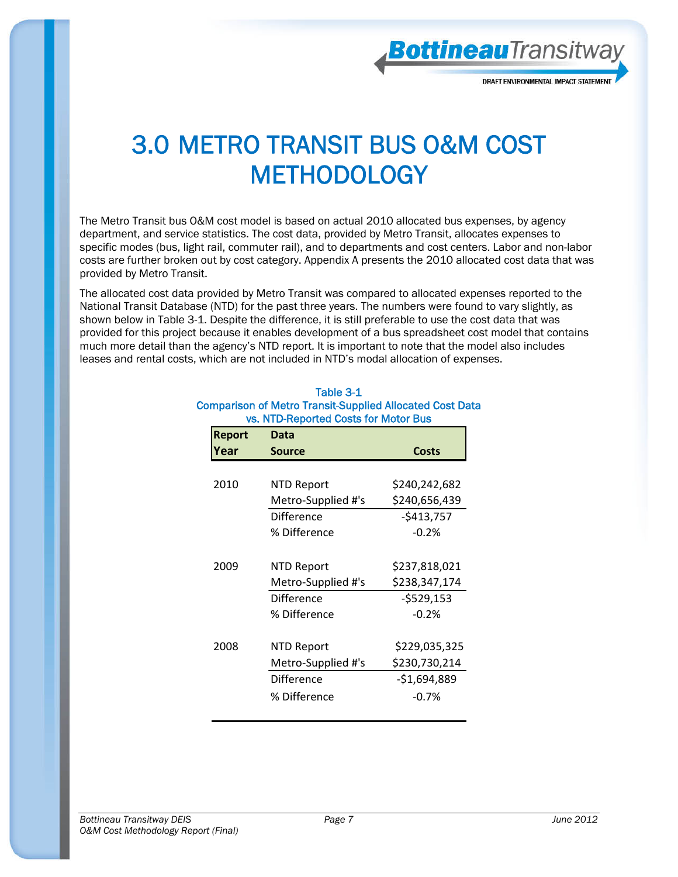# 3.0 METRO TRANSIT BUS O&M COST METHODOLOGY

The Metro Transit bus O&M cost model is based on actual 2010 allocated bus expenses, by agency department, and service statistics. The cost data, provided by Metro Transit, allocates expenses to specific modes (bus, light rail, commuter rail), and to departments and cost centers. Labor and non-labor costs are further broken out by cost category. Appendix A presents the 2010 allocated cost data that was provided by Metro Transit.

The allocated cost data provided by Metro Transit was compared to allocated expenses reported to the National Transit Database (NTD) for the past three years. The numbers were found to vary slightly, as shown below in Table 3-1. Despite the difference, it is still preferable to use the cost data that was provided for this project because it enables development of a bus spreadsheet cost model that contains much more detail than the agency's NTD report. It is important to note that the model also includes leases and rental costs, which are not included in NTD's modal allocation of expenses.

Table 3-1
Comparison of Metro Transit-Supplied Allocated Cost Data vs. NTD-Reported Costs for Motor Bus

| Report Year | Data Source | Costs |
|---|---|---|
| 2010 | NTD Report | $240,242,682 |
| | Metro-Supplied #'s | $240,656,439 |
| | Difference | -$413,757 |
| | % Difference | -0.2% |
| 2009 | NTD Report | $237,818,021 |
| | Metro-Supplied #'s | $238,347,174 |
| | Difference | -$529,153 |
| | % Difference | -0.2% |
| 2008 | NTD Report | $229,035,325 |
| | Metro-Supplied #'s | $230,730,214 |
| | Difference | -$1,694,889 |
| | % Difference | -0.7% |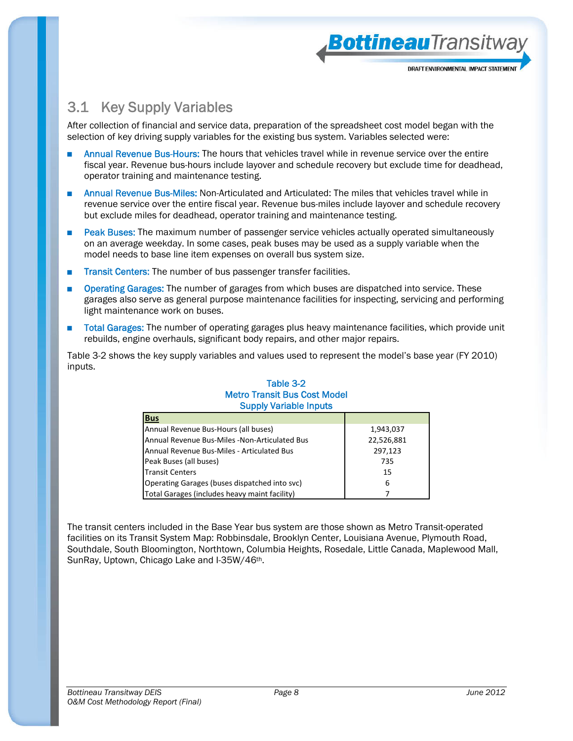## 3.1 Key Supply Variables

After collection of financial and service data, preparation of the spreadsheet cost model began with the selection of key driving supply variables for the existing bus system. Variables selected were:

- Annual Revenue Bus-Hours: The hours that vehicles travel while in revenue service over the entire fiscal year. Revenue bus-hours include layover and schedule recovery but exclude time for deadhead, operator training and maintenance testing.
- Annual Revenue Bus-Miles: Non-Articulated and Articulated: The miles that vehicles travel while in revenue service over the entire fiscal year. Revenue bus-miles include layover and schedule recovery but exclude miles for deadhead, operator training and maintenance testing.
- Peak Buses: The maximum number of passenger service vehicles actually operated simultaneously on an average weekday. In some cases, peak buses may be used as a supply variable when the model needs to base line item expenses on overall bus system size.
- Transit Centers: The number of bus passenger transfer facilities.
- Operating Garages: The number of garages from which buses are dispatched into service. These garages also serve as general purpose maintenance facilities for inspecting, servicing and performing light maintenance work on buses.
- Total Garages: The number of operating garages plus heavy maintenance facilities, which provide unit rebuilds, engine overhauls, significant body repairs, and other major repairs.

Table 3-2 shows the key supply variables and values used to represent the model's base year (FY 2010) inputs.

**Table 3-2**
**Metro Transit Bus Cost Model**
**Supply Variable Inputs**

| **Bus** | |
|---|---|
| Annual Revenue Bus-Hours (all buses) | 1,943,037 |
| Annual Revenue Bus-Miles -Non-Articulated Bus | 22,526,881 |
| Annual Revenue Bus-Miles - Articulated Bus | 297,123 |
| Peak Buses (all buses) | 735 |
| Transit Centers | 15 |
| Operating Garages (buses dispatched into svc) | 6 |
| Total Garages (includes heavy maint facility) | 7 |

The transit centers included in the Base Year bus system are those shown as Metro Transit-operated facilities on its Transit System Map: Robbinsdale, Brooklyn Center, Louisiana Avenue, Plymouth Road, Southdale, South Bloomington, Northtown, Columbia Heights, Rosedale, Little Canada, Maplewood Mall, SunRay, Uptown, Chicago Lake and I-35W/46th.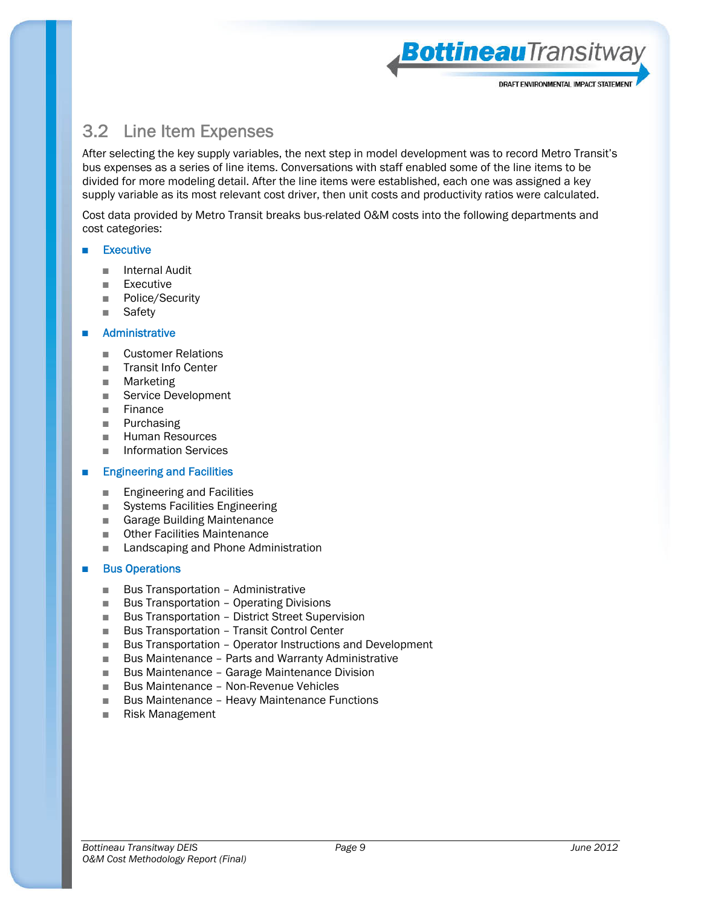## 3.2 Line Item Expenses

After selecting the key supply variables, the next step in model development was to record Metro Transit's bus expenses as a series of line items. Conversations with staff enabled some of the line items to be divided for more modeling detail. After the line items were established, each one was assigned a key supply variable as its most relevant cost driver, then unit costs and productivity ratios were calculated.

Cost data provided by Metro Transit breaks bus-related O&M costs into the following departments and cost categories:

- Executive
  - Internal Audit
  - Executive
  - Police/Security
  - Safety
- Administrative
  - Customer Relations
  - Transit Info Center
  - Marketing
  - Service Development
  - Finance
  - Purchasing
  - Human Resources
  - Information Services
- Engineering and Facilities
  - Engineering and Facilities
  - Systems Facilities Engineering
  - Garage Building Maintenance
  - Other Facilities Maintenance
  - Landscaping and Phone Administration
- Bus Operations
  - Bus Transportation – Administrative
  - Bus Transportation – Operating Divisions
  - Bus Transportation – District Street Supervision
  - Bus Transportation – Transit Control Center
  - Bus Transportation – Operator Instructions and Development
  - Bus Maintenance – Parts and Warranty Administrative
  - Bus Maintenance – Garage Maintenance Division
  - Bus Maintenance – Non-Revenue Vehicles
  - Bus Maintenance – Heavy Maintenance Functions
  - Risk Management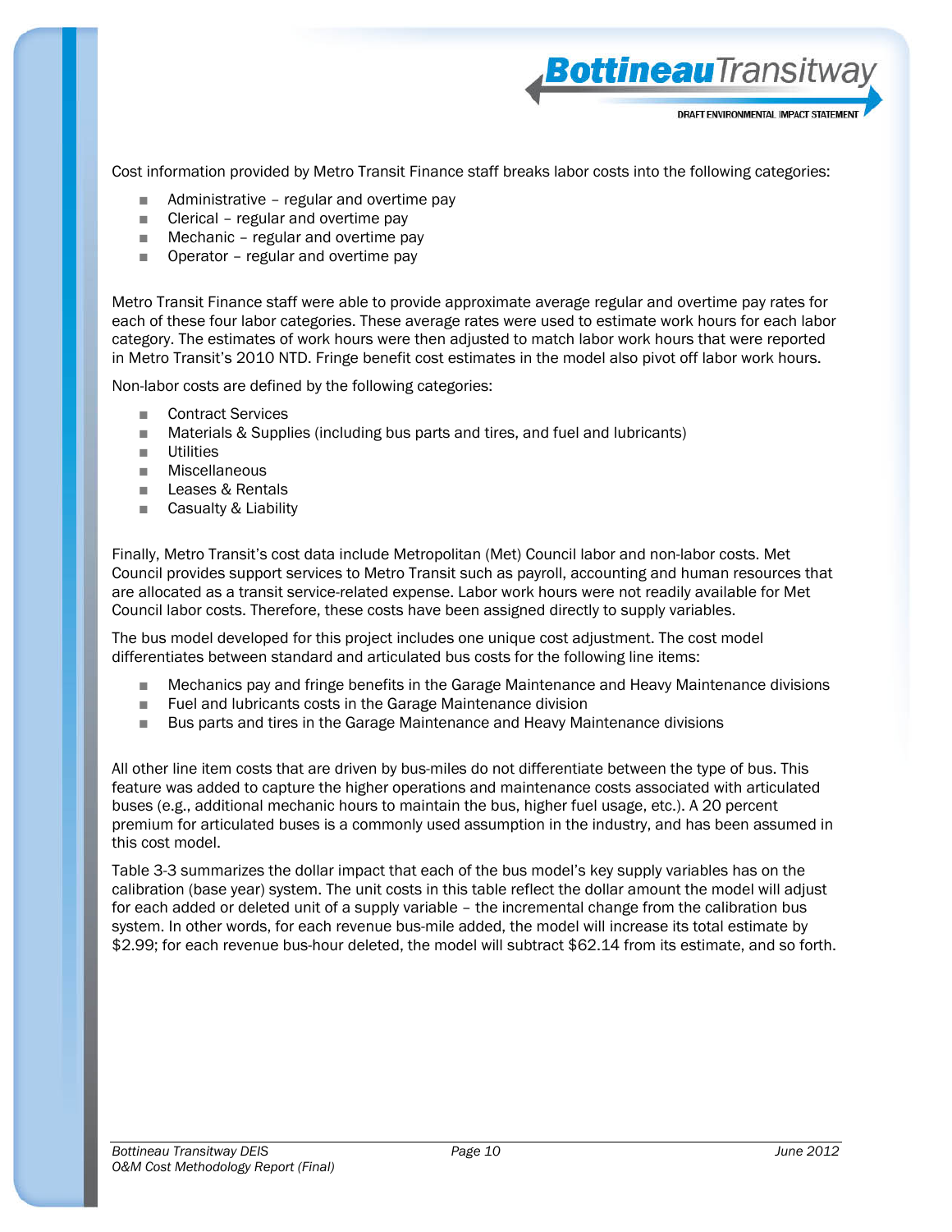Cost information provided by Metro Transit Finance staff breaks labor costs into the following categories:

- Administrative – regular and overtime pay
- Clerical – regular and overtime pay
- Mechanic – regular and overtime pay
- Operator – regular and overtime pay

Metro Transit Finance staff were able to provide approximate average regular and overtime pay rates for each of these four labor categories. These average rates were used to estimate work hours for each labor category. The estimates of work hours were then adjusted to match labor work hours that were reported in Metro Transit's 2010 NTD. Fringe benefit cost estimates in the model also pivot off labor work hours.

Non-labor costs are defined by the following categories:

- Contract Services
- Materials & Supplies (including bus parts and tires, and fuel and lubricants)
- Utilities
- Miscellaneous
- Leases & Rentals
- Casualty & Liability

Finally, Metro Transit's cost data include Metropolitan (Met) Council labor and non-labor costs. Met Council provides support services to Metro Transit such as payroll, accounting and human resources that are allocated as a transit service-related expense. Labor work hours were not readily available for Met Council labor costs. Therefore, these costs have been assigned directly to supply variables.

The bus model developed for this project includes one unique cost adjustment. The cost model differentiates between standard and articulated bus costs for the following line items:

- Mechanics pay and fringe benefits in the Garage Maintenance and Heavy Maintenance divisions
- Fuel and lubricants costs in the Garage Maintenance division
- Bus parts and tires in the Garage Maintenance and Heavy Maintenance divisions

All other line item costs that are driven by bus-miles do not differentiate between the type of bus. This feature was added to capture the higher operations and maintenance costs associated with articulated buses (e.g., additional mechanic hours to maintain the bus, higher fuel usage, etc.). A 20 percent premium for articulated buses is a commonly used assumption in the industry, and has been assumed in this cost model.

Table 3-3 summarizes the dollar impact that each of the bus model's key supply variables has on the calibration (base year) system. The unit costs in this table reflect the dollar amount the model will adjust for each added or deleted unit of a supply variable – the incremental change from the calibration bus system. In other words, for each revenue bus-mile added, the model will increase its total estimate by $2.99; for each revenue bus-hour deleted, the model will subtract $62.14 from its estimate, and so forth.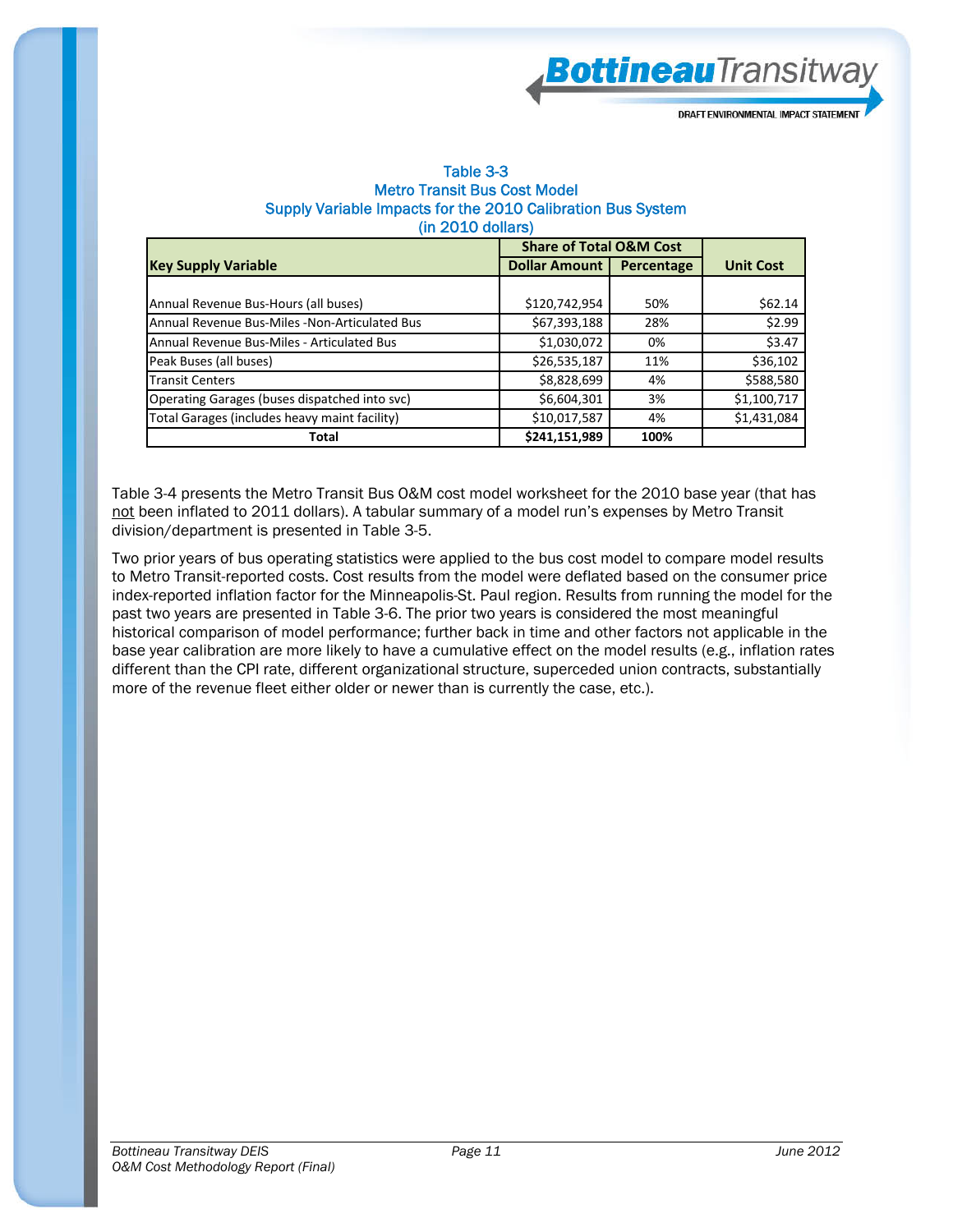Table 3-3
Metro Transit Bus Cost Model
Supply Variable Impacts for the 2010 Calibration Bus System
(in 2010 dollars)

| Key Supply Variable | Share of Total O&M Cost | | Unit Cost |
|---|---|---|---|
| | Dollar Amount | Percentage | |
| Annual Revenue Bus-Hours (all buses) | $120,742,954 | 50% | $62.14 |
| Annual Revenue Bus-Miles -Non-Articulated Bus | $67,393,188 | 28% | $2.99 |
| Annual Revenue Bus-Miles - Articulated Bus | $1,030,072 | 0% | $3.47 |
| Peak Buses (all buses) | $26,535,187 | 11% | $36,102 |
| Transit Centers | $8,828,699 | 4% | $588,580 |
| Operating Garages (buses dispatched into svc) | $6,604,301 | 3% | $1,100,717 |
| Total Garages (includes heavy maint facility) | $10,017,587 | 4% | $1,431,084 |
| **Total** | **$241,151,989** | **100%** | |

Table 3-4 presents the Metro Transit Bus O&M cost model worksheet for the 2010 base year (that has not been inflated to 2011 dollars). A tabular summary of a model run's expenses by Metro Transit division/department is presented in Table 3-5.

Two prior years of bus operating statistics were applied to the bus cost model to compare model results to Metro Transit-reported costs. Cost results from the model were deflated based on the consumer price index-reported inflation factor for the Minneapolis-St. Paul region. Results from running the model for the past two years are presented in Table 3-6. The prior two years is considered the most meaningful historical comparison of model performance; further back in time and other factors not applicable in the base year calibration are more likely to have a cumulative effect on the model results (e.g., inflation rates different than the CPI rate, different organizational structure, superceded union contracts, substantially more of the revenue fleet either older or newer than is currently the case, etc.).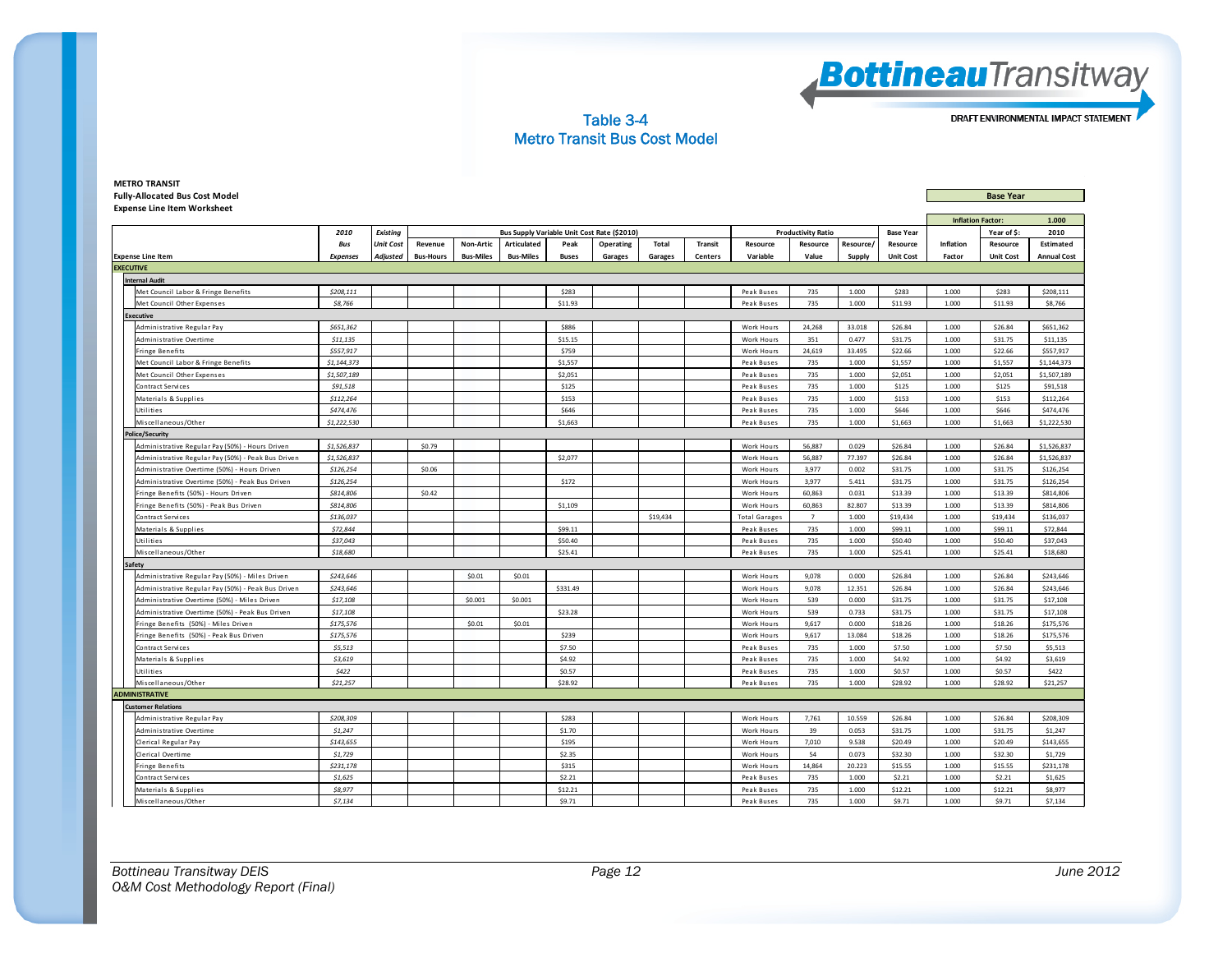## Table 3-4
## Metro Transit Bus Cost Model

**METRO TRANSIT**
**Fully-Allocated Bus Cost Model**
**Expense Line Item Worksheet**

**Base Year**

Inflation Factor: 1.000

Year of $: 2010

| Expense Line Item | 2010 Bus Expenses | Existing Unit Cost Adjusted | Revenue Bus-Hours | Non-Artic Bus-Miles | Articulated Bus-Miles | Peak Buses | Operating Garages | Total Garages | Transit Centers | Resource Variable | Resource Value | Resource/ Supply | Base Year Resource Unit Cost | Inflation Factor | Resource Unit Cost | 2010 Estimated Annual Cost |
|---|---|---|---|---|---|---|---|---|---|---|---|---|---|---|---|---|
| | | | Bus Supply Variable Unit Cost Rate ($2010) | | | | | | | Productivity Ratio | | | | | | |
| **EXECUTIVE** | | | | | | | | | | | | | | | | |
| **Internal Audit** | | | | | | | | | | | | | | | | |
| Met Council Labor & Fringe Benefits | $208,111 | | | | | $283 | | | | Peak Buses | 735 | 1.000 | $283 | 1.000 | $283 | $208,111 |
| Met Council Other Expenses | $8,766 | | | | | $11.93 | | | | Peak Buses | 735 | 1.000 | $11.93 | 1.000 | $11.93 | $8,766 |
| **Executive** | | | | | | | | | | | | | | | | |
| Administrative Regular Pay | $651,362 | | | | | $886 | | | | Work Hours | 24,268 | 33.018 | $26.84 | 1.000 | $26.84 | $651,362 |
| Administrative Overtime | $11,135 | | | | | $15.15 | | | | Work Hours | 351 | 0.477 | $31.75 | 1.000 | $31.75 | $11,135 |
| Fringe Benefits | $557,917 | | | | | $759 | | | | Work Hours | 24,619 | 33.495 | $22.66 | 1.000 | $22.66 | $557,917 |
| Met Council Labor & Fringe Benefits | $1,144,373 | | | | | $1,557 | | | | Peak Buses | 735 | 1.000 | $1,557 | 1.000 | $1,557 | $1,144,373 |
| Met Council Other Expenses | $1,507,189 | | | | | $2,051 | | | | Peak Buses | 735 | 1.000 | $2,051 | 1.000 | $2,051 | $1,507,189 |
| Contract Services | $91,518 | | | | | $125 | | | | Peak Buses | 735 | 1.000 | $125 | 1.000 | $125 | $91,518 |
| Materials & Supplies | $112,264 | | | | | $153 | | | | Peak Buses | 735 | 1.000 | $153 | 1.000 | $153 | $112,264 |
| Utilities | $474,476 | | | | | $646 | | | | Peak Buses | 735 | 1.000 | $646 | 1.000 | $646 | $474,476 |
| Miscellaneous/Other | $1,222,530 | | | | | $1,663 | | | | Peak Buses | 735 | 1.000 | $1,663 | 1.000 | $1,663 | $1,222,530 |
| **Police/Security** | | | | | | | | | | | | | | | | |
| Administrative Regular Pay (50%) - Hours Driven | $1,526,837 | | $0.79 | | | | | | | Work Hours | 56,887 | 0.029 | $26.84 | 1.000 | $26.84 | $1,526,837 |
| Administrative Regular Pay (50%) - Peak Bus Driven | $1,526,837 | | | | | $2,077 | | | | Work Hours | 56,887 | 77.397 | $26.84 | 1.000 | $26.84 | $1,526,837 |
| Administrative Overtime (50%) - Hours Driven | $126,254 | | $0.06 | | | | | | | Work Hours | 3,977 | 0.002 | $31.75 | 1.000 | $31.75 | $126,254 |
| Administrative Overtime (50%) - Peak Bus Driven | $126,254 | | | | | $172 | | | | Work Hours | 3,977 | 5.411 | $31.75 | 1.000 | $31.75 | $126,254 |
| Fringe Benefits (50%) - Hours Driven | $814,806 | | $0.42 | | | | | | | Work Hours | 60,863 | 0.031 | $13.39 | 1.000 | $13.39 | $814,806 |
| Fringe Benefits (50%) - Peak Bus Driven | $814,806 | | | | | $1,109 | | | | Work Hours | 60,863 | 82.807 | $13.39 | 1.000 | $13.39 | $814,806 |
| Contract Services | $136,037 | | | | | | | $19,434 | | Total Garages | 7 | 1.000 | $19,434 | 1.000 | $19,434 | $136,037 |
| Materials & Supplies | $72,844 | | | | | $99.11 | | | | Peak Buses | 735 | 1.000 | $99.11 | 1.000 | $99.11 | $72,844 |
| Utilities | $37,043 | | | | | $50.40 | | | | Peak Buses | 735 | 1.000 | $50.40 | 1.000 | $50.40 | $37,043 |
| Miscellaneous/Other | $18,680 | | | | | $25.41 | | | | Peak Buses | 735 | 1.000 | $25.41 | 1.000 | $25.41 | $18,680 |
| **Safety** | | | | | | | | | | | | | | | | |
| Administrative Regular Pay (50%) - Miles Driven | $243,646 | | | $0.01 | $0.01 | | | | | Work Hours | 9,078 | 0.000 | $26.84 | 1.000 | $26.84 | $243,646 |
| Administrative Regular Pay (50%) - Peak Bus Driven | $243,646 | | | | | $331.49 | | | | Work Hours | 9,078 | 12.351 | $26.84 | 1.000 | $26.84 | $243,646 |
| Administrative Overtime (50%) - Miles Driven | $17,108 | | | $0.001 | $0.001 | | | | | Work Hours | 539 | 0.000 | $31.75 | 1.000 | $31.75 | $17,108 |
| Administrative Overtime (50%) - Peak Bus Driven | $17,108 | | | | | $23.28 | | | | Work Hours | 539 | 0.733 | $31.75 | 1.000 | $31.75 | $17,108 |
| Fringe Benefits (50%) - Miles Driven | $175,576 | | | $0.01 | $0.01 | | | | | Work Hours | 9,617 | 0.000 | $18.26 | 1.000 | $18.26 | $175,576 |
| Fringe Benefits (50%) - Peak Bus Driven | $175,576 | | | | | $239 | | | | Work Hours | 9,617 | 13.084 | $18.26 | 1.000 | $18.26 | $175,576 |
| Contract Services | $5,513 | | | | | $7.50 | | | | Peak Buses | 735 | 1.000 | $7.50 | 1.000 | $7.50 | $5,513 |
| Materials & Supplies | $3,619 | | | | | $4.92 | | | | Peak Buses | 735 | 1.000 | $4.92 | 1.000 | $4.92 | $3,619 |
| Utilities | $422 | | | | | $0.57 | | | | Peak Buses | 735 | 1.000 | $0.57 | 1.000 | $0.57 | $422 |
| Miscellaneous/Other | $21,257 | | | | | $28.92 | | | | Peak Buses | 735 | 1.000 | $28.92 | 1.000 | $28.92 | $21,257 |
| **ADMINISTRATIVE** | | | | | | | | | | | | | | | | |
| **Customer Relations** | | | | | | | | | | | | | | | | |
| Administrative Regular Pay | $208,309 | | | | | $283 | | | | Work Hours | 7,761 | 10.559 | $26.84 | 1.000 | $26.84 | $208,309 |
| Administrative Overtime | $1,247 | | | | | $1.70 | | | | Work Hours | 39 | 0.053 | $31.75 | 1.000 | $31.75 | $1,247 |
| Clerical Regular Pay | $143,655 | | | | | $195 | | | | Work Hours | 7,010 | 9.538 | $20.49 | 1.000 | $20.49 | $143,655 |
| Clerical Overtime | $1,729 | | | | | $2.35 | | | | Work Hours | 54 | 0.073 | $32.30 | 1.000 | $32.30 | $1,729 |
| Fringe Benefits | $231,178 | | | | | $315 | | | | Work Hours | 14,864 | 20.223 | $15.55 | 1.000 | $15.55 | $231,178 |
| Contract Services | $1,625 | | | | | $2.21 | | | | Peak Buses | 735 | 1.000 | $2.21 | 1.000 | $2.21 | $1,625 |
| Materials & Supplies | $8,977 | | | | | $12.21 | | | | Peak Buses | 735 | 1.000 | $12.21 | 1.000 | $12.21 | $8,977 |
| Miscellaneous/Other | $7,134 | | | | | $9.71 | | | | Peak Buses | 735 | 1.000 | $9.71 | 1.000 | $9.71 | $7,134 |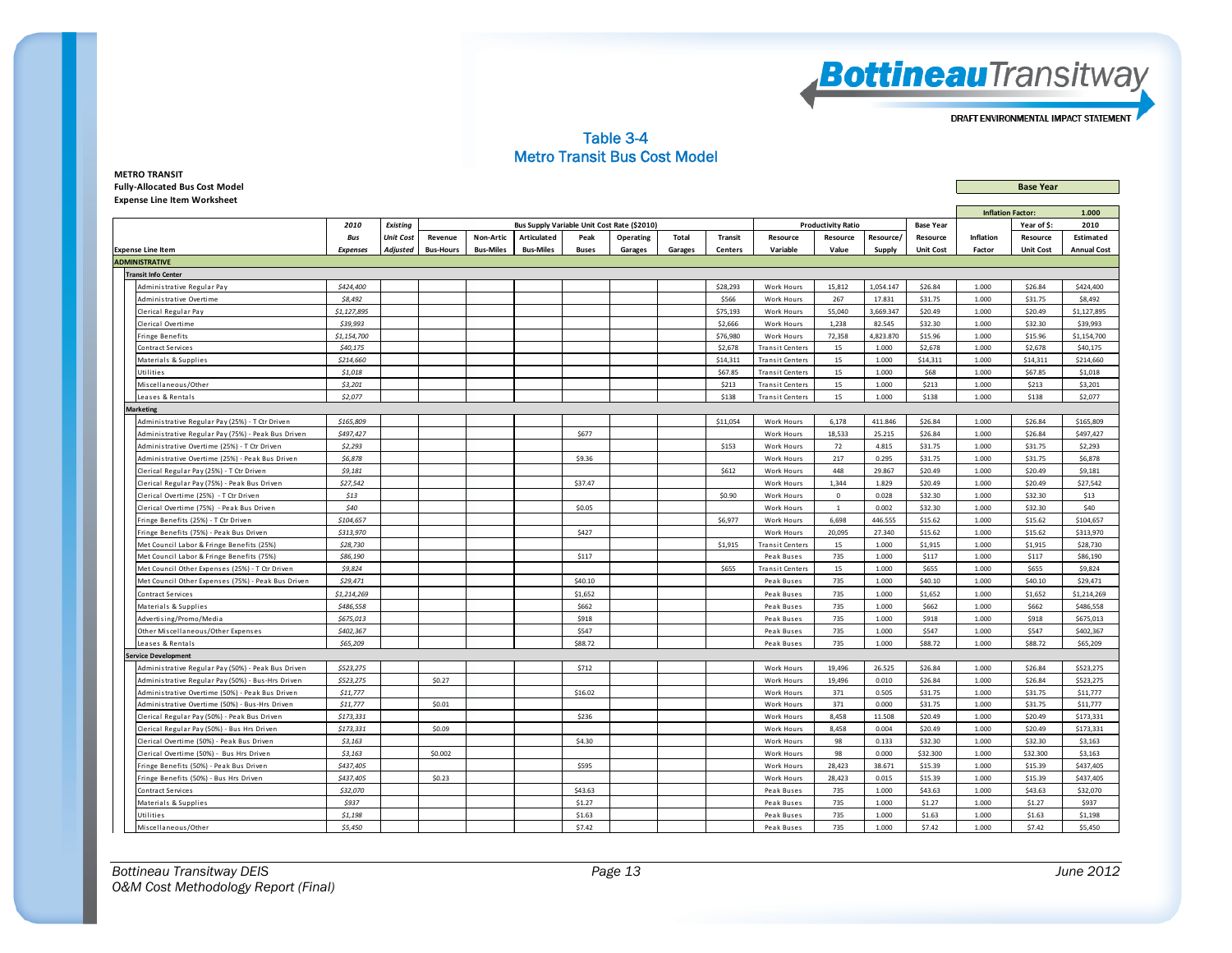# Table 3-4
## Metro Transit Bus Cost Model

**METRO TRANSIT**
**Fully-Allocated Bus Cost Model**
**Expense Line Item Worksheet**

| | | | | | | | | | | | | | | | | | Base Year | |
|---|---|---|---|---|---|---|---|---|---|---|---|---|---|---|---|---|---|---|
| | | | | | | | | | | | | | | | | Inflation Factor: | | 1.000 |
| | 2010 | Existing | Bus Supply Variable Unit Cost Rate ($2010) | | | | | | | | Productivity Ratio | | | Base Year | | Year of $: | | 2010 |
| | Bus | Unit Cost | Revenue | Non-Artic | Articulated | Peak | Operating | Total | Transit | Resource | Resource | Resource/ | | Resource | Inflation | | Resource | Estimated |
| Expense Line Item | Expenses | Adjusted | Bus-Hours | Bus-Miles | Bus-Miles | Buses | Garages | Garages | Centers | Variable | Value | Supply | | Unit Cost | Factor | | Unit Cost | Annual Cost |
| **ADMINISTRATIVE** | | | | | | | | | | | | | | | | | | |
| **Transit Info Center** | | | | | | | | | | | | | | | | | | |
| Administrative Regular Pay | $424,400 | | | | | | | | $28,293 | Work Hours | 15,812 | 1,054.147 | | $26.84 | 1.000 | | $26.84 | $424,400 |
| Administrative Overtime | $8,492 | | | | | | | | $566 | Work Hours | 267 | 17.831 | | $31.75 | 1.000 | | $31.75 | $8,492 |
| Clerical Regular Pay | $1,127,895 | | | | | | | | $75,193 | Work Hours | 55,040 | 3,669.347 | | $20.49 | 1.000 | | $20.49 | $1,127,895 |
| Clerical Overtime | $39,993 | | | | | | | | $2,666 | Work Hours | 1,238 | 82.545 | | $32.30 | 1.000 | | $32.30 | $39,993 |
| Fringe Benefits | $1,154,700 | | | | | | | | $76,980 | Work Hours | 72,358 | 4,823.870 | | $15.96 | 1.000 | | $15.96 | $1,154,700 |
| Contract Services | $40,175 | | | | | | | | $2,678 | Transit Centers | 15 | 1.000 | | $2,678 | 1.000 | | $2,678 | $40,175 |
| Materials & Supplies | $214,660 | | | | | | | | $14,311 | Transit Centers | 15 | 1.000 | | $14,311 | 1.000 | | $14,311 | $214,660 |
| Utilities | $1,018 | | | | | | | | $67.85 | Transit Centers | 15 | 1.000 | | $68 | 1.000 | | $67.85 | $1,018 |
| Miscellaneous/Other | $3,201 | | | | | | | | $213 | Transit Centers | 15 | 1.000 | | $213 | 1.000 | | $213 | $3,201 |
| Leases & Rentals | $2,077 | | | | | | | | $138 | Transit Centers | 15 | 1.000 | | $138 | 1.000 | | $138 | $2,077 |
| **Marketing** | | | | | | | | | | | | | | | | | | |
| Administrative Regular Pay (25%) - T Ctr Driven | $165,809 | | | | | | | | $11,054 | Work Hours | 6,178 | 411.846 | | $26.84 | 1.000 | | $26.84 | $165,809 |
| Administrative Regular Pay (75%) - Peak Bus Driven | $497,427 | | | | | $677 | | | | Work Hours | 18,533 | 25.215 | | $26.84 | 1.000 | | $26.84 | $497,427 |
| Administrative Overtime (25%) - T Ctr Driven | $2,293 | | | | | | | | $153 | Work Hours | 72 | 4.815 | | $31.75 | 1.000 | | $31.75 | $2,293 |
| Administrative Overtime (25%) - Peak Bus Driven | $6,878 | | | | | $9.36 | | | | Work Hours | 217 | 0.295 | | $31.75 | 1.000 | | $31.75 | $6,878 |
| Clerical Regular Pay (25%) - T Ctr Driven | $9,181 | | | | | | | | $612 | Work Hours | 448 | 29.867 | | $20.49 | 1.000 | | $20.49 | $9,181 |
| Clerical Regular Pay (75%) - Peak Bus Driven | $27,542 | | | | | $37.47 | | | | Work Hours | 1,344 | 1.829 | | $20.49 | 1.000 | | $20.49 | $27,542 |
| Clerical Overtime (25%) - T Ctr Driven | $13 | | | | | | | | $0.90 | Work Hours | 0 | 0.028 | | $32.30 | 1.000 | | $32.30 | $13 |
| Clerical Overtime (75%) - Peak Bus Driven | $40 | | | | | $0.05 | | | | Work Hours | 1 | 0.002 | | $32.30 | 1.000 | | $32.30 | $40 |
| Fringe Benefits (25%) - T Ctr Driven | $104,657 | | | | | | | | $6,977 | Work Hours | 6,698 | 446.555 | | $15.62 | 1.000 | | $15.62 | $104,657 |
| Fringe Benefits (75%) - Peak Bus Driven | $313,970 | | | | | $427 | | | | Work Hours | 20,095 | 27.340 | | $15.62 | 1.000 | | $15.62 | $313,970 |
| Met Council Labor & Fringe Benefits (25%) | $28,730 | | | | | | | | $1,915 | Transit Centers | 15 | 1.000 | | $1,915 | 1.000 | | $1,915 | $28,730 |
| Met Council Labor & Fringe Benefits (75%) | $86,190 | | | | | $117 | | | | Peak Buses | 735 | 1.000 | | $117 | 1.000 | | $117 | $86,190 |
| Met Council Other Expenses (25%) - T Ctr Driven | $9,824 | | | | | | | | $655 | Transit Centers | 15 | 1.000 | | $655 | 1.000 | | $655 | $9,824 |
| Met Council Other Expenses (75%) - Peak Bus Driven | $29,471 | | | | | $40.10 | | | | Peak Buses | 735 | 1.000 | | $40.10 | 1.000 | | $40.10 | $29,471 |
| Contract Services | $1,214,269 | | | | | $1,652 | | | | Peak Buses | 735 | 1.000 | | $1,652 | 1.000 | | $1,652 | $1,214,269 |
| Materials & Supplies | $486,558 | | | | | $662 | | | | Peak Buses | 735 | 1.000 | | $662 | 1.000 | | $662 | $486,558 |
| Advertising/Promo/Media | $675,013 | | | | | $918 | | | | Peak Buses | 735 | 1.000 | | $918 | 1.000 | | $918 | $675,013 |
| Other Miscellaneous/Other Expenses | $402,367 | | | | | $547 | | | | Peak Buses | 735 | 1.000 | | $547 | 1.000 | | $547 | $402,367 |
| Leases & Rentals | $65,209 | | | | | $88.72 | | | | Peak Buses | 735 | 1.000 | | $88.72 | 1.000 | | $88.72 | $65,209 |
| **Service Development** | | | | | | | | | | | | | | | | | | |
| Administrative Regular Pay (50%) - Peak Bus Driven | $523,275 | | | | | $712 | | | | Work Hours | 19,496 | 26.525 | | $26.84 | 1.000 | | $26.84 | $523,275 |
| Administrative Regular Pay (50%) - Bus-Hrs Driven | $523,275 | | $0.27 | | | | | | | Work Hours | 19,496 | 0.010 | | $26.84 | 1.000 | | $26.84 | $523,275 |
| Administrative Overtime (50%) - Peak Bus Driven | $11,777 | | | | | $16.02 | | | | Work Hours | 371 | 0.505 | | $31.75 | 1.000 | | $31.75 | $11,777 |
| Administrative Overtime (50%) - Bus-Hrs Driven | $11,777 | | $0.01 | | | | | | | Work Hours | 371 | 0.000 | | $31.75 | 1.000 | | $31.75 | $11,777 |
| Clerical Regular Pay (50%) - Peak Bus Driven | $173,331 | | | | | $236 | | | | Work Hours | 8,458 | 11.508 | | $20.49 | 1.000 | | $20.49 | $173,331 |
| Clerical Regular Pay (50%) - Bus Hrs Driven | $173,331 | | $0.09 | | | | | | | Work Hours | 8,458 | 0.004 | | $20.49 | 1.000 | | $20.49 | $173,331 |
| Clerical Overtime (50%) - Peak Bus Driven | $3,163 | | | | | $4.30 | | | | Work Hours | 98 | 0.133 | | $32.30 | 1.000 | | $32.30 | $3,163 |
| Clerical Overtime (50%) - Bus Hrs Driven | $3,163 | | $0.002 | | | | | | | Work Hours | 98 | 0.000 | | $32.300 | 1.000 | | $32.300 | $3,163 |
| Fringe Benefits (50%) - Peak Bus Driven | $437,405 | | | | | $595 | | | | Work Hours | 28,423 | 38.671 | | $15.39 | 1.000 | | $15.39 | $437,405 |
| Fringe Benefits (50%) - Bus Hrs Driven | $437,405 | | $0.23 | | | | | | | Work Hours | 28,423 | 0.015 | | $15.39 | 1.000 | | $15.39 | $437,405 |
| Contract Services | $32,070 | | | | | $43.63 | | | | Peak Buses | 735 | 1.000 | | $43.63 | 1.000 | | $43.63 | $32,070 |
| Materials & Supplies | $937 | | | | | $1.27 | | | | Peak Buses | 735 | 1.000 | | $1.27 | 1.000 | | $1.27 | $937 |
| Utilities | $1,198 | | | | | $1.63 | | | | Peak Buses | 735 | 1.000 | | $1.63 | 1.000 | | $1.63 | $1,198 |
| Miscellaneous/Other | $5,450 | | | | | $7.42 | | | | Peak Buses | 735 | 1.000 | | $7.42 | 1.000 | | $7.42 | $5,450 |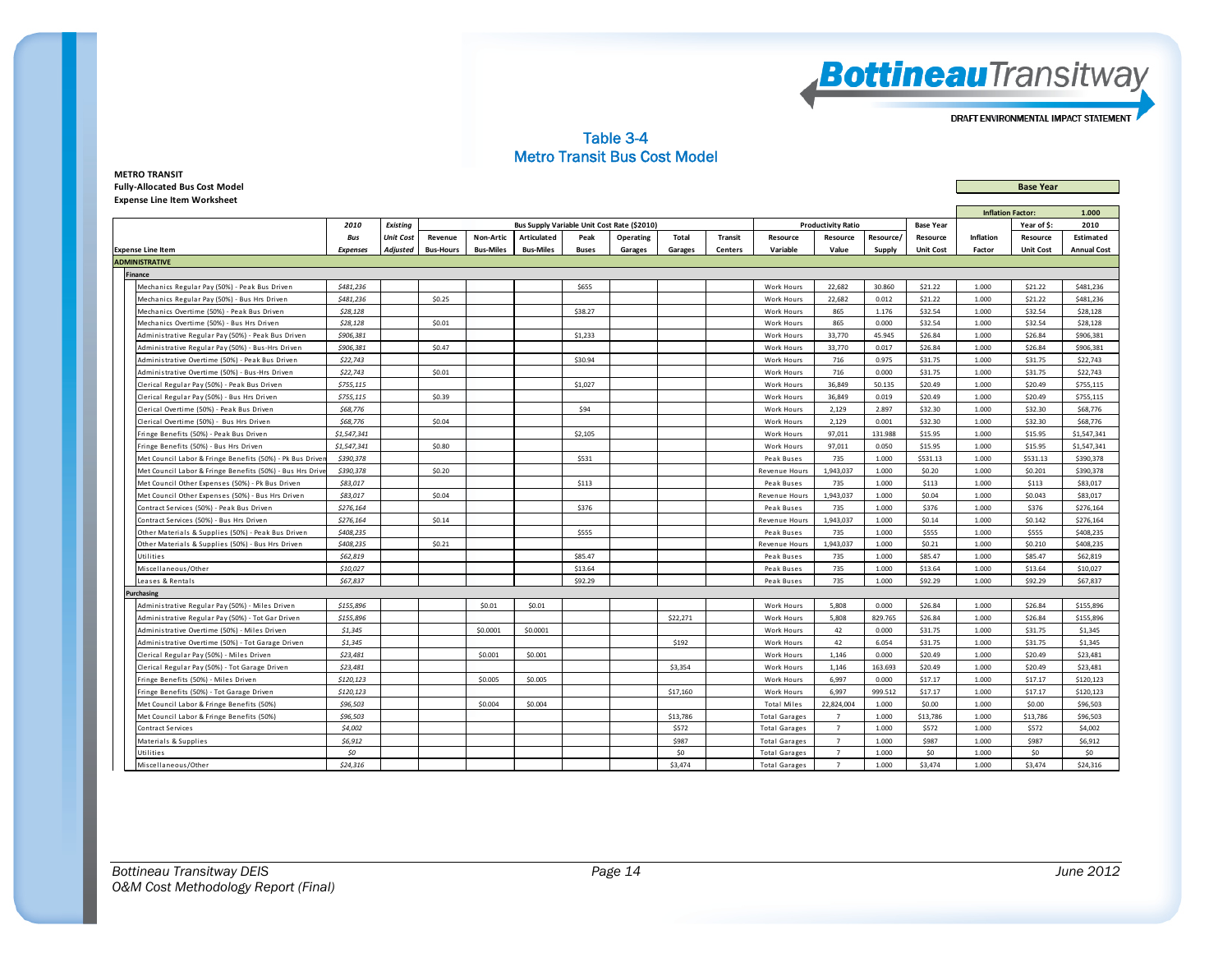## Table 3-4
## Metro Transit Bus Cost Model

**METRO TRANSIT**
**Fully-Allocated Bus Cost Model**
**Expense Line Item Worksheet**

| | | | | | | | | | | | | | | | | | | |
|---|---|---|---|---|---|---|---|---|---|---|---|---|---|---|---|---|---|---|
| | | | | | | | | | | | | | | | **Base Year** | | | |
| | | | | | | | | | | | | | | | **Inflation Factor:** | | **1.000** | |
| | **2010** | **Existing** | **Bus Supply Variable Unit Cost Rate ($2010)** | | | | | | | | **Productivity Ratio** | | | **Base Year** | | **Year of $:** | **2010** |
| | **Bus** | **Unit Cost** | **Revenue** | **Non-Artic** | **Articulated** | **Peak** | **Operating** | **Total** | **Transit** | **Resource** | **Resource** | **Resource/** | **Resource** | **Inflation** | **Resource** | **Estimated** |
| **Expense Line Item** | **Expenses** | **Adjusted** | **Bus-Hours** | **Bus-Miles** | **Bus-Miles** | **Buses** | **Garages** | **Garages** | **Centers** | **Variable** | **Value** | **Supply** | **Unit Cost** | **Factor** | **Unit Cost** | **Annual Cost** |
| **ADMINISTRATIVE** | | | | | | | | | | | | | | | | |
| **Finance** | | | | | | | | | | | | | | | | |
| Mechanics Regular Pay (50%) - Peak Bus Driven | $481,236 | | | | | $655 | | | | Work Hours | 22,682 | 30.860 | $21.22 | 1.000 | $21.22 | $481,236 |
| Mechanics Regular Pay (50%) - Bus Hrs Driven | $481,236 | | $0.25 | | | | | | | Work Hours | 22,682 | 0.012 | $21.22 | 1.000 | $21.22 | $481,236 |
| Mechanics Overtime (50%) - Peak Bus Driven | $28,128 | | | | | $38.27 | | | | Work Hours | 865 | 1.176 | $32.54 | 1.000 | $32.54 | $28,128 |
| Mechanics Overtime (50%) - Bus Hrs Driven | $28,128 | | $0.01 | | | | | | | Work Hours | 865 | 0.000 | $32.54 | 1.000 | $32.54 | $28,128 |
| Administrative Regular Pay (50%) - Peak Bus Driven | $906,381 | | | | | $1,233 | | | | Work Hours | 33,770 | 45.945 | $26.84 | 1.000 | $26.84 | $906,381 |
| Administrative Regular Pay (50%) - Bus-Hrs Driven | $906,381 | | $0.47 | | | | | | | Work Hours | 33,770 | 0.017 | $26.84 | 1.000 | $26.84 | $906,381 |
| Administrative Overtime (50%) - Peak Bus Driven | $22,743 | | | | | $30.94 | | | | Work Hours | 716 | 0.975 | $31.75 | 1.000 | $31.75 | $22,743 |
| Administrative Overtime (50%) - Bus-Hrs Driven | $22,743 | | $0.01 | | | | | | | Work Hours | 716 | 0.000 | $31.75 | 1.000 | $31.75 | $22,743 |
| Clerical Regular Pay (50%) - Peak Bus Driven | $755,115 | | | | | $1,027 | | | | Work Hours | 36,849 | 50.135 | $20.49 | 1.000 | $20.49 | $755,115 |
| Clerical Regular Pay (50%) - Bus Hrs Driven | $755,115 | | $0.39 | | | | | | | Work Hours | 36,849 | 0.019 | $20.49 | 1.000 | $20.49 | $755,115 |
| Clerical Overtime (50%) - Peak Bus Driven | $68,776 | | | | | $94 | | | | Work Hours | 2,129 | 2.897 | $32.30 | 1.000 | $32.30 | $68,776 |
| Clerical Overtime (50%) - Bus Hrs Driven | $68,776 | | $0.04 | | | | | | | Work Hours | 2,129 | 0.001 | $32.30 | 1.000 | $32.30 | $68,776 |
| Fringe Benefits (50%) - Peak Bus Driven | $1,547,341 | | | | | $2,105 | | | | Work Hours | 97,011 | 131.988 | $15.95 | 1.000 | $15.95 | $1,547,341 |
| Fringe Benefits (50%) - Bus Hrs Driven | $1,547,341 | | $0.80 | | | | | | | Work Hours | 97,011 | 0.050 | $15.95 | 1.000 | $15.95 | $1,547,341 |
| Met Council Labor & Fringe Benefits (50%) - Pk Bus Driven | $390,378 | | | | | $531 | | | | Peak Buses | 735 | 1.000 | $531.13 | 1.000 | $531.13 | $390,378 |
| Met Council Labor & Fringe Benefits (50%) - Bus Hrs Drive | $390,378 | | $0.20 | | | | | | | Revenue Hours | 1,943,037 | 1.000 | $0.20 | 1.000 | $0.201 | $390,378 |
| Met Council Other Expenses (50%) - Pk Bus Driven | $83,017 | | | | | $113 | | | | Peak Buses | 735 | 1.000 | $113 | 1.000 | $113 | $83,017 |
| Met Council Other Expenses (50%) - Bus Hrs Driven | $83,017 | | $0.04 | | | | | | | Revenue Hours | 1,943,037 | 1.000 | $0.04 | 1.000 | $0.043 | $83,017 |
| Contract Services (50%) - Peak Bus Driven | $276,164 | | | | | $376 | | | | Peak Buses | 735 | 1.000 | $376 | 1.000 | $376 | $276,164 |
| Contract Services (50%) - Bus Hrs Driven | $276,164 | | $0.14 | | | | | | | Revenue Hours | 1,943,037 | 1.000 | $0.14 | 1.000 | $0.142 | $276,164 |
| Other Materials & Supplies (50%) - Peak Bus Driven | $408,235 | | | | | $555 | | | | Peak Buses | 735 | 1.000 | $555 | 1.000 | $555 | $408,235 |
| Other Materials & Supplies (50%) - Bus Hrs Driven | $408,235 | | $0.21 | | | | | | | Revenue Hours | 1,943,037 | 1.000 | $0.21 | 1.000 | $0.210 | $408,235 |
| Utilities | $62,819 | | | | | $85.47 | | | | Peak Buses | 735 | 1.000 | $85.47 | 1.000 | $85.47 | $62,819 |
| Miscellaneous/Other | $10,027 | | | | | $13.64 | | | | Peak Buses | 735 | 1.000 | $13.64 | 1.000 | $13.64 | $10,027 |
| Leases & Rentals | $67,837 | | | | | $92.29 | | | | Peak Buses | 735 | 1.000 | $92.29 | 1.000 | $92.29 | $67,837 |
| **Purchasing** | | | | | | | | | | | | | | | | |
| Administrative Regular Pay (50%) - Miles Driven | $155,896 | | | $0.01 | $0.01 | | | | | Work Hours | 5,808 | 0.000 | $26.84 | 1.000 | $26.84 | $155,896 |
| Administrative Regular Pay (50%) - Tot Gar Driven | $155,896 | | | | | | | $22,271 | | Work Hours | 5,808 | 829.765 | $26.84 | 1.000 | $26.84 | $155,896 |
| Administrative Overtime (50%) - Miles Driven | $1,345 | | | $0.0001 | $0.0001 | | | | | Work Hours | 42 | 0.000 | $31.75 | 1.000 | $31.75 | $1,345 |
| Administrative Overtime (50%) - Tot Garage Driven | $1,345 | | | | | | | $192 | | Work Hours | 42 | 6.054 | $31.75 | 1.000 | $31.75 | $1,345 |
| Clerical Regular Pay (50%) - Miles Driven | $23,481 | | | $0.001 | $0.001 | | | | | Work Hours | 1,146 | 0.000 | $20.49 | 1.000 | $20.49 | $23,481 |
| Clerical Regular Pay (50%) - Tot Garage Driven | $23,481 | | | | | | | $3,354 | | Work Hours | 1,146 | 163.693 | $20.49 | 1.000 | $20.49 | $23,481 |
| Fringe Benefits (50%) - Miles Driven | $120,123 | | | $0.005 | $0.005 | | | | | Work Hours | 6,997 | 0.000 | $17.17 | 1.000 | $17.17 | $120,123 |
| Fringe Benefits (50%) - Tot Garage Driven | $120,123 | | | | | | | $17,160 | | Work Hours | 6,997 | 999.512 | $17.17 | 1.000 | $17.17 | $120,123 |
| Met Council Labor & Fringe Benefits (50%) | $96,503 | | | $0.004 | $0.004 | | | | | Total Miles | 22,824,004 | 1.000 | $0.00 | 1.000 | $0.00 | $96,503 |
| Met Council Labor & Fringe Benefits (50%) | $96,503 | | | | | | | $13,786 | | Total Garages | 7 | 1.000 | $13,786 | 1.000 | $13,786 | $96,503 |
| Contract Services | $4,002 | | | | | | | $572 | | Total Garages | 7 | 1.000 | $572 | 1.000 | $572 | $4,002 |
| Materials & Supplies | $6,912 | | | | | | | $987 | | Total Garages | 7 | 1.000 | $987 | 1.000 | $987 | $6,912 |
| Utilities | $0 | | | | | | | $0 | | Total Garages | 7 | 1.000 | $0 | 1.000 | $0 | $0 |
| Miscellaneous/Other | $24,316 | | | | | | | $3,474 | | Total Garages | 7 | 1.000 | $3,474 | 1.000 | $3,474 | $24,316 |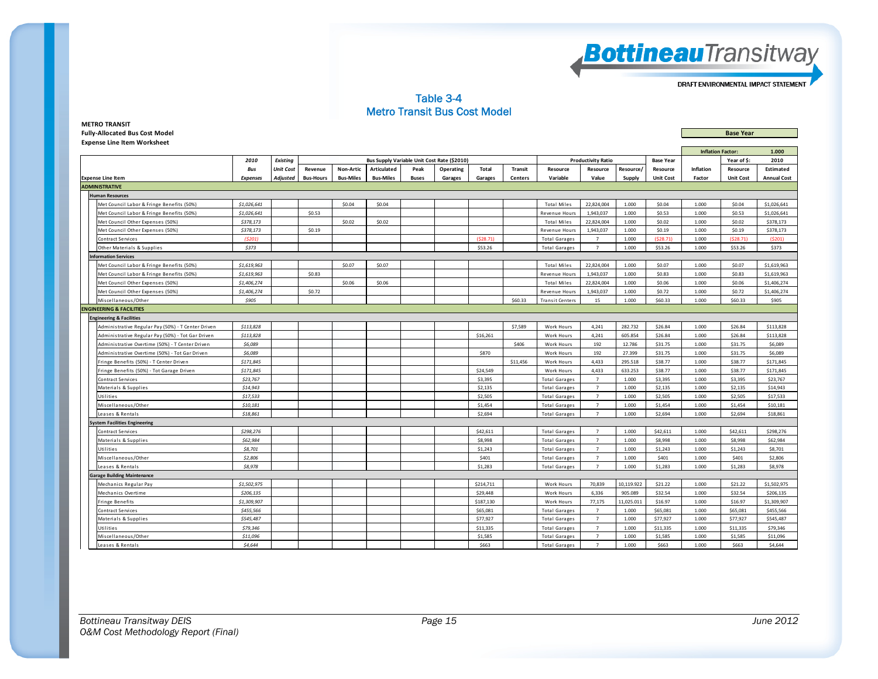## Table 3-4
## Metro Transit Bus Cost Model

**METRO TRANSIT**
**Fully-Allocated Bus Cost Model**
**Expense Line Item Worksheet**

| | | | Bus Supply Variable Unit Cost Rate ($2010) | | | | | | | | Productivity Ratio | | | | Base Year | Inflation Factor: | 1.000 |
|---|---|---|---|---|---|---|---|---|---|---|---|---|---|---|---|---|---|
| | 2010 | Existing | | | | | | | | | | | | Base Year | | Year of $: | 2010 |
| Expense Line Item | Bus Expenses | Unit Cost Adjusted | Revenue Bus-Hours | Non-Artic Bus-Miles | Articulated Bus-Miles | Peak Buses | Operating Garages | Total Garages | Transit Centers | Resource Variable | Resource Value | Resource/ Supply | Resource Unit Cost | Inflation Factor | Resource Unit Cost | Estimated Annual Cost |
| **ADMINISTRATIVE** | | | | | | | | | | | | | | | | |
| **Human Resources** | | | | | | | | | | | | | | | | |
| Met Council Labor & Fringe Benefits (50%) | $1,026,641 | | | $0.04 | $0.04 | | | | | Total Miles | 22,824,004 | 1.000 | $0.04 | 1.000 | $0.04 | $1,026,641 |
| Met Council Labor & Fringe Benefits (50%) | $1,026,641 | | $0.53 | | | | | | | Revenue Hours | 1,943,037 | 1.000 | $0.53 | 1.000 | $0.53 | $1,026,641 |
| Met Council Other Expenses (50%) | $378,173 | | | $0.02 | $0.02 | | | | | Total Miles | 22,824,004 | 1.000 | $0.02 | 1.000 | $0.02 | $378,173 |
| Met Council Other Expenses (50%) | $378,173 | | $0.19 | | | | | | | Revenue Hours | 1,943,037 | 1.000 | $0.19 | 1.000 | $0.19 | $378,173 |
| Contract Services | ($201) | | | | | | | ($28.71) | | Total Garages | 7 | 1.000 | ($28.71) | 1.000 | ($28.71) | ($201) |
| Other Materials & Supplies | $373 | | | | | | | $53.26 | | Total Garages | 7 | 1.000 | $53.26 | 1.000 | $53.26 | $373 |
| **Information Services** | | | | | | | | | | | | | | | | |
| Met Council Labor & Fringe Benefits (50%) | $1,619,963 | | | $0.07 | $0.07 | | | | | Total Miles | 22,824,004 | 1.000 | $0.07 | 1.000 | $0.07 | $1,619,963 |
| Met Council Labor & Fringe Benefits (50%) | $1,619,963 | | $0.83 | | | | | | | Revenue Hours | 1,943,037 | 1.000 | $0.83 | 1.000 | $0.83 | $1,619,963 |
| Met Council Other Expenses (50%) | $1,406,274 | | | $0.06 | $0.06 | | | | | Total Miles | 22,824,004 | 1.000 | $0.06 | 1.000 | $0.06 | $1,406,274 |
| Met Council Other Expenses (50%) | $1,406,274 | | $0.72 | | | | | | | Revenue Hours | 1,943,037 | 1.000 | $0.72 | 1.000 | $0.72 | $1,406,274 |
| Miscellaneous/Other | $905 | | | | | | | | $60.33 | Transit Centers | 15 | 1.000 | $60.33 | 1.000 | $60.33 | $905 |
| **ENGINEERING & FACILITIES** | | | | | | | | | | | | | | | | |
| **Engineering & Facilities** | | | | | | | | | | | | | | | | |
| Administrative Regular Pay (50%) - T Center Driven | $113,828 | | | | | | | | $7,589 | Work Hours | 4,241 | 282.732 | $26.84 | 1.000 | $26.84 | $113,828 |
| Administrative Regular Pay (50%) - Tot Gar Driven | $113,828 | | | | | | | $16,261 | | Work Hours | 4,241 | 605.854 | $26.84 | 1.000 | $26.84 | $113,828 |
| Administrative Overtime (50%) - T Center Driven | $6,089 | | | | | | | | $406 | Work Hours | 192 | 12.786 | $31.75 | 1.000 | $31.75 | $6,089 |
| Administrative Overtime (50%) - Tot Gar Driven | $6,089 | | | | | | | $870 | | Work Hours | 192 | 27.399 | $31.75 | 1.000 | $31.75 | $6,089 |
| Fringe Benefits (50%) - T Center Driven | $171,845 | | | | | | | | $11,456 | Work Hours | 4,433 | 295.518 | $38.77 | 1.000 | $38.77 | $171,845 |
| Fringe Benefits (50%) - Tot Garage Driven | $171,845 | | | | | | | $24,549 | | Work Hours | 4,433 | 633.253 | $38.77 | 1.000 | $38.77 | $171,845 |
| Contract Services | $23,767 | | | | | | | $3,395 | | Total Garages | 7 | 1.000 | $3,395 | 1.000 | $3,395 | $23,767 |
| Materials & Supplies | $14,943 | | | | | | | $2,135 | | Total Garages | 7 | 1.000 | $2,135 | 1.000 | $2,135 | $14,943 |
| Utilities | $17,533 | | | | | | | $2,505 | | Total Garages | 7 | 1.000 | $2,505 | 1.000 | $2,505 | $17,533 |
| Miscellaneous/Other | $10,181 | | | | | | | $1,454 | | Total Garages | 7 | 1.000 | $1,454 | 1.000 | $1,454 | $10,181 |
| Leases & Rentals | $18,861 | | | | | | | $2,694 | | Total Garages | 7 | 1.000 | $2,694 | 1.000 | $2,694 | $18,861 |
| **System Facilities Engineering** | | | | | | | | | | | | | | | | |
| Contract Services | $298,276 | | | | | | | $42,611 | | Total Garages | 7 | 1.000 | $42,611 | 1.000 | $42,611 | $298,276 |
| Materials & Supplies | $62,984 | | | | | | | $8,998 | | Total Garages | 7 | 1.000 | $8,998 | 1.000 | $8,998 | $62,984 |
| Utilities | $8,701 | | | | | | | $1,243 | | Total Garages | 7 | 1.000 | $1,243 | 1.000 | $1,243 | $8,701 |
| Miscellaneous/Other | $2,806 | | | | | | | $401 | | Total Garages | 7 | 1.000 | $401 | 1.000 | $401 | $2,806 |
| Leases & Rentals | $8,978 | | | | | | | $1,283 | | Total Garages | 7 | 1.000 | $1,283 | 1.000 | $1,283 | $8,978 |
| **Garage Building Maintenance** | | | | | | | | | | | | | | | | |
| Mechanics Regular Pay | $1,502,975 | | | | | | | $214,711 | | Work Hours | 70,839 | 10,119.922 | $21.22 | 1.000 | $21.22 | $1,502,975 |
| Mechanics Overtime | $206,135 | | | | | | | $29,448 | | Work Hours | 6,336 | 905.089 | $32.54 | 1.000 | $32.54 | $206,135 |
| Fringe Benefits | $1,309,907 | | | | | | | $187,130 | | Work Hours | 77,175 | 11,025.011 | $16.97 | 1.000 | $16.97 | $1,309,907 |
| Contract Services | $455,566 | | | | | | | $65,081 | | Total Garages | 7 | 1.000 | $65,081 | 1.000 | $65,081 | $455,566 |
| Materials & Supplies | $545,487 | | | | | | | $77,927 | | Total Garages | 7 | 1.000 | $77,927 | 1.000 | $77,927 | $545,487 |
| Utilities | $79,346 | | | | | | | $11,335 | | Total Garages | 7 | 1.000 | $11,335 | 1.000 | $11,335 | $79,346 |
| Miscellaneous/Other | $11,096 | | | | | | | $1,585 | | Total Garages | 7 | 1.000 | $1,585 | 1.000 | $1,585 | $11,096 |
| Leases & Rentals | $4,644 | | | | | | | $663 | | Total Garages | 7 | 1.000 | $663 | 1.000 | $663 | $4,644 |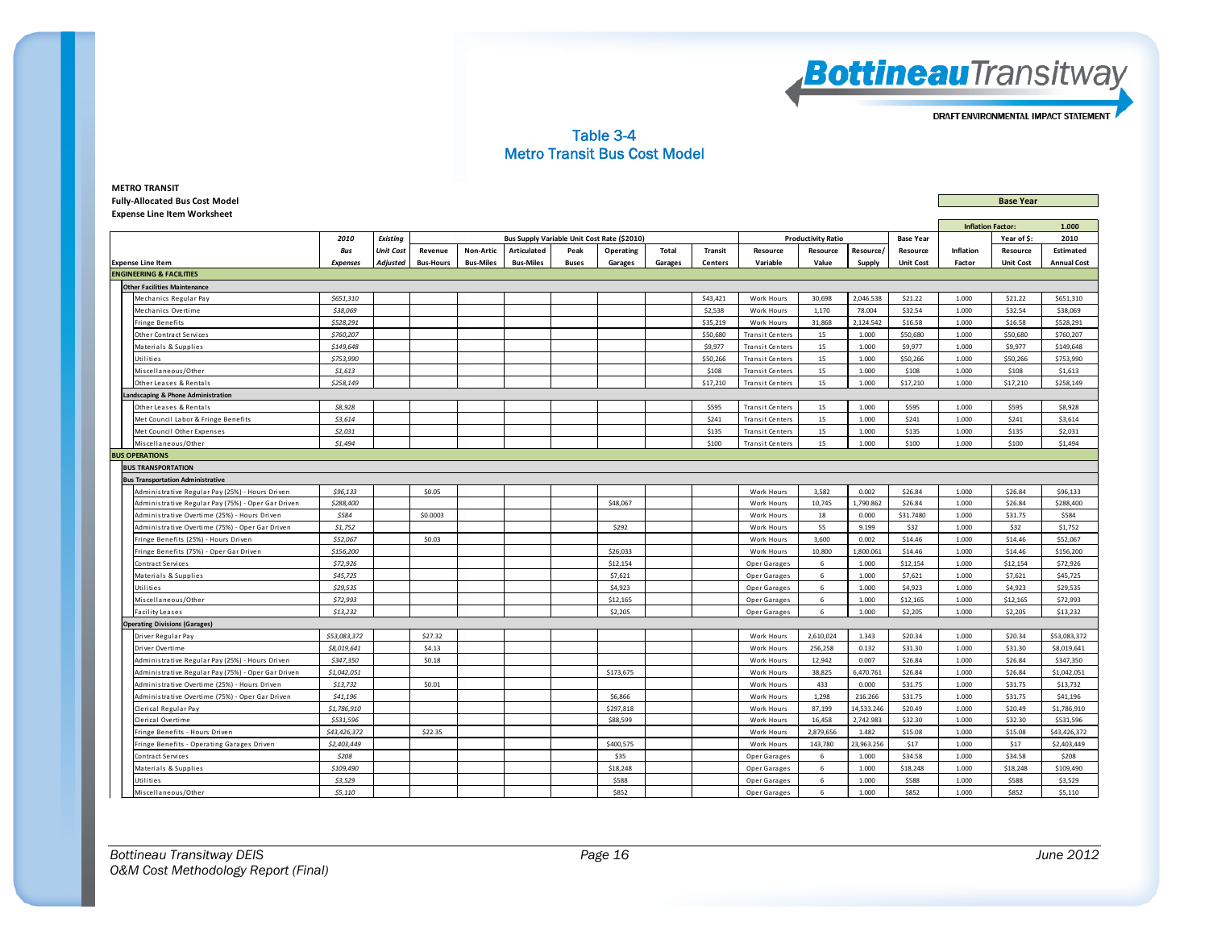# Table 3-4
## Metro Transit Bus Cost Model

**METRO TRANSIT**
**Fully-Allocated Bus Cost Model**
**Expense Line Item Worksheet**

**Base Year**

| Expense Line Item | 2010 Bus Expenses | Existing Unit Cost Adjusted | Bus Supply Variable Unit Cost Rate ($2010) Revenue Bus-Hours | Non-Artic Bus-Miles | Articulated Bus-Miles | Peak Buses | Operating Garages | Total Garages | Transit Centers | Productivity Ratio Resource Variable | Resource Value | Resource/ Supply | Base Year Resource Unit Cost | Inflation Factor (Inflation Factor: 1.000) | Year of $: 2010 Resource Unit Cost | Estimated Annual Cost |
|---|---|---|---|---|---|---|---|---|---|---|---|---|---|---|---|---|
| **ENGINEERING & FACILITIES** | | | | | | | | | | | | | | | | |
| **Other Facilities Maintenance** | | | | | | | | | | | | | | | | |
| Mechanics Regular Pay | $651,310 | | | | | | | | $43,421 | Work Hours | 30,698 | 2,046.538 | $21.22 | 1.000 | $21.22 | $651,310 |
| Mechanics Overtime | $38,069 | | | | | | | | $2,538 | Work Hours | 1,170 | 78.004 | $32.54 | 1.000 | $32.54 | $38,069 |
| Fringe Benefits | $528,291 | | | | | | | | $35,219 | Work Hours | 31,868 | 2,124.542 | $16.58 | 1.000 | $16.58 | $528,291 |
| Other Contract Services | $760,207 | | | | | | | | $50,680 | Transit Centers | 15 | 1.000 | $50,680 | 1.000 | $50,680 | $760,207 |
| Materials & Supplies | $149,648 | | | | | | | | $9,977 | Transit Centers | 15 | 1.000 | $9,977 | 1.000 | $9,977 | $149,648 |
| Utilities | $753,990 | | | | | | | | $50,266 | Transit Centers | 15 | 1.000 | $50,266 | 1.000 | $50,266 | $753,990 |
| Miscellaneous/Other | $1,613 | | | | | | | | $108 | Transit Centers | 15 | 1.000 | $108 | 1.000 | $108 | $1,613 |
| Other Leases & Rentals | $258,149 | | | | | | | | $17,210 | Transit Centers | 15 | 1.000 | $17,210 | 1.000 | $17,210 | $258,149 |
| **Landscaping & Phone Administration** | | | | | | | | | | | | | | | | |
| Other Leases & Rentals | $8,928 | | | | | | | | $595 | Transit Centers | 15 | 1.000 | $595 | 1.000 | $595 | $8,928 |
| Met Council Labor & Fringe Benefits | $3,614 | | | | | | | | $241 | Transit Centers | 15 | 1.000 | $241 | 1.000 | $241 | $3,614 |
| Met Council Other Expenses | $2,031 | | | | | | | | $135 | Transit Centers | 15 | 1.000 | $135 | 1.000 | $135 | $2,031 |
| Miscellaneous/Other | $1,494 | | | | | | | | $100 | Transit Centers | 15 | 1.000 | $100 | 1.000 | $100 | $1,494 |
| **BUS OPERATIONS** | | | | | | | | | | | | | | | | |
| **BUS TRANSPORTATION** | | | | | | | | | | | | | | | | |
| **Bus Transportation Administrative** | | | | | | | | | | | | | | | | |
| Administrative Regular Pay (25%) - Hours Driven | $96,133 | | $0.05 | | | | | | | Work Hours | 3,582 | 0.002 | $26.84 | 1.000 | $26.84 | $96,133 |
| Administrative Regular Pay (75%) - Oper Gar Driven | $288,400 | | | | | | $48,067 | | | Work Hours | 10,745 | 1,790.862 | $26.84 | 1.000 | $26.84 | $288,400 |
| Administrative Overtime (25%) - Hours Driven | $584 | | $0.0003 | | | | | | | Work Hours | 18 | 0.000 | $31.7480 | 1.000 | $31.75 | $584 |
| Administrative Overtime (75%) - Oper Gar Driven | $1,752 | | | | | | $292 | | | Work Hours | 55 | 9.199 | $32 | 1.000 | $32 | $1,752 |
| Fringe Benefits (25%) - Hours Driven | $52,067 | | $0.03 | | | | | | | Work Hours | 3,600 | 0.002 | $14.46 | 1.000 | $14.46 | $52,067 |
| Fringe Benefits (75%) - Oper Gar Driven | $156,200 | | | | | | $26,033 | | | Work Hours | 10,800 | 1,800.061 | $14.46 | 1.000 | $14.46 | $156,200 |
| Contract Services | $72,926 | | | | | | $12,154 | | | Oper Garages | 6 | 1.000 | $12,154 | 1.000 | $12,154 | $72,926 |
| Materials & Supplies | $45,725 | | | | | | $7,621 | | | Oper Garages | 6 | 1.000 | $7,621 | 1.000 | $7,621 | $45,725 |
| Utilities | $29,535 | | | | | | $4,923 | | | Oper Garages | 6 | 1.000 | $4,923 | 1.000 | $4,923 | $29,535 |
| Miscellaneous/Other | $72,993 | | | | | | $12,165 | | | Oper Garages | 6 | 1.000 | $12,165 | 1.000 | $12,165 | $72,993 |
| Facility Leases | $13,232 | | | | | | $2,205 | | | Oper Garages | 6 | 1.000 | $2,205 | 1.000 | $2,205 | $13,232 |
| **Operating Divisions (Garages)** | | | | | | | | | | | | | | | | |
| Driver Regular Pay | $53,083,372 | | $27.32 | | | | | | | Work Hours | 2,610,024 | 1.343 | $20.34 | 1.000 | $20.34 | $53,083,372 |
| Driver Overtime | $8,019,641 | | $4.13 | | | | | | | Work Hours | 256,258 | 0.132 | $31.30 | 1.000 | $31.30 | $8,019,641 |
| Administrative Regular Pay (25%) - Hours Driven | $347,350 | | $0.18 | | | | | | | Work Hours | 12,942 | 0.007 | $26.84 | 1.000 | $26.84 | $347,350 |
| Administrative Regular Pay (75%) - Oper Gar Driven | $1,042,051 | | | | | | $173,675 | | | Work Hours | 38,825 | 6,470.761 | $26.84 | 1.000 | $26.84 | $1,042,051 |
| Administrative Overtime (25%) - Hours Driven | $13,732 | | $0.01 | | | | | | | Work Hours | 433 | 0.000 | $31.75 | 1.000 | $31.75 | $13,732 |
| Administrative Overtime (75%) - Oper Gar Driven | $41,196 | | | | | | $6,866 | | | Work Hours | 1,298 | 216.266 | $31.75 | 1.000 | $31.75 | $41,196 |
| Clerical Regular Pay | $1,786,910 | | | | | | $297,818 | | | Work Hours | 87,199 | 14,533.246 | $20.49 | 1.000 | $20.49 | $1,786,910 |
| Clerical Overtime | $531,596 | | | | | | $88,599 | | | Work Hours | 16,458 | 2,742.983 | $32.30 | 1.000 | $32.30 | $531,596 |
| Fringe Benefits - Hours Driven | $43,426,372 | | $22.35 | | | | | | | Work Hours | 2,879,656 | 1.482 | $15.08 | 1.000 | $15.08 | $43,426,372 |
| Fringe Benefits - Operating Garages Driven | $2,403,449 | | | | | | $400,575 | | | Work Hours | 143,780 | 23,963.256 | $17 | 1.000 | $17 | $2,403,449 |
| Contract Services | $208 | | | | | | $35 | | | Oper Garages | 6 | 1.000 | $34.58 | 1.000 | $34.58 | $208 |
| Materials & Supplies | $109,490 | | | | | | $18,248 | | | Oper Garages | 6 | 1.000 | $18,248 | 1.000 | $18,248 | $109,490 |
| Utilities | $3,529 | | | | | | $588 | | | Oper Garages | 6 | 1.000 | $588 | 1.000 | $588 | $3,529 |
| Miscellaneous/Other | $5,110 | | | | | | $852 | | | Oper Garages | 6 | 1.000 | $852 | 1.000 | $852 | $5,110 |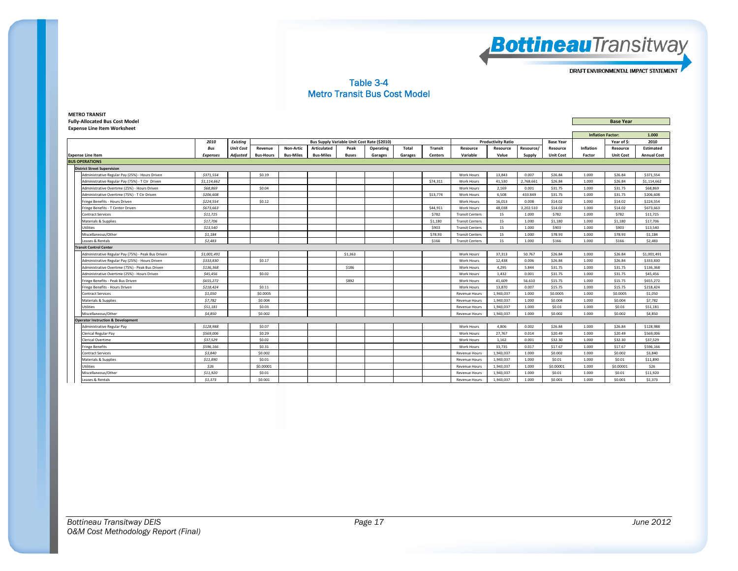## Table 3-4
## Metro Transit Bus Cost Model

**METRO TRANSIT**
**Fully-Allocated Bus Cost Model**
**Expense Line Item Worksheet**

**Base Year**

| | 2010 | Existing | Bus Supply Variable Unit Cost Rate ($2010) | | | | | | | | Productivity Ratio | | | Base Year | Inflation Factor: | | 1.000 |
|---|---|---|---|---|---|---|---|---|---|---|---|---|---|---|---|---|---|
| | *Bus* | *Unit Cost* | Revenue | Non-Artic | Articulated | Peak | Operating | Total | Transit | Resource | Resource | Resource/ | Resource | Inflation | Year of $: | 2010 |
| **Expense Line Item** | *Expenses* | *Adjusted* | **Bus-Hours** | **Bus-Miles** | **Bus-Miles** | **Buses** | **Garages** | **Garages** | **Centers** | **Variable** | **Value** | **Supply** | **Unit Cost** | **Factor** | **Resource Unit Cost** | **Estimated Annual Cost** |
| **BUS OPERATIONS** | | | | | | | | | | | | | | | | |
| **District Street Supervision** | | | | | | | | | | | | | | | | |
| Administrative Regular Pay (25%) - Hours Driven | *$371,554* | | $0.19 | | | | | | | Work Hours | 13,843 | 0.007 | $26.84 | 1.000 | $26.84 | $371,554 |
| Administrative Regular Pay (75%) - T Ctr Driven | *$1,114,662* | | | | | | | | $74,311 | Work Hours | 41,530 | 2,768.661 | $26.84 | 1.000 | $26.84 | $1,114,662 |
| Administrative Overtime (25%) - Hours Driven | *$68,869* | | $0.04 | | | | | | | Work Hours | 2,169 | 0.001 | $31.75 | 1.000 | $31.75 | $68,869 |
| Administrative Overtime (75%) - T Ctr Driven | *$206,608* | | | | | | | | $13,774 | Work Hours | 6,508 | 433.849 | $31.75 | 1.000 | $31.75 | $206,608 |
| Fringe Benefits - Hours Driven | *$224,554* | | $0.12 | | | | | | | Work Hours | 16,013 | 0.008 | $14.02 | 1.000 | $14.02 | $224,554 |
| Fringe Benefits - T Center Driven | *$673,663* | | | | | | | | $44,911 | Work Hours | 48,038 | 3,202.510 | $14.02 | 1.000 | $14.02 | $673,663 |
| Contract Services | *$11,725* | | | | | | | | $782 | Transit Centers | 15 | 1.000 | $782 | 1.000 | $782 | $11,725 |
| Materials & Supplies | *$17,706* | | | | | | | | $1,180 | Transit Centers | 15 | 1.000 | $1,180 | 1.000 | $1,180 | $17,706 |
| Utilities | *$13,540* | | | | | | | | $903 | Transit Centers | 15 | 1.000 | $903 | 1.000 | $903 | $13,540 |
| Miscellaneous/Other | *$1,184* | | | | | | | | $78.93 | Transit Centers | 15 | 1.000 | $78.93 | 1.000 | $78.93 | $1,184 |
| Leases & Rentals | *$2,483* | | | | | | | | $166 | Transit Centers | 15 | 1.000 | $166 | 1.000 | $166 | $2,483 |
| **Transit Control Center** | | | | | | | | | | | | | | | | |
| Administrative Regular Pay (75%) - Peak Bus Driven | *$1,001,491* | | | | | $1,363 | | | | Work Hours | 37,313 | 50.767 | $26.84 | 1.000 | $26.84 | $1,001,491 |
| Administrative Regular Pay (25%) - Hours Driven | *$333,830* | | $0.17 | | | | | | | Work Hours | 12,438 | 0.006 | $26.84 | 1.000 | $26.84 | $333,830 |
| Administrative Overtime (75%) - Peak Bus Driven | *$136,368* | | | | | $186 | | | | Work Hours | 4,295 | 5.844 | $31.75 | 1.000 | $31.75 | $136,368 |
| Administrative Overtime (25%) - Hours Driven | *$45,456* | | $0.02 | | | | | | | Work Hours | 1,432 | 0.001 | $31.75 | 1.000 | $31.75 | $45,456 |
| Fringe Benefits - Peak Bus Driven | *$655,272* | | | | | $892 | | | | Work Hours | 41,609 | 56.610 | $15.75 | 1.000 | $15.75 | $655,272 |
| Fringe Benefits - Hours Driven | *$218,424* | | $0.11 | | | | | | | Work Hours | 13,870 | 0.007 | $15.75 | 1.000 | $15.75 | $218,424 |
| Contract Services | *$1,050* | | $0.0005 | | | | | | | Revenue Hours | 1,943,037 | 1.000 | $0.0005 | 1.000 | $0.0005 | $1,050 |
| Materials & Supplies | *$7,782* | | $0.004 | | | | | | | Revenue Hours | 1,943,037 | 1.000 | $0.004 | 1.000 | $0.004 | $7,782 |
| Utilities | *$51,181* | | $0.03 | | | | | | | Revenue Hours | 1,943,037 | 1.000 | $0.03 | 1.000 | $0.03 | $51,181 |
| Miscellaneous/Other | *$4,850* | | $0.002 | | | | | | | Revenue Hours | 1,943,037 | 1.000 | $0.002 | 1.000 | $0.002 | $4,850 |
| **Operator Instruction & Development** | | | | | | | | | | | | | | | | |
| Administrative Regular Pay | *$128,988* | | $0.07 | | | | | | | Work Hours | 4,806 | 0.002 | $26.84 | 1.000 | $26.84 | $128,988 |
| Clerical Regular Pay | *$569,006* | | $0.29 | | | | | | | Work Hours | 27,767 | 0.014 | $20.49 | 1.000 | $20.49 | $569,006 |
| Clerical Overtime | *$37,529* | | $0.02 | | | | | | | Work Hours | 1,162 | 0.001 | $32.30 | 1.000 | $32.30 | $37,529 |
| Fringe Benefits | *$596,166* | | $0.31 | | | | | | | Work Hours | 33,735 | 0.017 | $17.67 | 1.000 | $17.67 | $596,166 |
| Contract Services | *$3,840* | | $0.002 | | | | | | | Revenue Hours | 1,943,037 | 1.000 | $0.002 | 1.000 | $0.002 | $3,840 |
| Materials & Supplies | *$11,890* | | $0.01 | | | | | | | Revenue Hours | 1,943,037 | 1.000 | $0.01 | 1.000 | $0.01 | $11,890 |
| Utilities | *$26* | | $0.00001 | | | | | | | Revenue Hours | 1,943,037 | 1.000 | $0.00001 | 1.000 | $0.00001 | $26 |
| Miscellaneous/Other | *$11,920* | | $0.01 | | | | | | | Revenue Hours | 1,943,037 | 1.000 | $0.01 | 1.000 | $0.01 | $11,920 |
| Leases & Rentals | *$1,373* | | $0.001 | | | | | | | Revenue Hours | 1,943,037 | 1.000 | $0.001 | 1.000 | $0.001 | $1,373 |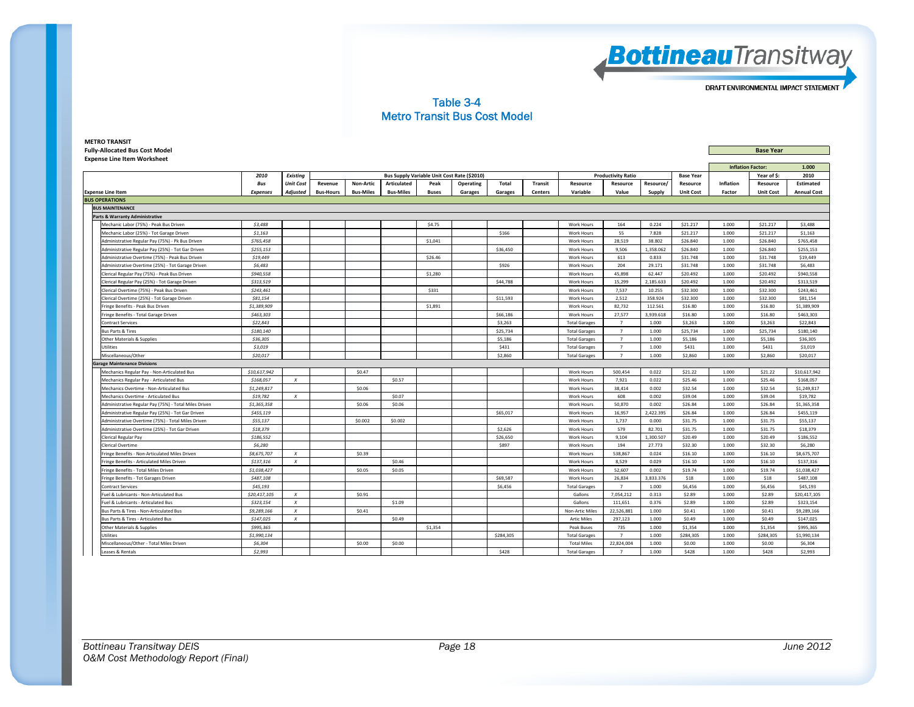# Table 3-4
## Metro Transit Bus Cost Model

**METRO TRANSIT**
**Fully-Allocated Bus Cost Model**
**Expense Line Item Worksheet**

| Expense Line Item | 2010 Bus Expenses | Existing Unit Cost Adjusted | Bus Supply Variable Unit Cost Rate ($2010) Revenue Bus-Hours | Non-Artic Bus-Miles | Articulated Bus-Miles | Peak Buses | Operating Garages | Total Garages | Transit Centers | Productivity Ratio Resource Variable | Resource Value | Resource/ Supply | Base Year Resource Unit Cost | Inflation Factor | Base Year (Inflation Factor: 1.000; Year of $: 2010) Resource Unit Cost | Estimated Annual Cost |
|---|---|---|---|---|---|---|---|---|---|---|---|---|---|---|---|---|
| **BUS OPERATIONS** | | | | | | | | | | | | | | | | |
| **BUS MAINTENANCE** | | | | | | | | | | | | | | | | |
| **Parts & Warranty Administrative** | | | | | | | | | | | | | | | | |
| Mechanic Labor (75%) - Peak Bus Driven | $3,488 | | | | | $4.75 | | | | Work Hours | 164 | 0.224 | $21.217 | 1.000 | $21.217 | $3,488 |
| Mechanic Labor (25%) - Tot Garage Driven | $1,163 | | | | | | | $166 | | Work Hours | 55 | 7.828 | $21.217 | 1.000 | $21.217 | $1,163 |
| Administrative Regular Pay (75%) - Pk Bus Driven | $765,458 | | | | | $1,041 | | | | Work Hours | 28,519 | 38.802 | $26.840 | 1.000 | $26.840 | $765,458 |
| Administrative Regular Pay (25%) - Tot Gar Driven | $255,153 | | | | | | | $36,450 | | Work Hours | 9,506 | 1,358.062 | $26.840 | 1.000 | $26.840 | $255,153 |
| Administrative Overtime (75%) - Peak Bus Driven | $19,449 | | | | | $26.46 | | | | Work Hours | 613 | 0.833 | $31.748 | 1.000 | $31.748 | $19,449 |
| Administrative Overtime (25%) - Tot Garage Driven | $6,483 | | | | | | | $926 | | Work Hours | 204 | 29.171 | $31.748 | 1.000 | $31.748 | $6,483 |
| Clerical Regular Pay (75%) - Peak Bus Driven | $940,558 | | | | | $1,280 | | | | Work Hours | 45,898 | 62.447 | $20.492 | 1.000 | $20.492 | $940,558 |
| Clerical Regular Pay (25%) - Tot Garage Driven | $313,519 | | | | | | | $44,788 | | Work Hours | 15,299 | 2,185.633 | $20.492 | 1.000 | $20.492 | $313,519 |
| Clerical Overtime (75%) - Peak Bus Driven | $243,461 | | | | | $331 | | | | Work Hours | 7,537 | 10.255 | $32.300 | 1.000 | $32.300 | $243,461 |
| Clerical Overtime (25%) - Tot Garage Driven | $81,154 | | | | | | | $11,593 | | Work Hours | 2,512 | 358.924 | $32.300 | 1.000 | $32.300 | $81,154 |
| Fringe Benefits - Peak Bus Driven | $1,389,909 | | | | | $1,891 | | | | Work Hours | 82,732 | 112.561 | $16.80 | 1.000 | $16.80 | $1,389,909 |
| Fringe Benefits - Total Garage Driven | $463,303 | | | | | | | $66,186 | | Work Hours | 27,577 | 3,939.618 | $16.80 | 1.000 | $16.80 | $463,303 |
| Contract Services | $22,843 | | | | | | | $3,263 | | Total Garages | 7 | 1.000 | $3,263 | 1.000 | $3,263 | $22,843 |
| Bus Parts & Tires | $180,140 | | | | | | | $25,734 | | Total Garages | 7 | 1.000 | $25,734 | 1.000 | $25,734 | $180,140 |
| Other Materials & Supplies | $36,305 | | | | | | | $5,186 | | Total Garages | 7 | 1.000 | $5,186 | 1.000 | $5,186 | $36,305 |
| Utilities | $3,019 | | | | | | | $431 | | Total Garages | 7 | 1.000 | $431 | 1.000 | $431 | $3,019 |
| Miscellaneous/Other | $20,017 | | | | | | | $2,860 | | Total Garages | 7 | 1.000 | $2,860 | 1.000 | $2,860 | $20,017 |
| **Garage Maintenance Divisions** | | | | | | | | | | | | | | | | |
| Mechanics Regular Pay - Non-Articulated Bus | $10,617,942 | | | $0.47 | | | | | | Work Hours | 500,454 | 0.022 | $21.22 | 1.000 | $21.22 | $10,617,942 |
| Mechanics Regular Pay - Articulated Bus | $168,057 | X | | | $0.57 | | | | | Work Hours | 7,921 | 0.022 | $25.46 | 1.000 | $25.46 | $168,057 |
| Mechanics Overtime - Non-Articulated Bus | $1,249,817 | | | $0.06 | | | | | | Work Hours | 38,414 | 0.002 | $32.54 | 1.000 | $32.54 | $1,249,817 |
| Mechanics Overtime - Articulated Bus | $19,782 | X | | | $0.07 | | | | | Work Hours | 608 | 0.002 | $39.04 | 1.000 | $39.04 | $19,782 |
| Administrative Regular Pay (75%) - Total Miles Driven | $1,365,358 | | | $0.06 | $0.06 | | | | | Work Hours | 50,870 | 0.002 | $26.84 | 1.000 | $26.84 | $1,365,358 |
| Administrative Regular Pay (25%) - Tot Gar Driven | $455,119 | | | | | | | $65,017 | | Work Hours | 16,957 | 2,422.395 | $26.84 | 1.000 | $26.84 | $455,119 |
| Administrative Overtime (75%) - Total Miles Driven | $55,137 | | | $0.002 | $0.002 | | | | | Work Hours | 1,737 | 0.000 | $31.75 | 1.000 | $31.75 | $55,137 |
| Administrative Overtime (25%) - Tot Gar Driven | $18,379 | | | | | | | $2,626 | | Work Hours | 579 | 82.701 | $31.75 | 1.000 | $31.75 | $18,379 |
| Clerical Regular Pay | $186,552 | | | | | | | $26,650 | | Work Hours | 9,104 | 1,300.507 | $20.49 | 1.000 | $20.49 | $186,552 |
| Clerical Overtime | $6,280 | | | | | | | $897 | | Work Hours | 194 | 27.773 | $32.30 | 1.000 | $32.30 | $6,280 |
| Fringe Benefits - Non-Articulated Miles Driven | $8,675,707 | X | | $0.39 | | | | | | Work Hours | 538,867 | 0.024 | $16.10 | 1.000 | $16.10 | $8,675,707 |
| Fringe Benefits - Articulated Miles Driven | $137,316 | X | | | $0.46 | | | | | Work Hours | 8,529 | 0.029 | $16.10 | 1.000 | $16.10 | $137,316 |
| Fringe Benefits - Total Miles Driven | $1,038,427 | | | $0.05 | $0.05 | | | | | Work Hours | 52,607 | 0.002 | $19.74 | 1.000 | $19.74 | $1,038,427 |
| Fringe Benefits - Tot Garages Driven | $487,108 | | | | | | | $69,587 | | Work Hours | 26,834 | 3,833.376 | $18 | 1.000 | $18 | $487,108 |
| Contract Services | $45,193 | | | | | | | $6,456 | | Total Garages | 7 | 1.000 | $6,456 | 1.000 | $6,456 | $45,193 |
| Fuel & Lubricants - Non-Articulated Bus | $20,417,105 | X | | $0.91 | | | | | | Gallons | 7,054,212 | 0.313 | $2.89 | 1.000 | $2.89 | $20,417,105 |
| Fuel & Lubricants - Articulated Bus | $323,154 | X | | | $1.09 | | | | | Gallons | 111,651 | 0.376 | $2.89 | 1.000 | $2.89 | $323,154 |
| Bus Parts & Tires - Non-Articulated Bus | $9,289,166 | X | | $0.41 | | | | | | Non-Artic Miles | 22,526,881 | 1.000 | $0.41 | 1.000 | $0.41 | $9,289,166 |
| Bus Parts & Tires - Articulated Bus | $147,025 | X | | | $0.49 | | | | | Artic Miles | 297,123 | 1.000 | $0.49 | 1.000 | $0.49 | $147,025 |
| Other Materials & Supplies | $995,365 | | | | | $1,354 | | | | Peak Buses | 735 | 1.000 | $1,354 | 1.000 | $1,354 | $995,365 |
| Utilities | $1,990,134 | | | | | | | $284,305 | | Total Garages | 7 | 1.000 | $284,305 | 1.000 | $284,305 | $1,990,134 |
| Miscellaneous/Other - Total Miles Driven | $6,304 | | | $0.00 | $0.00 | | | | | Total Miles | 22,824,004 | 1.000 | $0.00 | 1.000 | $0.00 | $6,304 |
| Leases & Rentals | $2,993 | | | | | | | $428 | | Total Garages | 7 | 1.000 | $428 | 1.000 | $428 | $2,993 |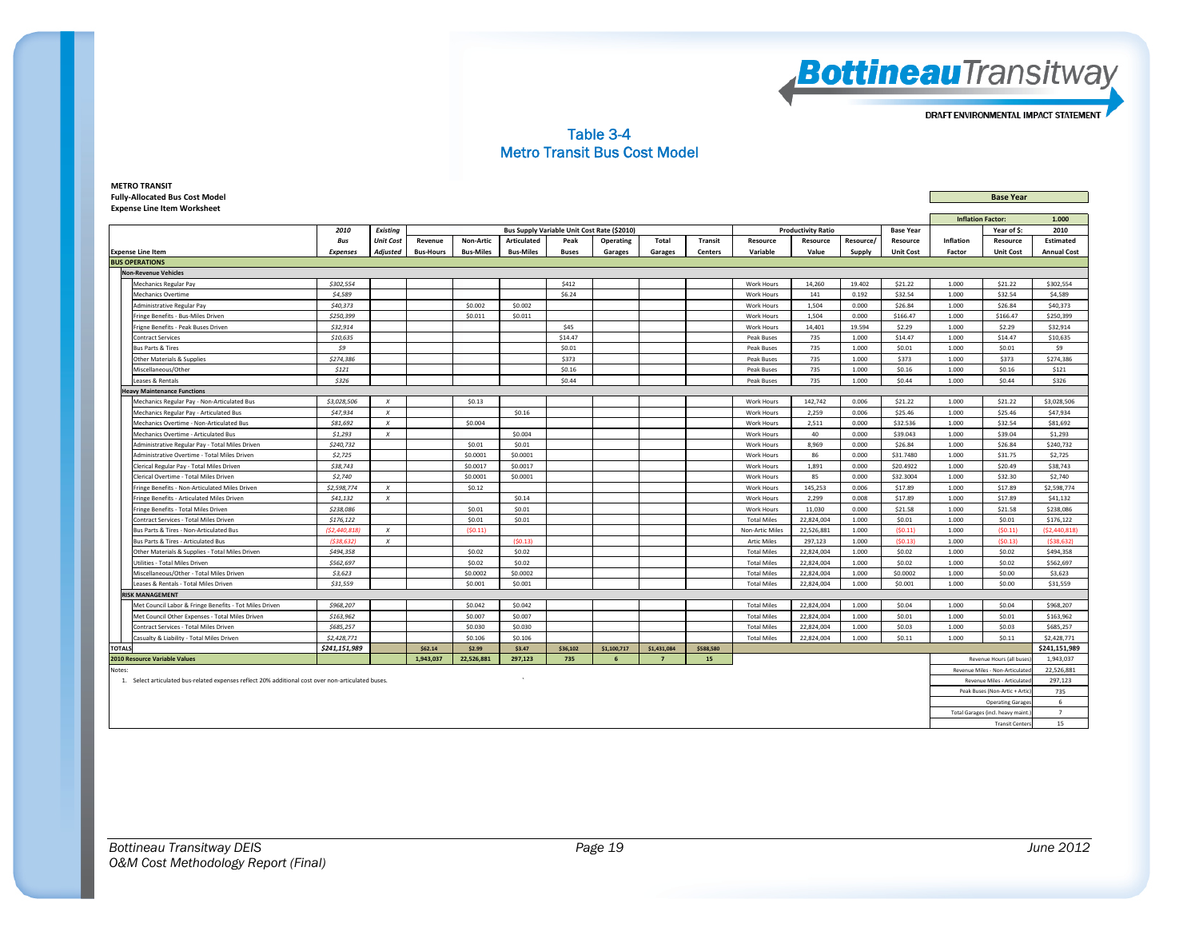# Table 3-4
## Metro Transit Bus Cost Model

**METRO TRANSIT**
**Fully-Allocated Bus Cost Model**
**Expense Line Item Worksheet**

| | | | | | | | | | | | | | | | | | | |
|---|---|---|---|---|---|---|---|---|---|---|---|---|---|---|---|---|---|---|
| | | | | | | | | | | | | | | | | **Base Year** | | |
| | | | | | | | | | | | | | | | | **Inflation Factor:** | | **1.000** |
| | **2010** | **Existing** | **Bus Supply Variable Unit Cost Rate ($2010)** | | | | | | | | **Productivity Ratio** | | | **Base Year** | | **Year of $:** | | **2010** |
| | **Bus** | **Unit Cost** | **Revenue** | **Non-Artic** | **Articulated** | **Peak** | **Operating** | **Total** | **Transit** | **Resource** | **Resource** | **Resource/** | | **Resource** | **Inflation** | **Resource** | | **Estimated** |
| **Expense Line Item** | **Expenses** | **Adjusted** | **Bus-Hours** | **Bus-Miles** | **Bus-Miles** | **Buses** | **Garages** | **Garages** | **Centers** | **Variable** | **Value** | **Supply** | | **Unit Cost** | **Factor** | **Unit Cost** | | **Annual Cost** |
| **BUS OPERATIONS** | | | | | | | | | | | | | | | | | | |
| **Non-Revenue Vehicles** | | | | | | | | | | | | | | | | | | |
| Mechanics Regular Pay | $302,554 | | | | | $412 | | | | Work Hours | 14,260 | 19.402 | | $21.22 | 1.000 | $21.22 | | $302,554 |
| Mechanics Overtime | $4,589 | | | | | $6.24 | | | | Work Hours | 141 | 0.192 | | $32.54 | 1.000 | $32.54 | | $4,589 |
| Administrative Regular Pay | $40,373 | | | $0.002 | $0.002 | | | | | Work Hours | 1,504 | 0.000 | | $26.84 | 1.000 | $26.84 | | $40,373 |
| Fringe Benefits - Bus-Miles Driven | $250,399 | | | $0.011 | $0.011 | | | | | Work Hours | 1,504 | 0.000 | | $166.47 | 1.000 | $166.47 | | $250,399 |
| Frigne Benefits - Peak Buses Driven | $32,914 | | | | | $45 | | | | Work Hours | 14,401 | 19.594 | | $2.29 | 1.000 | $2.29 | | $32,914 |
| Contract Services | $10,635 | | | | | $14.47 | | | | Peak Buses | 735 | 1.000 | | $14.47 | 1.000 | $14.47 | | $10,635 |
| Bus Parts & Tires | $9 | | | | | $0.01 | | | | Peak Buses | 735 | 1.000 | | $0.01 | 1.000 | $0.01 | | $9 |
| Other Materials & Supplies | $274,386 | | | | | $373 | | | | Peak Buses | 735 | 1.000 | | $373 | 1.000 | $373 | | $274,386 |
| Miscellaneous/Other | $121 | | | | | $0.16 | | | | Peak Buses | 735 | 1.000 | | $0.16 | 1.000 | $0.16 | | $121 |
| Leases & Rentals | $326 | | | | | $0.44 | | | | Peak Buses | 735 | 1.000 | | $0.44 | 1.000 | $0.44 | | $326 |
| **Heavy Maintenance Functions** | | | | | | | | | | | | | | | | | | |
| Mechanics Regular Pay - Non-Articulated Bus | $3,028,506 | X | | $0.13 | | | | | | Work Hours | 142,742 | 0.006 | | $21.22 | 1.000 | $21.22 | | $3,028,506 |
| Mechanics Regular Pay - Articulated Bus | $47,934 | X | | | $0.16 | | | | | Work Hours | 2,259 | 0.006 | | $25.46 | 1.000 | $25.46 | | $47,934 |
| Mechanics Overtime - Non-Articulated Bus | $81,692 | X | | $0.004 | | | | | | Work Hours | 2,511 | 0.000 | | $32.536 | 1.000 | $32.54 | | $81,692 |
| Mechanics Overtime - Articulated Bus | $1,293 | X | | | $0.004 | | | | | Work Hours | 40 | 0.000 | | $39.043 | 1.000 | $39.04 | | $1,293 |
| Administrative Regular Pay - Total Miles Driven | $240,732 | | | $0.01 | $0.01 | | | | | Work Hours | 8,969 | 0.000 | | $26.84 | 1.000 | $26.84 | | $240,732 |
| Administrative Overtime - Total Miles Driven | $2,725 | | | $0.0001 | $0.0001 | | | | | Work Hours | 86 | 0.000 | | $31.7480 | 1.000 | $31.75 | | $2,725 |
| Clerical Regular Pay - Total Miles Driven | $38,743 | | | $0.0017 | $0.0017 | | | | | Work Hours | 1,891 | 0.000 | | $20.4922 | 1.000 | $20.49 | | $38,743 |
| Clerical Overtime - Total Miles Driven | $2,740 | | | $0.0001 | $0.0001 | | | | | Work Hours | 85 | 0.000 | | $32.3004 | 1.000 | $32.30 | | $2,740 |
| Fringe Benefits - Non-Articulated Miles Driven | $2,598,774 | X | | $0.12 | | | | | | Work Hours | 145,253 | 0.006 | | $17.89 | 1.000 | $17.89 | | $2,598,774 |
| Fringe Benefits - Articulated Miles Driven | $41,132 | X | | | $0.14 | | | | | Work Hours | 2,299 | 0.008 | | $17.89 | 1.000 | $17.89 | | $41,132 |
| Fringe Benefits - Total Miles Driven | $238,086 | | | $0.01 | $0.01 | | | | | Work Hours | 11,030 | 0.000 | | $21.58 | 1.000 | $21.58 | | $238,086 |
| Contract Services - Total Miles Driven | $176,122 | | | $0.01 | $0.01 | | | | | Total Miles | 22,824,004 | 1.000 | | $0.01 | 1.000 | $0.01 | | $176,122 |
| Bus Parts & Tires - Non-Articulated Bus | ($2,440,818) | X | | ($0.11) | | | | | | Non-Artic Miles | 22,526,881 | 1.000 | | ($0.11) | 1.000 | ($0.11) | | ($2,440,818) |
| Bus Parts & Tires - Articulated Bus | ($38,632) | X | | | ($0.13) | | | | | Artic Miles | 297,123 | 1.000 | | ($0.13) | 1.000 | ($0.13) | | ($38,632) |
| Other Materials & Supplies - Total Miles Driven | $494,358 | | | $0.02 | $0.02 | | | | | Total Miles | 22,824,004 | 1.000 | | $0.02 | 1.000 | $0.02 | | $494,358 |
| Utilities - Total Miles Driven | $562,697 | | | $0.02 | $0.02 | | | | | Total Miles | 22,824,004 | 1.000 | | $0.02 | 1.000 | $0.02 | | $562,697 |
| Miscellaneous/Other - Total Miles Driven | $3,623 | | | $0.0002 | $0.0002 | | | | | Total Miles | 22,824,004 | 1.000 | | $0.0002 | 1.000 | $0.00 | | $3,623 |
| Leases & Rentals - Total Miles Driven | $31,559 | | | $0.001 | $0.001 | | | | | Total Miles | 22,824,004 | 1.000 | | $0.001 | 1.000 | $0.00 | | $31,559 |
| **RISK MANAGEMENT** | | | | | | | | | | | | | | | | | | |
| Met Council Labor & Fringe Benefits - Tot Miles Driven | $968,207 | | | $0.042 | $0.042 | | | | | Total Miles | 22,824,004 | 1.000 | | $0.04 | 1.000 | $0.04 | | $968,207 |
| Met Council Other Expenses - Total Miles Driven | $163,962 | | | $0.007 | $0.007 | | | | | Total Miles | 22,824,004 | 1.000 | | $0.01 | 1.000 | $0.01 | | $163,962 |
| Contract Services - Total Miles Driven | $685,257 | | | $0.030 | $0.030 | | | | | Total Miles | 22,824,004 | 1.000 | | $0.03 | 1.000 | $0.03 | | $685,257 |
| Casualty & Liability - Total Miles Driven | $2,428,771 | | | $0.106 | $0.106 | | | | | Total Miles | 22,824,004 | 1.000 | | $0.11 | 1.000 | $0.11 | | $2,428,771 |
| **TOTALS** | **$241,151,989** | | **$62.14** | **$2.99** | **$3.47** | **$36,102** | **$1,100,717** | **$1,431,084** | **$588,580** | | | | | | | | | **$241,151,989** |
| **2010 Resource Variable Values** | | | **1,943,037** | **22,526,881** | **297,123** | **735** | **6** | **7** | **15** | | | | | | | Revenue Hours (all buses) | | 1,943,037 |
| | | | | | | | | | | | | | | | | Revenue Miles - Non-Articulated | | 22,526,881 |
| | | | | | | | | | | | | | | | | Revenue Miles - Articulated | | 297,123 |
| | | | | | | | | | | | | | | | | Peak Buses (Non-Artic + Artic) | | 735 |
| | | | | | | | | | | | | | | | | Operating Garages | | 6 |
| | | | | | | | | | | | | | | | | Total Garages (incl. heavy maint.) | | 7 |
| | | | | | | | | | | | | | | | | Transit Centers | | 15 |

Notes:

1. Select articulated bus-related expenses reflect 20% additional cost over non-articulated buses.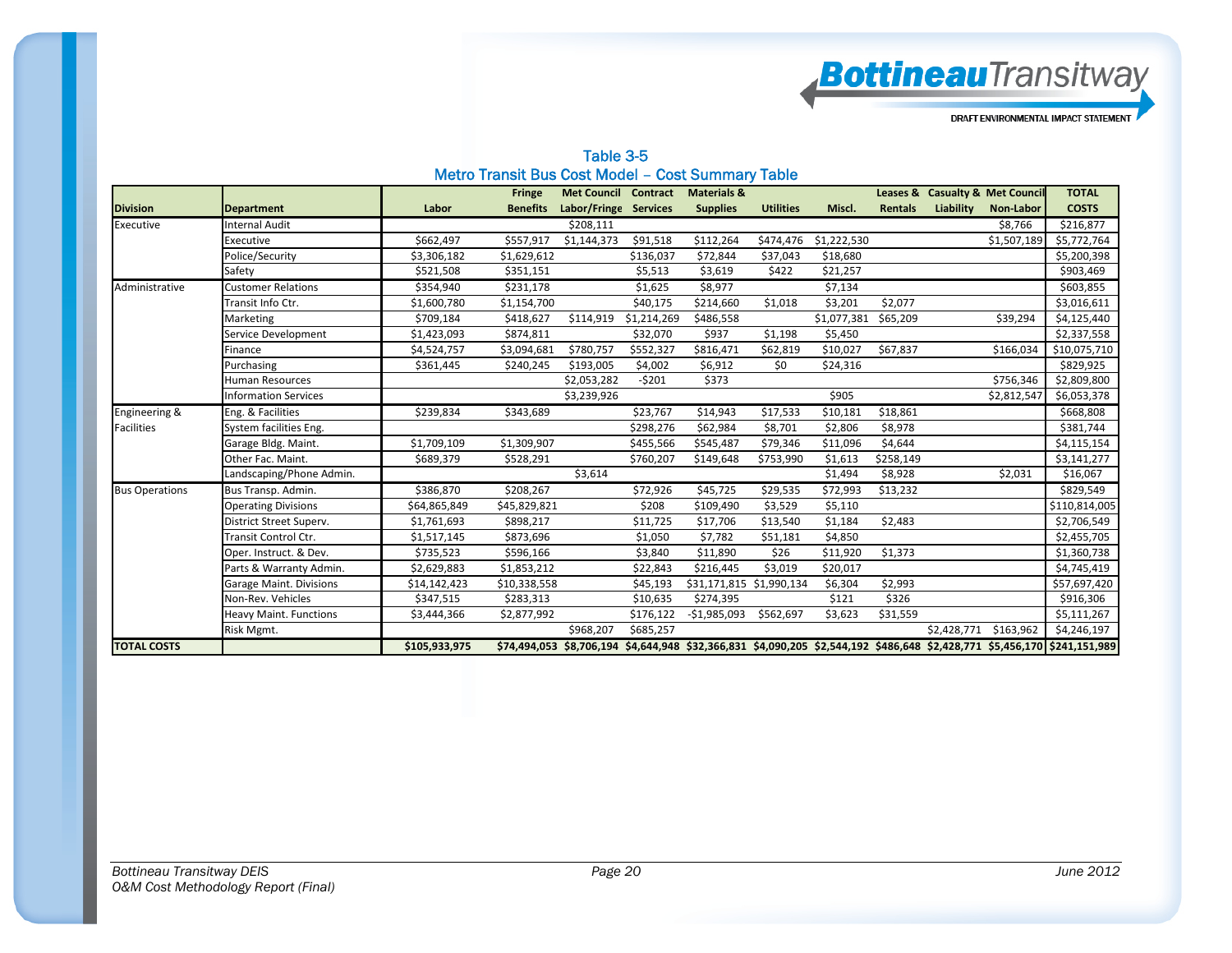## Table 3-5
## Metro Transit Bus Cost Model – Cost Summary Table

| Division | Department | Labor | Fringe Benefits | Met Council Labor/Fringe | Contract Services | Materials & Supplies | Utilities | Miscl. | Leases & Rentals | Casualty & Liability | Met Council Non-Labor | TOTAL COSTS |
|---|---|---|---|---|---|---|---|---|---|---|---|---|
| Executive | Internal Audit | | | $208,111 | | | | | | | $8,766 | $216,877 |
| | Executive | $662,497 | $557,917 | $1,144,373 | $91,518 | $112,264 | $474,476 | $1,222,530 | | | $1,507,189 | $5,772,764 |
| | Police/Security | $3,306,182 | $1,629,612 | | $136,037 | $72,844 | $37,043 | $18,680 | | | | $5,200,398 |
| | Safety | $521,508 | $351,151 | | $5,513 | $3,619 | $422 | $21,257 | | | | $903,469 |
| Administrative | Customer Relations | $354,940 | $231,178 | | $1,625 | $8,977 | | $7,134 | | | | $603,855 |
| | Transit Info Ctr. | $1,600,780 | $1,154,700 | | $40,175 | $214,660 | $1,018 | $3,201 | $2,077 | | | $3,016,611 |
| | Marketing | $709,184 | $418,627 | $114,919 | $1,214,269 | $486,558 | | $1,077,381 | $65,209 | | $39,294 | $4,125,440 |
| | Service Development | $1,423,093 | $874,811 | | $32,070 | $937 | $1,198 | $5,450 | | | | $2,337,558 |
| | Finance | $4,524,757 | $3,094,681 | $780,757 | $552,327 | $816,471 | $62,819 | $10,027 | $67,837 | | $166,034 | $10,075,710 |
| | Purchasing | $361,445 | $240,245 | $193,005 | $4,002 | $6,912 | $0 | $24,316 | | | | $829,925 |
| | Human Resources | | | $2,053,282 | -$201 | $373 | | | | | $756,346 | $2,809,800 |
| | Information Services | | | $3,239,926 | | | | $905 | | | $2,812,547 | $6,053,378 |
| Engineering & Facilities | Eng. & Facilities | $239,834 | $343,689 | | $23,767 | $14,943 | $17,533 | $10,181 | $18,861 | | | $668,808 |
| | System facilities Eng. | | | | $298,276 | $62,984 | $8,701 | $2,806 | $8,978 | | | $381,744 |
| | Garage Bldg. Maint. | $1,709,109 | $1,309,907 | | $455,566 | $545,487 | $79,346 | $11,096 | $4,644 | | | $4,115,154 |
| | Other Fac. Maint. | $689,379 | $528,291 | | $760,207 | $149,648 | $753,990 | $1,613 | $258,149 | | | $3,141,277 |
| | Landscaping/Phone Admin. | | | $3,614 | | | | $1,494 | $8,928 | | $2,031 | $16,067 |
| Bus Operations | Bus Transp. Admin. | $386,870 | $208,267 | | $72,926 | $45,725 | $29,535 | $72,993 | $13,232 | | | $829,549 |
| | Operating Divisions | $64,865,849 | $45,829,821 | | $208 | $109,490 | $3,529 | $5,110 | | | | $110,814,005 |
| | District Street Superv. | $1,761,693 | $898,217 | | $11,725 | $17,706 | $13,540 | $1,184 | $2,483 | | | $2,706,549 |
| | Transit Control Ctr. | $1,517,145 | $873,696 | | $1,050 | $7,782 | $51,181 | $4,850 | | | | $2,455,705 |
| | Oper. Instruct. & Dev. | $735,523 | $596,166 | | $3,840 | $11,890 | $26 | $11,920 | $1,373 | | | $1,360,738 |
| | Parts & Warranty Admin. | $2,629,883 | $1,853,212 | | $22,843 | $216,445 | $3,019 | $20,017 | | | | $4,745,419 |
| | Garage Maint. Divisions | $14,142,423 | $10,338,558 | | $45,193 | $31,171,815 | $1,990,134 | $6,304 | $2,993 | | | $57,697,420 |
| | Non-Rev. Vehicles | $347,515 | $283,313 | | $10,635 | $274,395 | | $121 | $326 | | | $916,306 |
| | Heavy Maint. Functions | $3,444,366 | $2,877,992 | | $176,122 | -$1,985,093 | $562,697 | $3,623 | $31,559 | | | $5,111,267 |
| | Risk Mgmt. | | | $968,207 | $685,257 | | | | | $2,428,771 | $163,962 | $4,246,197 |
| **TOTAL COSTS** | | **$105,933,975** | **$74,494,053** | **$8,706,194** | **$4,644,948** | **$32,366,831** | **$4,090,205** | **$2,544,192** | **$486,648** | **$2,428,771** | **$5,456,170** | **$241,151,989** |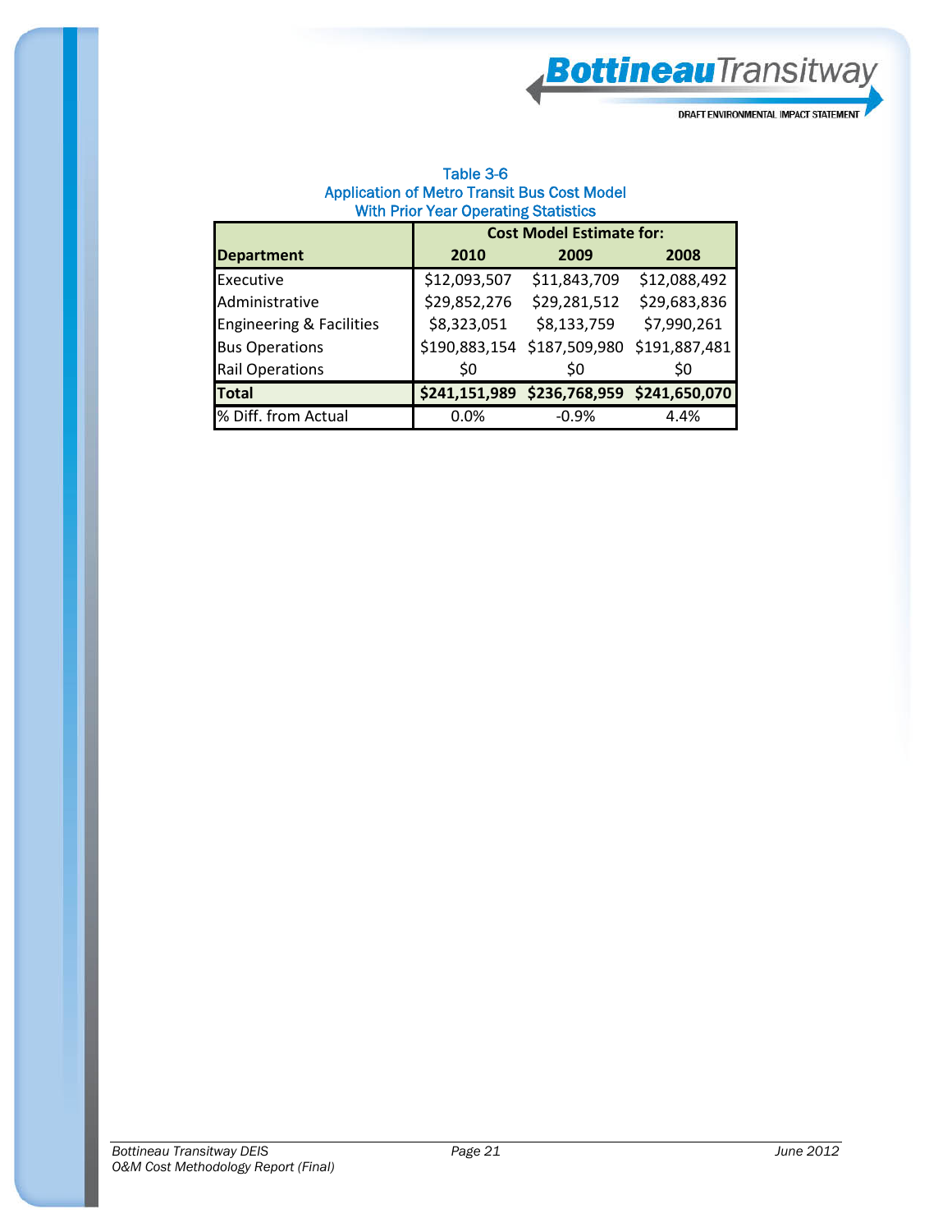Table 3-6
Application of Metro Transit Bus Cost Model
With Prior Year Operating Statistics

| Department | Cost Model Estimate for: | | |
|---|---|---|---|
| | 2010 | 2009 | 2008 |
| Executive | $12,093,507 | $11,843,709 | $12,088,492 |
| Administrative | $29,852,276 | $29,281,512 | $29,683,836 |
| Engineering & Facilities | $8,323,051 | $8,133,759 | $7,990,261 |
| Bus Operations | $190,883,154 | $187,509,980 | $191,887,481 |
| Rail Operations | $0 | $0 | $0 |
| **Total** | **$241,151,989** | **$236,768,959** | **$241,650,070** |
| % Diff. from Actual | 0.0% | -0.9% | 4.4% |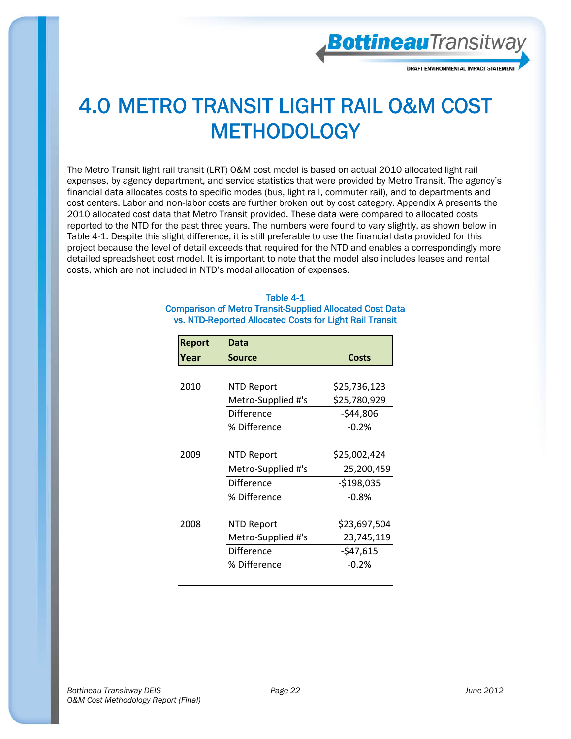# 4.0 METRO TRANSIT LIGHT RAIL O&M COST METHODOLOGY

The Metro Transit light rail transit (LRT) O&M cost model is based on actual 2010 allocated light rail expenses, by agency department, and service statistics that were provided by Metro Transit. The agency's financial data allocates costs to specific modes (bus, light rail, commuter rail), and to departments and cost centers. Labor and non-labor costs are further broken out by cost category. Appendix A presents the 2010 allocated cost data that Metro Transit provided. These data were compared to allocated costs reported to the NTD for the past three years. The numbers were found to vary slightly, as shown below in Table 4-1. Despite this slight difference, it is still preferable to use the financial data provided for this project because the level of detail exceeds that required for the NTD and enables a correspondingly more detailed spreadsheet cost model. It is important to note that the model also includes leases and rental costs, which are not included in NTD's modal allocation of expenses.

**Table 4-1**
**Comparison of Metro Transit-Supplied Allocated Cost Data vs. NTD-Reported Allocated Costs for Light Rail Transit**

| Report Year | Data Source | Costs |
|---|---|---|
| 2010 | NTD Report | $25,736,123 |
| | Metro-Supplied #'s | $25,780,929 |
| | Difference | -$44,806 |
| | % Difference | -0.2% |
| 2009 | NTD Report | $25,002,424 |
| | Metro-Supplied #'s | 25,200,459 |
| | Difference | -$198,035 |
| | % Difference | -0.8% |
| 2008 | NTD Report | $23,697,504 |
| | Metro-Supplied #'s | 23,745,119 |
| | Difference | -$47,615 |
| | % Difference | -0.2% |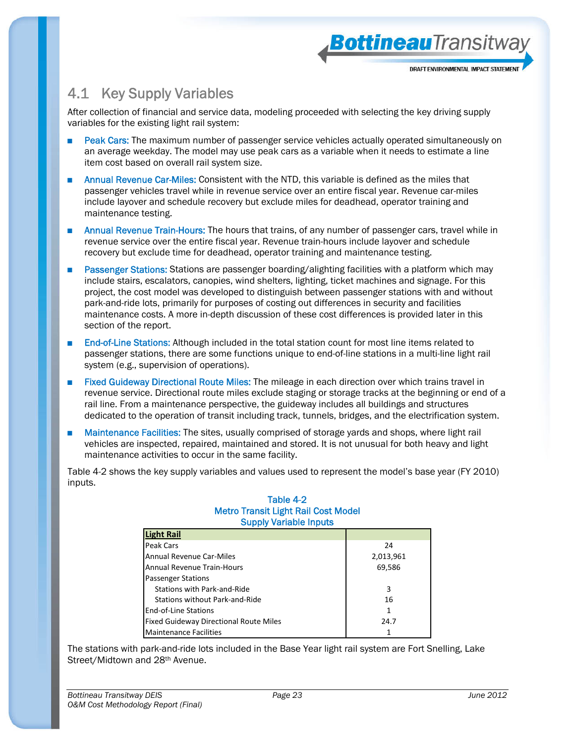## 4.1 Key Supply Variables

After collection of financial and service data, modeling proceeded with selecting the key driving supply variables for the existing light rail system:

- **Peak Cars:** The maximum number of passenger service vehicles actually operated simultaneously on an average weekday. The model may use peak cars as a variable when it needs to estimate a line item cost based on overall rail system size.
- **Annual Revenue Car-Miles:** Consistent with the NTD, this variable is defined as the miles that passenger vehicles travel while in revenue service over an entire fiscal year. Revenue car-miles include layover and schedule recovery but exclude miles for deadhead, operator training and maintenance testing.
- **Annual Revenue Train-Hours:** The hours that trains, of any number of passenger cars, travel while in revenue service over the entire fiscal year. Revenue train-hours include layover and schedule recovery but exclude time for deadhead, operator training and maintenance testing.
- **Passenger Stations:** Stations are passenger boarding/alighting facilities with a platform which may include stairs, escalators, canopies, wind shelters, lighting, ticket machines and signage. For this project, the cost model was developed to distinguish between passenger stations with and without park-and-ride lots, primarily for purposes of costing out differences in security and facilities maintenance costs. A more in-depth discussion of these cost differences is provided later in this section of the report.
- **End-of-Line Stations:** Although included in the total station count for most line items related to passenger stations, there are some functions unique to end-of-line stations in a multi-line light rail system (e.g., supervision of operations).
- **Fixed Guideway Directional Route Miles:** The mileage in each direction over which trains travel in revenue service. Directional route miles exclude staging or storage tracks at the beginning or end of a rail line. From a maintenance perspective, the guideway includes all buildings and structures dedicated to the operation of transit including track, tunnels, bridges, and the electrification system.
- **Maintenance Facilities:** The sites, usually comprised of storage yards and shops, where light rail vehicles are inspected, repaired, maintained and stored. It is not unusual for both heavy and light maintenance activities to occur in the same facility.

Table 4-2 shows the key supply variables and values used to represent the model's base year (FY 2010) inputs.

**Table 4-2**
**Metro Transit Light Rail Cost Model**
**Supply Variable Inputs**

| Light Rail | |
|---|---|
| Peak Cars | 24 |
| Annual Revenue Car-Miles | 2,013,961 |
| Annual Revenue Train-Hours | 69,586 |
| Passenger Stations | |
| Stations with Park-and-Ride | 3 |
| Stations without Park-and-Ride | 16 |
| End-of-Line Stations | 1 |
| Fixed Guideway Directional Route Miles | 24.7 |
| Maintenance Facilities | 1 |

The stations with park-and-ride lots included in the Base Year light rail system are Fort Snelling, Lake Street/Midtown and 28th Avenue.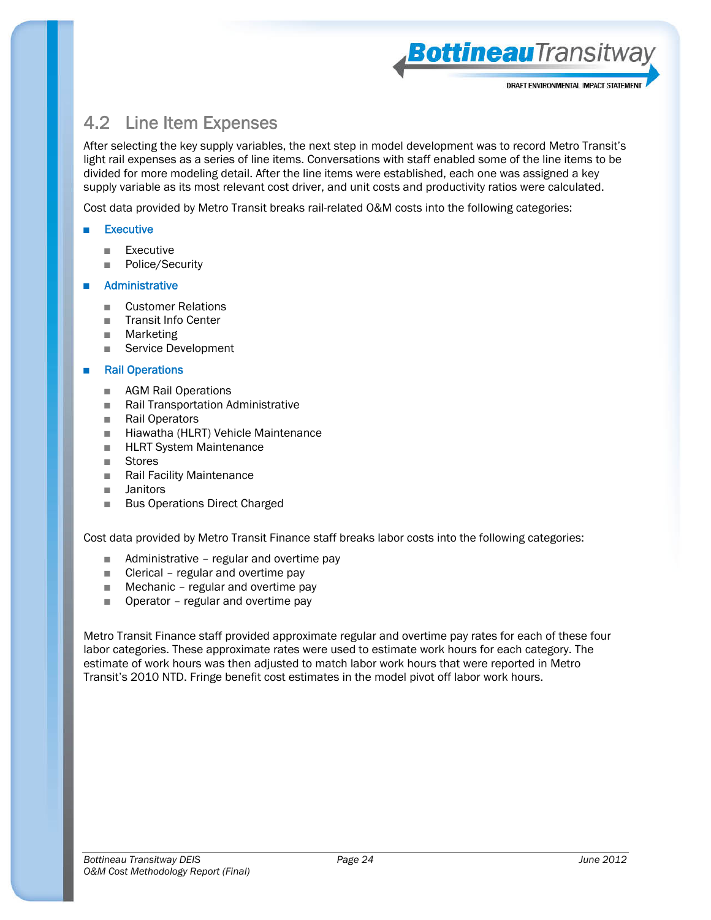## 4.2 Line Item Expenses

After selecting the key supply variables, the next step in model development was to record Metro Transit's light rail expenses as a series of line items. Conversations with staff enabled some of the line items to be divided for more modeling detail. After the line items were established, each one was assigned a key supply variable as its most relevant cost driver, and unit costs and productivity ratios were calculated.

Cost data provided by Metro Transit breaks rail-related O&M costs into the following categories:

- Executive
  - Executive
  - Police/Security
- Administrative
  - Customer Relations
  - Transit Info Center
  - Marketing
  - Service Development
- Rail Operations
  - AGM Rail Operations
  - Rail Transportation Administrative
  - Rail Operators
  - Hiawatha (HLRT) Vehicle Maintenance
  - HLRT System Maintenance
  - Stores
  - Rail Facility Maintenance
  - Janitors
  - Bus Operations Direct Charged

Cost data provided by Metro Transit Finance staff breaks labor costs into the following categories:

- Administrative – regular and overtime pay
- Clerical – regular and overtime pay
- Mechanic – regular and overtime pay
- Operator – regular and overtime pay

Metro Transit Finance staff provided approximate regular and overtime pay rates for each of these four labor categories. These approximate rates were used to estimate work hours for each category. The estimate of work hours was then adjusted to match labor work hours that were reported in Metro Transit's 2010 NTD. Fringe benefit cost estimates in the model pivot off labor work hours.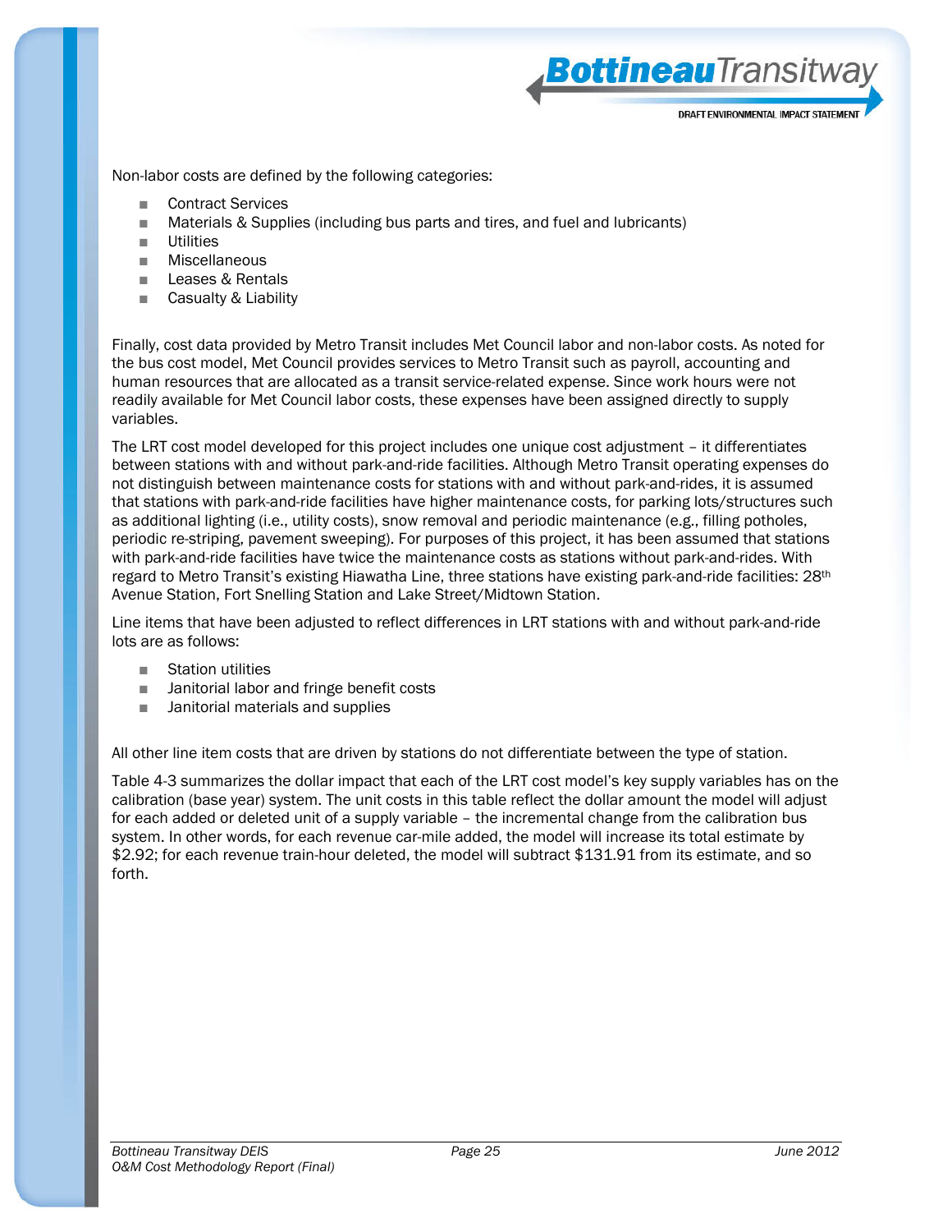Non-labor costs are defined by the following categories:

- Contract Services
- Materials & Supplies (including bus parts and tires, and fuel and lubricants)
- Utilities
- Miscellaneous
- Leases & Rentals
- Casualty & Liability

Finally, cost data provided by Metro Transit includes Met Council labor and non-labor costs. As noted for the bus cost model, Met Council provides services to Metro Transit such as payroll, accounting and human resources that are allocated as a transit service-related expense. Since work hours were not readily available for Met Council labor costs, these expenses have been assigned directly to supply variables.

The LRT cost model developed for this project includes one unique cost adjustment – it differentiates between stations with and without park-and-ride facilities. Although Metro Transit operating expenses do not distinguish between maintenance costs for stations with and without park-and-rides, it is assumed that stations with park-and-ride facilities have higher maintenance costs, for parking lots/structures such as additional lighting (i.e., utility costs), snow removal and periodic maintenance (e.g., filling potholes, periodic re-striping, pavement sweeping). For purposes of this project, it has been assumed that stations with park-and-ride facilities have twice the maintenance costs as stations without park-and-rides. With regard to Metro Transit's existing Hiawatha Line, three stations have existing park-and-ride facilities: 28th Avenue Station, Fort Snelling Station and Lake Street/Midtown Station.

Line items that have been adjusted to reflect differences in LRT stations with and without park-and-ride lots are as follows:

- Station utilities
- Janitorial labor and fringe benefit costs
- Janitorial materials and supplies

All other line item costs that are driven by stations do not differentiate between the type of station.

Table 4-3 summarizes the dollar impact that each of the LRT cost model's key supply variables has on the calibration (base year) system. The unit costs in this table reflect the dollar amount the model will adjust for each added or deleted unit of a supply variable – the incremental change from the calibration bus system. In other words, for each revenue car-mile added, the model will increase its total estimate by $2.92; for each revenue train-hour deleted, the model will subtract $131.91 from its estimate, and so forth.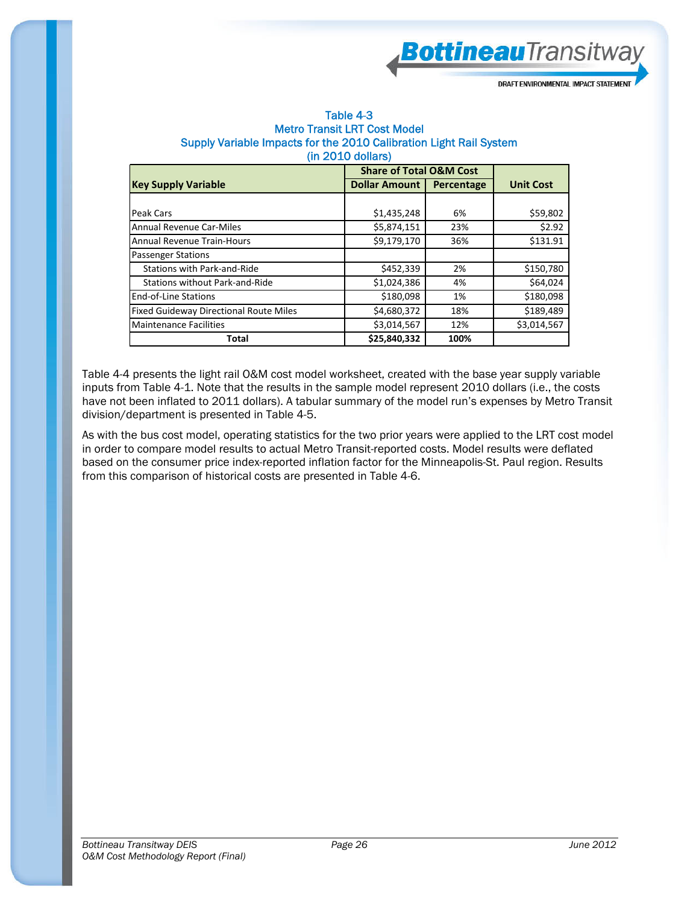Table 4-3
Metro Transit LRT Cost Model
Supply Variable Impacts for the 2010 Calibration Light Rail System
(in 2010 dollars)

| Key Supply Variable | Share of Total O&M Cost | | Unit Cost |
|---|---|---|---|
| | Dollar Amount | Percentage | |
| Peak Cars | $1,435,248 | 6% | $59,802 |
| Annual Revenue Car-Miles | $5,874,151 | 23% | $2.92 |
| Annual Revenue Train-Hours | $9,179,170 | 36% | $131.91 |
| Passenger Stations | | | |
| Stations with Park-and-Ride | $452,339 | 2% | $150,780 |
| Stations without Park-and-Ride | $1,024,386 | 4% | $64,024 |
| End-of-Line Stations | $180,098 | 1% | $180,098 |
| Fixed Guideway Directional Route Miles | $4,680,372 | 18% | $189,489 |
| Maintenance Facilities | $3,014,567 | 12% | $3,014,567 |
| **Total** | **$25,840,332** | **100%** | |

Table 4-4 presents the light rail O&M cost model worksheet, created with the base year supply variable inputs from Table 4-1. Note that the results in the sample model represent 2010 dollars (i.e., the costs have not been inflated to 2011 dollars). A tabular summary of the model run's expenses by Metro Transit division/department is presented in Table 4-5.

As with the bus cost model, operating statistics for the two prior years were applied to the LRT cost model in order to compare model results to actual Metro Transit-reported costs. Model results were deflated based on the consumer price index-reported inflation factor for the Minneapolis-St. Paul region. Results from this comparison of historical costs are presented in Table 4-6.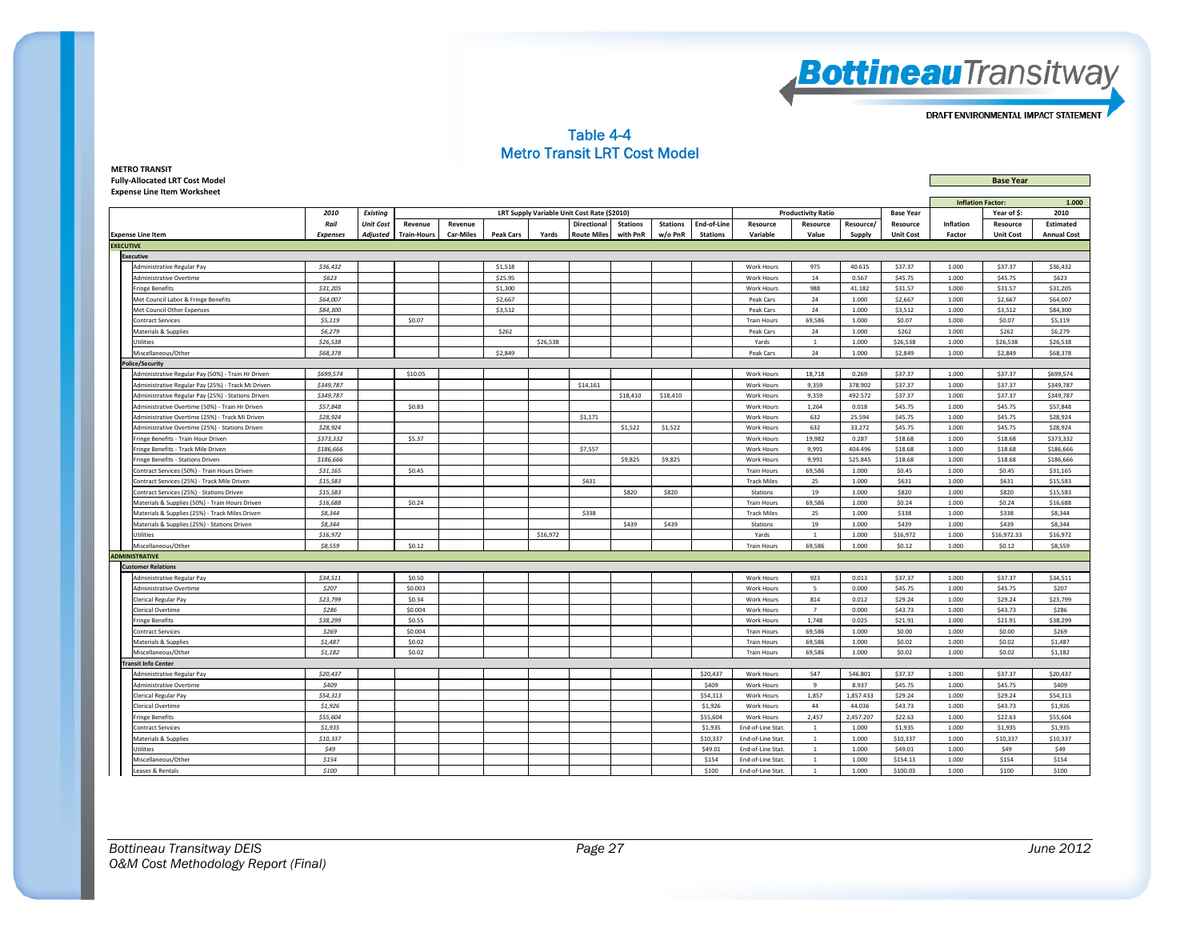# Table 4-4
## Metro Transit LRT Cost Model

**METRO TRANSIT**
**Fully-Allocated LRT Cost Model**
**Expense Line Item Worksheet**

| | | | | | | | | | | | | | | | | | | |
|---|---|---|---|---|---|---|---|---|---|---|---|---|---|---|---|---|---|---|
| | | | | | | | | | | | | | | | **Base Year** | | | |
| | | | | | | | | | | | | | | | **Inflation Factor:** | | | **1.000** |
| | **2010** | **Existing** | **LRT Supply Variable Unit Cost Rate ($2010)** | | | | | | | | **Productivity Ratio** | | | **Base Year** | | | **Year of $:** | **2010** |
| **Expense Line Item** | ***Rail Expenses*** | ***Unit Cost Adjusted*** | **Revenue Train-Hours** | **Revenue Car-Miles** | **Peak Cars** | **Yards** | **Directional Route Miles** | **Stations with PnR** | **Stations w/o PnR** | **End-of-Line Stations** | **Resource Variable** | **Resource Value** | **Resource/ Supply** | **Resource Unit Cost** | **Inflation Factor** | **Resource Unit Cost** | | **Estimated Annual Cost** |
| **EXECUTIVE** | | | | | | | | | | | | | | | | | | |
| **Executive** | | | | | | | | | | | | | | | | | | |
| Administrative Regular Pay | *$36,432* | | | | $1,518 | | | | | | Work Hours | 975 | 40.615 | $37.37 | 1.000 | $37.37 | | $36,432 |
| Administrative Overtime | *$623* | | | | $25.95 | | | | | | Work Hours | 14 | 0.567 | $45.75 | 1.000 | $45.75 | | $623 |
| Fringe Benefits | *$31,205* | | | | $1,300 | | | | | | Work Hours | 988 | 41.182 | $31.57 | 1.000 | $31.57 | | $31,205 |
| Met Council Labor & Fringe Benefits | *$64,007* | | | | $2,667 | | | | | | Peak Cars | 24 | 1.000 | $2,667 | 1.000 | $2,667 | | $64,007 |
| Met Council Other Expenses | *$84,300* | | | | $3,512 | | | | | | Peak Cars | 24 | 1.000 | $3,512 | 1.000 | $3,512 | | $84,300 |
| Contract Services | *$5,119* | | $0.07 | | | | | | | | Train Hours | 69,586 | 1.000 | $0.07 | 1.000 | $0.07 | | $5,119 |
| Materials & Supplies | *$6,279* | | | | $262 | | | | | | Peak Cars | 24 | 1.000 | $262 | 1.000 | $262 | | $6,279 |
| Utilities | *$26,538* | | | | | $26,538 | | | | | Yards | 1 | 1.000 | $26,538 | 1.000 | $26,538 | | $26,538 |
| Miscellaneous/Other | *$68,378* | | | | $2,849 | | | | | | Peak Cars | 24 | 1.000 | $2,849 | 1.000 | $2,849 | | $68,378 |
| **Police/Security** | | | | | | | | | | | | | | | | | | |
| Administrative Regular Pay (50%) - Train Hr Driven | *$699,574* | | $10.05 | | | | | | | | Work Hours | 18,718 | 0.269 | $37.37 | 1.000 | $37.37 | | $699,574 |
| Administrative Regular Pay (25%) - Track Mi Driven | *$349,787* | | | | | | $14,161 | | | | Work Hours | 9,359 | 378.902 | $37.37 | 1.000 | $37.37 | | $349,787 |
| Administrative Regular Pay (25%) - Stations Driven | *$349,787* | | | | | | | $18,410 | $18,410 | | Work Hours | 9,359 | 492.572 | $37.37 | 1.000 | $37.37 | | $349,787 |
| Administrative Overtime (50%) - Train Hr Driven | *$57,848* | | $0.83 | | | | | | | | Work Hours | 1,264 | 0.018 | $45.75 | 1.000 | $45.75 | | $57,848 |
| Administrative Overtime (25%) - Track Mi Driven | *$28,924* | | | | | | $1,171 | | | | Work Hours | 632 | 25.594 | $45.75 | 1.000 | $45.75 | | $28,924 |
| Administrative Overtime (25%) - Stations Driven | *$28,924* | | | | | | | $1,522 | $1,522 | | Work Hours | 632 | 33.272 | $45.75 | 1.000 | $45.75 | | $28,924 |
| Fringe Benefits - Train Hour Driven | *$373,332* | | $5.37 | | | | | | | | Work Hours | 19,982 | 0.287 | $18.68 | 1.000 | $18.68 | | $373,332 |
| Fringe Benefits - Track Mile Driven | *$186,666* | | | | | | $7,557 | | | | Work Hours | 9,991 | 404.496 | $18.68 | 1.000 | $18.68 | | $186,666 |
| Fringe Benefits - Stations Driven | *$186,666* | | | | | | | $9,825 | $9,825 | | Work Hours | 9,991 | 525.845 | $18.68 | 1.000 | $18.68 | | $186,666 |
| Contract Services (50%) - Train Hours Driven | *$31,165* | | $0.45 | | | | | | | | Train Hours | 69,586 | 1.000 | $0.45 | 1.000 | $0.45 | | $31,165 |
| Contract Services (25%) - Track Mile Driven | *$15,583* | | | | | | $631 | | | | Track Miles | 25 | 1.000 | $631 | 1.000 | $631 | | $15,583 |
| Contract Services (25%) - Stations Driven | *$15,583* | | | | | | | $820 | $820 | | Stations | 19 | 1.000 | $820 | 1.000 | $820 | | $15,583 |
| Materials & Supplies (50%) - Train Hours Driven | *$16,688* | | $0.24 | | | | | | | | Train Hours | 69,586 | 1.000 | $0.24 | 1.000 | $0.24 | | $16,688 |
| Materials & Supplies (25%) - Track Miles Driven | *$8,344* | | | | | | $338 | | | | Track Miles | 25 | 1.000 | $338 | 1.000 | $338 | | $8,344 |
| Materials & Supplies (25%) - Stations Driven | *$8,344* | | | | | | | $439 | $439 | | Stations | 19 | 1.000 | $439 | 1.000 | $439 | | $8,344 |
| Utilities | *$16,972* | | | | | $16,972 | | | | | Yards | 1 | 1.000 | $16,972 | 1.000 | $16,972.33 | | $16,972 |
| Miscellaneous/Other | *$8,559* | | $0.12 | | | | | | | | Train Hours | 69,586 | 1.000 | $0.12 | 1.000 | $0.12 | | $8,559 |
| **ADMINISTRATIVE** | | | | | | | | | | | | | | | | | | |
| **Customer Relations** | | | | | | | | | | | | | | | | | | |
| Administrative Regular Pay | *$34,511* | | $0.50 | | | | | | | | Work Hours | 923 | 0.013 | $37.37 | 1.000 | $37.37 | | $34,511 |
| Administrative Overtime | *$207* | | $0.003 | | | | | | | | Work Hours | 5 | 0.000 | $45.75 | 1.000 | $45.75 | | $207 |
| Clerical Regular Pay | *$23,799* | | $0.34 | | | | | | | | Work Hours | 814 | 0.012 | $29.24 | 1.000 | $29.24 | | $23,799 |
| Clerical Overtime | *$286* | | $0.004 | | | | | | | | Work Hours | 7 | 0.000 | $43.73 | 1.000 | $43.73 | | $286 |
| Fringe Benefits | *$38,299* | | $0.55 | | | | | | | | Work Hours | 1,748 | 0.025 | $21.91 | 1.000 | $21.91 | | $38,299 |
| Contract Services | *$269* | | $0.004 | | | | | | | | Train Hours | 69,586 | 1.000 | $0.00 | 1.000 | $0.00 | | $269 |
| Materials & Supplies | *$1,487* | | $0.02 | | | | | | | | Train Hours | 69,586 | 1.000 | $0.02 | 1.000 | $0.02 | | $1,487 |
| Miscellaneous/Other | *$1,182* | | $0.02 | | | | | | | | Train Hours | 69,586 | 1.000 | $0.02 | 1.000 | $0.02 | | $1,182 |
| **Transit Info Center** | | | | | | | | | | | | | | | | | | |
| Administrative Regular Pay | *$20,437* | | | | | | | | | $20,437 | Work Hours | 547 | 546.801 | $37.37 | 1.000 | $37.37 | | $20,437 |
| Administrative Overtime | *$409* | | | | | | | | | $409 | Work Hours | 9 | 8.937 | $45.75 | 1.000 | $45.75 | | $409 |
| Clerical Regular Pay | *$54,313* | | | | | | | | | $54,313 | Work Hours | 1,857 | 1,857.433 | $29.24 | 1.000 | $29.24 | | $54,313 |
| Clerical Overtime | *$1,926* | | | | | | | | | $1,926 | Work Hours | 44 | 44.036 | $43.73 | 1.000 | $43.73 | | $1,926 |
| Fringe Benefits | *$55,604* | | | | | | | | | $55,604 | Work Hours | 2,457 | 2,457.207 | $22.63 | 1.000 | $22.63 | | $55,604 |
| Contract Services | *$1,935* | | | | | | | | | $1,935 | End-of-Line Stat. | 1 | 1.000 | $1,935 | 1.000 | $1,935 | | $1,935 |
| Materials & Supplies | *$10,337* | | | | | | | | | $10,337 | End-of-Line Stat. | 1 | 1.000 | $10,337 | 1.000 | $10,337 | | $10,337 |
| Utilities | *$49* | | | | | | | | | $49.01 | End-of-Line Stat. | 1 | 1.000 | $49.01 | 1.000 | $49 | | $49 |
| Miscellaneous/Other | *$154* | | | | | | | | | $154 | End-of-Line Stat. | 1 | 1.000 | $154.13 | 1.000 | $154 | | $154 |
| Leases & Rentals | *$100* | | | | | | | | | $100 | End-of-Line Stat. | 1 | 1.000 | $100.03 | 1.000 | $100 | | $100 |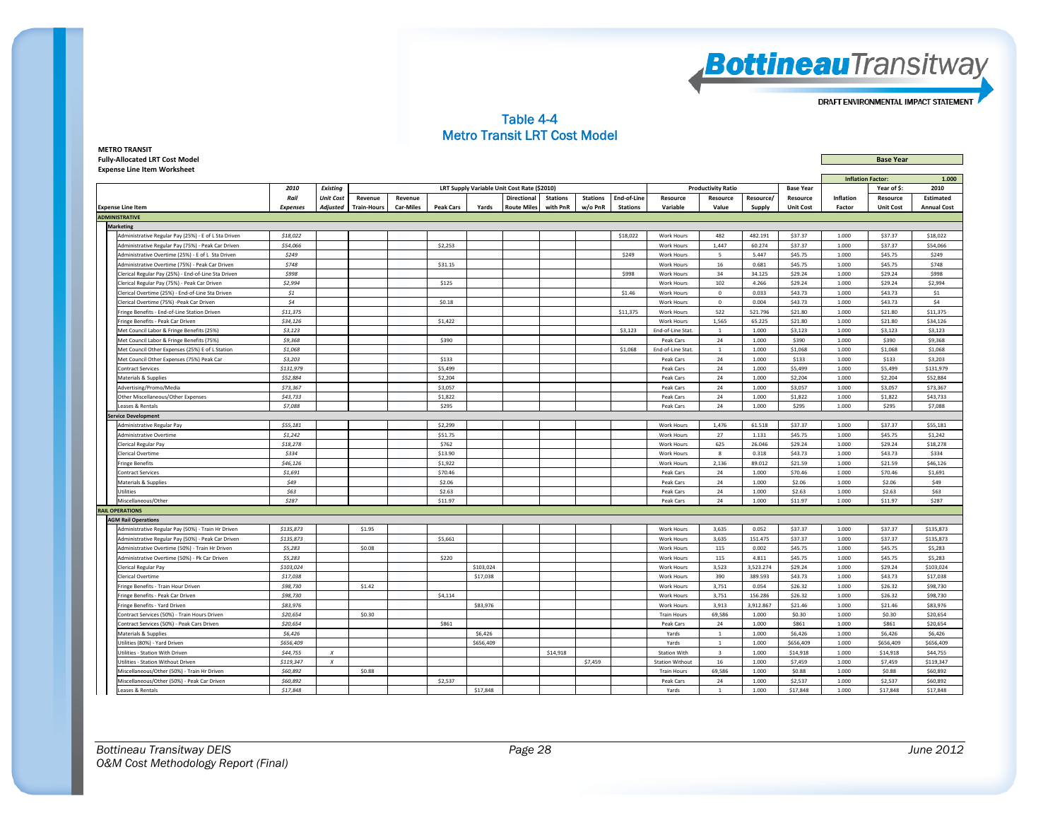# Table 4-4
## Metro Transit LRT Cost Model

**METRO TRANSIT**
**Fully-Allocated LRT Cost Model**
**Expense Line Item Worksheet**

**Base Year**

Inflation Factor: 1.000

| Expense Line Item | 2010 Rail Expenses | Existing Unit Cost Adjusted | Revenue Train-Hours | Revenue Car-Miles | Peak Cars | Yards | Directional Route Miles | Stations with PnR | Stations w/o PnR | End-of-Line Stations | Resource Variable | Resource Value | Resource/ Supply | Base Year Resource Unit Cost | Inflation Factor | Year of $: 2010 Resource Unit Cost | Estimated Annual Cost |
|---|---|---|---|---|---|---|---|---|---|---|---|---|---|---|---|---|---|
| | | | LRT Supply Variable Unit Cost Rate ($2010) | | | | | | | | Productivity Ratio | | | | | | |
| **ADMINISTRATIVE** | | | | | | | | | | | | | | | | | |
| **Marketing** | | | | | | | | | | | | | | | | | |
| Administrative Regular Pay (25%) - E of L Sta Driven | $18,022 | | | | | | | | | $18,022 | Work Hours | 482 | 482.191 | $37.37 | 1.000 | $37.37 | $18,022 |
| Administrative Regular Pay (75%) - Peak Car Driven | $54,066 | | | | $2,253 | | | | | | Work Hours | 1,447 | 60.274 | $37.37 | 1.000 | $37.37 | $54,066 |
| Administrative Overtime (25%) - E of L Sta Driven | $249 | | | | | | | | | $249 | Work Hours | 5 | 5.447 | $45.75 | 1.000 | $45.75 | $249 |
| Administrative Overtime (75%) - Peak Car Driven | $748 | | | | $31.15 | | | | | | Work Hours | 16 | 0.681 | $45.75 | 1.000 | $45.75 | $748 |
| Clerical Regular Pay (25%) - End-of-Line Sta Driven | $998 | | | | | | | | | $998 | Work Hours | 34 | 34.125 | $29.24 | 1.000 | $29.24 | $998 |
| Clerical Regular Pay (75%) - Peak Car Driven | $2,994 | | | | $125 | | | | | | Work Hours | 102 | 4.266 | $29.24 | 1.000 | $29.24 | $2,994 |
| Clerical Overtime (25%) - End-of-Line Sta Driven | $1 | | | | | | | | | $1.46 | Work Hours | 0 | 0.033 | $43.73 | 1.000 | $43.73 | $1 |
| Clerical Overtime (75%) -Peak Car Driven | $4 | | | | $0.18 | | | | | | Work Hours | 0 | 0.004 | $43.73 | 1.000 | $43.73 | $4 |
| Fringe Benefits - End-of-Line Station Driven | $11,375 | | | | | | | | | $11,375 | Work Hours | 522 | 521.796 | $21.80 | 1.000 | $21.80 | $11,375 |
| Fringe Benefits - Peak Car Driven | $34,126 | | | | $1,422 | | | | | | Work Hours | 1,565 | 65.225 | $21.80 | 1.000 | $21.80 | $34,126 |
| Met Council Labor & Fringe Benefits (25%) | $3,123 | | | | | | | | | $3,123 | End-of-Line Stat. | 1 | 1.000 | $3,123 | 1.000 | $3,123 | $3,123 |
| Met Council Labor & Fringe Benefits (75%) | $9,368 | | | | $390 | | | | | | Peak Cars | 24 | 1.000 | $390 | 1.000 | $390 | $9,368 |
| Met Council Other Expenses (25%) E of L Station | $1,068 | | | | | | | | | $1,068 | End-of-Line Stat. | 1 | 1.000 | $1,068 | 1.000 | $1,068 | $1,068 |
| Met Council Other Expenses (75%) Peak Car | $3,203 | | | | $133 | | | | | | Peak Cars | 24 | 1.000 | $133 | 1.000 | $133 | $3,203 |
| Contract Services | $131,979 | | | | $5,499 | | | | | | Peak Cars | 24 | 1.000 | $5,499 | 1.000 | $5,499 | $131,979 |
| Materials & Supplies | $52,884 | | | | $2,204 | | | | | | Peak Cars | 24 | 1.000 | $2,204 | 1.000 | $2,204 | $52,884 |
| Advertising/Promo/Media | $73,367 | | | | $3,057 | | | | | | Peak Cars | 24 | 1.000 | $3,057 | 1.000 | $3,057 | $73,367 |
| Other Miscellaneous/Other Expenses | $43,733 | | | | $1,822 | | | | | | Peak Cars | 24 | 1.000 | $1,822 | 1.000 | $1,822 | $43,733 |
| Leases & Rentals | $7,088 | | | | $295 | | | | | | Peak Cars | 24 | 1.000 | $295 | 1.000 | $295 | $7,088 |
| **Service Development** | | | | | | | | | | | | | | | | | |
| Administrative Regular Pay | $55,181 | | | | $2,299 | | | | | | Work Hours | 1,476 | 61.518 | $37.37 | 1.000 | $37.37 | $55,181 |
| Administrative Overtime | $1,242 | | | | $51.75 | | | | | | Work Hours | 27 | 1.131 | $45.75 | 1.000 | $45.75 | $1,242 |
| Clerical Regular Pay | $18,278 | | | | $762 | | | | | | Work Hours | 625 | 26.046 | $29.24 | 1.000 | $29.24 | $18,278 |
| Clerical Overtime | $334 | | | | $13.90 | | | | | | Work Hours | 8 | 0.318 | $43.73 | 1.000 | $43.73 | $334 |
| Fringe Benefits | $46,126 | | | | $1,922 | | | | | | Work Hours | 2,136 | 89.012 | $21.59 | 1.000 | $21.59 | $46,126 |
| Contract Services | $1,691 | | | | $70.46 | | | | | | Peak Cars | 24 | 1.000 | $70.46 | 1.000 | $70.46 | $1,691 |
| Materials & Supplies | $49 | | | | $2.06 | | | | | | Peak Cars | 24 | 1.000 | $2.06 | 1.000 | $2.06 | $49 |
| Utilities | $63 | | | | $2.63 | | | | | | Peak Cars | 24 | 1.000 | $2.63 | 1.000 | $2.63 | $63 |
| Miscellaneous/Other | $287 | | | | $11.97 | | | | | | Peak Cars | 24 | 1.000 | $11.97 | 1.000 | $11.97 | $287 |
| **RAIL OPERATIONS** | | | | | | | | | | | | | | | | | |
| **AGM Rail Operations** | | | | | | | | | | | | | | | | | |
| Administrative Regular Pay (50%) - Train Hr Driven | $135,873 | | $1.95 | | | | | | | | Work Hours | 3,635 | 0.052 | $37.37 | 1.000 | $37.37 | $135,873 |
| Administrative Regular Pay (50%) - Peak Car Driven | $135,873 | | | | $5,661 | | | | | | Work Hours | 3,635 | 151.475 | $37.37 | 1.000 | $37.37 | $135,873 |
| Administrative Overtime (50%) - Train Hr Driven | $5,283 | | $0.08 | | | | | | | | Work Hours | 115 | 0.002 | $45.75 | 1.000 | $45.75 | $5,283 |
| Administrative Overtime (50%) - Pk Car Driven | $5,283 | | | | $220 | | | | | | Work Hours | 115 | 4.811 | $45.75 | 1.000 | $45.75 | $5,283 |
| Clerical Regular Pay | $103,024 | | | | | $103,024 | | | | | Work Hours | 3,523 | 3,523.274 | $29.24 | 1.000 | $29.24 | $103,024 |
| Clerical Overtime | $17,038 | | | | | $17,038 | | | | | Work Hours | 390 | 389.593 | $43.73 | 1.000 | $43.73 | $17,038 |
| Fringe Benefits - Train Hour Driven | $98,730 | | $1.42 | | | | | | | | Work Hours | 3,751 | 0.054 | $26.32 | 1.000 | $26.32 | $98,730 |
| Fringe Benefits - Peak Car Driven | $98,730 | | | | $4,114 | | | | | | Work Hours | 3,751 | 156.286 | $26.32 | 1.000 | $26.32 | $98,730 |
| Fringe Benefits - Yard Driven | $83,976 | | | | | $83,976 | | | | | Work Hours | 3,913 | 3,912.867 | $21.46 | 1.000 | $21.46 | $83,976 |
| Contract Services (50%) - Train Hours Driven | $20,654 | | $0.30 | | | | | | | | Train Hours | 69,586 | 1.000 | $0.30 | 1.000 | $0.30 | $20,654 |
| Contract Services (50%) - Peak Cars Driven | $20,654 | | | | $861 | | | | | | Peak Cars | 24 | 1.000 | $861 | 1.000 | $861 | $20,654 |
| Materials & Supplies | $6,426 | | | | | $6,426 | | | | | Yards | 1 | 1.000 | $6,426 | 1.000 | $6,426 | $6,426 |
| Utilities (80%) - Yard Driven | $656,409 | | | | | $656,409 | | | | | Yards | 1 | 1.000 | $656,409 | 1.000 | $656,409 | $656,409 |
| Utilities - Station With Driven | $44,755 | X | | | | | | $14,918 | | | Station With | 3 | 1.000 | $14,918 | 1.000 | $14,918 | $44,755 |
| Utilities - Station Without Driven | $119,347 | X | | | | | | | $7,459 | | Station Without | 16 | 1.000 | $7,459 | 1.000 | $7,459 | $119,347 |
| Miscellaneous/Other (50%) - Train Hr Driven | $60,892 | | $0.88 | | | | | | | | Train Hours | 69,586 | 1.000 | $0.88 | 1.000 | $0.88 | $60,892 |
| Miscellaneous/Other (50%) - Peak Car Driven | $60,892 | | | | $2,537 | | | | | | Peak Cars | 24 | 1.000 | $2,537 | 1.000 | $2,537 | $60,892 |
| Leases & Rentals | $17,848 | | | | | $17,848 | | | | | Yards | 1 | 1.000 | $17,848 | 1.000 | $17,848 | $17,848 |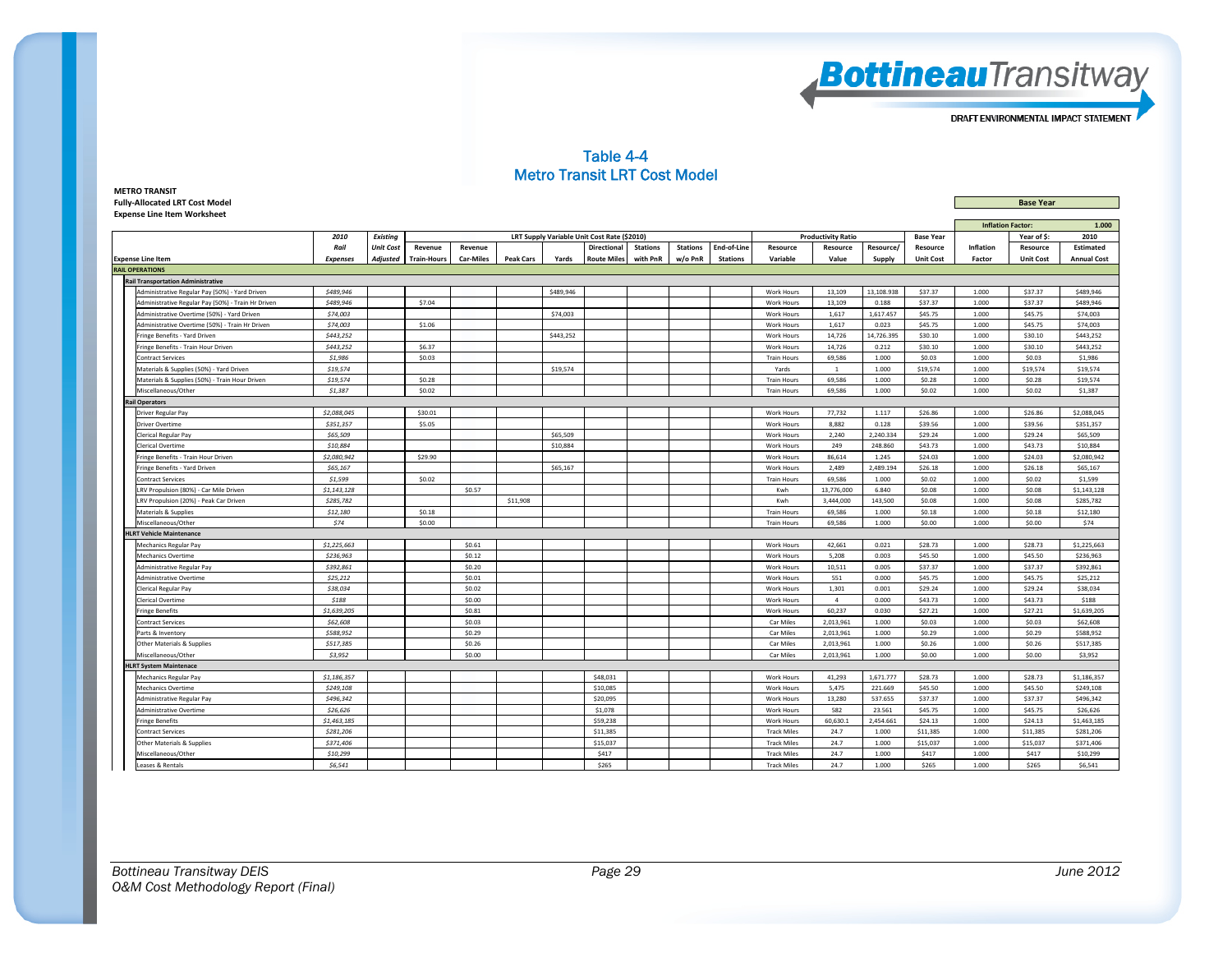## Table 4-4
## Metro Transit LRT Cost Model

**METRO TRANSIT**
**Fully-Allocated LRT Cost Model**
**Expense Line Item Worksheet**

| | | | | | | | | | | | | | | | | | |
|---|---|---|---|---|---|---|---|---|---|---|---|---|---|---|---|---|---|
| | | | | | | | | | | | | | | | **Base Year** | | |
| | | | | | | | | | | | | | | | **Inflation Factor:** | | **1.000** |
| | **2010** | **Existing** | **LRT Supply Variable Unit Cost Rate ($2010)** | | | | | | | | **Productivity Ratio** | | | **Base Year** | | **Year of $:** | **2010** |
| | **Rail** | **Unit Cost** | **Revenue** | **Revenue** | | | **Directional** | **Stations** | **Stations** | **End-of-Line** | **Resource** | **Resource** | **Resource/** | **Resource** | **Inflation** | **Resource** | **Estimated** |
| **Expense Line Item** | **Expenses** | **Adjusted** | **Train-Hours** | **Car-Miles** | **Peak Cars** | **Yards** | **Route Miles** | **with PnR** | **w/o PnR** | **Stations** | **Variable** | **Value** | **Supply** | **Unit Cost** | **Factor** | **Unit Cost** | **Annual Cost** |
| **RAIL OPERATIONS** | | | | | | | | | | | | | | | | | |
| **Rail Transportation Administrative** | | | | | | | | | | | | | | | | | |
| Administrative Regular Pay (50%) - Yard Driven | $489,946 | | | | | $489,946 | | | | | Work Hours | 13,109 | 13,108.938 | $37.37 | 1.000 | $37.37 | $489,946 |
| Administrative Regular Pay (50%) - Train Hr Driven | $489,946 | | $7.04 | | | | | | | | Work Hours | 13,109 | 0.188 | $37.37 | 1.000 | $37.37 | $489,946 |
| Administrative Overtime (50%) - Yard Driven | $74,003 | | | | | $74,003 | | | | | Work Hours | 1,617 | 1,617.457 | $45.75 | 1.000 | $45.75 | $74,003 |
| Administrative Overtime (50%) - Train Hr Driven | $74,003 | | $1.06 | | | | | | | | Work Hours | 1,617 | 0.023 | $45.75 | 1.000 | $45.75 | $74,003 |
| Fringe Benefits - Yard Driven | $443,252 | | | | | $443,252 | | | | | Work Hours | 14,726 | 14,726.395 | $30.10 | 1.000 | $30.10 | $443,252 |
| Fringe Benefits - Train Hour Driven | $443,252 | | $6.37 | | | | | | | | Work Hours | 14,726 | 0.212 | $30.10 | 1.000 | $30.10 | $443,252 |
| Contract Services | $1,986 | | $0.03 | | | | | | | | Train Hours | 69,586 | 1.000 | $0.03 | 1.000 | $0.03 | $1,986 |
| Materials & Supplies (50%) - Yard Driven | $19,574 | | | | | $19,574 | | | | | Yards | 1 | 1.000 | $19,574 | 1.000 | $19,574 | $19,574 |
| Materials & Supplies (50%) - Train Hour Driven | $19,574 | | $0.28 | | | | | | | | Train Hours | 69,586 | 1.000 | $0.28 | 1.000 | $0.28 | $19,574 |
| Miscellaneous/Other | $1,387 | | $0.02 | | | | | | | | Train Hours | 69,586 | 1.000 | $0.02 | 1.000 | $0.02 | $1,387 |
| **Rail Operators** | | | | | | | | | | | | | | | | | |
| Driver Regular Pay | $2,088,045 | | $30.01 | | | | | | | | Work Hours | 77,732 | 1.117 | $26.86 | 1.000 | $26.86 | $2,088,045 |
| Driver Overtime | $351,357 | | $5.05 | | | | | | | | Work Hours | 8,882 | 0.128 | $39.56 | 1.000 | $39.56 | $351,357 |
| Clerical Regular Pay | $65,509 | | | | | $65,509 | | | | | Work Hours | 2,240 | 2,240.334 | $29.24 | 1.000 | $29.24 | $65,509 |
| Clerical Overtime | $10,884 | | | | | $10,884 | | | | | Work Hours | 249 | 248.860 | $43.73 | 1.000 | $43.73 | $10,884 |
| Fringe Benefits - Train Hour Driven | $2,080,942 | | $29.90 | | | | | | | | Work Hours | 86,614 | 1.245 | $24.03 | 1.000 | $24.03 | $2,080,942 |
| Fringe Benefits - Yard Driven | $65,167 | | | | | $65,167 | | | | | Work Hours | 2,489 | 2,489.194 | $26.18 | 1.000 | $26.18 | $65,167 |
| Contract Services | $1,599 | | $0.02 | | | | | | | | Train Hours | 69,586 | 1.000 | $0.02 | 1.000 | $0.02 | $1,599 |
| LRV Propulsion (80%) - Car Mile Driven | $1,143,128 | | | $0.57 | | | | | | | Kwh | 13,776,000 | 6.840 | $0.08 | 1.000 | $0.08 | $1,143,128 |
| LRV Propulsion (20%) - Peak Car Driven | $285,782 | | | | $11,908 | | | | | | Kwh | 3,444,000 | 143,500 | $0.08 | 1.000 | $0.08 | $285,782 |
| Materials & Supplies | $12,180 | | $0.18 | | | | | | | | Train Hours | 69,586 | 1.000 | $0.18 | 1.000 | $0.18 | $12,180 |
| Miscellaneous/Other | $74 | | $0.00 | | | | | | | | Train Hours | 69,586 | 1.000 | $0.00 | 1.000 | $0.00 | $74 |
| **HLRT Vehicle Maintenance** | | | | | | | | | | | | | | | | | |
| Mechanics Regular Pay | $1,225,663 | | | $0.61 | | | | | | | Work Hours | 42,661 | 0.021 | $28.73 | 1.000 | $28.73 | $1,225,663 |
| Mechanics Overtime | $236,963 | | | $0.12 | | | | | | | Work Hours | 5,208 | 0.003 | $45.50 | 1.000 | $45.50 | $236,963 |
| Administrative Regular Pay | $392,861 | | | $0.20 | | | | | | | Work Hours | 10,511 | 0.005 | $37.37 | 1.000 | $37.37 | $392,861 |
| Administrative Overtime | $25,212 | | | $0.01 | | | | | | | Work Hours | 551 | 0.000 | $45.75 | 1.000 | $45.75 | $25,212 |
| Clerical Regular Pay | $38,034 | | | $0.02 | | | | | | | Work Hours | 1,301 | 0.001 | $29.24 | 1.000 | $29.24 | $38,034 |
| Clerical Overtime | $188 | | | $0.00 | | | | | | | Work Hours | 4 | 0.000 | $43.73 | 1.000 | $43.73 | $188 |
| Fringe Benefits | $1,639,205 | | | $0.81 | | | | | | | Work Hours | 60,237 | 0.030 | $27.21 | 1.000 | $27.21 | $1,639,205 |
| Contract Services | $62,608 | | | $0.03 | | | | | | | Car Miles | 2,013,961 | 1.000 | $0.03 | 1.000 | $0.03 | $62,608 |
| Parts & Inventory | $588,952 | | | $0.29 | | | | | | | Car Miles | 2,013,961 | 1.000 | $0.29 | 1.000 | $0.29 | $588,952 |
| Other Materials & Supplies | $517,385 | | | $0.26 | | | | | | | Car Miles | 2,013,961 | 1.000 | $0.26 | 1.000 | $0.26 | $517,385 |
| Miscellaneous/Other | $3,952 | | | $0.00 | | | | | | | Car Miles | 2,013,961 | 1.000 | $0.00 | 1.000 | $0.00 | $3,952 |
| **HLRT System Maintenance** | | | | | | | | | | | | | | | | | |
| Mechanics Regular Pay | $1,186,357 | | | | | | $48,031 | | | | Work Hours | 41,293 | 1,671.777 | $28.73 | 1.000 | $28.73 | $1,186,357 |
| Mechanics Overtime | $249,108 | | | | | | $10,085 | | | | Work Hours | 5,475 | 221.669 | $45.50 | 1.000 | $45.50 | $249,108 |
| Administrative Regular Pay | $496,342 | | | | | | $20,095 | | | | Work Hours | 13,280 | 537.655 | $37.37 | 1.000 | $37.37 | $496,342 |
| Administrative Overtime | $26,626 | | | | | | $1,078 | | | | Work Hours | 582 | 23.561 | $45.75 | 1.000 | $45.75 | $26,626 |
| Fringe Benefits | $1,463,185 | | | | | | $59,238 | | | | Work Hours | 60,630.1 | 2,454.661 | $24.13 | 1.000 | $24.13 | $1,463,185 |
| Contract Services | $281,206 | | | | | | $11,385 | | | | Track Miles | 24.7 | 1.000 | $11,385 | 1.000 | $11,385 | $281,206 |
| Other Materials & Supplies | $371,406 | | | | | | $15,037 | | | | Track Miles | 24.7 | 1.000 | $15,037 | 1.000 | $15,037 | $371,406 |
| Miscellaneous/Other | $10,299 | | | | | | $417 | | | | Track Miles | 24.7 | 1.000 | $417 | 1.000 | $417 | $10,299 |
| Leases & Rentals | $6,541 | | | | | | $265 | | | | Track Miles | 24.7 | 1.000 | $265 | 1.000 | $265 | $6,541 |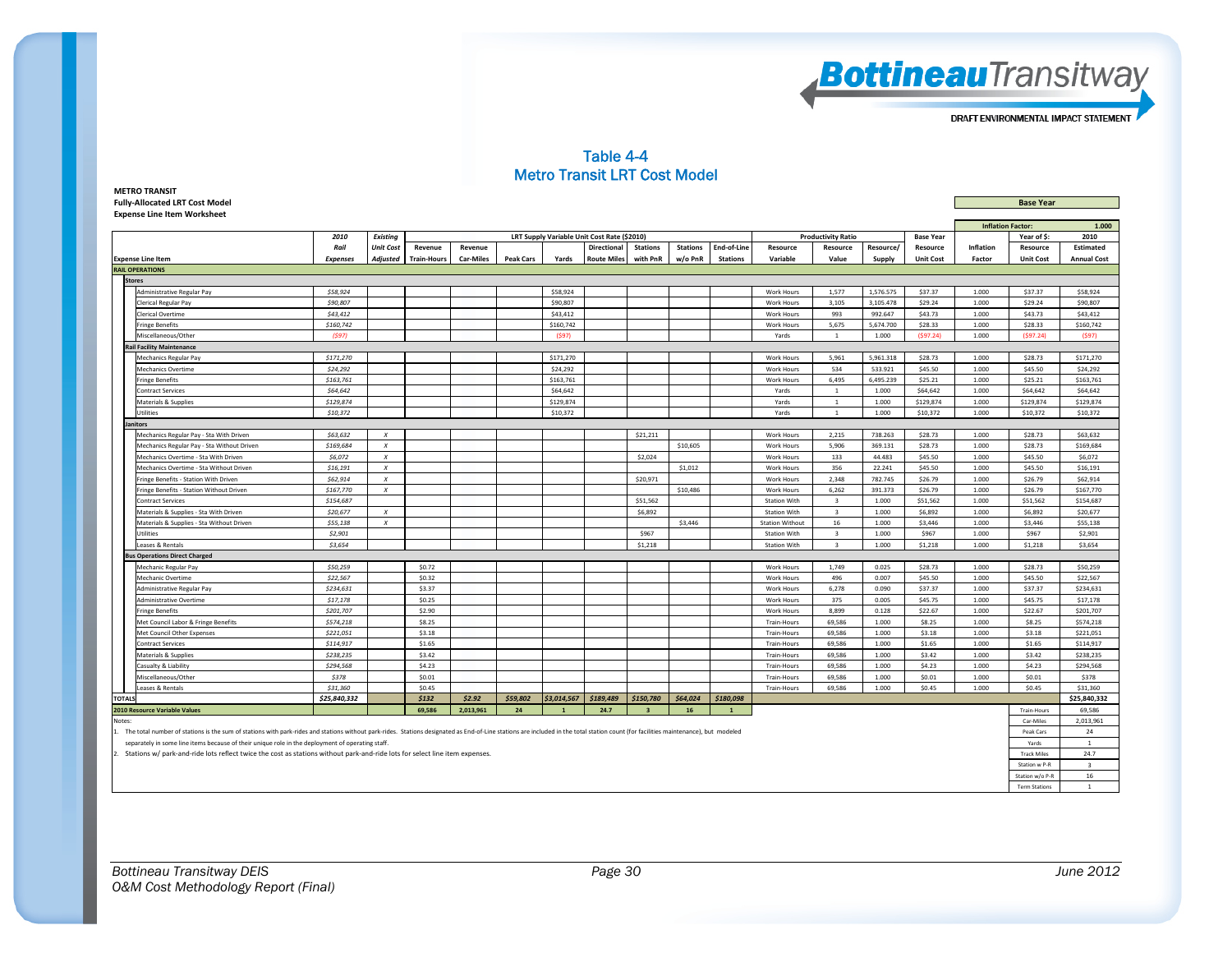# Table 4-4
## Metro Transit LRT Cost Model

**METRO TRANSIT**
**Fully-Allocated LRT Cost Model**
**Expense Line Item Worksheet**

| | | | | | | | | | | | | | | | | | | |
|---|---|---|---|---|---|---|---|---|---|---|---|---|---|---|---|---|---|---|
| | | | | | | | | | | | | | | | | Base Year | | |
| | | | | | | | | | | | | | | | | Inflation Factor: | | 1.000 |
| | 2010 | Existing | LRT Supply Variable Unit Cost Rate ($2010) | | | | | | | | | Productivity Ratio | | | Base Year | | Year of $: | 2010 |
| | Rail | Unit Cost | Revenue | Revenue | | | Directional | Stations | Stations | End-of-Line | Resource | Resource | Resource/ | Resource | Inflation | Resource | Estimated |
| Expense Line Item | Expenses | Adjusted | Train-Hours | Car-Miles | Peak Cars | Yards | Route Miles | with PnR | w/o PnR | Stations | Variable | Value | Supply | Unit Cost | Factor | Unit Cost | Annual Cost |
| **RAIL OPERATIONS** | | | | | | | | | | | | | | | | | |
| **Stores** | | | | | | | | | | | | | | | | | |
| Administrative Regular Pay | $58,924 | | | | | $58,924 | | | | | Work Hours | 1,577 | 1,576.575 | $37.37 | 1.000 | $37.37 | $58,924 |
| Clerical Regular Pay | $90,807 | | | | | $90,807 | | | | | Work Hours | 3,105 | 3,105.478 | $29.24 | 1.000 | $29.24 | $90,807 |
| Clerical Overtime | $43,412 | | | | | $43,412 | | | | | Work Hours | 993 | 992.647 | $43.73 | 1.000 | $43.73 | $43,412 |
| Fringe Benefits | $160,742 | | | | | $160,742 | | | | | Work Hours | 5,675 | 5,674.700 | $28.33 | 1.000 | $28.33 | $160,742 |
| Miscellaneous/Other | ($97) | | | | | ($97) | | | | | Yards | 1 | 1.000 | ($97.24) | 1.000 | ($97.24) | ($97) |
| **Rail Facility Maintenance** | | | | | | | | | | | | | | | | | |
| Mechanics Regular Pay | $171,270 | | | | | $171,270 | | | | | Work Hours | 5,961 | 5,961.318 | $28.73 | 1.000 | $28.73 | $171,270 |
| Mechanics Overtime | $24,292 | | | | | $24,292 | | | | | Work Hours | 534 | 533.921 | $45.50 | 1.000 | $45.50 | $24,292 |
| Fringe Benefits | $163,761 | | | | | $163,761 | | | | | Work Hours | 6,495 | 6,495.239 | $25.21 | 1.000 | $25.21 | $163,761 |
| Contract Services | $64,642 | | | | | $64,642 | | | | | Yards | 1 | 1.000 | $64,642 | 1.000 | $64,642 | $64,642 |
| Materials & Supplies | $129,874 | | | | | $129,874 | | | | | Yards | 1 | 1.000 | $129,874 | 1.000 | $129,874 | $129,874 |
| Utilities | $10,372 | | | | | $10,372 | | | | | Yards | 1 | 1.000 | $10,372 | 1.000 | $10,372 | $10,372 |
| **Janitors** | | | | | | | | | | | | | | | | | |
| Mechanics Regular Pay - Sta With Driven | $63,632 | X | | | | | | $21,211 | | | Work Hours | 2,215 | 738.263 | $28.73 | 1.000 | $28.73 | $63,632 |
| Mechanics Regular Pay - Sta Without Driven | $169,684 | X | | | | | | | $10,605 | | Work Hours | 5,906 | 369.131 | $28.73 | 1.000 | $28.73 | $169,684 |
| Mechanics Overtime - Sta With Driven | $6,072 | X | | | | | | $2,024 | | | Work Hours | 133 | 44.483 | $45.50 | 1.000 | $45.50 | $6,072 |
| Mechanics Overtime - Sta Without Driven | $16,191 | X | | | | | | | $1,012 | | Work Hours | 356 | 22.241 | $45.50 | 1.000 | $45.50 | $16,191 |
| Fringe Benefits - Station With Driven | $62,914 | X | | | | | | $20,971 | | | Work Hours | 2,348 | 782.745 | $26.79 | 1.000 | $26.79 | $62,914 |
| Fringe Benefits - Station Without Driven | $167,770 | X | | | | | | | $10,486 | | Work Hours | 6,262 | 391.373 | $26.79 | 1.000 | $26.79 | $167,770 |
| Contract Services | $154,687 | | | | | | | $51,562 | | | Station With | 3 | 1.000 | $51,562 | 1.000 | $51,562 | $154,687 |
| Materials & Supplies - Sta With Driven | $20,677 | X | | | | | | $6,892 | | | Station With | 3 | 1.000 | $6,892 | 1.000 | $6,892 | $20,677 |
| Materials & Supplies - Sta Without Driven | $55,138 | X | | | | | | | $3,446 | | Station Without | 16 | 1.000 | $3,446 | 1.000 | $3,446 | $55,138 |
| Utilities | $2,901 | | | | | | | $967 | | | Station With | 3 | 1.000 | $967 | 1.000 | $967 | $2,901 |
| Leases & Rentals | $3,654 | | | | | | | $1,218 | | | Station With | 3 | 1.000 | $1,218 | 1.000 | $1,218 | $3,654 |
| **Bus Operations Direct Charged** | | | | | | | | | | | | | | | | | |
| Mechanic Regular Pay | $50,259 | | $0.72 | | | | | | | | Work Hours | 1,749 | 0.025 | $28.73 | 1.000 | $28.73 | $50,259 |
| Mechanic Overtime | $22,567 | | $0.32 | | | | | | | | Work Hours | 496 | 0.007 | $45.50 | 1.000 | $45.50 | $22,567 |
| Administrative Regular Pay | $234,631 | | $3.37 | | | | | | | | Work Hours | 6,278 | 0.090 | $37.37 | 1.000 | $37.37 | $234,631 |
| Administrative Overtime | $17,178 | | $0.25 | | | | | | | | Work Hours | 375 | 0.005 | $45.75 | 1.000 | $45.75 | $17,178 |
| Fringe Benefits | $201,707 | | $2.90 | | | | | | | | Work Hours | 8,899 | 0.128 | $22.67 | 1.000 | $22.67 | $201,707 |
| Met Council Labor & Fringe Benefits | $574,218 | | $8.25 | | | | | | | | Train-Hours | 69,586 | 1.000 | $8.25 | 1.000 | $8.25 | $574,218 |
| Met Council Other Expenses | $221,051 | | $3.18 | | | | | | | | Train-Hours | 69,586 | 1.000 | $3.18 | 1.000 | $3.18 | $221,051 |
| Contract Services | $114,917 | | $1.65 | | | | | | | | Train-Hours | 69,586 | 1.000 | $1.65 | 1.000 | $1.65 | $114,917 |
| Materials & Supplies | $238,235 | | $3.42 | | | | | | | | Train-Hours | 69,586 | 1.000 | $3.42 | 1.000 | $3.42 | $238,235 |
| Casualty & Liability | $294,568 | | $4.23 | | | | | | | | Train-Hours | 69,586 | 1.000 | $4.23 | 1.000 | $4.23 | $294,568 |
| Miscellaneous/Other | $378 | | $0.01 | | | | | | | | Train-Hours | 69,586 | 1.000 | $0.01 | 1.000 | $0.01 | $378 |
| Leases & Rentals | $31,360 | | $0.45 | | | | | | | | Train-Hours | 69,586 | 1.000 | $0.45 | 1.000 | $0.45 | $31,360 |
| **TOTALS** | **$25,840,332** | | **$132** | **$2.92** | **$59,802** | **$3,014,567** | **$189,489** | **$150,780** | **$64,024** | **$180,098** | | | | | | | **$25,840,332** |
| **2010 Resource Variable Values** | | | **69,586** | **2,013,961** | **24** | **1** | **24.7** | **3** | **16** | **1** | | | | | | | |

| | |
|---|---|
| Train-Hours | 69,586 |
| Car-Miles | 2,013,961 |
| Peak Cars | 24 |
| Yards | 1 |
| Track Miles | 24.7 |
| Station w P-R | 3 |
| Station w/o P-R | 16 |
| Term Stations | 1 |

Notes:

1. The total number of stations is the sum of stations with park-rides and stations without park-rides. Stations designated as End-of-Line stations are included in the total station count (for facilities maintenance), but modeled separately in some line items because of their unique role in the deployment of operating staff.
2. Stations w/ park-and-ride lots reflect twice the cost as stations without park-and-ride lots for select line item expenses.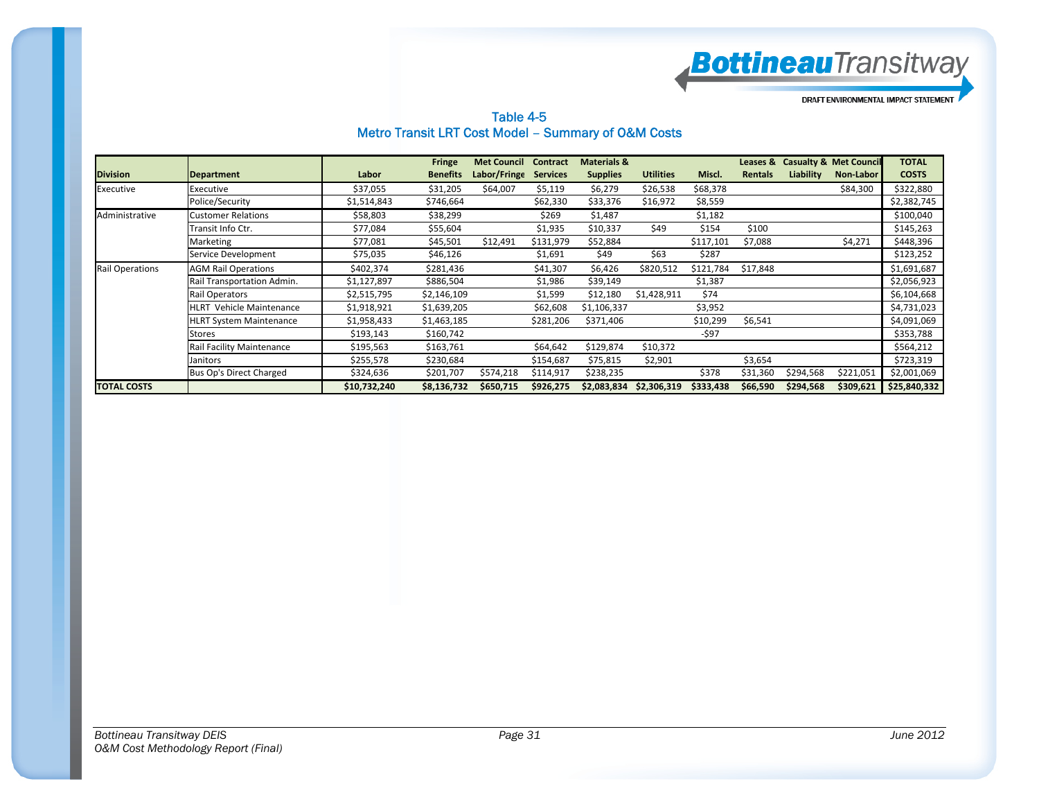# Table 4-5
## Metro Transit LRT Cost Model – Summary of O&M Costs

| Division | Department | Labor | Fringe Benefits | Met Council Labor/Fringe | Contract Services | Materials & Supplies | Utilities | Miscl. | Leases & Rentals | Casualty & Liability | Met Council Non-Labor | TOTAL COSTS |
|---|---|---|---|---|---|---|---|---|---|---|---|---|
| Executive | Executive | $37,055 | $31,205 | $64,007 | $5,119 | $6,279 | $26,538 | $68,378 | | | $84,300 | $322,880 |
| | Police/Security | $1,514,843 | $746,664 | | $62,330 | $33,376 | $16,972 | $8,559 | | | | $2,382,745 |
| Administrative | Customer Relations | $58,803 | $38,299 | | $269 | $1,487 | | $1,182 | | | | $100,040 |
| | Transit Info Ctr. | $77,084 | $55,604 | | $1,935 | $10,337 | $49 | $154 | $100 | | | $145,263 |
| | Marketing | $77,081 | $45,501 | $12,491 | $131,979 | $52,884 | | $117,101 | $7,088 | | $4,271 | $448,396 |
| | Service Development | $75,035 | $46,126 | | $1,691 | $49 | $63 | $287 | | | | $123,252 |
| Rail Operations | AGM Rail Operations | $402,374 | $281,436 | | $41,307 | $6,426 | $820,512 | $121,784 | $17,848 | | | $1,691,687 |
| | Rail Transportation Admin. | $1,127,897 | $886,504 | | $1,986 | $39,149 | | $1,387 | | | | $2,056,923 |
| | Rail Operators | $2,515,795 | $2,146,109 | | $1,599 | $12,180 | $1,428,911 | $74 | | | | $6,104,668 |
| | HLRT Vehicle Maintenance | $1,918,921 | $1,639,205 | | $62,608 | $1,106,337 | | $3,952 | | | | $4,731,023 |
| | HLRT System Maintenance | $1,958,433 | $1,463,185 | | $281,206 | $371,406 | | $10,299 | $6,541 | | | $4,091,069 |
| | Stores | $193,143 | $160,742 | | | | | -$97 | | | | $353,788 |
| | Rail Facility Maintenance | $195,563 | $163,761 | | $64,642 | $129,874 | $10,372 | | | | | $564,212 |
| | Janitors | $255,578 | $230,684 | | $154,687 | $75,815 | $2,901 | | $3,654 | | | $723,319 |
| | Bus Op's Direct Charged | $324,636 | $201,707 | $574,218 | $114,917 | $238,235 | | $378 | $31,360 | $294,568 | $221,051 | $2,001,069 |
| **TOTAL COSTS** | | **$10,732,240** | **$8,136,732** | **$650,715** | **$926,275** | **$2,083,834** | **$2,306,319** | **$333,438** | **$66,590** | **$294,568** | **$309,621** | **$25,840,332** |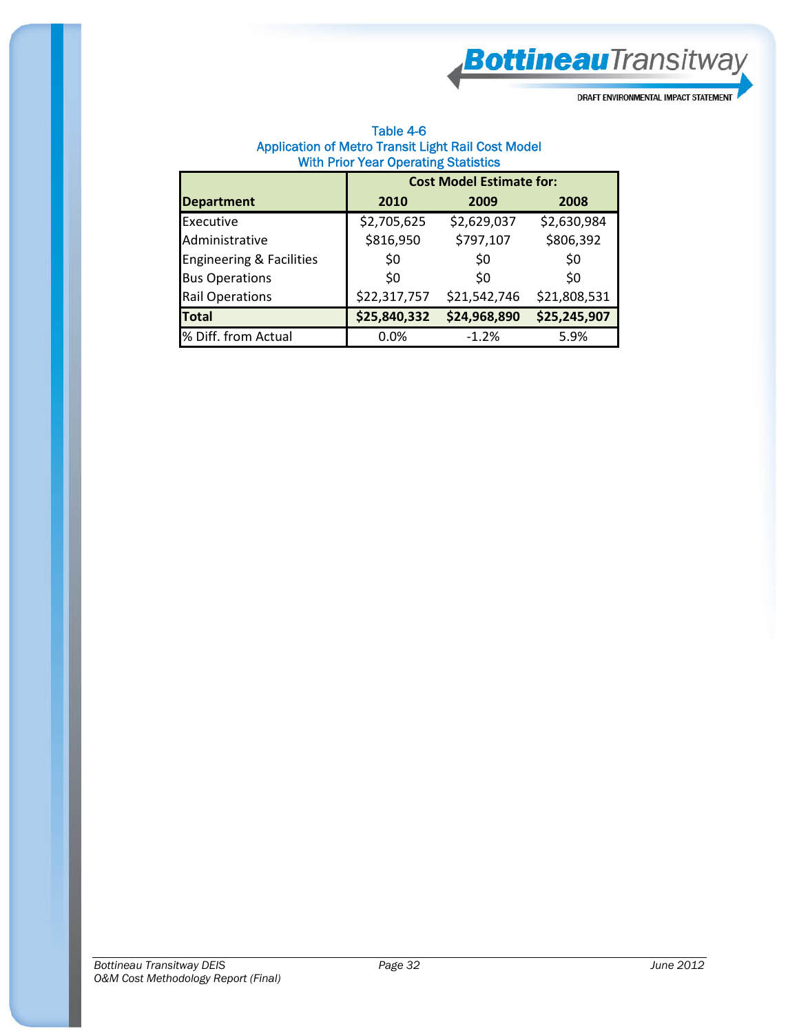Table 4-6
Application of Metro Transit Light Rail Cost Model
With Prior Year Operating Statistics

| Department | Cost Model Estimate for: | | |
|---|---|---|---|
| | 2010 | 2009 | 2008 |
| Executive | $2,705,625 | $2,629,037 | $2,630,984 |
| Administrative | $816,950 | $797,107 | $806,392 |
| Engineering & Facilities | $0 | $0 | $0 |
| Bus Operations | $0 | $0 | $0 |
| Rail Operations | $22,317,757 | $21,542,746 | $21,808,531 |
| **Total** | **$25,840,332** | **$24,968,890** | **$25,245,907** |
| % Diff. from Actual | 0.0% | -1.2% | 5.9% |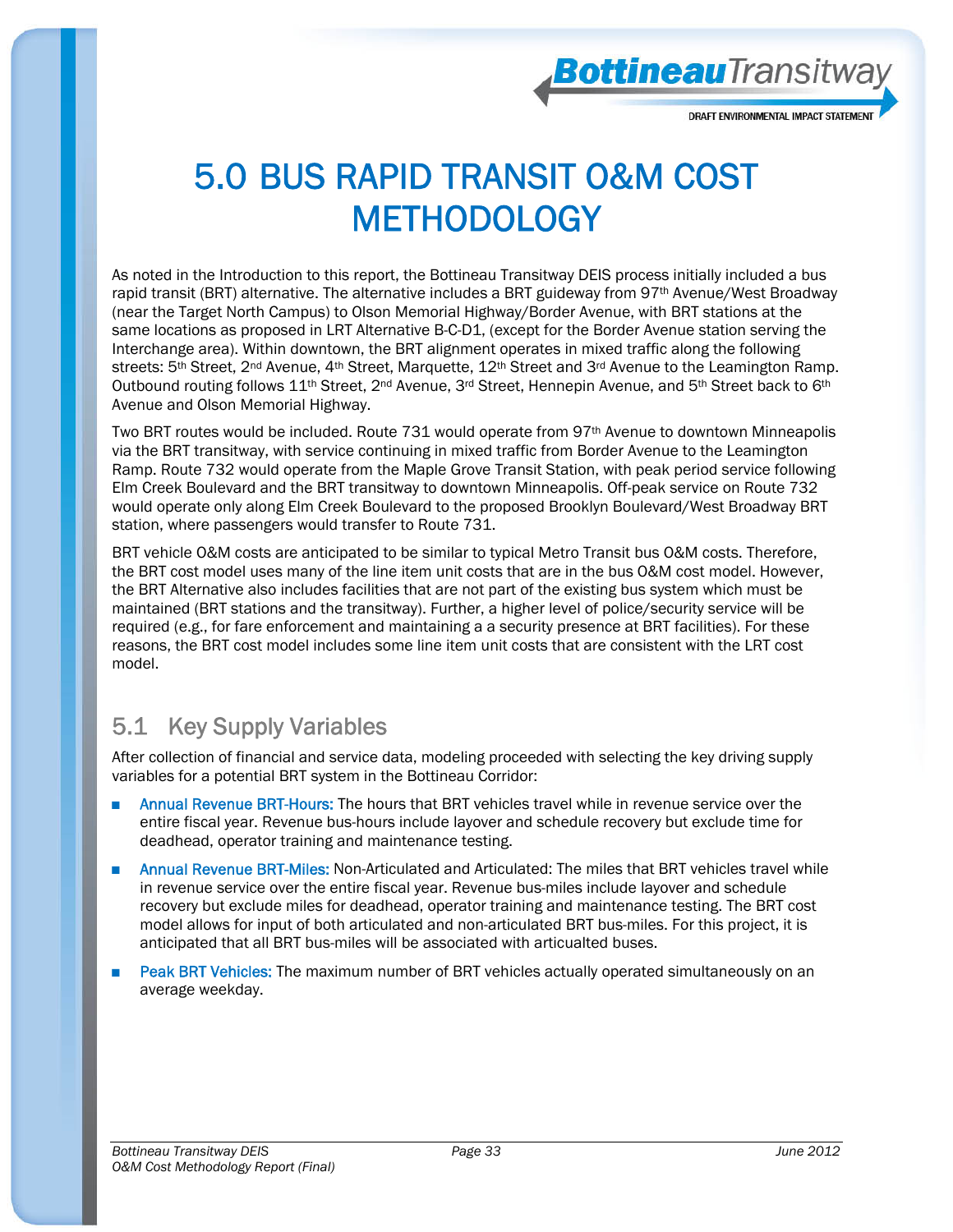# 5.0 BUS RAPID TRANSIT O&M COST METHODOLOGY

As noted in the Introduction to this report, the Bottineau Transitway DEIS process initially included a bus rapid transit (BRT) alternative. The alternative includes a BRT guideway from 97th Avenue/West Broadway (near the Target North Campus) to Olson Memorial Highway/Border Avenue, with BRT stations at the same locations as proposed in LRT Alternative B-C-D1, (except for the Border Avenue station serving the Interchange area). Within downtown, the BRT alignment operates in mixed traffic along the following streets: 5th Street, 2nd Avenue, 4th Street, Marquette, 12th Street and 3rd Avenue to the Leamington Ramp. Outbound routing follows 11th Street, 2nd Avenue, 3rd Street, Hennepin Avenue, and 5th Street back to 6th Avenue and Olson Memorial Highway.

Two BRT routes would be included. Route 731 would operate from 97th Avenue to downtown Minneapolis via the BRT transitway, with service continuing in mixed traffic from Border Avenue to the Leamington Ramp. Route 732 would operate from the Maple Grove Transit Station, with peak period service following Elm Creek Boulevard and the BRT transitway to downtown Minneapolis. Off-peak service on Route 732 would operate only along Elm Creek Boulevard to the proposed Brooklyn Boulevard/West Broadway BRT station, where passengers would transfer to Route 731.

BRT vehicle O&M costs are anticipated to be similar to typical Metro Transit bus O&M costs. Therefore, the BRT cost model uses many of the line item unit costs that are in the bus O&M cost model. However, the BRT Alternative also includes facilities that are not part of the existing bus system which must be maintained (BRT stations and the transitway). Further, a higher level of police/security service will be required (e.g., for fare enforcement and maintaining a a security presence at BRT facilities). For these reasons, the BRT cost model includes some line item unit costs that are consistent with the LRT cost model.

## 5.1 Key Supply Variables

After collection of financial and service data, modeling proceeded with selecting the key driving supply variables for a potential BRT system in the Bottineau Corridor:

- **Annual Revenue BRT-Hours:** The hours that BRT vehicles travel while in revenue service over the entire fiscal year. Revenue bus-hours include layover and schedule recovery but exclude time for deadhead, operator training and maintenance testing.
- **Annual Revenue BRT-Miles:** Non-Articulated and Articulated: The miles that BRT vehicles travel while in revenue service over the entire fiscal year. Revenue bus-miles include layover and schedule recovery but exclude miles for deadhead, operator training and maintenance testing. The BRT cost model allows for input of both articulated and non-articulated BRT bus-miles. For this project, it is anticipated that all BRT bus-miles will be associated with articualted buses.
- **Peak BRT Vehicles:** The maximum number of BRT vehicles actually operated simultaneously on an average weekday.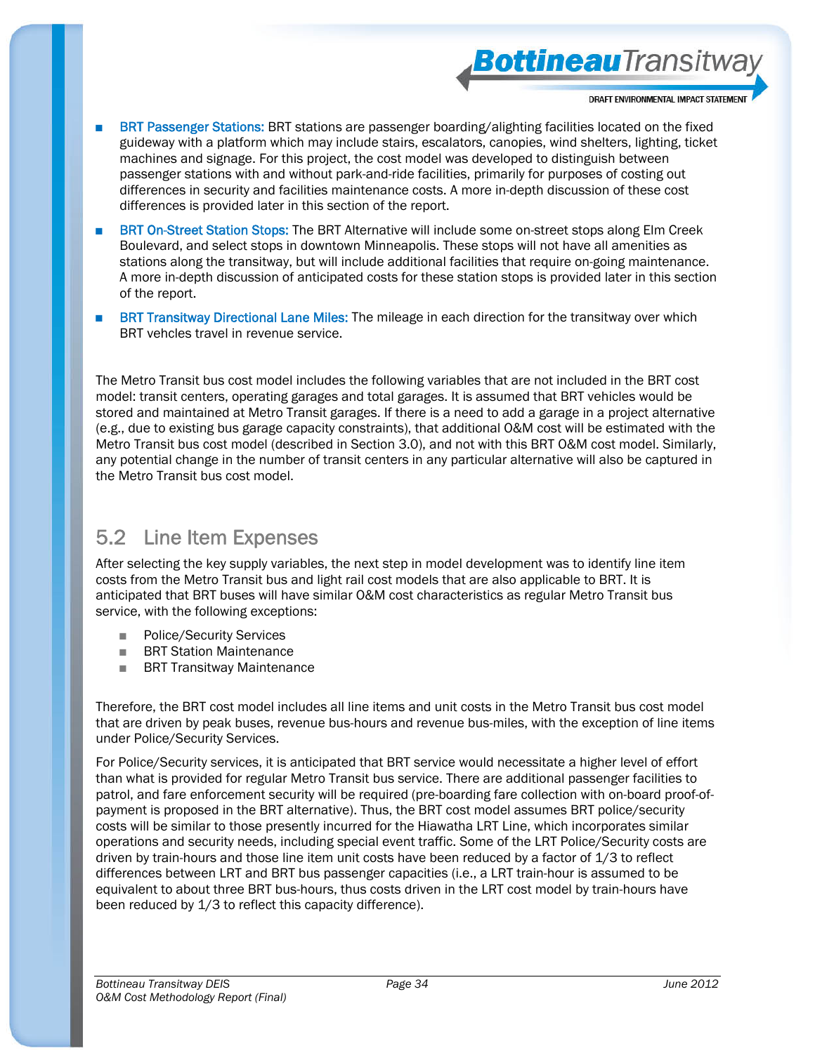- **BRT Passenger Stations:** BRT stations are passenger boarding/alighting facilities located on the fixed guideway with a platform which may include stairs, escalators, canopies, wind shelters, lighting, ticket machines and signage. For this project, the cost model was developed to distinguish between passenger stations with and without park-and-ride facilities, primarily for purposes of costing out differences in security and facilities maintenance costs. A more in-depth discussion of these cost differences is provided later in this section of the report.
- **BRT On-Street Station Stops:** The BRT Alternative will include some on-street stops along Elm Creek Boulevard, and select stops in downtown Minneapolis. These stops will not have all amenities as stations along the transitway, but will include additional facilities that require on-going maintenance. A more in-depth discussion of anticipated costs for these station stops is provided later in this section of the report.
- **BRT Transitway Directional Lane Miles:** The mileage in each direction for the transitway over which BRT vehcles travel in revenue service.

The Metro Transit bus cost model includes the following variables that are not included in the BRT cost model: transit centers, operating garages and total garages. It is assumed that BRT vehicles would be stored and maintained at Metro Transit garages. If there is a need to add a garage in a project alternative (e.g., due to existing bus garage capacity constraints), that additional O&M cost will be estimated with the Metro Transit bus cost model (described in Section 3.0), and not with this BRT O&M cost model. Similarly, any potential change in the number of transit centers in any particular alternative will also be captured in the Metro Transit bus cost model.

## 5.2 Line Item Expenses

After selecting the key supply variables, the next step in model development was to identify line item costs from the Metro Transit bus and light rail cost models that are also applicable to BRT. It is anticipated that BRT buses will have similar O&M cost characteristics as regular Metro Transit bus service, with the following exceptions:

- Police/Security Services
- BRT Station Maintenance
- BRT Transitway Maintenance

Therefore, the BRT cost model includes all line items and unit costs in the Metro Transit bus cost model that are driven by peak buses, revenue bus-hours and revenue bus-miles, with the exception of line items under Police/Security Services.

For Police/Security services, it is anticipated that BRT service would necessitate a higher level of effort than what is provided for regular Metro Transit bus service. There are additional passenger facilities to patrol, and fare enforcement security will be required (pre-boarding fare collection with on-board proof-of-payment is proposed in the BRT alternative). Thus, the BRT cost model assumes BRT police/security costs will be similar to those presently incurred for the Hiawatha LRT Line, which incorporates similar operations and security needs, including special event traffic. Some of the LRT Police/Security costs are driven by train-hours and those line item unit costs have been reduced by a factor of 1/3 to reflect differences between LRT and BRT bus passenger capacities (i.e., a LRT train-hour is assumed to be equivalent to about three BRT bus-hours, thus costs driven in the LRT cost model by train-hours have been reduced by 1/3 to reflect this capacity difference).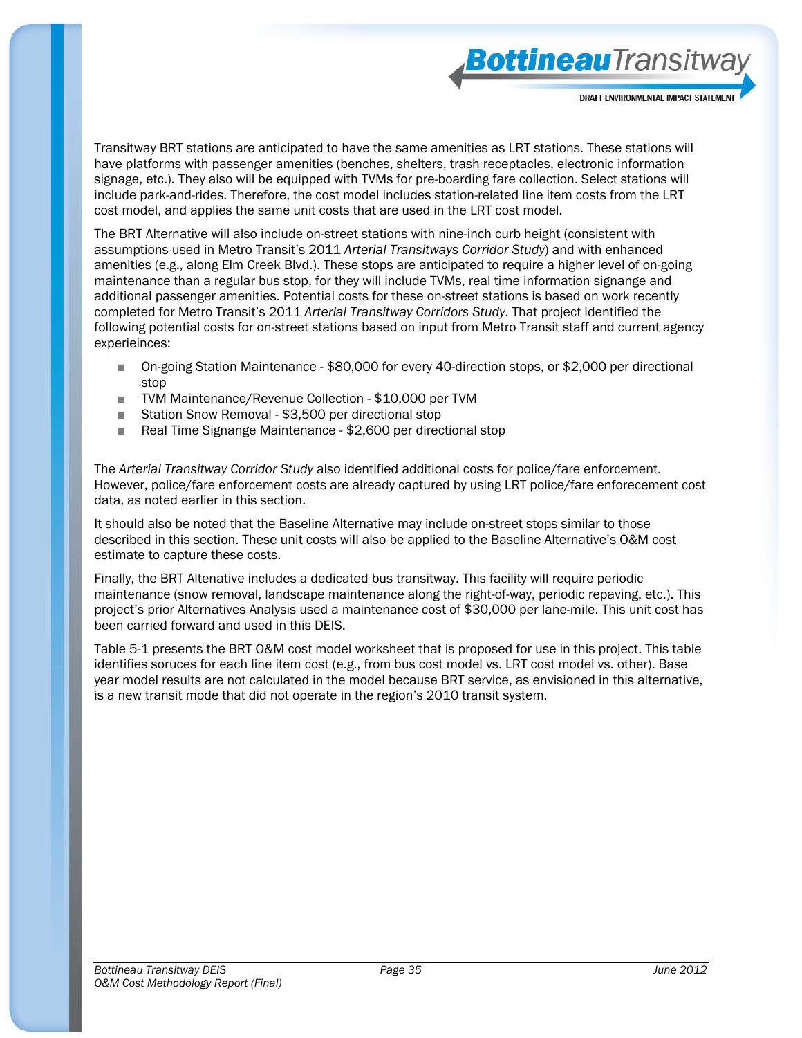Transitway BRT stations are anticipated to have the same amenities as LRT stations. These stations will have platforms with passenger amenities (benches, shelters, trash receptacles, electronic information signage, etc.). They also will be equipped with TVMs for pre-boarding fare collection. Select stations will include park-and-rides. Therefore, the cost model includes station-related line item costs from the LRT cost model, and applies the same unit costs that are used in the LRT cost model.

The BRT Alternative will also include on-street stations with nine-inch curb height (consistent with assumptions used in Metro Transit's 2011 *Arterial Transitways Corridor Study*) and with enhanced amenities (e.g., along Elm Creek Blvd.). These stops are anticipated to require a higher level of on-going maintenance than a regular bus stop, for they will include TVMs, real time information signange and additional passenger amenities. Potential costs for these on-street stations is based on work recently completed for Metro Transit's 2011 *Arterial Transitway Corridors Study*. That project identified the following potential costs for on-street stations based on input from Metro Transit staff and current agency experieinces:

- On-going Station Maintenance - $80,000 for every 40-direction stops, or $2,000 per directional stop
- TVM Maintenance/Revenue Collection - $10,000 per TVM
- Station Snow Removal - $3,500 per directional stop
- Real Time Signange Maintenance - $2,600 per directional stop

The *Arterial Transitway Corridor Study* also identified additional costs for police/fare enforcement. However, police/fare enforcement costs are already captured by using LRT police/fare enforecement cost data, as noted earlier in this section.

It should also be noted that the Baseline Alternative may include on-street stops similar to those described in this section. These unit costs will also be applied to the Baseline Alternative's O&M cost estimate to capture these costs.

Finally, the BRT Altenative includes a dedicated bus transitway. This facility will require periodic maintenance (snow removal, landscape maintenance along the right-of-way, periodic repaving, etc.). This project's prior Alternatives Analysis used a maintenance cost of $30,000 per lane-mile. This unit cost has been carried forward and used in this DEIS.

Table 5-1 presents the BRT O&M cost model worksheet that is proposed for use in this project. This table identifies soruces for each line item cost (e.g., from bus cost model vs. LRT cost model vs. other). Base year model results are not calculated in the model because BRT service, as envisioned in this alternative, is a new transit mode that did not operate in the region's 2010 transit system.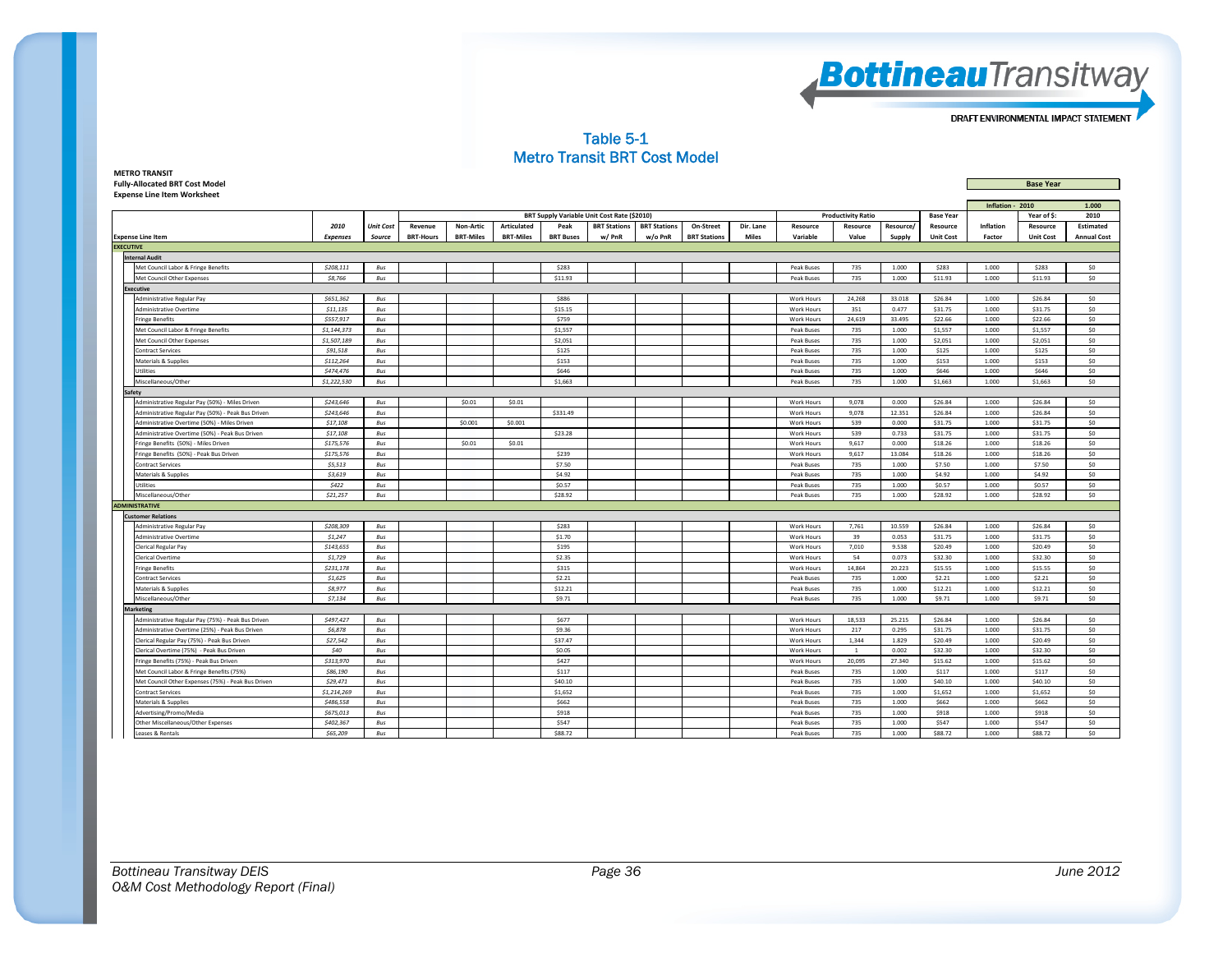# Table 5-1
## Metro Transit BRT Cost Model

**METRO TRANSIT**
**Fully-Allocated BRT Cost Model**
**Expense Line Item Worksheet**

| Base Year | | |
|---|---|---|
| Inflation - 2010 | | 1.000 |

| Expense Line Item | 2010 Expenses | Unit Cost Source | BRT Supply Variable Unit Cost Rate ($2010) Revenue BRT-Hours | Non-Artic BRT-Miles | Articulated BRT-Miles | Peak BRT Buses | BRT Stations w/ PnR | BRT Stations w/o PnR | On-Street BRT Stations | Dir. Lane Miles | Productivity Ratio Resource Variable | Resource Value | Resource/ Supply | Base Year Resource Unit Cost | Inflation Factor | Year of $: 2010 Resource Unit Cost | Estimated Annual Cost |
|---|---|---|---|---|---|---|---|---|---|---|---|---|---|---|---|---|---|
| **EXECUTIVE** | | | | | | | | | | | | | | | | | |
| **Internal Audit** | | | | | | | | | | | | | | | | | |
| Met Council Labor & Fringe Benefits | $208,111 | Bus | | | | $283 | | | | | Peak Buses | 735 | 1.000 | $283 | 1.000 | $283 | $0 |
| Met Council Other Expenses | $8,766 | Bus | | | | $11.93 | | | | | Peak Buses | 735 | 1.000 | $11.93 | 1.000 | $11.93 | $0 |
| **Executive** | | | | | | | | | | | | | | | | | |
| Administrative Regular Pay | $651,362 | Bus | | | | $886 | | | | | Work Hours | 24,268 | 33.018 | $26.84 | 1.000 | $26.84 | $0 |
| Administrative Overtime | $11,135 | Bus | | | | $15.15 | | | | | Work Hours | 351 | 0.477 | $31.75 | 1.000 | $31.75 | $0 |
| Fringe Benefits | $557,917 | Bus | | | | $759 | | | | | Work Hours | 24,619 | 33.495 | $22.66 | 1.000 | $22.66 | $0 |
| Met Council Labor & Fringe Benefits | $1,144,373 | Bus | | | | $1,557 | | | | | Peak Buses | 735 | 1.000 | $1,557 | 1.000 | $1,557 | $0 |
| Met Council Other Expenses | $1,507,189 | Bus | | | | $2,051 | | | | | Peak Buses | 735 | 1.000 | $2,051 | 1.000 | $2,051 | $0 |
| Contract Services | $91,518 | Bus | | | | $125 | | | | | Peak Buses | 735 | 1.000 | $125 | 1.000 | $125 | $0 |
| Materials & Supplies | $112,264 | Bus | | | | $153 | | | | | Peak Buses | 735 | 1.000 | $153 | 1.000 | $153 | $0 |
| Utilities | $474,476 | Bus | | | | $646 | | | | | Peak Buses | 735 | 1.000 | $646 | 1.000 | $646 | $0 |
| Miscellaneous/Other | $1,222,530 | Bus | | | | $1,663 | | | | | Peak Buses | 735 | 1.000 | $1,663 | 1.000 | $1,663 | $0 |
| **Safety** | | | | | | | | | | | | | | | | | |
| Administrative Regular Pay (50%) - Miles Driven | $243,646 | Bus | | $0.01 | $0.01 | | | | | | Work Hours | 9,078 | 0.000 | $26.84 | 1.000 | $26.84 | $0 |
| Administrative Regular Pay (50%) - Peak Bus Driven | $243,646 | Bus | | | | $331.49 | | | | | Work Hours | 9,078 | 12.351 | $26.84 | 1.000 | $26.84 | $0 |
| Administrative Overtime (50%) - Miles Driven | $17,108 | Bus | | $0.001 | $0.001 | | | | | | Work Hours | 539 | 0.000 | $31.75 | 1.000 | $31.75 | $0 |
| Administrative Overtime (50%) - Peak Bus Driven | $17,108 | Bus | | | | $23.28 | | | | | Work Hours | 539 | 0.733 | $31.75 | 1.000 | $31.75 | $0 |
| Fringe Benefits (50%) - Miles Driven | $175,576 | Bus | | $0.01 | $0.01 | | | | | | Work Hours | 9,617 | 0.000 | $18.26 | 1.000 | $18.26 | $0 |
| Fringe Benefits (50%) - Peak Bus Driven | $175,576 | Bus | | | | $239 | | | | | Work Hours | 9,617 | 13.084 | $18.26 | 1.000 | $18.26 | $0 |
| Contract Services | $5,513 | Bus | | | | $7.50 | | | | | Peak Buses | 735 | 1.000 | $7.50 | 1.000 | $7.50 | $0 |
| Materials & Supplies | $3,619 | Bus | | | | $4.92 | | | | | Peak Buses | 735 | 1.000 | $4.92 | 1.000 | $4.92 | $0 |
| Utilities | $422 | Bus | | | | $0.57 | | | | | Peak Buses | 735 | 1.000 | $0.57 | 1.000 | $0.57 | $0 |
| Miscellaneous/Other | $21,257 | Bus | | | | $28.92 | | | | | Peak Buses | 735 | 1.000 | $28.92 | 1.000 | $28.92 | $0 |
| **ADMINISTRATIVE** | | | | | | | | | | | | | | | | | |
| **Customer Relations** | | | | | | | | | | | | | | | | | |
| Administrative Regular Pay | $208,309 | Bus | | | | $283 | | | | | Work Hours | 7,761 | 10.559 | $26.84 | 1.000 | $26.84 | $0 |
| Administrative Overtime | $1,247 | Bus | | | | $1.70 | | | | | Work Hours | 39 | 0.053 | $31.75 | 1.000 | $31.75 | $0 |
| Clerical Regular Pay | $143,655 | Bus | | | | $195 | | | | | Work Hours | 7,010 | 9.538 | $20.49 | 1.000 | $20.49 | $0 |
| Clerical Overtime | $1,729 | Bus | | | | $2.35 | | | | | Work Hours | 54 | 0.073 | $32.30 | 1.000 | $32.30 | $0 |
| Fringe Benefits | $231,178 | Bus | | | | $315 | | | | | Work Hours | 14,864 | 20.223 | $15.55 | 1.000 | $15.55 | $0 |
| Contract Services | $1,625 | Bus | | | | $2.21 | | | | | Peak Buses | 735 | 1.000 | $2.21 | 1.000 | $2.21 | $0 |
| Materials & Supplies | $8,977 | Bus | | | | $12.21 | | | | | Peak Buses | 735 | 1.000 | $12.21 | 1.000 | $12.21 | $0 |
| Miscellaneous/Other | $7,134 | Bus | | | | $9.71 | | | | | Peak Buses | 735 | 1.000 | $9.71 | 1.000 | $9.71 | $0 |
| **Marketing** | | | | | | | | | | | | | | | | | |
| Administrative Regular Pay (75%) - Peak Bus Driven | $497,427 | Bus | | | | $677 | | | | | Work Hours | 18,533 | 25.215 | $26.84 | 1.000 | $26.84 | $0 |
| Administrative Overtime (25%) - Peak Bus Driven | $6,878 | Bus | | | | $9.36 | | | | | Work Hours | 217 | 0.295 | $31.75 | 1.000 | $31.75 | $0 |
| Clerical Regular Pay (75%) - Peak Bus Driven | $27,542 | Bus | | | | $37.47 | | | | | Work Hours | 1,344 | 1.829 | $20.49 | 1.000 | $20.49 | $0 |
| Clerical Overtime (75%) - Peak Bus Driven | $40 | Bus | | | | $0.05 | | | | | Work Hours | 1 | 0.002 | $32.30 | 1.000 | $32.30 | $0 |
| Fringe Benefits (75%) - Peak Bus Driven | $313,970 | Bus | | | | $427 | | | | | Work Hours | 20,095 | 27.340 | $15.62 | 1.000 | $15.62 | $0 |
| Met Council Labor & Fringe Benefits (75%) | $86,190 | Bus | | | | $117 | | | | | Peak Buses | 735 | 1.000 | $117 | 1.000 | $117 | $0 |
| Met Council Other Expenses (75%) - Peak Bus Driven | $29,471 | Bus | | | | $40.10 | | | | | Peak Buses | 735 | 1.000 | $40.10 | 1.000 | $40.10 | $0 |
| Contract Services | $1,214,269 | Bus | | | | $1,652 | | | | | Peak Buses | 735 | 1.000 | $1,652 | 1.000 | $1,652 | $0 |
| Materials & Supplies | $486,558 | Bus | | | | $662 | | | | | Peak Buses | 735 | 1.000 | $662 | 1.000 | $662 | $0 |
| Advertising/Promo/Media | $675,013 | Bus | | | | $918 | | | | | Peak Buses | 735 | 1.000 | $918 | 1.000 | $918 | $0 |
| Other Miscellaneous/Other Expenses | $402,367 | Bus | | | | $547 | | | | | Peak Buses | 735 | 1.000 | $547 | 1.000 | $547 | $0 |
| Leases & Rentals | $65,209 | Bus | | | | $88.72 | | | | | Peak Buses | 735 | 1.000 | $88.72 | 1.000 | $88.72 | $0 |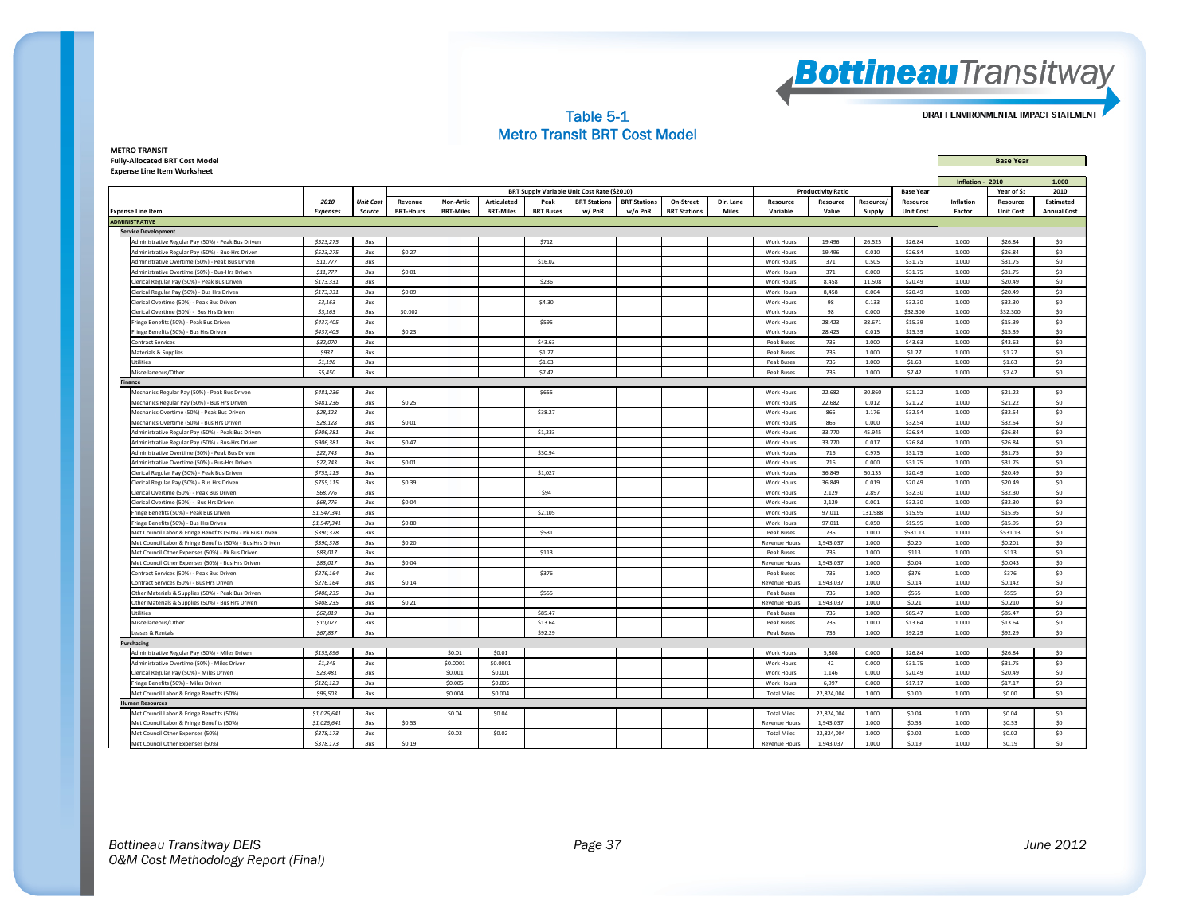# Table 5-1
## Metro Transit BRT Cost Model

**METRO TRANSIT**
**Fully-Allocated BRT Cost Model**
**Expense Line Item Worksheet**

| Expense Line Item | 2010 Expenses | Unit Cost Source | BRT Supply Variable Unit Cost Rate ($2010) | | | | | | | | | Productivity Ratio | | | Base Year | Base Year | | |
|---|---|---|---|---|---|---|---|---|---|---|---|---|---|---|---|---|---|---|
| | | | | | | | | | | | | | | | | Inflation - 2010 | | 1.000 |
| | | | Revenue BRT-Hours | Non-Artic BRT-Miles | Articulated BRT-Miles | Peak BRT Buses | BRT Stations w/ PnR | BRT Stations w/o PnR | On-Street BRT Stations | Dir. Lane Miles | Resource Variable | Resource Value | Resource/ Supply | Resource Unit Cost | Inflation Factor | Year of $: 2010 Resource Unit Cost | 2010 Estimated Annual Cost |
| **ADMINISTRATIVE** | | | | | | | | | | | | | | | | | | |
| **Service Development** | | | | | | | | | | | | | | | | | | |
| Administrative Regular Pay (50%) - Peak Bus Driven | $523,275 | Bus | | | | $712 | | | | | Work Hours | 19,496 | 26.525 | $26.84 | 1.000 | $26.84 | $0 |
| Administrative Regular Pay (50%) - Bus-Hrs Driven | $523,275 | Bus | $0.27 | | | | | | | | Work Hours | 19,496 | 0.010 | $26.84 | 1.000 | $26.84 | $0 |
| Administrative Overtime (50%) - Peak Bus Driven | $11,777 | Bus | | | | $16.02 | | | | | Work Hours | 371 | 0.505 | $31.75 | 1.000 | $31.75 | $0 |
| Administrative Overtime (50%) - Bus-Hrs Driven | $11,777 | Bus | $0.01 | | | | | | | | Work Hours | 371 | 0.000 | $31.75 | 1.000 | $31.75 | $0 |
| Clerical Regular Pay (50%) - Peak Bus Driven | $173,331 | Bus | | | | $236 | | | | | Work Hours | 8,458 | 11.508 | $20.49 | 1.000 | $20.49 | $0 |
| Clerical Regular Pay (50%) - Bus Hrs Driven | $173,331 | Bus | $0.09 | | | | | | | | Work Hours | 8,458 | 0.004 | $20.49 | 1.000 | $20.49 | $0 |
| Clerical Overtime (50%) - Peak Bus Driven | $3,163 | Bus | | | | $4.30 | | | | | Work Hours | 98 | 0.133 | $32.30 | 1.000 | $32.30 | $0 |
| Clerical Overtime (50%) - Bus Hrs Driven | $3,163 | Bus | $0.002 | | | | | | | | Work Hours | 98 | 0.000 | $32.300 | 1.000 | $32.300 | $0 |
| Fringe Benefits (50%) - Peak Bus Driven | $437,405 | Bus | | | | $595 | | | | | Work Hours | 28,423 | 38.671 | $15.39 | 1.000 | $15.39 | $0 |
| Fringe Benefits (50%) - Bus Hrs Driven | $437,405 | Bus | $0.23 | | | | | | | | Work Hours | 28,423 | 0.015 | $15.39 | 1.000 | $15.39 | $0 |
| Contract Services | $32,070 | Bus | | | | $43.63 | | | | | Peak Buses | 735 | 1.000 | $43.63 | 1.000 | $43.63 | $0 |
| Materials & Supplies | $937 | Bus | | | | $1.27 | | | | | Peak Buses | 735 | 1.000 | $1.27 | 1.000 | $1.27 | $0 |
| Utilities | $1,198 | Bus | | | | $1.63 | | | | | Peak Buses | 735 | 1.000 | $1.63 | 1.000 | $1.63 | $0 |
| Miscellaneous/Other | $5,450 | Bus | | | | $7.42 | | | | | Peak Buses | 735 | 1.000 | $7.42 | 1.000 | $7.42 | $0 |
| **Finance** | | | | | | | | | | | | | | | | | | |
| Mechanics Regular Pay (50%) - Peak Bus Driven | $481,236 | Bus | | | | $655 | | | | | Work Hours | 22,682 | 30.860 | $21.22 | 1.000 | $21.22 | $0 |
| Mechanics Regular Pay (50%) - Bus Hrs Driven | $481,236 | Bus | $0.25 | | | | | | | | Work Hours | 22,682 | 0.012 | $21.22 | 1.000 | $21.22 | $0 |
| Mechanics Overtime (50%) - Peak Bus Driven | $28,128 | Bus | | | | $38.27 | | | | | Work Hours | 865 | 1.176 | $32.54 | 1.000 | $32.54 | $0 |
| Mechanics Overtime (50%) - Bus Hrs Driven | $28,128 | Bus | $0.01 | | | | | | | | Work Hours | 865 | 0.000 | $32.54 | 1.000 | $32.54 | $0 |
| Administrative Regular Pay (50%) - Peak Bus Driven | $906,381 | Bus | | | | $1,233 | | | | | Work Hours | 33,770 | 45.945 | $26.84 | 1.000 | $26.84 | $0 |
| Administrative Regular Pay (50%) - Bus-Hrs Driven | $906,381 | Bus | $0.47 | | | | | | | | Work Hours | 33,770 | 0.017 | $26.84 | 1.000 | $26.84 | $0 |
| Administrative Overtime (50%) - Peak Bus Driven | $22,743 | Bus | | | | $30.94 | | | | | Work Hours | 716 | 0.975 | $31.75 | 1.000 | $31.75 | $0 |
| Administrative Overtime (50%) - Bus-Hrs Driven | $22,743 | Bus | $0.01 | | | | | | | | Work Hours | 716 | 0.000 | $31.75 | 1.000 | $31.75 | $0 |
| Clerical Regular Pay (50%) - Peak Bus Driven | $755,115 | Bus | | | | $1,027 | | | | | Work Hours | 36,849 | 50.135 | $20.49 | 1.000 | $20.49 | $0 |
| Clerical Regular Pay (50%) - Bus Hrs Driven | $755,115 | Bus | $0.39 | | | | | | | | Work Hours | 36,849 | 0.019 | $20.49 | 1.000 | $20.49 | $0 |
| Clerical Overtime (50%) - Peak Bus Driven | $68,776 | Bus | | | | $94 | | | | | Work Hours | 2,129 | 2.897 | $32.30 | 1.000 | $32.30 | $0 |
| Clerical Overtime (50%) - Bus Hrs Driven | $68,776 | Bus | $0.04 | | | | | | | | Work Hours | 2,129 | 0.001 | $32.30 | 1.000 | $32.30 | $0 |
| Fringe Benefits (50%) - Peak Bus Driven | $1,547,341 | Bus | | | | $2,105 | | | | | Work Hours | 97,011 | 131.988 | $15.95 | 1.000 | $15.95 | $0 |
| Fringe Benefits (50%) - Bus Hrs Driven | $1,547,341 | Bus | $0.80 | | | | | | | | Work Hours | 97,011 | 0.050 | $15.95 | 1.000 | $15.95 | $0 |
| Met Council Labor & Fringe Benefits (50%) - Pk Bus Driven | $390,378 | Bus | | | | $531 | | | | | Peak Buses | 735 | 1.000 | $531.13 | 1.000 | $531.13 | $0 |
| Met Council Labor & Fringe Benefits (50%) - Bus Hrs Driven | $390,378 | Bus | $0.20 | | | | | | | | Revenue Hours | 1,943,037 | 1.000 | $0.20 | 1.000 | $0.201 | $0 |
| Met Council Other Expenses (50%) - Pk Bus Driven | $83,017 | Bus | | | | $113 | | | | | Peak Buses | 735 | 1.000 | $113 | 1.000 | $113 | $0 |
| Met Council Other Expenses (50%) - Bus Hrs Driven | $83,017 | Bus | $0.04 | | | | | | | | Revenue Hours | 1,943,037 | 1.000 | $0.04 | 1.000 | $0.043 | $0 |
| Contract Services (50%) - Peak Bus Driven | $276,164 | Bus | | | | $376 | | | | | Peak Buses | 735 | 1.000 | $376 | 1.000 | $376 | $0 |
| Contract Services (50%) - Bus Hrs Driven | $276,164 | Bus | $0.14 | | | | | | | | Revenue Hours | 1,943,037 | 1.000 | $0.14 | 1.000 | $0.142 | $0 |
| Other Materials & Supplies (50%) - Peak Bus Driven | $408,235 | Bus | | | | $555 | | | | | Peak Buses | 735 | 1.000 | $555 | 1.000 | $555 | $0 |
| Other Materials & Supplies (50%) - Bus Hrs Driven | $408,235 | Bus | $0.21 | | | | | | | | Revenue Hours | 1,943,037 | 1.000 | $0.21 | 1.000 | $0.210 | $0 |
| Utilities | $62,819 | Bus | | | | $85.47 | | | | | Peak Buses | 735 | 1.000 | $85.47 | 1.000 | $85.47 | $0 |
| Miscellaneous/Other | $10,027 | Bus | | | | $13.64 | | | | | Peak Buses | 735 | 1.000 | $13.64 | 1.000 | $13.64 | $0 |
| Leases & Rentals | $67,837 | Bus | | | | $92.29 | | | | | Peak Buses | 735 | 1.000 | $92.29 | 1.000 | $92.29 | $0 |
| **Purchasing** | | | | | | | | | | | | | | | | | | |
| Administrative Regular Pay (50%) - Miles Driven | $155,896 | Bus | | $0.01 | $0.01 | | | | | | Work Hours | 5,808 | 0.000 | $26.84 | 1.000 | $26.84 | $0 |
| Administrative Overtime (50%) - Miles Driven | $1,345 | Bus | | $0.0001 | $0.0001 | | | | | | Work Hours | 42 | 0.000 | $31.75 | 1.000 | $31.75 | $0 |
| Clerical Regular Pay (50%) - Miles Driven | $23,481 | Bus | | $0.001 | $0.001 | | | | | | Work Hours | 1,146 | 0.000 | $20.49 | 1.000 | $20.49 | $0 |
| Fringe Benefits (50%) - Miles Driven | $120,123 | Bus | | $0.005 | $0.005 | | | | | | Work Hours | 6,997 | 0.000 | $17.17 | 1.000 | $17.17 | $0 |
| Met Council Labor & Fringe Benefits (50%) | $96,503 | Bus | | $0.004 | $0.004 | | | | | | Total Miles | 22,824,004 | 1.000 | $0.00 | 1.000 | $0.00 | $0 |
| **Human Resources** | | | | | | | | | | | | | | | | | | |
| Met Council Labor & Fringe Benefits (50%) | $1,026,641 | Bus | | $0.04 | $0.04 | | | | | | Total Miles | 22,824,004 | 1.000 | $0.04 | 1.000 | $0.04 | $0 |
| Met Council Labor & Fringe Benefits (50%) | $1,026,641 | Bus | $0.53 | | | | | | | | Revenue Hours | 1,943,037 | 1.000 | $0.53 | 1.000 | $0.53 | $0 |
| Met Council Other Expenses (50%) | $378,173 | Bus | | $0.02 | $0.02 | | | | | | Total Miles | 22,824,004 | 1.000 | $0.02 | 1.000 | $0.02 | $0 |
| Met Council Other Expenses (50%) | $378,173 | Bus | $0.19 | | | | | | | | Revenue Hours | 1,943,037 | 1.000 | $0.19 | 1.000 | $0.19 | $0 |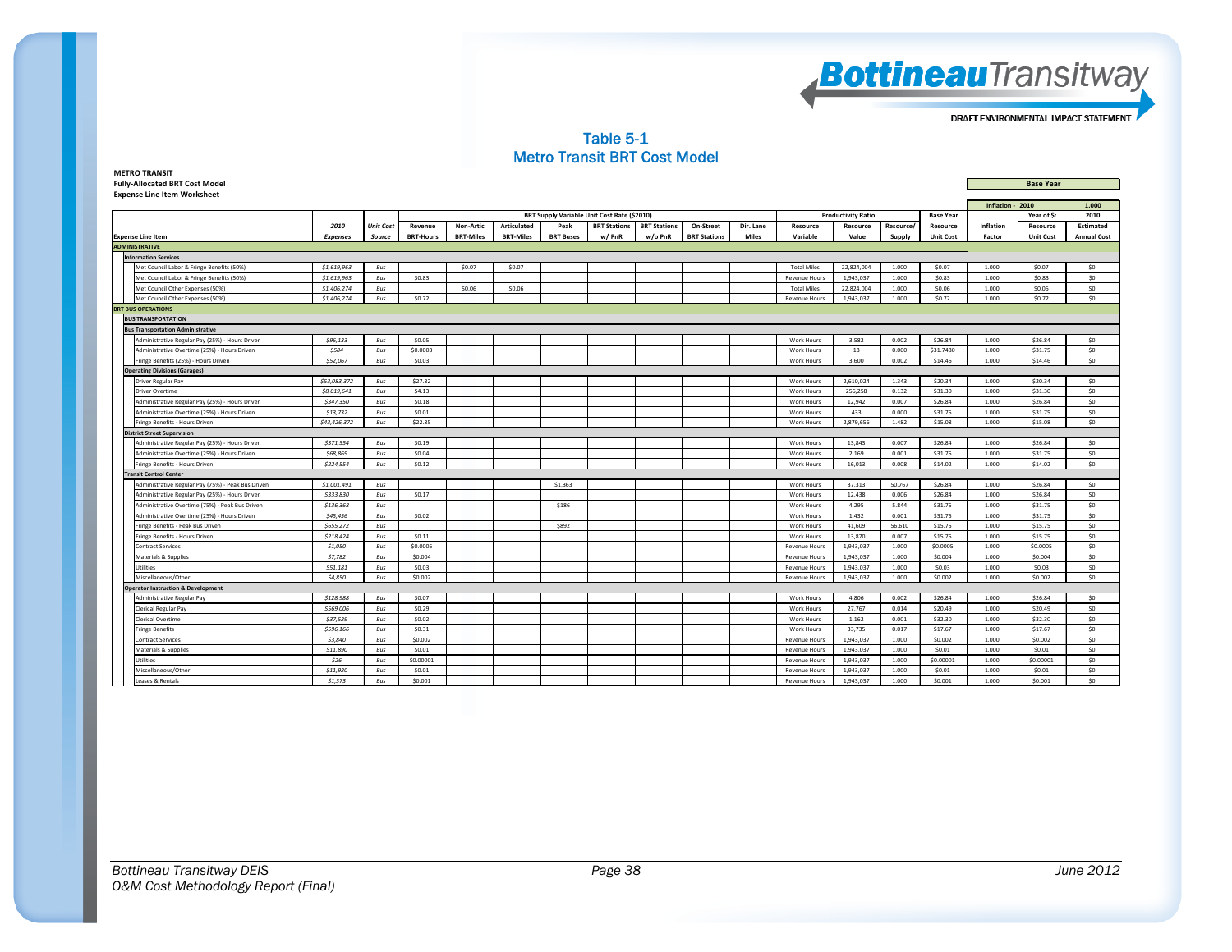## Table 5-1
## Metro Transit BRT Cost Model

**METRO TRANSIT**
**Fully-Allocated BRT Cost Model**
**Expense Line Item Worksheet**

| | | | | | | | | | | | | | | | Base Year | Inflation - 2010 | Year of $: | 2010 |
|---|---|---|---|---|---|---|---|---|---|---|---|---|---|---|---|---|---|---|
| | | | BRT Supply Variable Unit Cost Rate ($2010) | | | | | | | | | Productivity Ratio | | | Base Year | | 1.000 | |
| Expense Line Item | 2010 Expenses | Unit Cost Source | Revenue BRT-Hours | Non-Artic BRT-Miles | Articulated BRT-Miles | Peak BRT Buses | BRT Stations w/ PnR | BRT Stations w/o PnR | On-Street BRT Stations | Dir. Lane Miles | Resource Variable | Resource Value | Resource/ Supply | Resource Unit Cost | Inflation Factor | Resource Unit Cost | Estimated Annual Cost |
| **ADMINISTRATIVE** | | | | | | | | | | | | | | | | | |
| **Information Services** | | | | | | | | | | | | | | | | | |
| Met Council Labor & Fringe Benefits (50%) | $1,619,963 | Bus | | $0.07 | $0.07 | | | | | | Total Miles | 22,824,004 | 1.000 | $0.07 | 1.000 | $0.07 | $0 |
| Met Council Labor & Fringe Benefits (50%) | $1,619,963 | Bus | $0.83 | | | | | | | | Revenue Hours | 1,943,037 | 1.000 | $0.83 | 1.000 | $0.83 | $0 |
| Met Council Other Expenses (50%) | $1,406,274 | Bus | | $0.06 | $0.06 | | | | | | Total Miles | 22,824,004 | 1.000 | $0.06 | 1.000 | $0.06 | $0 |
| Met Council Other Expenses (50%) | $1,406,274 | Bus | $0.72 | | | | | | | | Revenue Hours | 1,943,037 | 1.000 | $0.72 | 1.000 | $0.72 | $0 |
| **BRT BUS OPERATIONS** | | | | | | | | | | | | | | | | | |
| **BUS TRANSPORTATION** | | | | | | | | | | | | | | | | | |
| **Bus Transportation Administrative** | | | | | | | | | | | | | | | | | |
| Administrative Regular Pay (25%) - Hours Driven | $96,133 | Bus | $0.05 | | | | | | | | Work Hours | 3,582 | 0.002 | $26.84 | 1.000 | $26.84 | $0 |
| Administrative Overtime (25%) - Hours Driven | $584 | Bus | $0.0003 | | | | | | | | Work Hours | 18 | 0.000 | $31.7480 | 1.000 | $31.75 | $0 |
| Fringe Benefits (25%) - Hours Driven | $52,067 | Bus | $0.03 | | | | | | | | Work Hours | 3,600 | 0.002 | $14.46 | 1.000 | $14.46 | $0 |
| **Operating Divisions (Garages)** | | | | | | | | | | | | | | | | | |
| Driver Regular Pay | $53,083,372 | Bus | $27.32 | | | | | | | | Work Hours | 2,610,024 | 1.343 | $20.34 | 1.000 | $20.34 | $0 |
| Driver Overtime | $8,019,641 | Bus | $4.13 | | | | | | | | Work Hours | 256,258 | 0.132 | $31.30 | 1.000 | $31.30 | $0 |
| Administrative Regular Pay (25%) - Hours Driven | $347,350 | Bus | $0.18 | | | | | | | | Work Hours | 12,942 | 0.007 | $26.84 | 1.000 | $26.84 | $0 |
| Administrative Overtime (25%) - Hours Driven | $13,732 | Bus | $0.01 | | | | | | | | Work Hours | 433 | 0.000 | $31.75 | 1.000 | $31.75 | $0 |
| Fringe Benefits - Hours Driven | $43,426,372 | Bus | $22.35 | | | | | | | | Work Hours | 2,879,656 | 1.482 | $15.08 | 1.000 | $15.08 | $0 |
| **District Street Supervision** | | | | | | | | | | | | | | | | | |
| Administrative Regular Pay (25%) - Hours Driven | $371,554 | Bus | $0.19 | | | | | | | | Work Hours | 13,843 | 0.007 | $26.84 | 1.000 | $26.84 | $0 |
| Administrative Overtime (25%) - Hours Driven | $68,869 | Bus | $0.04 | | | | | | | | Work Hours | 2,169 | 0.001 | $31.75 | 1.000 | $31.75 | $0 |
| Fringe Benefits - Hours Driven | $224,554 | Bus | $0.12 | | | | | | | | Work Hours | 16,013 | 0.008 | $14.02 | 1.000 | $14.02 | $0 |
| **Transit Control Center** | | | | | | | | | | | | | | | | | |
| Administrative Regular Pay (75%) - Peak Bus Driven | $1,001,491 | Bus | | | | $1,363 | | | | | Work Hours | 37,313 | 50.767 | $26.84 | 1.000 | $26.84 | $0 |
| Administrative Regular Pay (25%) - Hours Driven | $333,830 | Bus | $0.17 | | | | | | | | Work Hours | 12,438 | 0.006 | $26.84 | 1.000 | $26.84 | $0 |
| Administrative Overtime (75%) - Peak Bus Driven | $136,368 | Bus | | | | $186 | | | | | Work Hours | 4,295 | 5.844 | $31.75 | 1.000 | $31.75 | $0 |
| Administrative Overtime (25%) - Hours Driven | $45,456 | Bus | $0.02 | | | | | | | | Work Hours | 1,432 | 0.001 | $31.75 | 1.000 | $31.75 | $0 |
| Fringe Benefits - Peak Bus Driven | $655,272 | Bus | | | | $892 | | | | | Work Hours | 41,609 | 56.610 | $15.75 | 1.000 | $15.75 | $0 |
| Fringe Benefits - Hours Driven | $218,424 | Bus | $0.11 | | | | | | | | Work Hours | 13,870 | 0.007 | $15.75 | 1.000 | $15.75 | $0 |
| Contract Services | $1,050 | Bus | $0.0005 | | | | | | | | Revenue Hours | 1,943,037 | 1.000 | $0.0005 | 1.000 | $0.0005 | $0 |
| Materials & Supplies | $7,782 | Bus | $0.004 | | | | | | | | Revenue Hours | 1,943,037 | 1.000 | $0.004 | 1.000 | $0.004 | $0 |
| Utilities | $51,181 | Bus | $0.03 | | | | | | | | Revenue Hours | 1,943,037 | 1.000 | $0.03 | 1.000 | $0.03 | $0 |
| Miscellaneous/Other | $4,850 | Bus | $0.002 | | | | | | | | Revenue Hours | 1,943,037 | 1.000 | $0.002 | 1.000 | $0.002 | $0 |
| **Operator Instruction & Development** | | | | | | | | | | | | | | | | | |
| Administrative Regular Pay | $128,988 | Bus | $0.07 | | | | | | | | Work Hours | 4,806 | 0.002 | $26.84 | 1.000 | $26.84 | $0 |
| Clerical Regular Pay | $569,006 | Bus | $0.29 | | | | | | | | Work Hours | 27,767 | 0.014 | $20.49 | 1.000 | $20.49 | $0 |
| Clerical Overtime | $37,529 | Bus | $0.02 | | | | | | | | Work Hours | 1,162 | 0.001 | $32.30 | 1.000 | $32.30 | $0 |
| Fringe Benefits | $596,166 | Bus | $0.31 | | | | | | | | Work Hours | 33,735 | 0.017 | $17.67 | 1.000 | $17.67 | $0 |
| Contract Services | $3,840 | Bus | $0.002 | | | | | | | | Revenue Hours | 1,943,037 | 1.000 | $0.002 | 1.000 | $0.002 | $0 |
| Materials & Supplies | $11,890 | Bus | $0.01 | | | | | | | | Revenue Hours | 1,943,037 | 1.000 | $0.01 | 1.000 | $0.01 | $0 |
| Utilities | $26 | Bus | $0.00001 | | | | | | | | Revenue Hours | 1,943,037 | 1.000 | $0.00001 | 1.000 | $0.00001 | $0 |
| Miscellaneous/Other | $11,920 | Bus | $0.01 | | | | | | | | Revenue Hours | 1,943,037 | 1.000 | $0.01 | 1.000 | $0.01 | $0 |
| Leases & Rentals | $1,373 | Bus | $0.001 | | | | | | | | Revenue Hours | 1,943,037 | 1.000 | $0.001 | 1.000 | $0.001 | $0 |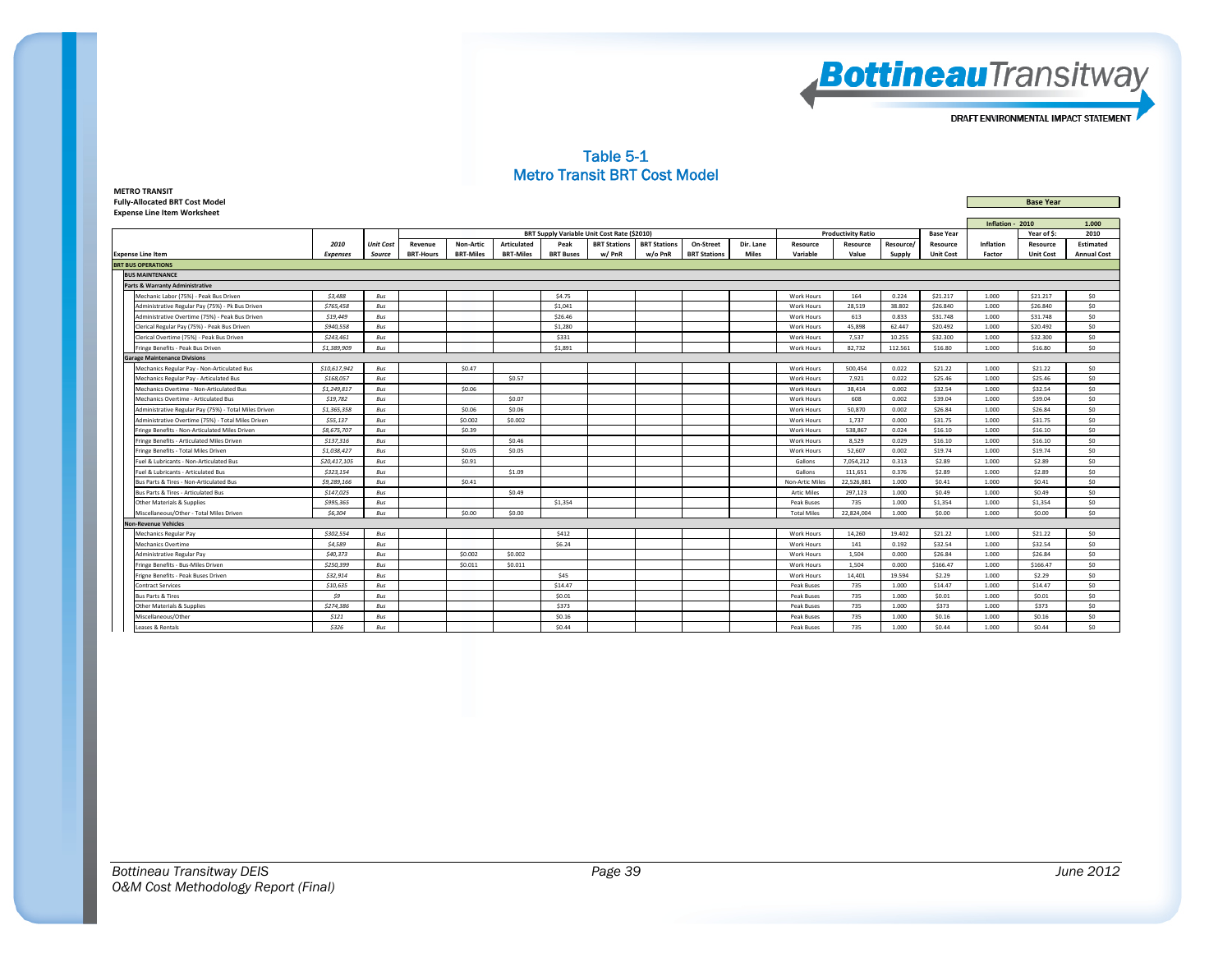# Table 5-1
## Metro Transit BRT Cost Model

**METRO TRANSIT**
**Fully-Allocated BRT Cost Model**
**Expense Line Item Worksheet**

| | | | | | | | | | | | | | | | | | | Base Year |
|---|---|---|---|---|---|---|---|---|---|---|---|---|---|---|---|---|---|---|
| | | | | | | | | | | | | | | | | Inflation - 2010 | | 1.000 |
| | | | BRT Supply Variable Unit Cost Rate ($2010) | | | | | | | | | Productivity Ratio | | | Base Year | | Year of $: | 2010 |
| **Expense Line Item** | **2010 Expenses** | **Unit Cost Source** | **Revenue BRT-Hours** | **Non-Artic BRT-Miles** | **Articulated BRT-Miles** | **Peak BRT Buses** | **BRT Stations w/ PnR** | **BRT Stations w/o PnR** | **On-Street BRT Stations** | **Dir. Lane Miles** | **Resource Variable** | **Resource Value** | **Resource/ Supply** | **Resource Unit Cost** | **Inflation Factor** | **Resource Unit Cost** | | **Estimated Annual Cost** |
| **BRT BUS OPERATIONS** | | | | | | | | | | | | | | | | | | |
| **BUS MAINTENANCE** | | | | | | | | | | | | | | | | | | |
| **Parts & Warranty Administrative** | | | | | | | | | | | | | | | | | | |
| Mechanic Labor (75%) - Peak Bus Driven | $3,488 | Bus | | | | $4.75 | | | | | Work Hours | 164 | 0.224 | $21.217 | 1.000 | $21.217 | | $0 |
| Administrative Regular Pay (75%) - Pk Bus Driven | $765,458 | Bus | | | | $1,041 | | | | | Work Hours | 28,519 | 38.802 | $26.840 | 1.000 | $26.840 | | $0 |
| Administrative Overtime (75%) - Peak Bus Driven | $19,449 | Bus | | | | $26.46 | | | | | Work Hours | 613 | 0.833 | $31.748 | 1.000 | $31.748 | | $0 |
| Clerical Regular Pay (75%) - Peak Bus Driven | $940,558 | Bus | | | | $1,280 | | | | | Work Hours | 45,898 | 62.447 | $20.492 | 1.000 | $20.492 | | $0 |
| Clerical Overtime (75%) - Peak Bus Driven | $243,461 | Bus | | | | $331 | | | | | Work Hours | 7,537 | 10.255 | $32.300 | 1.000 | $32.300 | | $0 |
| Fringe Benefits - Peak Bus Driven | $1,389,909 | Bus | | | | $1,891 | | | | | Work Hours | 82,732 | 112.561 | $16.80 | 1.000 | $16.80 | | $0 |
| **Garage Maintenance Divisions** | | | | | | | | | | | | | | | | | | |
| Mechanics Regular Pay - Non-Articulated Bus | $10,617,942 | Bus | | $0.47 | | | | | | | Work Hours | 500,454 | 0.022 | $21.22 | 1.000 | $21.22 | | $0 |
| Mechanics Regular Pay - Articulated Bus | $168,057 | Bus | | | $0.57 | | | | | | Work Hours | 7,921 | 0.022 | $25.46 | 1.000 | $25.46 | | $0 |
| Mechanics Overtime - Non-Articulated Bus | $1,249,817 | Bus | | $0.06 | | | | | | | Work Hours | 38,414 | 0.002 | $32.54 | 1.000 | $32.54 | | $0 |
| Mechanics Overtime - Articulated Bus | $19,782 | Bus | | | $0.07 | | | | | | Work Hours | 608 | 0.002 | $39.04 | 1.000 | $39.04 | | $0 |
| Administrative Regular Pay (75%) - Total Miles Driven | $1,365,358 | Bus | | $0.06 | $0.06 | | | | | | Work Hours | 50,870 | 0.002 | $26.84 | 1.000 | $26.84 | | $0 |
| Administrative Overtime (75%) - Total Miles Driven | $55,137 | Bus | | $0.002 | $0.002 | | | | | | Work Hours | 1,737 | 0.000 | $31.75 | 1.000 | $31.75 | | $0 |
| Fringe Benefits - Non-Articulated Miles Driven | $8,675,707 | Bus | | $0.39 | | | | | | | Work Hours | 538,867 | 0.024 | $16.10 | 1.000 | $16.10 | | $0 |
| Fringe Benefits - Articulated Miles Driven | $137,316 | Bus | | | $0.46 | | | | | | Work Hours | 8,529 | 0.029 | $16.10 | 1.000 | $16.10 | | $0 |
| Fringe Benefits - Total Miles Driven | $1,038,427 | Bus | | $0.05 | $0.05 | | | | | | Work Hours | 52,607 | 0.002 | $19.74 | 1.000 | $19.74 | | $0 |
| Fuel & Lubricants - Non-Articulated Bus | $20,417,105 | Bus | | $0.91 | | | | | | | Gallons | 7,054,212 | 0.313 | $2.89 | 1.000 | $2.89 | | $0 |
| Fuel & Lubricants - Articulated Bus | $323,154 | Bus | | | $1.09 | | | | | | Gallons | 111,651 | 0.376 | $2.89 | 1.000 | $2.89 | | $0 |
| Bus Parts & Tires - Non-Articulated Bus | $9,289,166 | Bus | | $0.41 | | | | | | | Non-Artic Miles | 22,526,881 | 1.000 | $0.41 | 1.000 | $0.41 | | $0 |
| Bus Parts & Tires - Articulated Bus | $147,025 | Bus | | | $0.49 | | | | | | Artic Miles | 297,123 | 1.000 | $0.49 | 1.000 | $0.49 | | $0 |
| Other Materials & Supplies | $995,365 | Bus | | | | $1,354 | | | | | Peak Buses | 735 | 1.000 | $1,354 | 1.000 | $1,354 | | $0 |
| Miscellaneous/Other - Total Miles Driven | $6,304 | Bus | | $0.00 | $0.00 | | | | | | Total Miles | 22,824,004 | 1.000 | $0.00 | 1.000 | $0.00 | | $0 |
| **Non-Revenue Vehicles** | | | | | | | | | | | | | | | | | | |
| Mechanics Regular Pay | $302,554 | Bus | | | | $412 | | | | | Work Hours | 14,260 | 19.402 | $21.22 | 1.000 | $21.22 | | $0 |
| Mechanics Overtime | $4,589 | Bus | | | | $6.24 | | | | | Work Hours | 141 | 0.192 | $32.54 | 1.000 | $32.54 | | $0 |
| Administrative Regular Pay | $40,373 | Bus | | $0.002 | $0.002 | | | | | | Work Hours | 1,504 | 0.000 | $26.84 | 1.000 | $26.84 | | $0 |
| Fringe Benefits - Bus-Miles Driven | $250,399 | Bus | | $0.011 | $0.011 | | | | | | Work Hours | 1,504 | 0.000 | $166.47 | 1.000 | $166.47 | | $0 |
| Frigne Benefits - Peak Buses Driven | $32,914 | Bus | | | | $45 | | | | | Work Hours | 14,401 | 19.594 | $2.29 | 1.000 | $2.29 | | $0 |
| Contract Services | $10,635 | Bus | | | | $14.47 | | | | | Peak Buses | 735 | 1.000 | $14.47 | 1.000 | $14.47 | | $0 |
| Bus Parts & Tires | $9 | Bus | | | | $0.01 | | | | | Peak Buses | 735 | 1.000 | $0.01 | 1.000 | $0.01 | | $0 |
| Other Materials & Supplies | $274,386 | Bus | | | | $373 | | | | | Peak Buses | 735 | 1.000 | $373 | 1.000 | $373 | | $0 |
| Miscellaneous/Other | $121 | Bus | | | | $0.16 | | | | | Peak Buses | 735 | 1.000 | $0.16 | 1.000 | $0.16 | | $0 |
| Leases & Rentals | $326 | Bus | | | | $0.44 | | | | | Peak Buses | 735 | 1.000 | $0.44 | 1.000 | $0.44 | | $0 |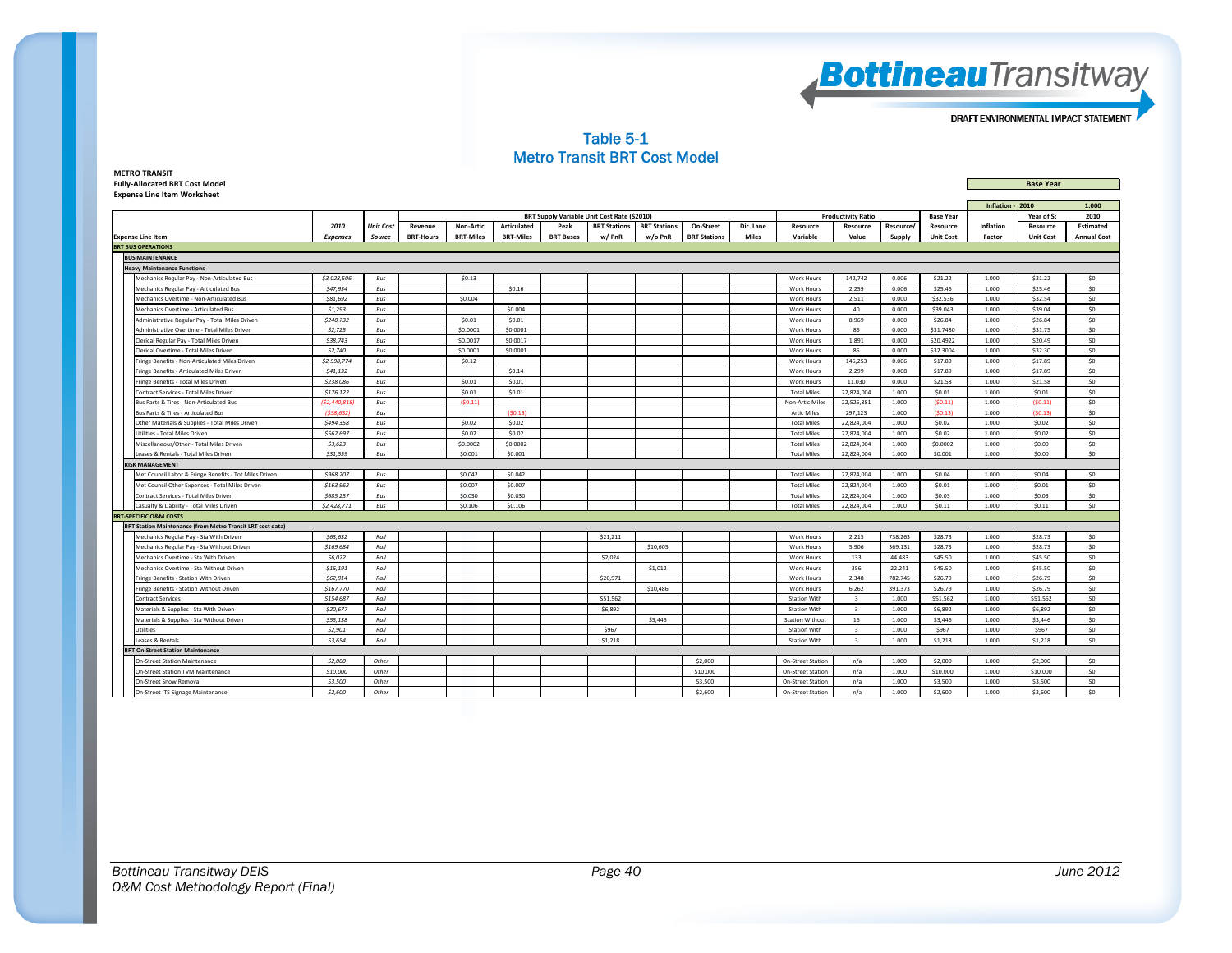# Table 5-1
## Metro Transit BRT Cost Model

**METRO TRANSIT**
**Fully-Allocated BRT Cost Model**
**Expense Line Item Worksheet**

| | | | | | | | | | | | | | | | | |
|---|---|---|---|---|---|---|---|---|---|---|---|---|---|---|---|---|
| | | | | | | | | | | | | | | | **Base Year** | |
| | | | | | | | | | | | | | | **Inflation - 2010** | | **1.000** |

| Expense Line Item | 2010 Expenses | Unit Cost Source | Revenue BRT-Hours | Non-Artic BRT-Miles | Articulated BRT-Miles | Peak BRT Buses | BRT Stations w/ PnR | BRT Stations w/o PnR | On-Street BRT Stations | Dir. Lane Miles | Resource Variable | Resource Value | Resource/ Supply | Base Year Resource Unit Cost | Inflation Factor | Year of $: 2010 Resource Unit Cost | 2010 Estimated Annual Cost |
|---|---|---|---|---|---|---|---|---|---|---|---|---|---|---|---|---|---|
| | | | BRT Supply Variable Unit Cost Rate ($2010) | | | | | | | | Productivity Ratio | | | | | | |
| **BRT BUS OPERATIONS** | | | | | | | | | | | | | | | | | |
| **BUS MAINTENANCE** | | | | | | | | | | | | | | | | | |
| **Heavy Maintenance Functions** | | | | | | | | | | | | | | | | | |
| Mechanics Regular Pay - Non-Articulated Bus | *$3,028,506* | *Bus* | | $0.13 | | | | | | | Work Hours | 142,742 | 0.006 | $21.22 | 1.000 | $21.22 | $0 |
| Mechanics Regular Pay - Articulated Bus | *$47,934* | *Bus* | | | $0.16 | | | | | | Work Hours | 2,259 | 0.006 | $25.46 | 1.000 | $25.46 | $0 |
| Mechanics Overtime - Non-Articulated Bus | *$81,692* | *Bus* | | $0.004 | | | | | | | Work Hours | 2,511 | 0.000 | $32.536 | 1.000 | $32.54 | $0 |
| Mechanics Overtime - Articulated Bus | *$1,293* | *Bus* | | | $0.004 | | | | | | Work Hours | 40 | 0.000 | $39.043 | 1.000 | $39.04 | $0 |
| Administrative Regular Pay - Total Miles Driven | *$240,732* | *Bus* | | $0.01 | $0.01 | | | | | | Work Hours | 8,969 | 0.000 | $26.84 | 1.000 | $26.84 | $0 |
| Administrative Overtime - Total Miles Driven | *$2,725* | *Bus* | | $0.0001 | $0.0001 | | | | | | Work Hours | 86 | 0.000 | $31.7480 | 1.000 | $31.75 | $0 |
| Clerical Regular Pay - Total Miles Driven | *$38,743* | *Bus* | | $0.0017 | $0.0017 | | | | | | Work Hours | 1,891 | 0.000 | $20.4922 | 1.000 | $20.49 | $0 |
| Clerical Overtime - Total Miles Driven | *$2,740* | *Bus* | | $0.0001 | $0.0001 | | | | | | Work Hours | 85 | 0.000 | $32.3004 | 1.000 | $32.30 | $0 |
| Fringe Benefits - Non-Articulated Miles Driven | *$2,598,774* | *Bus* | | $0.12 | | | | | | | Work Hours | 145,253 | 0.006 | $17.89 | 1.000 | $17.89 | $0 |
| Fringe Benefits - Articulated Miles Driven | *$41,132* | *Bus* | | | $0.14 | | | | | | Work Hours | 2,299 | 0.008 | $17.89 | 1.000 | $17.89 | $0 |
| Fringe Benefits - Total Miles Driven | *$238,086* | *Bus* | | $0.01 | $0.01 | | | | | | Work Hours | 11,030 | 0.000 | $21.58 | 1.000 | $21.58 | $0 |
| Contract Services - Total Miles Driven | *$176,122* | *Bus* | | $0.01 | $0.01 | | | | | | Total Miles | 22,824,004 | 1.000 | $0.01 | 1.000 | $0.01 | $0 |
| Bus Parts & Tires - Non-Articulated Bus | *($2,440,818)* | *Bus* | | ($0.11) | | | | | | | Non-Artic Miles | 22,526,881 | 1.000 | ($0.11) | 1.000 | ($0.11) | $0 |
| Bus Parts & Tires - Articulated Bus | *($38,632)* | *Bus* | | | ($0.13) | | | | | | Artic Miles | 297,123 | 1.000 | ($0.13) | 1.000 | ($0.13) | $0 |
| Other Materials & Supplies - Total Miles Driven | *$494,358* | *Bus* | | $0.02 | $0.02 | | | | | | Total Miles | 22,824,004 | 1.000 | $0.02 | 1.000 | $0.02 | $0 |
| Utilities - Total Miles Driven | *$562,697* | *Bus* | | $0.02 | $0.02 | | | | | | Total Miles | 22,824,004 | 1.000 | $0.02 | 1.000 | $0.02 | $0 |
| Miscellaneous/Other - Total Miles Driven | *$3,623* | *Bus* | | $0.0002 | $0.0002 | | | | | | Total Miles | 22,824,004 | 1.000 | $0.0002 | 1.000 | $0.00 | $0 |
| Leases & Rentals - Total Miles Driven | *$31,559* | *Bus* | | $0.001 | $0.001 | | | | | | Total Miles | 22,824,004 | 1.000 | $0.001 | 1.000 | $0.00 | $0 |
| **RISK MANAGEMENT** | | | | | | | | | | | | | | | | | |
| Met Council Labor & Fringe Benefits - Tot Miles Driven | *$968,207* | *Bus* | | $0.042 | $0.042 | | | | | | Total Miles | 22,824,004 | 1.000 | $0.04 | 1.000 | $0.04 | $0 |
| Met Council Other Expenses - Total Miles Driven | *$163,962* | *Bus* | | $0.007 | $0.007 | | | | | | Total Miles | 22,824,004 | 1.000 | $0.01 | 1.000 | $0.01 | $0 |
| Contract Services - Total Miles Driven | *$685,257* | *Bus* | | $0.030 | $0.030 | | | | | | Total Miles | 22,824,004 | 1.000 | $0.03 | 1.000 | $0.03 | $0 |
| Casualty & Liability - Total Miles Driven | *$2,428,771* | *Bus* | | $0.106 | $0.106 | | | | | | Total Miles | 22,824,004 | 1.000 | $0.11 | 1.000 | $0.11 | $0 |
| **BRT-SPECIFIC O&M COSTS** | | | | | | | | | | | | | | | | | |
| **BRT Station Maintenance (from Metro Transit LRT cost data)** | | | | | | | | | | | | | | | | | |
| Mechanics Regular Pay - Sta With Driven | *$63,632* | *Rail* | | | | | $21,211 | | | | Work Hours | 2,215 | 738.263 | $28.73 | 1.000 | $28.73 | $0 |
| Mechanics Regular Pay - Sta Without Driven | *$169,684* | *Rail* | | | | | | $10,605 | | | Work Hours | 5,906 | 369.131 | $28.73 | 1.000 | $28.73 | $0 |
| Mechanics Overtime - Sta With Driven | *$6,072* | *Rail* | | | | | $2,024 | | | | Work Hours | 133 | 44.483 | $45.50 | 1.000 | $45.50 | $0 |
| Mechanics Overtime - Sta Without Driven | *$16,191* | *Rail* | | | | | | $1,012 | | | Work Hours | 356 | 22.241 | $45.50 | 1.000 | $45.50 | $0 |
| Fringe Benefits - Station With Driven | *$62,914* | *Rail* | | | | | $20,971 | | | | Work Hours | 2,348 | 782.745 | $26.79 | 1.000 | $26.79 | $0 |
| Fringe Benefits - Station Without Driven | *$167,770* | *Rail* | | | | | | $10,486 | | | Work Hours | 6,262 | 391.373 | $26.79 | 1.000 | $26.79 | $0 |
| Contract Services | *$154,687* | *Rail* | | | | | $51,562 | | | | Station With | 3 | 1.000 | $51,562 | 1.000 | $51,562 | $0 |
| Materials & Supplies - Sta With Driven | *$20,677* | *Rail* | | | | | $6,892 | | | | Station With | 3 | 1.000 | $6,892 | 1.000 | $6,892 | $0 |
| Materials & Supplies - Sta Without Driven | *$55,138* | *Rail* | | | | | | $3,446 | | | Station Without | 16 | 1.000 | $3,446 | 1.000 | $3,446 | $0 |
| Utilities | *$2,901* | *Rail* | | | | | $967 | | | | Station With | 3 | 1.000 | $967 | 1.000 | $967 | $0 |
| Leases & Rentals | *$3,654* | *Rail* | | | | | $1,218 | | | | Station With | 3 | 1.000 | $1,218 | 1.000 | $1,218 | $0 |
| **BRT On-Street Station Maintenance** | | | | | | | | | | | | | | | | | |
| On-Street Station Maintenance | *$2,000* | *Other* | | | | | | | $2,000 | | On-Street Station | n/a | 1.000 | $2,000 | 1.000 | $2,000 | $0 |
| On-Street Station TVM Maintenance | *$10,000* | *Other* | | | | | | | $10,000 | | On-Street Station | n/a | 1.000 | $10,000 | 1.000 | $10,000 | $0 |
| On-Street Snow Removal | *$3,500* | *Other* | | | | | | | $3,500 | | On-Street Station | n/a | 1.000 | $3,500 | 1.000 | $3,500 | $0 |
| On-Street ITS Signage Maintenance | *$2,600* | *Other* | | | | | | | $2,600 | | On-Street Station | n/a | 1.000 | $2,600 | 1.000 | $2,600 | $0 |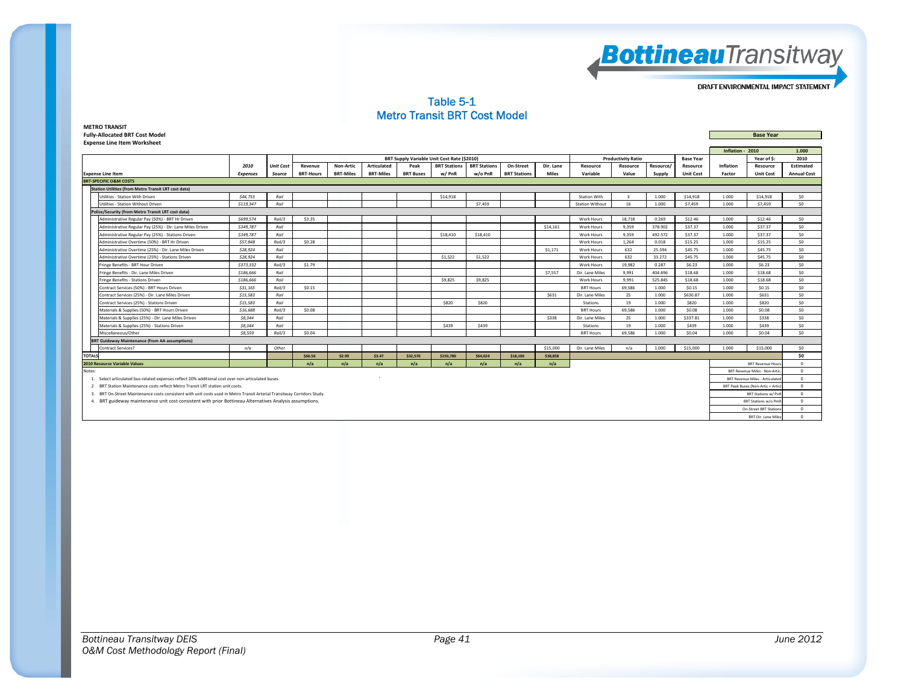## Table 5-1
## Metro Transit BRT Cost Model

**METRO TRANSIT**
**Fully-Allocated BRT Cost Model**
**Expense Line Item Worksheet**

| | | | | | | | | | | | | | | | | | | |
|---|---|---|---|---|---|---|---|---|---|---|---|---|---|---|---|---|---|---|
| | | | | | | | | | | | | | | | | **Base Year** | | |
| | | | | | | | | | | | | | | | **Inflation - 2010** | | **1.000** |
| | | | BRT Supply Variable Unit Cost Rate ($2010) | | | | | | | | | Productivity Ratio | | Base Year | | Year of $: | 2010 |
| **Expense Line Item** | *2010 Expenses* | *Unit Cost Source* | Revenue BRT-Hours | Non-Artic BRT-Miles | Articulated BRT-Miles | Peak BRT Buses | BRT Stations w/ PnR | BRT Stations w/o PnR | On-Street BRT Stations | Dir. Lane Miles | Resource Variable | Resource Value | Resource/ Supply | Resource Unit Cost | Inflation Factor | Resource Unit Cost | Estimated Annual Cost |
| **BRT-SPECIFIC O&M COSTS** | | | | | | | | | | | | | | | | | |
| **Station Utilities (from Metro Transit LRT cost data)** | | | | | | | | | | | | | | | | | |
| Utilities - Station With Driven | *$44,755* | *Rail* | | | | | $14,918 | | | | Station With | 3 | 1.000 | $14,918 | 1.000 | $14,918 | $0 |
| Utilities - Station Without Driven | *$119,347* | *Rail* | | | | | | $7,459 | | | Station Without | 16 | 1.000 | $7,459 | 1.000 | $7,459 | $0 |
| **Police/Security (from Metro Transit LRT cost data)** | | | | | | | | | | | | | | | | | |
| Administrative Regular Pay (50%) - BRT Hr Driven | *$699,574* | *Rail/3* | $3.35 | | | | | | | | Work Hours | 18,718 | 0.269 | $12.46 | 1.000 | $12.46 | $0 |
| Administrative Regular Pay (25%) - Dir. Lane Miles Driven | *$349,787* | *Rail* | | | | | | | | $14,161 | Work Hours | 9,359 | 378.902 | $37.37 | 1.000 | $37.37 | $0 |
| Administrative Regular Pay (25%) - Stations Driven | *$349,787* | *Rail* | | | | | $18,410 | $18,410 | | | Work Hours | 9,359 | 492.572 | $37.37 | 1.000 | $37.37 | $0 |
| Administrative Overtime (50%) - BRT Hr Driven | *$57,848* | *Rail/3* | $0.28 | | | | | | | | Work Hours | 1,264 | 0.018 | $15.25 | 1.000 | $15.25 | $0 |
| Administrative Overtime (25%) - Dir. Lane Miles Driven | *$28,924* | *Rail* | | | | | | | | $1,171 | Work Hours | 632 | 25.594 | $45.75 | 1.000 | $45.75 | $0 |
| Administrative Overtime (25%) - Stations Driven | *$28,924* | *Rail* | | | | | $1,522 | $1,522 | | | Work Hours | 632 | 33.272 | $45.75 | 1.000 | $45.75 | $0 |
| Fringe Benefits - BRT Hour Driven | *$373,332* | *Rail/3* | $1.79 | | | | | | | | Work Hours | 19,982 | 0.287 | $6.23 | 1.000 | $6.23 | $0 |
| Fringe Benefits - Dir. Lane Miles Driven | *$186,666* | *Rail* | | | | | | | | $7,557 | Dir. Lane Miles | 9,991 | 404.496 | $18.68 | 1.000 | $18.68 | $0 |
| Fringe Benefits - Stations Driven | *$186,666* | *Rail* | | | | | $9,825 | $9,825 | | | Work Hours | 9,991 | 525.845 | $18.68 | 1.000 | $18.68 | $0 |
| Contract Services (50%) - BRT Hours Driven | *$31,165* | *Rail/3* | $0.15 | | | | | | | | BRT Hours | 69,586 | 1.000 | $0.15 | 1.000 | $0.15 | $0 |
| Contract Services (25%) - Dir. Lane Miles Driven | *$15,583* | *Rail* | | | | | | | | $631 | Dir. Lane Miles | 25 | 1.000 | $630.87 | 1.000 | $631 | $0 |
| Contract Services (25%) - Stations Driven | *$15,583* | *Rail* | | | | | $820 | $820 | | | Stations | 19 | 1.000 | $820 | 1.000 | $820 | $0 |
| Materials & Supplies (50%) - BRT Hours Driven | *$16,688* | *Rail/3* | $0.08 | | | | | | | | BRT Hours | 69,586 | 1.000 | $0.08 | 1.000 | $0.08 | $0 |
| Materials & Supplies (25%) - Dir. Lane Miles Driven | *$8,344* | *Rail* | | | | | | | | $338 | Dir. Lane Miles | 25 | 1.000 | $337.81 | 1.000 | $338 | $0 |
| Materials & Supplies (25%) - Stations Driven | *$8,344* | *Rail* | | | | | $439 | $439 | | | Stations | 19 | 1.000 | $439 | 1.000 | $439 | $0 |
| Miscellaneous/Other | *$8,559* | *Rail/3* | $0.04 | | | | | | | | BRT Hours | 69,586 | 1.000 | $0.04 | 1.000 | $0.04 | $0 |
| **BRT Guideway Maintenance (from AA assumptions)** | | | | | | | | | | | | | | | | | |
| Contract Services? | *n/a* | *Other* | | | | | | | | $15,000 | Dir. Lane Miles | n/a | 1.000 | $15,000 | 1.000 | $15,000 | $0 |
| **TOTALS** | | | **$66.56** | **$2.99** | **$3.47** | **$32,570** | **$150,780** | **$64,024** | **$18,100** | **$38,858** | | | | | | | **$0** |
| **2010 Resource Variable Values** | | | **n/a** | **n/a** | **n/a** | **n/a** | **n/a** | **n/a** | **n/a** | **n/a** | | | | | | BRT Revenue Hours | 0 |
| | | | | | | | | | | | | | | | | BRT Revenue Miles - Non-Artic. | 0 |
| | | | | | | | | | | | | | | | | BRT Revenue Miles - Articulated | 0 |
| | | | | | | | | | | | | | | | | BRT Peak Buses (Non-Artic + Artic) | 0 |
| | | | | | | | | | | | | | | | | BRT Stations w/ PnR | 0 |
| | | | | | | | | | | | | | | | | BRT Stations w/o PnR | 0 |
| | | | | | | | | | | | | | | | | On-Street BRT Stations | 0 |
| | | | | | | | | | | | | | | | | BRT Dir. Lane Miles | 0 |

Notes:

1. Select articulated bus-related expenses reflect 20% additional cost over non-articulated buses.
2. BRT Station Maintenance costs reflect Metro Transit LRT station unit costs.
3. BRT On-Street Maintenance costs consistent with unit costs used in Metro Transit Arterial Transitway Corridors Study.
4. BRT guideway maintenance unit cost consistent with prior Bottineau Alternatives Analysis assumptions.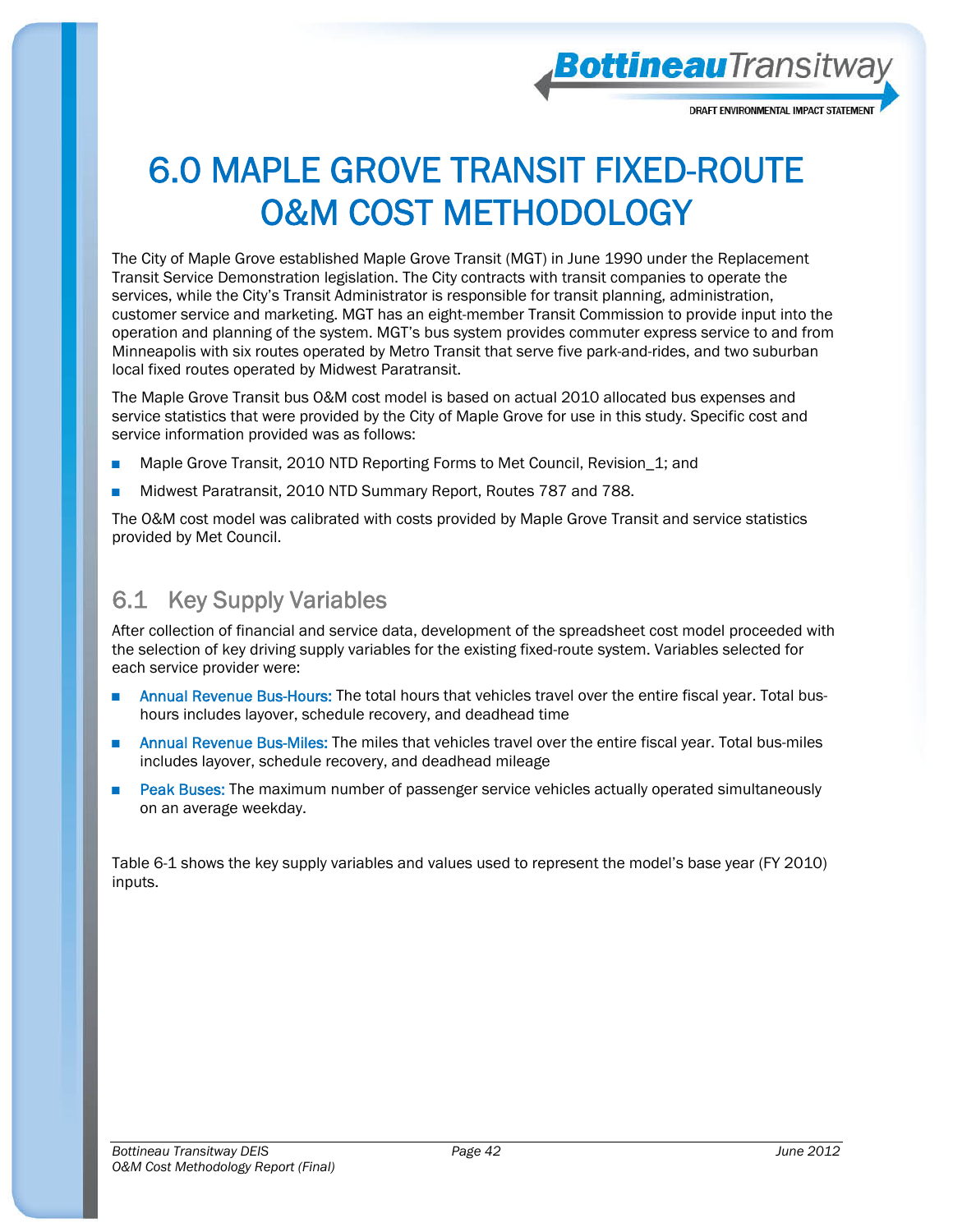# 6.0 MAPLE GROVE TRANSIT FIXED-ROUTE O&M COST METHODOLOGY

The City of Maple Grove established Maple Grove Transit (MGT) in June 1990 under the Replacement Transit Service Demonstration legislation. The City contracts with transit companies to operate the services, while the City's Transit Administrator is responsible for transit planning, administration, customer service and marketing. MGT has an eight-member Transit Commission to provide input into the operation and planning of the system. MGT's bus system provides commuter express service to and from Minneapolis with six routes operated by Metro Transit that serve five park-and-rides, and two suburban local fixed routes operated by Midwest Paratransit.

The Maple Grove Transit bus O&M cost model is based on actual 2010 allocated bus expenses and service statistics that were provided by the City of Maple Grove for use in this study. Specific cost and service information provided was as follows:

- Maple Grove Transit, 2010 NTD Reporting Forms to Met Council, Revision_1; and
- Midwest Paratransit, 2010 NTD Summary Report, Routes 787 and 788.

The O&M cost model was calibrated with costs provided by Maple Grove Transit and service statistics provided by Met Council.

## 6.1 Key Supply Variables

After collection of financial and service data, development of the spreadsheet cost model proceeded with the selection of key driving supply variables for the existing fixed-route system. Variables selected for each service provider were:

- **Annual Revenue Bus-Hours:** The total hours that vehicles travel over the entire fiscal year. Total bus-hours includes layover, schedule recovery, and deadhead time
- **Annual Revenue Bus-Miles:** The miles that vehicles travel over the entire fiscal year. Total bus-miles includes layover, schedule recovery, and deadhead mileage
- **Peak Buses:** The maximum number of passenger service vehicles actually operated simultaneously on an average weekday.

Table 6-1 shows the key supply variables and values used to represent the model's base year (FY 2010) inputs.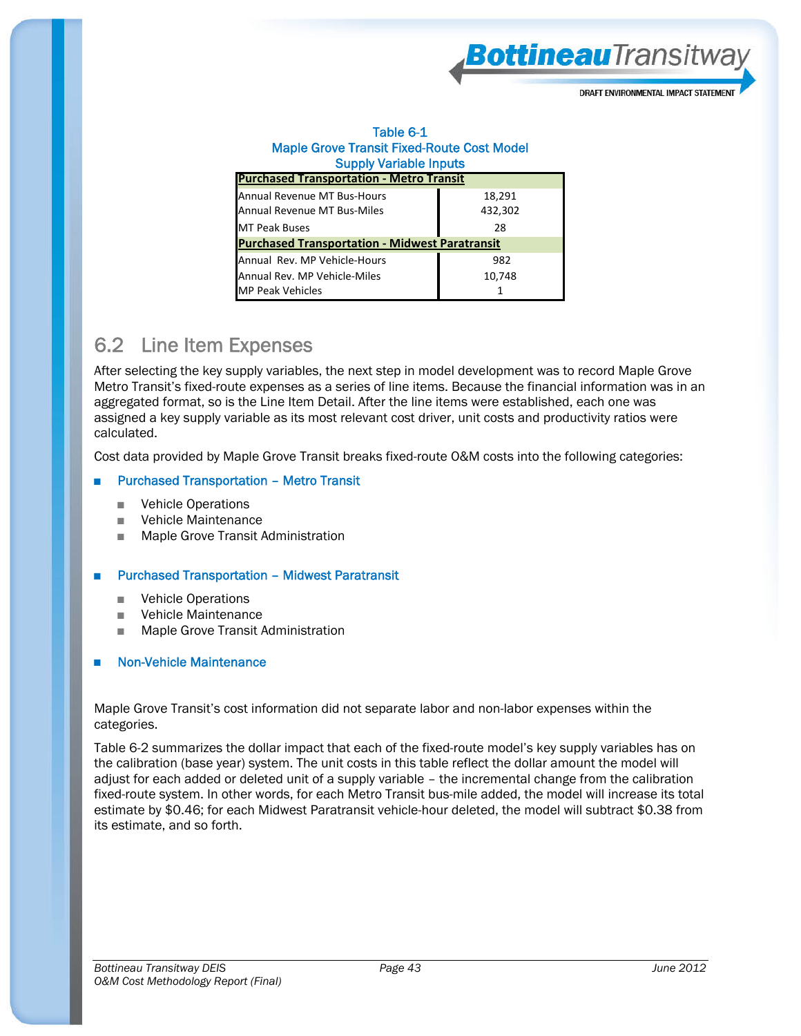Table 6-1
Maple Grove Transit Fixed-Route Cost Model
Supply Variable Inputs

| Purchased Transportation - Metro Transit | |
|---|---|
| Annual Revenue MT Bus-Hours | 18,291 |
| Annual Revenue MT Bus-Miles | 432,302 |
| MT Peak Buses | 28 |
| **Purchased Transportation - Midwest Paratransit** | |
| Annual Rev. MP Vehicle-Hours | 982 |
| Annual Rev. MP Vehicle-Miles | 10,748 |
| MP Peak Vehicles | 1 |

## 6.2 Line Item Expenses

After selecting the key supply variables, the next step in model development was to record Maple Grove Metro Transit's fixed-route expenses as a series of line items. Because the financial information was in an aggregated format, so is the Line Item Detail. After the line items were established, each one was assigned a key supply variable as its most relevant cost driver, unit costs and productivity ratios were calculated.

Cost data provided by Maple Grove Transit breaks fixed-route O&M costs into the following categories:

- Purchased Transportation – Metro Transit
  - Vehicle Operations
  - Vehicle Maintenance
  - Maple Grove Transit Administration
- Purchased Transportation – Midwest Paratransit
  - Vehicle Operations
  - Vehicle Maintenance
  - Maple Grove Transit Administration
- Non-Vehicle Maintenance

Maple Grove Transit's cost information did not separate labor and non-labor expenses within the categories.

Table 6-2 summarizes the dollar impact that each of the fixed-route model's key supply variables has on the calibration (base year) system. The unit costs in this table reflect the dollar amount the model will adjust for each added or deleted unit of a supply variable – the incremental change from the calibration fixed-route system. In other words, for each Metro Transit bus-mile added, the model will increase its total estimate by $0.46; for each Midwest Paratransit vehicle-hour deleted, the model will subtract $0.38 from its estimate, and so forth.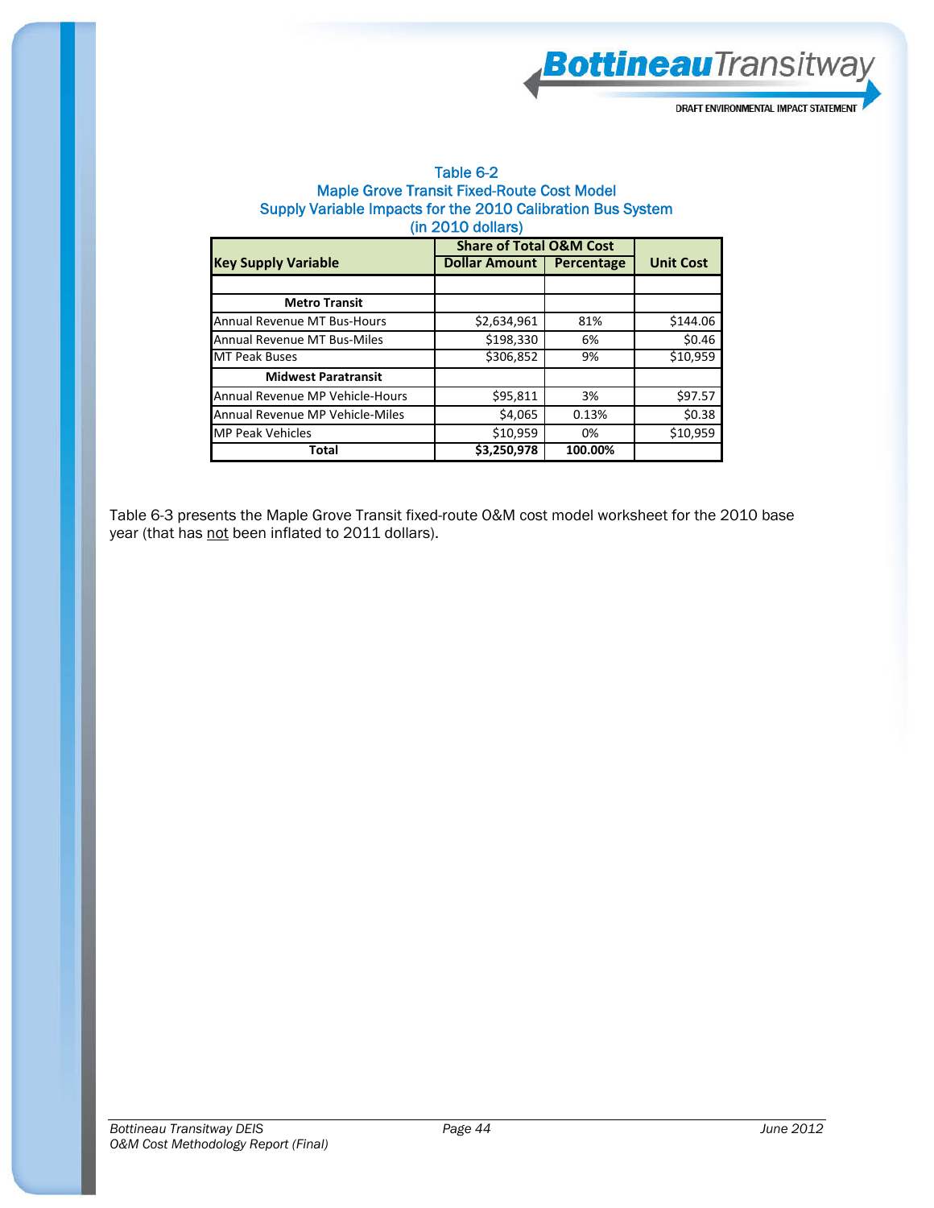Table 6-2
Maple Grove Transit Fixed-Route Cost Model
Supply Variable Impacts for the 2010 Calibration Bus System
(in 2010 dollars)

| Key Supply Variable | Share of Total O&M Cost | | Unit Cost |
|---|---|---|---|
| | Dollar Amount | Percentage | |
| | | | |
| **Metro Transit** | | | |
| Annual Revenue MT Bus-Hours | $2,634,961 | 81% | $144.06 |
| Annual Revenue MT Bus-Miles | $198,330 | 6% | $0.46 |
| MT Peak Buses | $306,852 | 9% | $10,959 |
| **Midwest Paratransit** | | | |
| Annual Revenue MP Vehicle-Hours | $95,811 | 3% | $97.57 |
| Annual Revenue MP Vehicle-Miles | $4,065 | 0.13% | $0.38 |
| MP Peak Vehicles | $10,959 | 0% | $10,959 |
| **Total** | **$3,250,978** | **100.00%** | |

Table 6-3 presents the Maple Grove Transit fixed-route O&M cost model worksheet for the 2010 base year (that has not been inflated to 2011 dollars).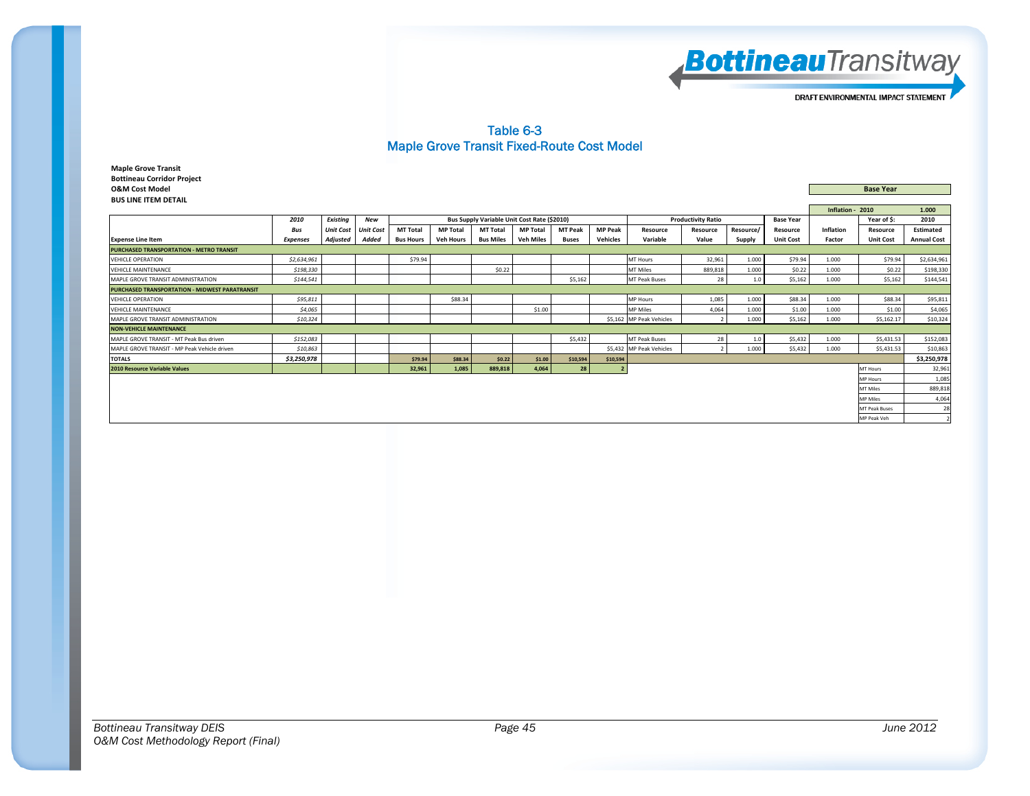# Table 6-3
## Maple Grove Transit Fixed-Route Cost Model

**Maple Grove Transit**
**Bottineau Corridor Project**
**O&M Cost Model**
**BUS LINE ITEM DETAIL**

| | | | | | | | | | | | | | | | | | |
|---|---|---|---|---|---|---|---|---|---|---|---|---|---|---|---|---|---|
| | | | | | | | | | | | | | | | Base Year | | |
| | | | | | | | | | | | | | | Inflation - 2010 | | 1.000 | |
| | *2010* | *Existing* | *New* | Bus Supply Variable Unit Cost Rate ($2010) | | | | | | Productivity Ratio | | | Base Year | | Year of $: | 2010 | |
| | *Bus* | *Unit Cost* | *Unit Cost* | MT Total | MP Total | MT Total | MP Total | MT Peak | MP Peak | Resource | Resource | Resource/ | Resource | Inflation | Resource | Estimated | |
| **Expense Line Item** | *Expenses* | *Adjusted* | *Added* | Bus Hours | Veh Hours | Bus Miles | Veh Miles | Buses | Vehicles | Variable | Value | Supply | Unit Cost | Factor | Unit Cost | Annual Cost | |
| **PURCHASED TRANSPORTATION - METRO TRANSIT** | | | | | | | | | | | | | | | | | |
| VEHICLE OPERATION | *$2,634,961* | | | $79.94 | | | | | | MT Hours | 32,961 | 1.000 | $79.94 | 1.000 | $79.94 | $2,634,961 | |
| VEHICLE MAINTENANCE | *$198,330* | | | | | $0.22 | | | | MT Miles | 889,818 | 1.000 | $0.22 | 1.000 | $0.22 | $198,330 | |
| MAPLE GROVE TRANSIT ADMINISTRATION | *$144,541* | | | | | | | $5,162 | | MT Peak Buses | 28 | 1.0 | $5,162 | 1.000 | $5,162 | $144,541 | |
| **PURCHASED TRANSPORTATION - MIDWEST PARATRANSIT** | | | | | | | | | | | | | | | | | |
| VEHICLE OPERATION | *$95,811* | | | | $88.34 | | | | | MP Hours | 1,085 | 1.000 | $88.34 | 1.000 | $88.34 | $95,811 | |
| VEHICLE MAINTENANCE | *$4,065* | | | | | | $1.00 | | | MP Miles | 4,064 | 1.000 | $1.00 | 1.000 | $1.00 | $4,065 | |
| MAPLE GROVE TRANSIT ADMINISTRATION | *$10,324* | | | | | | | | $5,162 | MP Peak Vehicles | 2 | 1.000 | $5,162 | 1.000 | $5,162.17 | $10,324 | |
| **NON-VEHICLE MAINTENANCE** | | | | | | | | | | | | | | | | | |
| MAPLE GROVE TRANSIT - MT Peak Bus driven | *$152,083* | | | | | | | $5,432 | | MT Peak Buses | 28 | 1.0 | $5,432 | 1.000 | $5,431.53 | $152,083 | |
| MAPLE GROVE TRANSIT - MP Peak Vehicle driven | *$10,863* | | | | | | | | $5,432 | MP Peak Vehicles | 2 | 1.000 | $5,432 | 1.000 | $5,431.53 | $10,863 | |
| **TOTALS** | ***$3,250,978*** | | | **$79.94** | **$88.34** | **$0.22** | **$1.00** | **$10,594** | **$10,594** | | | | | | | **$3,250,978** | |
| **2010 Resource Variable Values** | | | | **32,961** | **1,085** | **889,818** | **4,064** | **28** | **2** | | | | | | MT Hours | 32,961 | |
| | | | | | | | | | | | | | | | MP Hours | 1,085 | |
| | | | | | | | | | | | | | | | MT Miles | 889,818 | |
| | | | | | | | | | | | | | | | MP Miles | 4,064 | |
| | | | | | | | | | | | | | | | MT Peak Buses | 28 | |
| | | | | | | | | | | | | | | | MP Peak Veh | 2 | |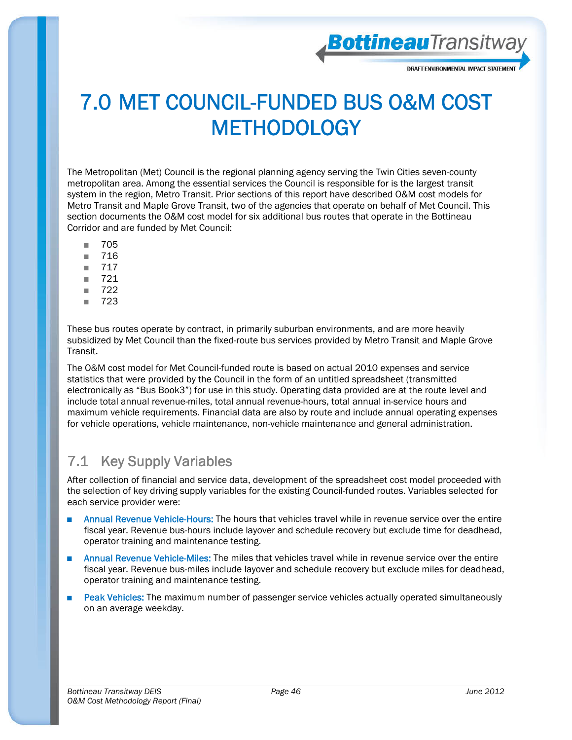# 7.0 MET COUNCIL-FUNDED BUS O&M COST METHODOLOGY

The Metropolitan (Met) Council is the regional planning agency serving the Twin Cities seven-county metropolitan area. Among the essential services the Council is responsible for is the largest transit system in the region, Metro Transit. Prior sections of this report have described O&M cost models for Metro Transit and Maple Grove Transit, two of the agencies that operate on behalf of Met Council. This section documents the O&M cost model for six additional bus routes that operate in the Bottineau Corridor and are funded by Met Council:

- 705
- 716
- 717
- 721
- 722
- 723

These bus routes operate by contract, in primarily suburban environments, and are more heavily subsidized by Met Council than the fixed-route bus services provided by Metro Transit and Maple Grove Transit.

The O&M cost model for Met Council-funded route is based on actual 2010 expenses and service statistics that were provided by the Council in the form of an untitled spreadsheet (transmitted electronically as "Bus Book3") for use in this study. Operating data provided are at the route level and include total annual revenue-miles, total annual revenue-hours, total annual in-service hours and maximum vehicle requirements. Financial data are also by route and include annual operating expenses for vehicle operations, vehicle maintenance, non-vehicle maintenance and general administration.

## 7.1 Key Supply Variables

After collection of financial and service data, development of the spreadsheet cost model proceeded with the selection of key driving supply variables for the existing Council-funded routes. Variables selected for each service provider were:

- **Annual Revenue Vehicle-Hours:** The hours that vehicles travel while in revenue service over the entire fiscal year. Revenue bus-hours include layover and schedule recovery but exclude time for deadhead, operator training and maintenance testing.
- **Annual Revenue Vehicle-Miles:** The miles that vehicles travel while in revenue service over the entire fiscal year. Revenue bus-miles include layover and schedule recovery but exclude miles for deadhead, operator training and maintenance testing.
- **Peak Vehicles:** The maximum number of passenger service vehicles actually operated simultaneously on an average weekday.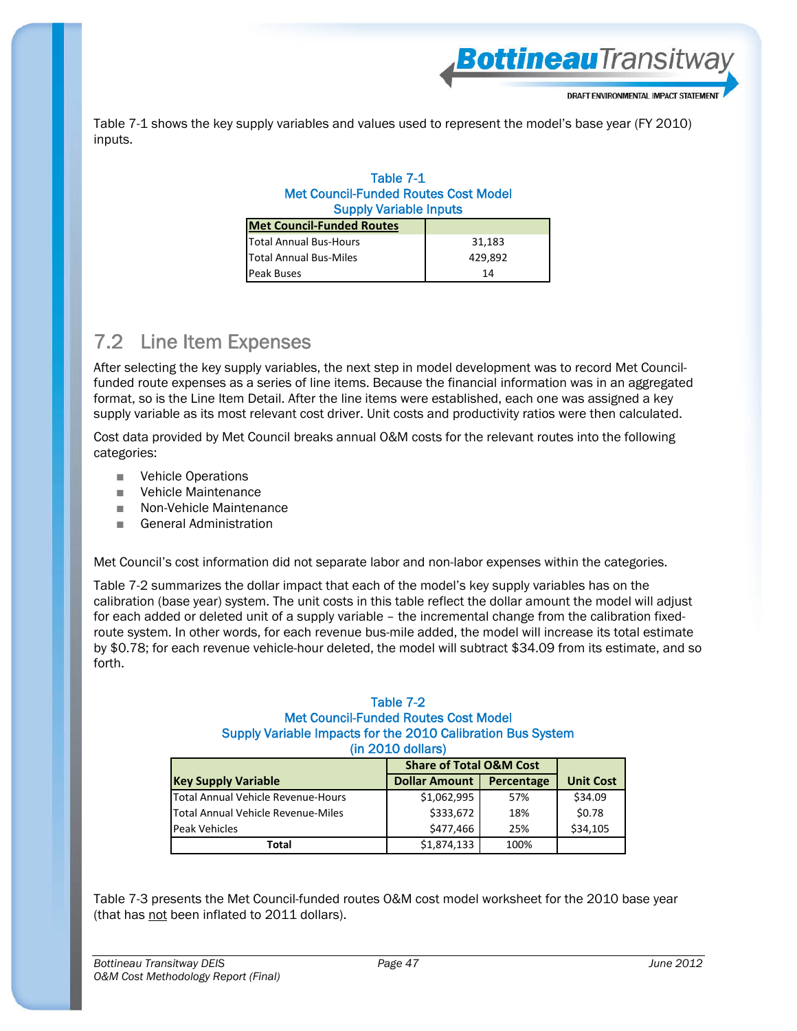Table 7-1 shows the key supply variables and values used to represent the model's base year (FY 2010) inputs.

Table 7-1
Met Council-Funded Routes Cost Model
Supply Variable Inputs

| Met Council-Funded Routes | |
|---|---|
| Total Annual Bus-Hours | 31,183 |
| Total Annual Bus-Miles | 429,892 |
| Peak Buses | 14 |

## 7.2 Line Item Expenses

After selecting the key supply variables, the next step in model development was to record Met Council-funded route expenses as a series of line items. Because the financial information was in an aggregated format, so is the Line Item Detail. After the line items were established, each one was assigned a key supply variable as its most relevant cost driver. Unit costs and productivity ratios were then calculated.

Cost data provided by Met Council breaks annual O&M costs for the relevant routes into the following categories:

- Vehicle Operations
- Vehicle Maintenance
- Non-Vehicle Maintenance
- General Administration

Met Council's cost information did not separate labor and non-labor expenses within the categories.

Table 7-2 summarizes the dollar impact that each of the model's key supply variables has on the calibration (base year) system. The unit costs in this table reflect the dollar amount the model will adjust for each added or deleted unit of a supply variable – the incremental change from the calibration fixed-route system. In other words, for each revenue bus-mile added, the model will increase its total estimate by $0.78; for each revenue vehicle-hour deleted, the model will subtract $34.09 from its estimate, and so forth.

Table 7-2
Met Council-Funded Routes Cost Model
Supply Variable Impacts for the 2010 Calibration Bus System
(in 2010 dollars)

| | Share of Total O&M Cost | | |
|---|---|---|---|
| **Key Supply Variable** | **Dollar Amount** | **Percentage** | **Unit Cost** |
| Total Annual Vehicle Revenue-Hours | $1,062,995 | 57% | $34.09 |
| Total Annual Vehicle Revenue-Miles | $333,672 | 18% | $0.78 |
| Peak Vehicles | $477,466 | 25% | $34,105 |
| **Total** | $1,874,133 | 100% | |

Table 7-3 presents the Met Council-funded routes O&M cost model worksheet for the 2010 base year (that has not been inflated to 2011 dollars).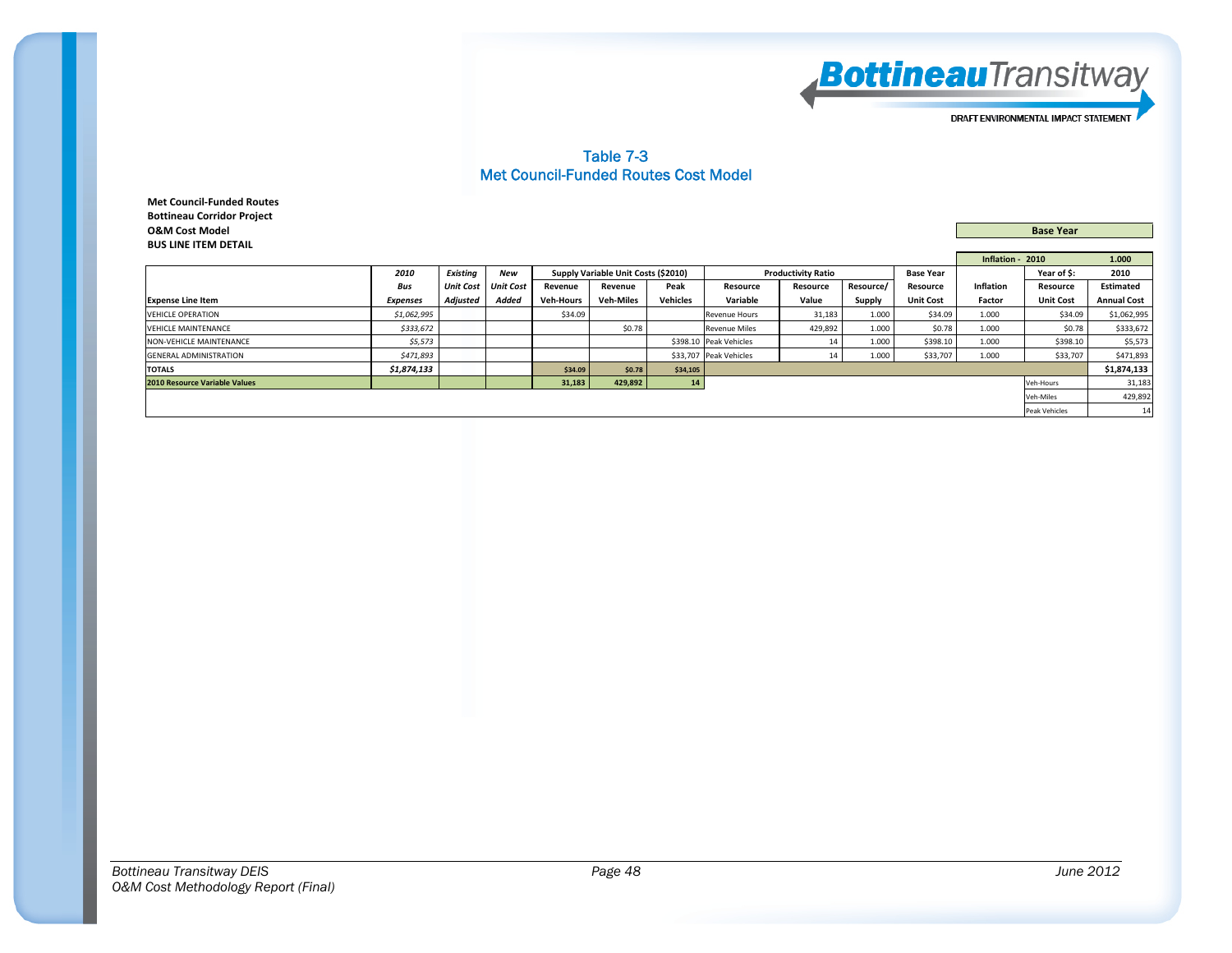# Table 7-3
## Met Council-Funded Routes Cost Model

**Met Council-Funded Routes**
**Bottineau Corridor Project**
**O&M Cost Model**
**BUS LINE ITEM DETAIL**

| | | | | | | | | | | | | | |
|---|---|---|---|---|---|---|---|---|---|---|---|---|---|
| | | | | | | | | | | **Base Year** | | | |
| | | | | | | | | | | Inflation - 2010 | | | 1.000 |
| | *2010* | *Existing* | *New* | Supply Variable Unit Costs ($2010) | | | Productivity Ratio | | | Base Year | | Year of $: | 2010 |
| | *Bus* | *Unit Cost* | *Unit Cost* | Revenue | Revenue | Peak | Resource | Resource | Resource/ | Resource | Inflation | Resource | Estimated |
| **Expense Line Item** | *Expenses* | *Adjusted* | *Added* | Veh-Hours | Veh-Miles | Vehicles | Variable | Value | Supply | Unit Cost | Factor | Unit Cost | Annual Cost |
| VEHICLE OPERATION | *$1,062,995* | | | $34.09 | | | Revenue Hours | 31,183 | 1.000 | $34.09 | 1.000 | $34.09 | $1,062,995 |
| VEHICLE MAINTENANCE | *$333,672* | | | | $0.78 | | Revenue Miles | 429,892 | 1.000 | $0.78 | 1.000 | $0.78 | $333,672 |
| NON-VEHICLE MAINTENANCE | *$5,573* | | | | | $398.10 | Peak Vehicles | 14 | 1.000 | $398.10 | 1.000 | $398.10 | $5,573 |
| GENERAL ADMINISTRATION | *$471,893* | | | | | $33,707 | Peak Vehicles | 14 | 1.000 | $33,707 | 1.000 | $33,707 | $471,893 |
| **TOTALS** | ***$1,874,133*** | | | **$34.09** | **$0.78** | **$34,105** | | | | | | | **$1,874,133** |
| **2010 Resource Variable Values** | | | | **31,183** | **429,892** | **14** | | | | | | Veh-Hours | 31,183 |
| | | | | | | | | | | | | Veh-Miles | 429,892 |
| | | | | | | | | | | | | Peak Vehicles | 14 |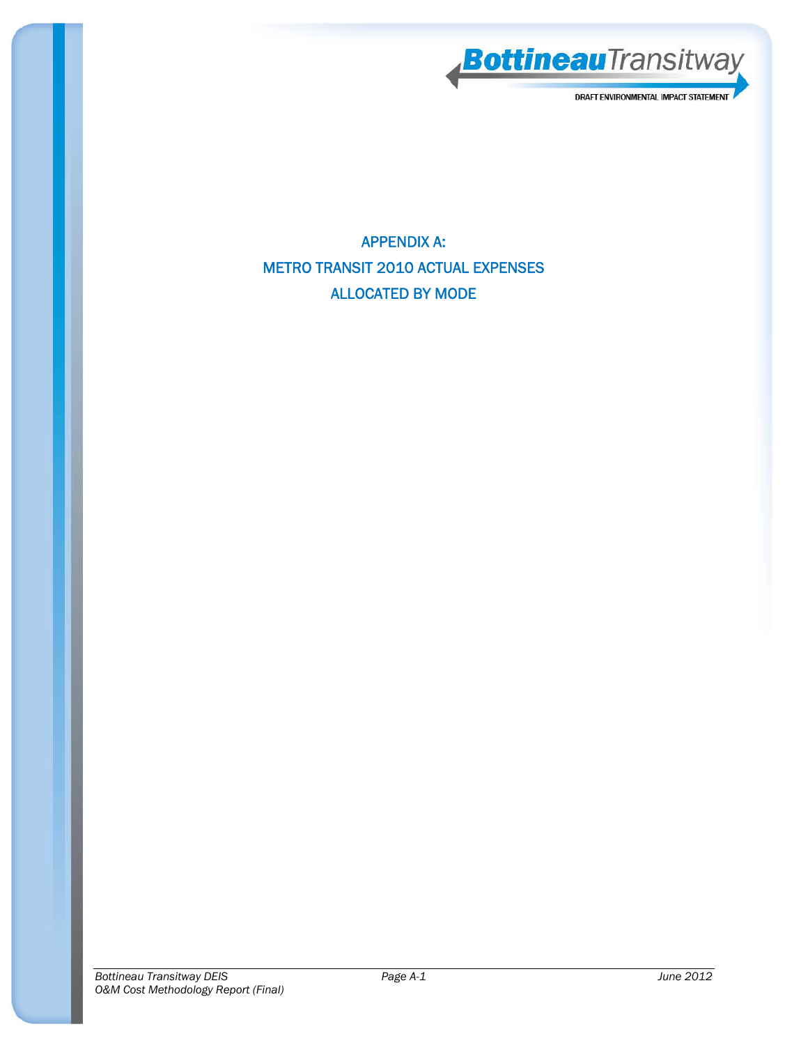# APPENDIX A:
# METRO TRANSIT 2010 ACTUAL EXPENSES
# ALLOCATED BY MODE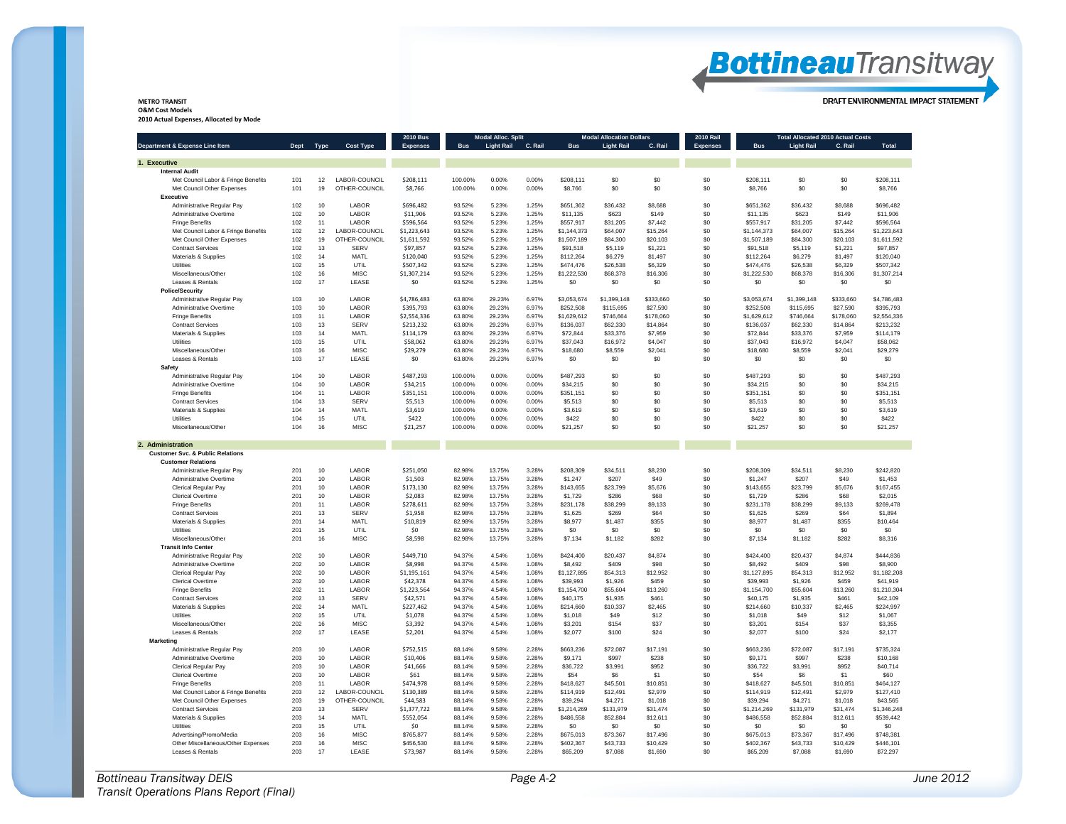METRO TRANSIT
O&M Cost Models
2010 Actual Expenses, Allocated by Mode

| Department & Expense Line Item | Dept | Type | Cost Type | 2010 Bus Expenses | Modal Alloc. Split | | | Modal Allocation Dollars | | | 2010 Rail Expenses | Total Allocated 2010 Actual Costs | | | |
|---|---|---|---|---|---|---|---|---|---|---|---|---|---|---|---|
| | | | | | Bus | Light Rail | C. Rail | Bus | Light Rail | C. Rail | | Bus | Light Rail | C. Rail | Total |
| **1. Executive** | | | | | | | | | | | | | | | |
| **Internal Audit** | | | | | | | | | | | | | | | |
| Met Council Labor & Fringe Benefits | 101 | 12 | LABOR-COUNCIL | $208,111 | 100.00% | 0.00% | 0.00% | $208,111 | $0 | $0 | $0 | $208,111 | $0 | $0 | $208,111 |
| Met Council Other Expenses | 101 | 19 | OTHER-COUNCIL | $8,766 | 100.00% | 0.00% | 0.00% | $8,766 | $0 | $0 | $0 | $8,766 | $0 | $0 | $8,766 |
| **Executive** | | | | | | | | | | | | | | | |
| Administrative Regular Pay | 102 | 10 | LABOR | $696,482 | 93.52% | 5.23% | 1.25% | $651,362 | $36,432 | $8,688 | $0 | $651,362 | $36,432 | $8,688 | $696,482 |
| Administrative Overtime | 102 | 10 | LABOR | $11,906 | 93.52% | 5.23% | 1.25% | $11,135 | $623 | $149 | $0 | $11,135 | $623 | $149 | $11,906 |
| Fringe Benefits | 102 | 11 | LABOR | $596,564 | 93.52% | 5.23% | 1.25% | $557,917 | $31,205 | $7,442 | $0 | $557,917 | $31,205 | $7,442 | $596,564 |
| Met Council Labor & Fringe Benefits | 102 | 12 | LABOR-COUNCIL | $1,223,643 | 93.52% | 5.23% | 1.25% | $1,144,373 | $64,007 | $15,264 | $0 | $1,144,373 | $64,007 | $15,264 | $1,223,643 |
| Met Council Other Expenses | 102 | 19 | OTHER-COUNCIL | $1,611,592 | 93.52% | 5.23% | 1.25% | $1,507,189 | $84,300 | $20,103 | $0 | $1,507,189 | $84,300 | $20,103 | $1,611,592 |
| Contract Services | 102 | 13 | SERV | $97,857 | 93.52% | 5.23% | 1.25% | $91,518 | $5,119 | $1,221 | $0 | $91,518 | $5,119 | $1,221 | $97,857 |
| Materials & Supplies | 102 | 14 | MATL | $120,040 | 93.52% | 5.23% | 1.25% | $112,264 | $6,279 | $1,497 | $0 | $112,264 | $6,279 | $1,497 | $120,040 |
| Utilities | 102 | 15 | UTIL | $507,342 | 93.52% | 5.23% | 1.25% | $474,476 | $26,538 | $6,329 | $0 | $474,476 | $26,538 | $6,329 | $507,342 |
| Miscellaneous/Other | 102 | 16 | MISC | $1,307,214 | 93.52% | 5.23% | 1.25% | $1,222,530 | $68,378 | $16,306 | $0 | $1,222,530 | $68,378 | $16,306 | $1,307,214 |
| Leases & Rentals | 102 | 17 | LEASE | $0 | 93.52% | 5.23% | 1.25% | $0 | $0 | $0 | $0 | $0 | $0 | $0 | $0 |
| **Police/Security** | | | | | | | | | | | | | | | |
| Administrative Regular Pay | 103 | 10 | LABOR | $4,786,483 | 63.80% | 29.23% | 6.97% | $3,053,674 | $1,399,148 | $333,660 | $0 | $3,053,674 | $1,399,148 | $333,660 | $4,786,483 |
| Administrative Overtime | 103 | 10 | LABOR | $395,793 | 63.80% | 29.23% | 6.97% | $252,508 | $115,695 | $27,590 | $0 | $252,508 | $115,695 | $27,590 | $395,793 |
| Fringe Benefits | 103 | 11 | LABOR | $2,554,336 | 63.80% | 29.23% | 6.97% | $1,629,612 | $746,664 | $178,060 | $0 | $1,629,612 | $746,664 | $178,060 | $2,554,336 |
| Contract Services | 103 | 13 | SERV | $213,232 | 63.80% | 29.23% | 6.97% | $136,037 | $62,330 | $14,864 | $0 | $136,037 | $62,330 | $14,864 | $213,232 |
| Materials & Supplies | 103 | 14 | MATL | $114,179 | 63.80% | 29.23% | 6.97% | $72,844 | $33,376 | $7,959 | $0 | $72,844 | $33,376 | $7,959 | $114,179 |
| Utilities | 103 | 15 | UTIL | $58,062 | 63.80% | 29.23% | 6.97% | $37,043 | $16,972 | $4,047 | $0 | $37,043 | $16,972 | $4,047 | $58,062 |
| Miscellaneous/Other | 103 | 16 | MISC | $29,279 | 63.80% | 29.23% | 6.97% | $18,680 | $8,559 | $2,041 | $0 | $18,680 | $8,559 | $2,041 | $29,279 |
| Leases & Rentals | 103 | 17 | LEASE | $0 | 63.80% | 29.23% | 6.97% | $0 | $0 | $0 | $0 | $0 | $0 | $0 | $0 |
| **Safety** | | | | | | | | | | | | | | | |
| Administrative Regular Pay | 104 | 10 | LABOR | $487,293 | 100.00% | 0.00% | 0.00% | $487,293 | $0 | $0 | $0 | $487,293 | $0 | $0 | $487,293 |
| Administrative Overtime | 104 | 10 | LABOR | $34,215 | 100.00% | 0.00% | 0.00% | $34,215 | $0 | $0 | $0 | $34,215 | $0 | $0 | $34,215 |
| Fringe Benefits | 104 | 11 | LABOR | $351,151 | 100.00% | 0.00% | 0.00% | $351,151 | $0 | $0 | $0 | $351,151 | $0 | $0 | $351,151 |
| Contract Services | 104 | 13 | SERV | $5,513 | 100.00% | 0.00% | 0.00% | $5,513 | $0 | $0 | $0 | $5,513 | $0 | $0 | $5,513 |
| Materials & Supplies | 104 | 14 | MATL | $3,619 | 100.00% | 0.00% | 0.00% | $3,619 | $0 | $0 | $0 | $3,619 | $0 | $0 | $3,619 |
| Utilities | 104 | 15 | UTIL | $422 | 100.00% | 0.00% | 0.00% | $422 | $0 | $0 | $0 | $422 | $0 | $0 | $422 |
| Miscellaneous/Other | 104 | 16 | MISC | $21,257 | 100.00% | 0.00% | 0.00% | $21,257 | $0 | $0 | $0 | $21,257 | $0 | $0 | $21,257 |
| **2. Administration** | | | | | | | | | | | | | | | |
| **Customer Svc. & Public Relations** | | | | | | | | | | | | | | | |
| **Customer Relations** | | | | | | | | | | | | | | | |
| Administrative Regular Pay | 201 | 10 | LABOR | $251,050 | 82.98% | 13.75% | 3.28% | $208,309 | $34,511 | $8,230 | $0 | $208,309 | $34,511 | $8,230 | $242,820 |
| Administrative Overtime | 201 | 10 | LABOR | $1,503 | 82.98% | 13.75% | 3.28% | $1,247 | $207 | $49 | $0 | $1,247 | $207 | $49 | $1,453 |
| Clerical Regular Pay | 201 | 10 | LABOR | $173,130 | 82.98% | 13.75% | 3.28% | $143,655 | $23,799 | $5,676 | $0 | $143,655 | $23,799 | $5,676 | $167,455 |
| Clerical Overtime | 201 | 10 | LABOR | $2,083 | 82.98% | 13.75% | 3.28% | $1,729 | $286 | $68 | $0 | $1,729 | $286 | $68 | $2,015 |
| Fringe Benefits | 201 | 11 | LABOR | $278,611 | 82.98% | 13.75% | 3.28% | $231,178 | $38,299 | $9,133 | $0 | $231,178 | $38,299 | $9,133 | $269,478 |
| Contract Services | 201 | 13 | SERV | $1,958 | 82.98% | 13.75% | 3.28% | $1,625 | $269 | $64 | $0 | $1,625 | $269 | $64 | $1,894 |
| Materials & Supplies | 201 | 14 | MATL | $10,819 | 82.98% | 13.75% | 3.28% | $8,977 | $1,487 | $355 | $0 | $8,977 | $1,487 | $355 | $10,464 |
| Utilities | 201 | 15 | UTIL | $0 | 82.98% | 13.75% | 3.28% | $0 | $0 | $0 | $0 | $0 | $0 | $0 | $0 |
| Miscellaneous/Other | 201 | 16 | MISC | $8,598 | 82.98% | 13.75% | 3.28% | $7,134 | $1,182 | $282 | $0 | $7,134 | $1,182 | $282 | $8,316 |
| **Transit Info Center** | | | | | | | | | | | | | | | |
| Administrative Regular Pay | 202 | 10 | LABOR | $449,710 | 94.37% | 4.54% | 1.08% | $424,400 | $20,437 | $4,874 | $0 | $424,400 | $20,437 | $4,874 | $444,836 |
| Administrative Overtime | 202 | 10 | LABOR | $8,998 | 94.37% | 4.54% | 1.08% | $8,492 | $409 | $98 | $0 | $8,492 | $409 | $98 | $8,900 |
| Clerical Regular Pay | 202 | 10 | LABOR | $1,195,161 | 94.37% | 4.54% | 1.08% | $1,127,895 | $54,313 | $12,952 | $0 | $1,127,895 | $54,313 | $12,952 | $1,182,208 |
| Clerical Overtime | 202 | 10 | LABOR | $42,378 | 94.37% | 4.54% | 1.08% | $39,993 | $1,926 | $459 | $0 | $39,993 | $1,926 | $459 | $41,919 |
| Fringe Benefits | 202 | 11 | LABOR | $1,223,564 | 94.37% | 4.54% | 1.08% | $1,154,700 | $55,604 | $13,260 | $0 | $1,154,700 | $55,604 | $13,260 | $1,210,304 |
| Contract Services | 202 | 13 | SERV | $42,571 | 94.37% | 4.54% | 1.08% | $40,175 | $1,935 | $461 | $0 | $40,175 | $1,935 | $461 | $42,109 |
| Materials & Supplies | 202 | 14 | MATL | $227,462 | 94.37% | 4.54% | 1.08% | $214,660 | $10,337 | $2,465 | $0 | $214,660 | $10,337 | $2,465 | $224,997 |
| Utilities | 202 | 15 | UTIL | $1,078 | 94.37% | 4.54% | 1.08% | $1,018 | $49 | $12 | $0 | $1,018 | $49 | $12 | $1,067 |
| Miscellaneous/Other | 202 | 16 | MISC | $3,392 | 94.37% | 4.54% | 1.08% | $3,201 | $154 | $37 | $0 | $3,201 | $154 | $37 | $3,355 |
| Leases & Rentals | 202 | 17 | LEASE | $2,201 | 94.37% | 4.54% | 1.08% | $2,077 | $100 | $24 | $0 | $2,077 | $100 | $24 | $2,177 |
| **Marketing** | | | | | | | | | | | | | | | |
| Administrative Regular Pay | 203 | 10 | LABOR | $752,515 | 88.14% | 9.58% | 2.28% | $663,236 | $72,087 | $17,191 | $0 | $663,236 | $72,087 | $17,191 | $735,324 |
| Administrative Overtime | 203 | 10 | LABOR | $10,406 | 88.14% | 9.58% | 2.28% | $9,171 | $997 | $238 | $0 | $9,171 | $997 | $238 | $10,168 |
| Clerical Regular Pay | 203 | 10 | LABOR | $41,666 | 88.14% | 9.58% | 2.28% | $36,722 | $3,991 | $952 | $0 | $36,722 | $3,991 | $952 | $40,714 |
| Clerical Overtime | 203 | 10 | LABOR | $61 | 88.14% | 9.58% | 2.28% | $54 | $6 | $1 | $0 | $54 | $6 | $1 | $60 |
| Fringe Benefits | 203 | 11 | LABOR | $474,978 | 88.14% | 9.58% | 2.28% | $418,627 | $45,501 | $10,851 | $0 | $418,627 | $45,501 | $10,851 | $464,127 |
| Met Council Labor & Fringe Benefits | 203 | 12 | LABOR-COUNCIL | $130,389 | 88.14% | 9.58% | 2.28% | $114,919 | $12,491 | $2,979 | $0 | $114,919 | $12,491 | $2,979 | $127,410 |
| Met Council Other Expenses | 203 | 19 | OTHER-COUNCIL | $44,583 | 88.14% | 9.58% | 2.28% | $39,294 | $4,271 | $1,018 | $0 | $39,294 | $4,271 | $1,018 | $43,565 |
| Contract Services | 203 | 13 | SERV | $1,377,722 | 88.14% | 9.58% | 2.28% | $1,214,269 | $131,979 | $31,474 | $0 | $1,214,269 | $131,979 | $31,474 | $1,346,248 |
| Materials & Supplies | 203 | 14 | MATL | $552,054 | 88.14% | 9.58% | 2.28% | $486,558 | $52,884 | $12,611 | $0 | $486,558 | $52,884 | $12,611 | $539,442 |
| Utilities | 203 | 15 | UTIL | $0 | 88.14% | 9.58% | 2.28% | $0 | $0 | $0 | $0 | $0 | $0 | $0 | $0 |
| Advertising/Promo/Media | 203 | 16 | MISC | $765,877 | 88.14% | 9.58% | 2.28% | $675,013 | $73,367 | $17,496 | $0 | $675,013 | $73,367 | $17,496 | $748,381 |
| Other Miscellaneous/Other Expenses | 203 | 16 | MISC | $456,530 | 88.14% | 9.58% | 2.28% | $402,367 | $43,733 | $10,429 | $0 | $402,367 | $43,733 | $10,429 | $446,101 |
| Leases & Rentals | 203 | 17 | LEASE | $73,987 | 88.14% | 9.58% | 2.28% | $65,209 | $7,088 | $1,690 | $0 | $65,209 | $7,088 | $1,690 | $72,297 |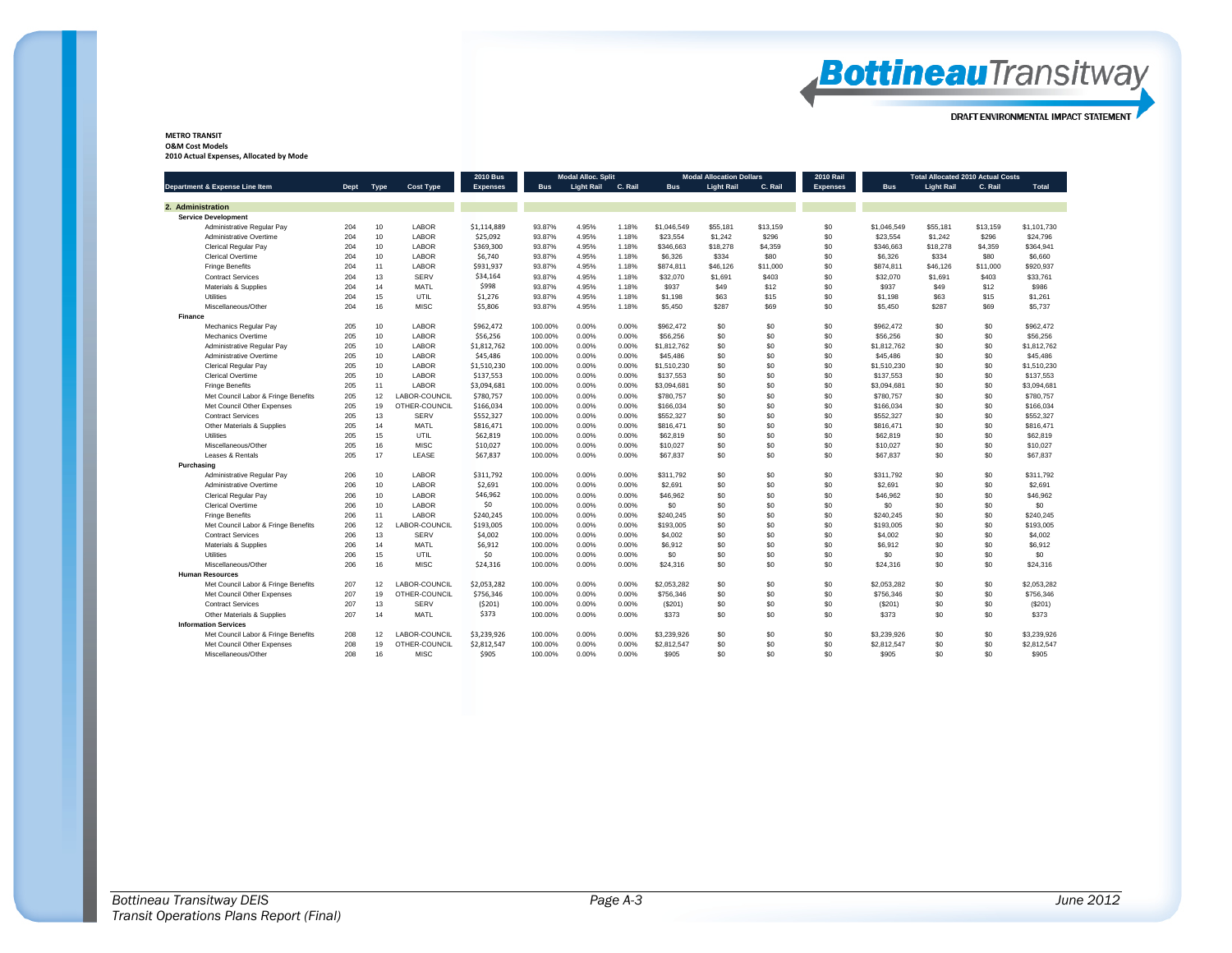**METRO TRANSIT**
**O&M Cost Models**
**2010 Actual Expenses, Allocated by Mode**

| Department & Expense Line Item | Dept | Type | Cost Type | 2010 Bus Expenses | Modal Alloc. Split | | | Modal Allocation Dollars | | | 2010 Rail Expenses | Total Allocated 2010 Actual Costs | | | |
|---|---|---|---|---|---|---|---|---|---|---|---|---|---|---|---|
| | | | | | Bus | Light Rail | C. Rail | Bus | Light Rail | C. Rail | | Bus | Light Rail | C. Rail | Total |
| **2. Administration** | | | | | | | | | | | | | | | |
| **Service Development** | | | | | | | | | | | | | | | |
| Administrative Regular Pay | 204 | 10 | LABOR | $1,114,889 | 93.87% | 4.95% | 1.18% | $1,046,549 | $55,181 | $13,159 | $0 | $1,046,549 | $55,181 | $13,159 | $1,101,730 |
| Administrative Overtime | 204 | 10 | LABOR | $25,092 | 93.87% | 4.95% | 1.18% | $23,554 | $1,242 | $296 | $0 | $23,554 | $1,242 | $296 | $24,796 |
| Clerical Regular Pay | 204 | 10 | LABOR | $369,300 | 93.87% | 4.95% | 1.18% | $346,663 | $18,278 | $4,359 | $0 | $346,663 | $18,278 | $4,359 | $364,941 |
| Clerical Overtime | 204 | 10 | LABOR | $6,740 | 93.87% | 4.95% | 1.18% | $6,326 | $334 | $80 | $0 | $6,326 | $334 | $80 | $6,660 |
| Fringe Benefits | 204 | 11 | LABOR | $931,937 | 93.87% | 4.95% | 1.18% | $874,811 | $46,126 | $11,000 | $0 | $874,811 | $46,126 | $11,000 | $920,937 |
| Contract Services | 204 | 13 | SERV | $34,164 | 93.87% | 4.95% | 1.18% | $32,070 | $1,691 | $403 | $0 | $32,070 | $1,691 | $403 | $33,761 |
| Materials & Supplies | 204 | 14 | MATL | $998 | 93.87% | 4.95% | 1.18% | $937 | $49 | $12 | $0 | $937 | $49 | $12 | $986 |
| Utilities | 204 | 15 | UTIL | $1,276 | 93.87% | 4.95% | 1.18% | $1,198 | $63 | $15 | $0 | $1,198 | $63 | $15 | $1,261 |
| Miscellaneous/Other | 204 | 16 | MISC | $5,806 | 93.87% | 4.95% | 1.18% | $5,450 | $287 | $69 | $0 | $5,450 | $287 | $69 | $5,737 |
| **Finance** | | | | | | | | | | | | | | | |
| Mechanics Regular Pay | 205 | 10 | LABOR | $962,472 | 100.00% | 0.00% | 0.00% | $962,472 | $0 | $0 | $0 | $962,472 | $0 | $0 | $962,472 |
| Mechanics Overtime | 205 | 10 | LABOR | $56,256 | 100.00% | 0.00% | 0.00% | $56,256 | $0 | $0 | $0 | $56,256 | $0 | $0 | $56,256 |
| Administrative Regular Pay | 205 | 10 | LABOR | $1,812,762 | 100.00% | 0.00% | 0.00% | $1,812,762 | $0 | $0 | $0 | $1,812,762 | $0 | $0 | $1,812,762 |
| Administrative Overtime | 205 | 10 | LABOR | $45,486 | 100.00% | 0.00% | 0.00% | $45,486 | $0 | $0 | $0 | $45,486 | $0 | $0 | $45,486 |
| Clerical Regular Pay | 205 | 10 | LABOR | $1,510,230 | 100.00% | 0.00% | 0.00% | $1,510,230 | $0 | $0 | $0 | $1,510,230 | $0 | $0 | $1,510,230 |
| Clerical Overtime | 205 | 10 | LABOR | $137,553 | 100.00% | 0.00% | 0.00% | $137,553 | $0 | $0 | $0 | $137,553 | $0 | $0 | $137,553 |
| Fringe Benefits | 205 | 11 | LABOR | $3,094,681 | 100.00% | 0.00% | 0.00% | $3,094,681 | $0 | $0 | $0 | $3,094,681 | $0 | $0 | $3,094,681 |
| Met Council Labor & Fringe Benefits | 205 | 12 | LABOR-COUNCIL | $780,757 | 100.00% | 0.00% | 0.00% | $780,757 | $0 | $0 | $0 | $780,757 | $0 | $0 | $780,757 |
| Met Council Other Expenses | 205 | 19 | OTHER-COUNCIL | $166,034 | 100.00% | 0.00% | 0.00% | $166,034 | $0 | $0 | $0 | $166,034 | $0 | $0 | $166,034 |
| Contract Services | 205 | 13 | SERV | $552,327 | 100.00% | 0.00% | 0.00% | $552,327 | $0 | $0 | $0 | $552,327 | $0 | $0 | $552,327 |
| Other Materials & Supplies | 205 | 14 | MATL | $816,471 | 100.00% | 0.00% | 0.00% | $816,471 | $0 | $0 | $0 | $816,471 | $0 | $0 | $816,471 |
| Utilities | 205 | 15 | UTIL | $62,819 | 100.00% | 0.00% | 0.00% | $62,819 | $0 | $0 | $0 | $62,819 | $0 | $0 | $62,819 |
| Miscellaneous/Other | 205 | 16 | MISC | $10,027 | 100.00% | 0.00% | 0.00% | $10,027 | $0 | $0 | $0 | $10,027 | $0 | $0 | $10,027 |
| Leases & Rentals | 205 | 17 | LEASE | $67,837 | 100.00% | 0.00% | 0.00% | $67,837 | $0 | $0 | $0 | $67,837 | $0 | $0 | $67,837 |
| **Purchasing** | | | | | | | | | | | | | | | |
| Administrative Regular Pay | 206 | 10 | LABOR | $311,792 | 100.00% | 0.00% | 0.00% | $311,792 | $0 | $0 | $0 | $311,792 | $0 | $0 | $311,792 |
| Administrative Overtime | 206 | 10 | LABOR | $2,691 | 100.00% | 0.00% | 0.00% | $2,691 | $0 | $0 | $0 | $2,691 | $0 | $0 | $2,691 |
| Clerical Regular Pay | 206 | 10 | LABOR | $46,962 | 100.00% | 0.00% | 0.00% | $46,962 | $0 | $0 | $0 | $46,962 | $0 | $0 | $46,962 |
| Clerical Overtime | 206 | 10 | LABOR | $0 | 100.00% | 0.00% | 0.00% | $0 | $0 | $0 | $0 | $0 | $0 | $0 | $0 |
| Fringe Benefits | 206 | 11 | LABOR | $240,245 | 100.00% | 0.00% | 0.00% | $240,245 | $0 | $0 | $0 | $240,245 | $0 | $0 | $240,245 |
| Met Council Labor & Fringe Benefits | 206 | 12 | LABOR-COUNCIL | $193,005 | 100.00% | 0.00% | 0.00% | $193,005 | $0 | $0 | $0 | $193,005 | $0 | $0 | $193,005 |
| Contract Services | 206 | 13 | SERV | $4,002 | 100.00% | 0.00% | 0.00% | $4,002 | $0 | $0 | $0 | $4,002 | $0 | $0 | $4,002 |
| Materials & Supplies | 206 | 14 | MATL | $6,912 | 100.00% | 0.00% | 0.00% | $6,912 | $0 | $0 | $0 | $6,912 | $0 | $0 | $6,912 |
| Utilities | 206 | 15 | UTIL | $0 | 100.00% | 0.00% | 0.00% | $0 | $0 | $0 | $0 | $0 | $0 | $0 | $0 |
| Miscellaneous/Other | 206 | 16 | MISC | $24,316 | 100.00% | 0.00% | 0.00% | $24,316 | $0 | $0 | $0 | $24,316 | $0 | $0 | $24,316 |
| **Human Resources** | | | | | | | | | | | | | | | |
| Met Council Labor & Fringe Benefits | 207 | 12 | LABOR-COUNCIL | $2,053,282 | 100.00% | 0.00% | 0.00% | $2,053,282 | $0 | $0 | $0 | $2,053,282 | $0 | $0 | $2,053,282 |
| Met Council Other Expenses | 207 | 19 | OTHER-COUNCIL | $756,346 | 100.00% | 0.00% | 0.00% | $756,346 | $0 | $0 | $0 | $756,346 | $0 | $0 | $756,346 |
| Contract Services | 207 | 13 | SERV | ($201) | 100.00% | 0.00% | 0.00% | ($201) | $0 | $0 | $0 | ($201) | $0 | $0 | ($201) |
| Other Materials & Supplies | 207 | 14 | MATL | $373 | 100.00% | 0.00% | 0.00% | $373 | $0 | $0 | $0 | $373 | $0 | $0 | $373 |
| **Information Services** | | | | | | | | | | | | | | | |
| Met Council Labor & Fringe Benefits | 208 | 12 | LABOR-COUNCIL | $3,239,926 | 100.00% | 0.00% | 0.00% | $3,239,926 | $0 | $0 | $0 | $3,239,926 | $0 | $0 | $3,239,926 |
| Met Council Other Expenses | 208 | 19 | OTHER-COUNCIL | $2,812,547 | 100.00% | 0.00% | 0.00% | $2,812,547 | $0 | $0 | $0 | $2,812,547 | $0 | $0 | $2,812,547 |
| Miscellaneous/Other | 208 | 16 | MISC | $905 | 100.00% | 0.00% | 0.00% | $905 | $0 | $0 | $0 | $905 | $0 | $0 | $905 |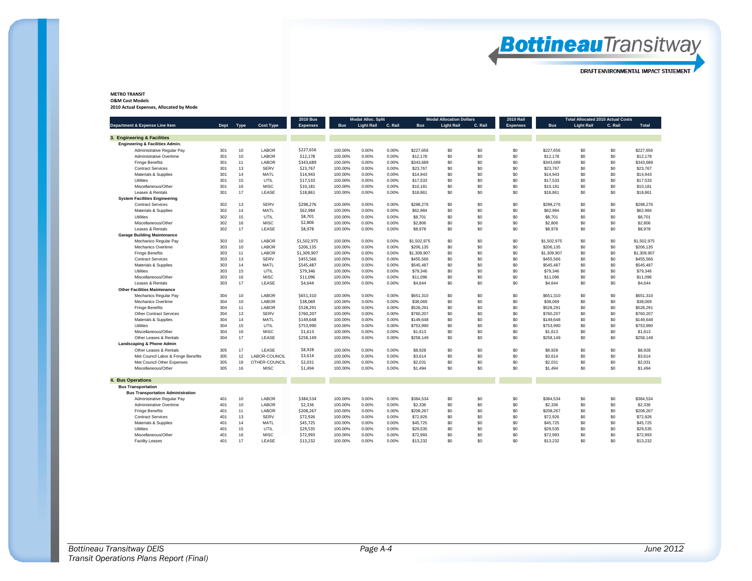**METRO TRANSIT**
**O&M Cost Models**
**2010 Actual Expenses, Allocated by Mode**

| Department & Expense Line Item | Dept | Type | Cost Type | 2010 Bus Expenses | Modal Alloc. Split | | | Modal Allocation Dollars | | | 2010 Rail Expenses | Total Allocated 2010 Actual Costs | | | |
|---|---|---|---|---|---|---|---|---|---|---|---|---|---|---|---|
| | | | | | Bus | Light Rail | C. Rail | Bus | Light Rail | C. Rail | | Bus | Light Rail | C. Rail | Total |
| **3. Engineering & Facilities** | | | | | | | | | | | | | | | |
| **Engineering & Facilities Admin.** | | | | | | | | | | | | | | | |
| Administrative Regular Pay | 301 | 10 | LABOR | $227,656 | 100.00% | 0.00% | 0.00% | $227,656 | $0 | $0 | $0 | $227,656 | $0 | $0 | $227,656 |
| Administrative Overtime | 301 | 10 | LABOR | $12,178 | 100.00% | 0.00% | 0.00% | $12,178 | $0 | $0 | $0 | $12,178 | $0 | $0 | $12,178 |
| Fringe Benefits | 301 | 11 | LABOR | $343,689 | 100.00% | 0.00% | 0.00% | $343,689 | $0 | $0 | $0 | $343,689 | $0 | $0 | $343,689 |
| Contract Services | 301 | 13 | SERV | $23,767 | 100.00% | 0.00% | 0.00% | $23,767 | $0 | $0 | $0 | $23,767 | $0 | $0 | $23,767 |
| Materials & Supplies | 301 | 14 | MATL | $14,943 | 100.00% | 0.00% | 0.00% | $14,943 | $0 | $0 | $0 | $14,943 | $0 | $0 | $14,943 |
| Utilities | 301 | 15 | UTIL | $17,533 | 100.00% | 0.00% | 0.00% | $17,533 | $0 | $0 | $0 | $17,533 | $0 | $0 | $17,533 |
| Miscellaneous/Other | 301 | 16 | MISC | $10,181 | 100.00% | 0.00% | 0.00% | $10,181 | $0 | $0 | $0 | $10,181 | $0 | $0 | $10,181 |
| Leases & Rentals | 301 | 17 | LEASE | $18,861 | 100.00% | 0.00% | 0.00% | $18,861 | $0 | $0 | $0 | $18,861 | $0 | $0 | $18,861 |
| **System Facilities Engineering** | | | | | | | | | | | | | | | |
| Contract Services | 302 | 13 | SERV | $298,276 | 100.00% | 0.00% | 0.00% | $298,276 | $0 | $0 | $0 | $298,276 | $0 | $0 | $298,276 |
| Materials & Supplies | 302 | 14 | MATL | $62,984 | 100.00% | 0.00% | 0.00% | $62,984 | $0 | $0 | $0 | $62,984 | $0 | $0 | $62,984 |
| Utilities | 302 | 15 | UTIL | $8,701 | 100.00% | 0.00% | 0.00% | $8,701 | $0 | $0 | $0 | $8,701 | $0 | $0 | $8,701 |
| Miscellaneous/Other | 302 | 16 | MISC | $2,806 | 100.00% | 0.00% | 0.00% | $2,806 | $0 | $0 | $0 | $2,806 | $0 | $0 | $2,806 |
| Leases & Rentals | 302 | 17 | LEASE | $8,978 | 100.00% | 0.00% | 0.00% | $8,978 | $0 | $0 | $0 | $8,978 | $0 | $0 | $8,978 |
| **Garage Building Maintenance** | | | | | | | | | | | | | | | |
| Mechanics Regular Pay | 303 | 10 | LABOR | $1,502,975 | 100.00% | 0.00% | 0.00% | $1,502,975 | $0 | $0 | $0 | $1,502,975 | $0 | $0 | $1,502,975 |
| Mechanics Overtime | 303 | 10 | LABOR | $206,135 | 100.00% | 0.00% | 0.00% | $206,135 | $0 | $0 | $0 | $206,135 | $0 | $0 | $206,135 |
| Fringe Benefits | 303 | 11 | LABOR | $1,309,907 | 100.00% | 0.00% | 0.00% | $1,309,907 | $0 | $0 | $0 | $1,309,907 | $0 | $0 | $1,309,907 |
| Contract Services | 303 | 13 | SERV | $455,566 | 100.00% | 0.00% | 0.00% | $455,566 | $0 | $0 | $0 | $455,566 | $0 | $0 | $455,566 |
| Materials & Supplies | 303 | 14 | MATL | $545,487 | 100.00% | 0.00% | 0.00% | $545,487 | $0 | $0 | $0 | $545,487 | $0 | $0 | $545,487 |
| Utilities | 303 | 15 | UTIL | $79,346 | 100.00% | 0.00% | 0.00% | $79,346 | $0 | $0 | $0 | $79,346 | $0 | $0 | $79,346 |
| Miscellaneous/Other | 303 | 16 | MISC | $11,096 | 100.00% | 0.00% | 0.00% | $11,096 | $0 | $0 | $0 | $11,096 | $0 | $0 | $11,096 |
| Leases & Rentals | 303 | 17 | LEASE | $4,644 | 100.00% | 0.00% | 0.00% | $4,644 | $0 | $0 | $0 | $4,644 | $0 | $0 | $4,644 |
| **Other Facilities Maintenance** | | | | | | | | | | | | | | | |
| Mechanics Regular Pay | 304 | 10 | LABOR | $651,310 | 100.00% | 0.00% | 0.00% | $651,310 | $0 | $0 | $0 | $651,310 | $0 | $0 | $651,310 |
| Mechanics Overtime | 304 | 10 | LABOR | $38,069 | 100.00% | 0.00% | 0.00% | $38,069 | $0 | $0 | $0 | $38,069 | $0 | $0 | $38,069 |
| Fringe Benefits | 304 | 11 | LABOR | $528,291 | 100.00% | 0.00% | 0.00% | $528,291 | $0 | $0 | $0 | $528,291 | $0 | $0 | $528,291 |
| Other Contract Services | 304 | 13 | SERV | $760,207 | 100.00% | 0.00% | 0.00% | $760,207 | $0 | $0 | $0 | $760,207 | $0 | $0 | $760,207 |
| Materials & Supplies | 304 | 14 | MATL | $149,648 | 100.00% | 0.00% | 0.00% | $149,648 | $0 | $0 | $0 | $149,648 | $0 | $0 | $149,648 |
| Utilities | 304 | 15 | UTIL | $753,990 | 100.00% | 0.00% | 0.00% | $753,990 | $0 | $0 | $0 | $753,990 | $0 | $0 | $753,990 |
| Miscellaneous/Other | 304 | 16 | MISC | $1,613 | 100.00% | 0.00% | 0.00% | $1,613 | $0 | $0 | $0 | $1,613 | $0 | $0 | $1,613 |
| Other Leases & Rentals | 304 | 17 | LEASE | $258,149 | 100.00% | 0.00% | 0.00% | $258,149 | $0 | $0 | $0 | $258,149 | $0 | $0 | $258,149 |
| **Landscaping & Phone Admin** | | | | | | | | | | | | | | | |
| Other Leases & Rentals | 305 | 17 | LEASE | $8,928 | 100.00% | 0.00% | 0.00% | $8,928 | $0 | $0 | $0 | $8,928 | $0 | $0 | $8,928 |
| Met Council Labor & Fringe Benefits | 305 | 12 | LABOR-COUNCIL | $3,614 | 100.00% | 0.00% | 0.00% | $3,614 | $0 | $0 | $0 | $3,614 | $0 | $0 | $3,614 |
| Met Council Other Expenses | 305 | 19 | OTHER-COUNCIL | $2,031 | 100.00% | 0.00% | 0.00% | $2,031 | $0 | $0 | $0 | $2,031 | $0 | $0 | $2,031 |
| Miscellaneous/Other | 305 | 16 | MISC | $1,494 | 100.00% | 0.00% | 0.00% | $1,494 | $0 | $0 | $0 | $1,494 | $0 | $0 | $1,494 |
| **4. Bus Operations** | | | | | | | | | | | | | | | |
| **Bus Transportation** | | | | | | | | | | | | | | | |
| **Bus Transportation Administration** | | | | | | | | | | | | | | | |
| Administrative Regular Pay | 401 | 10 | LABOR | $384,534 | 100.00% | 0.00% | 0.00% | $384,534 | $0 | $0 | $0 | $384,534 | $0 | $0 | $384,534 |
| Administrative Overtime | 401 | 10 | LABOR | $2,336 | 100.00% | 0.00% | 0.00% | $2,336 | $0 | $0 | $0 | $2,336 | $0 | $0 | $2,336 |
| Fringe Benefits | 401 | 11 | LABOR | $208,267 | 100.00% | 0.00% | 0.00% | $208,267 | $0 | $0 | $0 | $208,267 | $0 | $0 | $208,267 |
| Contract Services | 401 | 13 | SERV | $72,926 | 100.00% | 0.00% | 0.00% | $72,926 | $0 | $0 | $0 | $72,926 | $0 | $0 | $72,926 |
| Materials & Supplies | 401 | 14 | MATL | $45,725 | 100.00% | 0.00% | 0.00% | $45,725 | $0 | $0 | $0 | $45,725 | $0 | $0 | $45,725 |
| Utilities | 401 | 15 | UTIL | $29,535 | 100.00% | 0.00% | 0.00% | $29,535 | $0 | $0 | $0 | $29,535 | $0 | $0 | $29,535 |
| Miscellaneous/Other | 401 | 16 | MISC | $72,993 | 100.00% | 0.00% | 0.00% | $72,993 | $0 | $0 | $0 | $72,993 | $0 | $0 | $72,993 |
| Facility Leases | 401 | 17 | LEASE | $13,232 | 100.00% | 0.00% | 0.00% | $13,232 | $0 | $0 | $0 | $13,232 | $0 | $0 | $13,232 |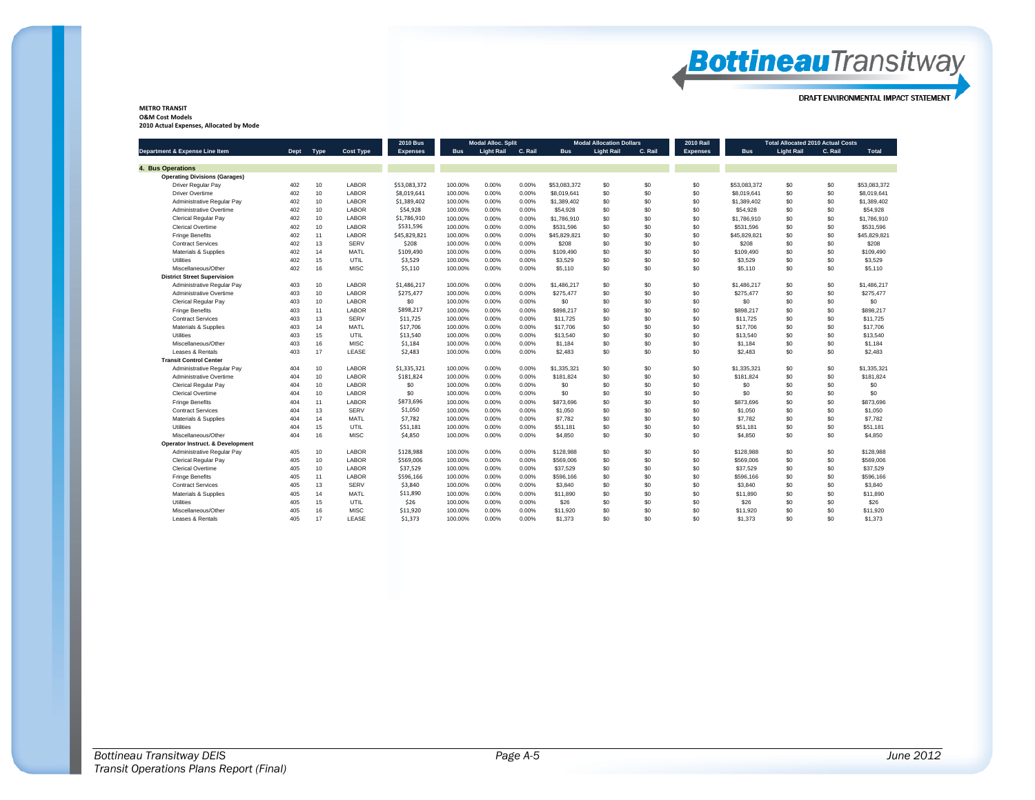**METRO TRANSIT**
**O&M Cost Models**
**2010 Actual Expenses, Allocated by Mode**

| Department & Expense Line Item | Dept | Type | Cost Type | 2010 Bus Expenses | Modal Alloc. Split | | | Modal Allocation Dollars | | | 2010 Rail Expenses | Total Allocated 2010 Actual Costs | | | |
|---|---|---|---|---|---|---|---|---|---|---|---|---|---|---|---|
| | | | | | Bus | Light Rail | C. Rail | Bus | Light Rail | C. Rail | | Bus | Light Rail | C. Rail | Total |
| **4. Bus Operations** | | | | | | | | | | | | | | | |
| **Operating Divisions (Garages)** | | | | | | | | | | | | | | | |
| Driver Regular Pay | 402 | 10 | LABOR | $53,083,372 | 100.00% | 0.00% | 0.00% | $53,083,372 | $0 | $0 | $0 | $53,083,372 | $0 | $0 | $53,083,372 |
| Driver Overtime | 402 | 10 | LABOR | $8,019,641 | 100.00% | 0.00% | 0.00% | $8,019,641 | $0 | $0 | $0 | $8,019,641 | $0 | $0 | $8,019,641 |
| Administrative Regular Pay | 402 | 10 | LABOR | $1,389,402 | 100.00% | 0.00% | 0.00% | $1,389,402 | $0 | $0 | $0 | $1,389,402 | $0 | $0 | $1,389,402 |
| Administrative Overtime | 402 | 10 | LABOR | $54,928 | 100.00% | 0.00% | 0.00% | $54,928 | $0 | $0 | $0 | $54,928 | $0 | $0 | $54,928 |
| Clerical Regular Pay | 402 | 10 | LABOR | $1,786,910 | 100.00% | 0.00% | 0.00% | $1,786,910 | $0 | $0 | $0 | $1,786,910 | $0 | $0 | $1,786,910 |
| Clerical Overtime | 402 | 10 | LABOR | $531,596 | 100.00% | 0.00% | 0.00% | $531,596 | $0 | $0 | $0 | $531,596 | $0 | $0 | $531,596 |
| Fringe Benefits | 402 | 11 | LABOR | $45,829,821 | 100.00% | 0.00% | 0.00% | $45,829,821 | $0 | $0 | $0 | $45,829,821 | $0 | $0 | $45,829,821 |
| Contract Services | 402 | 13 | SERV | $208 | 100.00% | 0.00% | 0.00% | $208 | $0 | $0 | $0 | $208 | $0 | $0 | $208 |
| Materials & Supplies | 402 | 14 | MATL | $109,490 | 100.00% | 0.00% | 0.00% | $109,490 | $0 | $0 | $0 | $109,490 | $0 | $0 | $109,490 |
| Utilities | 402 | 15 | UTIL | $3,529 | 100.00% | 0.00% | 0.00% | $3,529 | $0 | $0 | $0 | $3,529 | $0 | $0 | $3,529 |
| Miscellaneous/Other | 402 | 16 | MISC | $5,110 | 100.00% | 0.00% | 0.00% | $5,110 | $0 | $0 | $0 | $5,110 | $0 | $0 | $5,110 |
| **District Street Supervision** | | | | | | | | | | | | | | | |
| Administrative Regular Pay | 403 | 10 | LABOR | $1,486,217 | 100.00% | 0.00% | 0.00% | $1,486,217 | $0 | $0 | $0 | $1,486,217 | $0 | $0 | $1,486,217 |
| Administrative Overtime | 403 | 10 | LABOR | $275,477 | 100.00% | 0.00% | 0.00% | $275,477 | $0 | $0 | $0 | $275,477 | $0 | $0 | $275,477 |
| Clerical Regular Pay | 403 | 10 | LABOR | $0 | 100.00% | 0.00% | 0.00% | $0 | $0 | $0 | $0 | $0 | $0 | $0 | $0 |
| Fringe Benefits | 403 | 11 | LABOR | $898,217 | 100.00% | 0.00% | 0.00% | $898,217 | $0 | $0 | $0 | $898,217 | $0 | $0 | $898,217 |
| Contract Services | 403 | 13 | SERV | $11,725 | 100.00% | 0.00% | 0.00% | $11,725 | $0 | $0 | $0 | $11,725 | $0 | $0 | $11,725 |
| Materials & Supplies | 403 | 14 | MATL | $17,706 | 100.00% | 0.00% | 0.00% | $17,706 | $0 | $0 | $0 | $17,706 | $0 | $0 | $17,706 |
| Utilities | 403 | 15 | UTIL | $13,540 | 100.00% | 0.00% | 0.00% | $13,540 | $0 | $0 | $0 | $13,540 | $0 | $0 | $13,540 |
| Miscellaneous/Other | 403 | 16 | MISC | $1,184 | 100.00% | 0.00% | 0.00% | $1,184 | $0 | $0 | $0 | $1,184 | $0 | $0 | $1,184 |
| Leases & Rentals | 403 | 17 | LEASE | $2,483 | 100.00% | 0.00% | 0.00% | $2,483 | $0 | $0 | $0 | $2,483 | $0 | $0 | $2,483 |
| **Transit Control Center** | | | | | | | | | | | | | | | |
| Administrative Regular Pay | 404 | 10 | LABOR | $1,335,321 | 100.00% | 0.00% | 0.00% | $1,335,321 | $0 | $0 | $0 | $1,335,321 | $0 | $0 | $1,335,321 |
| Administrative Overtime | 404 | 10 | LABOR | $181,824 | 100.00% | 0.00% | 0.00% | $181,824 | $0 | $0 | $0 | $181,824 | $0 | $0 | $181,824 |
| Clerical Regular Pay | 404 | 10 | LABOR | $0 | 100.00% | 0.00% | 0.00% | $0 | $0 | $0 | $0 | $0 | $0 | $0 | $0 |
| Clerical Overtime | 404 | 10 | LABOR | $0 | 100.00% | 0.00% | 0.00% | $0 | $0 | $0 | $0 | $0 | $0 | $0 | $0 |
| Fringe Benefits | 404 | 11 | LABOR | $873,696 | 100.00% | 0.00% | 0.00% | $873,696 | $0 | $0 | $0 | $873,696 | $0 | $0 | $873,696 |
| Contract Services | 404 | 13 | SERV | $1,050 | 100.00% | 0.00% | 0.00% | $1,050 | $0 | $0 | $0 | $1,050 | $0 | $0 | $1,050 |
| Materials & Supplies | 404 | 14 | MATL | $7,782 | 100.00% | 0.00% | 0.00% | $7,782 | $0 | $0 | $0 | $7,782 | $0 | $0 | $7,782 |
| Utilities | 404 | 15 | UTIL | $51,181 | 100.00% | 0.00% | 0.00% | $51,181 | $0 | $0 | $0 | $51,181 | $0 | $0 | $51,181 |
| Miscellaneous/Other | 404 | 16 | MISC | $4,850 | 100.00% | 0.00% | 0.00% | $4,850 | $0 | $0 | $0 | $4,850 | $0 | $0 | $4,850 |
| **Operator Instruct. & Development** | | | | | | | | | | | | | | | |
| Administrative Regular Pay | 405 | 10 | LABOR | $128,988 | 100.00% | 0.00% | 0.00% | $128,988 | $0 | $0 | $0 | $128,988 | $0 | $0 | $128,988 |
| Clerical Regular Pay | 405 | 10 | LABOR | $569,006 | 100.00% | 0.00% | 0.00% | $569,006 | $0 | $0 | $0 | $569,006 | $0 | $0 | $569,006 |
| Clerical Overtime | 405 | 10 | LABOR | $37,529 | 100.00% | 0.00% | 0.00% | $37,529 | $0 | $0 | $0 | $37,529 | $0 | $0 | $37,529 |
| Fringe Benefits | 405 | 11 | LABOR | $596,166 | 100.00% | 0.00% | 0.00% | $596,166 | $0 | $0 | $0 | $596,166 | $0 | $0 | $596,166 |
| Contract Services | 405 | 13 | SERV | $3,840 | 100.00% | 0.00% | 0.00% | $3,840 | $0 | $0 | $0 | $3,840 | $0 | $0 | $3,840 |
| Materials & Supplies | 405 | 14 | MATL | $11,890 | 100.00% | 0.00% | 0.00% | $11,890 | $0 | $0 | $0 | $11,890 | $0 | $0 | $11,890 |
| Utilities | 405 | 15 | UTIL | $26 | 100.00% | 0.00% | 0.00% | $26 | $0 | $0 | $0 | $26 | $0 | $0 | $26 |
| Miscellaneous/Other | 405 | 16 | MISC | $11,920 | 100.00% | 0.00% | 0.00% | $11,920 | $0 | $0 | $0 | $11,920 | $0 | $0 | $11,920 |
| Leases & Rentals | 405 | 17 | LEASE | $1,373 | 100.00% | 0.00% | 0.00% | $1,373 | $0 | $0 | $0 | $1,373 | $0 | $0 | $1,373 |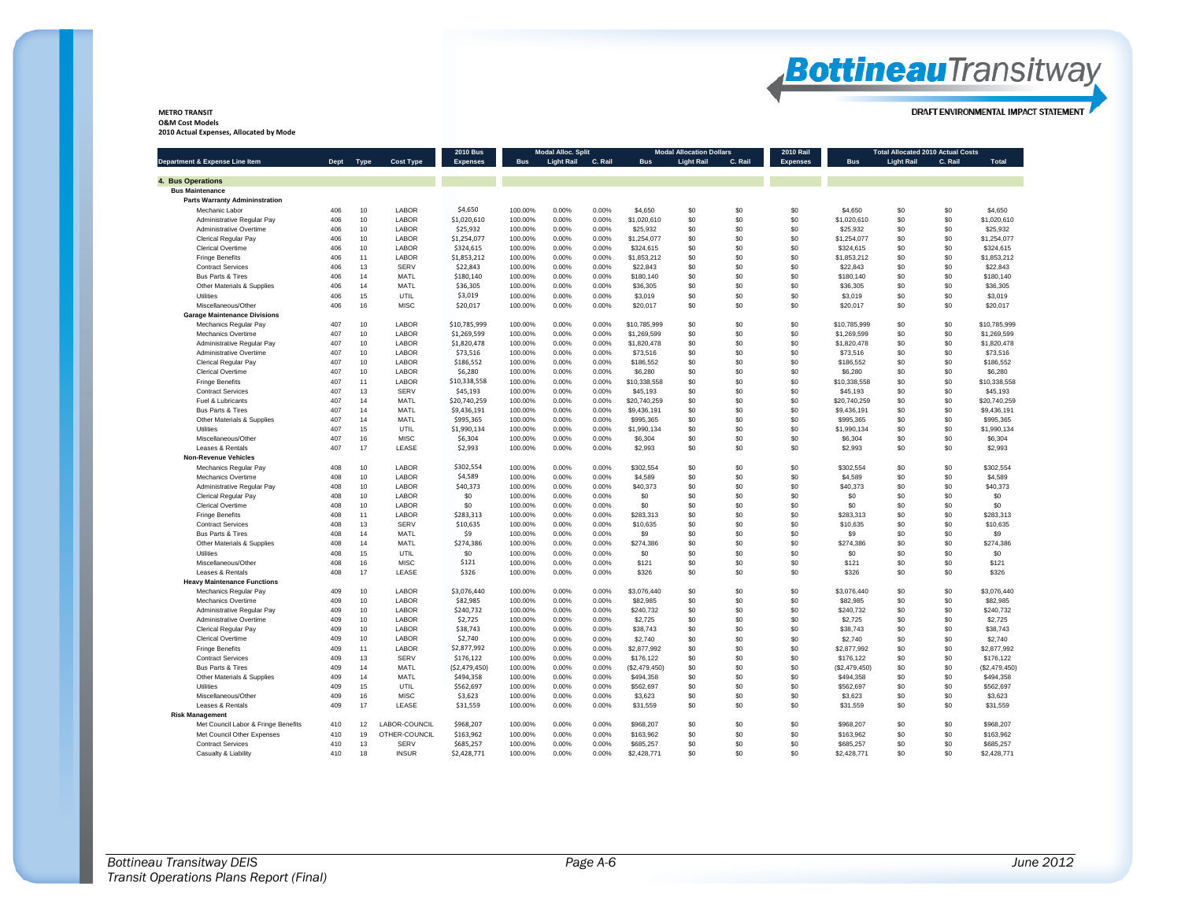METRO TRANSIT
O&M Cost Models
2010 Actual Expenses, Allocated by Mode

| Department & Expense Line Item | Dept | Type | Cost Type | 2010 Bus Expenses | Modal Alloc. Split | | | Modal Allocation Dollars | | | 2010 Rail Expenses | Total Allocated 2010 Actual Costs | | | |
|---|---|---|---|---|---|---|---|---|---|---|---|---|---|---|---|
| | | | | | Bus | Light Rail | C. Rail | Bus | Light Rail | C. Rail | | Bus | Light Rail | C. Rail | Total |
| **4. Bus Operations** | | | | | | | | | | | | | | | |
| **Bus Maintenance** | | | | | | | | | | | | | | | |
| **Parts Warranty Admininstration** | | | | | | | | | | | | | | | |
| Mechanic Labor | 406 | 10 | LABOR | $4,650 | 100.00% | 0.00% | 0.00% | $4,650 | $0 | $0 | $0 | $4,650 | $0 | $0 | $4,650 |
| Administrative Regular Pay | 406 | 10 | LABOR | $1,020,610 | 100.00% | 0.00% | 0.00% | $1,020,610 | $0 | $0 | $0 | $1,020,610 | $0 | $0 | $1,020,610 |
| Administrative Overtime | 406 | 10 | LABOR | $25,932 | 100.00% | 0.00% | 0.00% | $25,932 | $0 | $0 | $0 | $25,932 | $0 | $0 | $25,932 |
| Clerical Regular Pay | 406 | 10 | LABOR | $1,254,077 | 100.00% | 0.00% | 0.00% | $1,254,077 | $0 | $0 | $0 | $1,254,077 | $0 | $0 | $1,254,077 |
| Clerical Overtime | 406 | 10 | LABOR | $324,615 | 100.00% | 0.00% | 0.00% | $324,615 | $0 | $0 | $0 | $324,615 | $0 | $0 | $324,615 |
| Fringe Benefits | 406 | 11 | LABOR | $1,853,212 | 100.00% | 0.00% | 0.00% | $1,853,212 | $0 | $0 | $0 | $1,853,212 | $0 | $0 | $1,853,212 |
| Contract Services | 406 | 13 | SERV | $22,843 | 100.00% | 0.00% | 0.00% | $22,843 | $0 | $0 | $0 | $22,843 | $0 | $0 | $22,843 |
| Bus Parts & Tires | 406 | 14 | MATL | $180,140 | 100.00% | 0.00% | 0.00% | $180,140 | $0 | $0 | $0 | $180,140 | $0 | $0 | $180,140 |
| Other Materials & Supplies | 406 | 14 | MATL | $36,305 | 100.00% | 0.00% | 0.00% | $36,305 | $0 | $0 | $0 | $36,305 | $0 | $0 | $36,305 |
| Utilities | 406 | 15 | UTIL | $3,019 | 100.00% | 0.00% | 0.00% | $3,019 | $0 | $0 | $0 | $3,019 | $0 | $0 | $3,019 |
| Miscellaneous/Other | 406 | 16 | MISC | $20,017 | 100.00% | 0.00% | 0.00% | $20,017 | $0 | $0 | $0 | $20,017 | $0 | $0 | $20,017 |
| **Garage Maintenance Divisions** | | | | | | | | | | | | | | | |
| Mechanics Regular Pay | 407 | 10 | LABOR | $10,785,999 | 100.00% | 0.00% | 0.00% | $10,785,999 | $0 | $0 | $0 | $10,785,999 | $0 | $0 | $10,785,999 |
| Mechanics Overtime | 407 | 10 | LABOR | $1,269,599 | 100.00% | 0.00% | 0.00% | $1,269,599 | $0 | $0 | $0 | $1,269,599 | $0 | $0 | $1,269,599 |
| Administrative Regular Pay | 407 | 10 | LABOR | $1,820,478 | 100.00% | 0.00% | 0.00% | $1,820,478 | $0 | $0 | $0 | $1,820,478 | $0 | $0 | $1,820,478 |
| Administrative Overtime | 407 | 10 | LABOR | $73,516 | 100.00% | 0.00% | 0.00% | $73,516 | $0 | $0 | $0 | $73,516 | $0 | $0 | $73,516 |
| Clerical Regular Pay | 407 | 10 | LABOR | $186,552 | 100.00% | 0.00% | 0.00% | $186,552 | $0 | $0 | $0 | $186,552 | $0 | $0 | $186,552 |
| Clerical Overtime | 407 | 10 | LABOR | $6,280 | 100.00% | 0.00% | 0.00% | $6,280 | $0 | $0 | $0 | $6,280 | $0 | $0 | $6,280 |
| Fringe Benefits | 407 | 11 | LABOR | $10,338,558 | 100.00% | 0.00% | 0.00% | $10,338,558 | $0 | $0 | $0 | $10,338,558 | $0 | $0 | $10,338,558 |
| Contract Services | 407 | 13 | SERV | $45,193 | 100.00% | 0.00% | 0.00% | $45,193 | $0 | $0 | $0 | $45,193 | $0 | $0 | $45,193 |
| Fuel & Lubricants | 407 | 14 | MATL | $20,740,259 | 100.00% | 0.00% | 0.00% | $20,740,259 | $0 | $0 | $0 | $20,740,259 | $0 | $0 | $20,740,259 |
| Bus Parts & Tires | 407 | 14 | MATL | $9,436,191 | 100.00% | 0.00% | 0.00% | $9,436,191 | $0 | $0 | $0 | $9,436,191 | $0 | $0 | $9,436,191 |
| Other Materials & Supplies | 407 | 14 | MATL | $995,365 | 100.00% | 0.00% | 0.00% | $995,365 | $0 | $0 | $0 | $995,365 | $0 | $0 | $995,365 |
| Utilities | 407 | 15 | UTIL | $1,990,134 | 100.00% | 0.00% | 0.00% | $1,990,134 | $0 | $0 | $0 | $1,990,134 | $0 | $0 | $1,990,134 |
| Miscellaneous/Other | 407 | 16 | MISC | $6,304 | 100.00% | 0.00% | 0.00% | $6,304 | $0 | $0 | $0 | $6,304 | $0 | $0 | $6,304 |
| Leases & Rentals | 407 | 17 | LEASE | $2,993 | 100.00% | 0.00% | 0.00% | $2,993 | $0 | $0 | $0 | $2,993 | $0 | $0 | $2,993 |
| **Non-Revenue Vehicles** | | | | | | | | | | | | | | | |
| Mechanics Regular Pay | 408 | 10 | LABOR | $302,554 | 100.00% | 0.00% | 0.00% | $302,554 | $0 | $0 | $0 | $302,554 | $0 | $0 | $302,554 |
| Mechanics Overtime | 408 | 10 | LABOR | $4,589 | 100.00% | 0.00% | 0.00% | $4,589 | $0 | $0 | $0 | $4,589 | $0 | $0 | $4,589 |
| Administrative Regular Pay | 408 | 10 | LABOR | $40,373 | 100.00% | 0.00% | 0.00% | $40,373 | $0 | $0 | $0 | $40,373 | $0 | $0 | $40,373 |
| Clerical Regular Pay | 408 | 10 | LABOR | $0 | 100.00% | 0.00% | 0.00% | $0 | $0 | $0 | $0 | $0 | $0 | $0 | $0 |
| Clerical Overtime | 408 | 10 | LABOR | $0 | 100.00% | 0.00% | 0.00% | $0 | $0 | $0 | $0 | $0 | $0 | $0 | $0 |
| Fringe Benefits | 408 | 11 | LABOR | $283,313 | 100.00% | 0.00% | 0.00% | $283,313 | $0 | $0 | $0 | $283,313 | $0 | $0 | $283,313 |
| Contract Services | 408 | 13 | SERV | $10,635 | 100.00% | 0.00% | 0.00% | $10,635 | $0 | $0 | $0 | $10,635 | $0 | $0 | $10,635 |
| Bus Parts & Tires | 408 | 14 | MATL | $9 | 100.00% | 0.00% | 0.00% | $9 | $0 | $0 | $0 | $9 | $0 | $0 | $9 |
| Other Materials & Supplies | 408 | 14 | MATL | $274,386 | 100.00% | 0.00% | 0.00% | $274,386 | $0 | $0 | $0 | $274,386 | $0 | $0 | $274,386 |
| Utilities | 408 | 15 | UTIL | $0 | 100.00% | 0.00% | 0.00% | $0 | $0 | $0 | $0 | $0 | $0 | $0 | $0 |
| Miscellaneous/Other | 408 | 16 | MISC | $121 | 100.00% | 0.00% | 0.00% | $121 | $0 | $0 | $0 | $121 | $0 | $0 | $121 |
| Leases & Rentals | 408 | 17 | LEASE | $326 | 100.00% | 0.00% | 0.00% | $326 | $0 | $0 | $0 | $326 | $0 | $0 | $326 |
| **Heavy Maintenance Functions** | | | | | | | | | | | | | | | |
| Mechanics Regular Pay | 409 | 10 | LABOR | $3,076,440 | 100.00% | 0.00% | 0.00% | $3,076,440 | $0 | $0 | $0 | $3,076,440 | $0 | $0 | $3,076,440 |
| Mechanics Overtime | 409 | 10 | LABOR | $82,985 | 100.00% | 0.00% | 0.00% | $82,985 | $0 | $0 | $0 | $82,985 | $0 | $0 | $82,985 |
| Administrative Regular Pay | 409 | 10 | LABOR | $240,732 | 100.00% | 0.00% | 0.00% | $240,732 | $0 | $0 | $0 | $240,732 | $0 | $0 | $240,732 |
| Administrative Overtime | 409 | 10 | LABOR | $2,725 | 100.00% | 0.00% | 0.00% | $2,725 | $0 | $0 | $0 | $2,725 | $0 | $0 | $2,725 |
| Clerical Regular Pay | 409 | 10 | LABOR | $38,743 | 100.00% | 0.00% | 0.00% | $38,743 | $0 | $0 | $0 | $38,743 | $0 | $0 | $38,743 |
| Clerical Overtime | 409 | 10 | LABOR | $2,740 | 100.00% | 0.00% | 0.00% | $2,740 | $0 | $0 | $0 | $2,740 | $0 | $0 | $2,740 |
| Fringe Benefits | 409 | 11 | LABOR | $2,877,992 | 100.00% | 0.00% | 0.00% | $2,877,992 | $0 | $0 | $0 | $2,877,992 | $0 | $0 | $2,877,992 |
| Contract Services | 409 | 13 | SERV | $176,122 | 100.00% | 0.00% | 0.00% | $176,122 | $0 | $0 | $0 | $176,122 | $0 | $0 | $176,122 |
| Bus Parts & Tires | 409 | 14 | MATL | ($2,479,450) | 100.00% | 0.00% | 0.00% | ($2,479,450) | $0 | $0 | $0 | ($2,479,450) | $0 | $0 | ($2,479,450) |
| Other Materials & Supplies | 409 | 14 | MATL | $494,358 | 100.00% | 0.00% | 0.00% | $494,358 | $0 | $0 | $0 | $494,358 | $0 | $0 | $494,358 |
| Utilities | 409 | 15 | UTIL | $562,697 | 100.00% | 0.00% | 0.00% | $562,697 | $0 | $0 | $0 | $562,697 | $0 | $0 | $562,697 |
| Miscellaneous/Other | 409 | 16 | MISC | $3,623 | 100.00% | 0.00% | 0.00% | $3,623 | $0 | $0 | $0 | $3,623 | $0 | $0 | $3,623 |
| Leases & Rentals | 409 | 17 | LEASE | $31,559 | 100.00% | 0.00% | 0.00% | $31,559 | $0 | $0 | $0 | $31,559 | $0 | $0 | $31,559 |
| **Risk Management** | | | | | | | | | | | | | | | |
| Met Council Labor & Fringe Benefits | 410 | 12 | LABOR-COUNCIL | $968,207 | 100.00% | 0.00% | 0.00% | $968,207 | $0 | $0 | $0 | $968,207 | $0 | $0 | $968,207 |
| Met Council Other Expenses | 410 | 19 | OTHER-COUNCIL | $163,962 | 100.00% | 0.00% | 0.00% | $163,962 | $0 | $0 | $0 | $163,962 | $0 | $0 | $163,962 |
| Contract Services | 410 | 13 | SERV | $685,257 | 100.00% | 0.00% | 0.00% | $685,257 | $0 | $0 | $0 | $685,257 | $0 | $0 | $685,257 |
| Casualty & Liability | 410 | 18 | INSUR | $2,428,771 | 100.00% | 0.00% | 0.00% | $2,428,771 | $0 | $0 | $0 | $2,428,771 | $0 | $0 | $2,428,771 |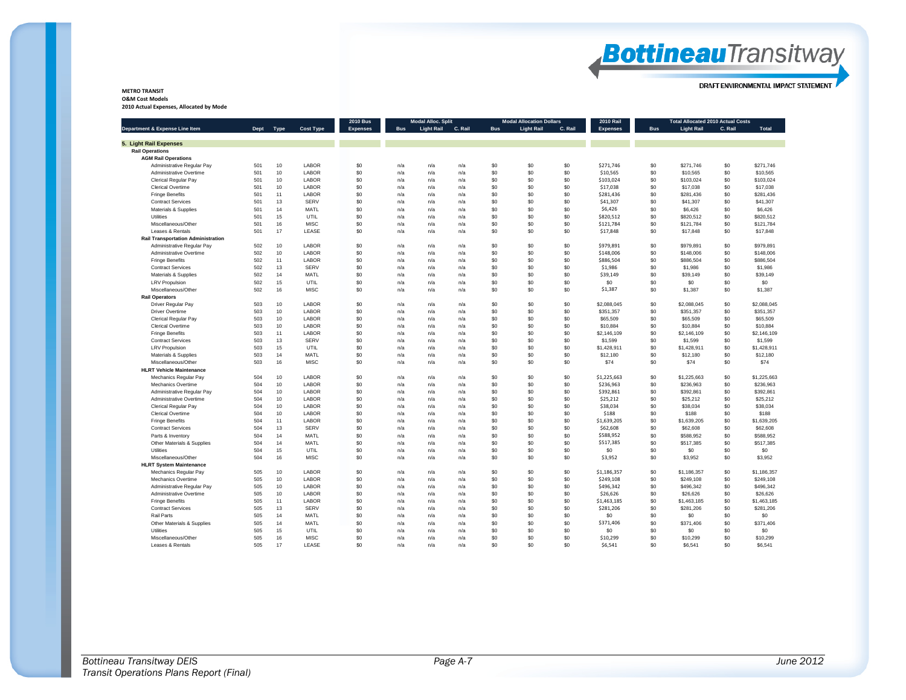**METRO TRANSIT**
**O&M Cost Models**
**2010 Actual Expenses, Allocated by Mode**

| Department & Expense Line Item | Dept | Type | Cost Type | 2010 Bus Expenses | Modal Alloc. Split Bus | Modal Alloc. Split Light Rail | Modal Alloc. Split C. Rail | Modal Allocation Dollars Bus | Modal Allocation Dollars Light Rail | Modal Allocation Dollars C. Rail | 2010 Rail Expenses | Total Allocated 2010 Actual Costs Bus | Total Allocated 2010 Actual Costs Light Rail | Total Allocated 2010 Actual Costs C. Rail | Total Allocated 2010 Actual Costs Total |
|---|---|---|---|---|---|---|---|---|---|---|---|---|---|---|---|
| **5. Light Rail Expenses** | | | | | | | | | | | | | | | |
| **Rail Operations** | | | | | | | | | | | | | | | |
| **AGM Rail Operations** | | | | | | | | | | | | | | | |
| Administrative Regular Pay | 501 | 10 | LABOR | $0 | n/a | n/a | n/a | $0 | $0 | $0 | $271,746 | $0 | $271,746 | $0 | $271,746 |
| Administrative Overtime | 501 | 10 | LABOR | $0 | n/a | n/a | n/a | $0 | $0 | $0 | $10,565 | $0 | $10,565 | $0 | $10,565 |
| Clerical Regular Pay | 501 | 10 | LABOR | $0 | n/a | n/a | n/a | $0 | $0 | $0 | $103,024 | $0 | $103,024 | $0 | $103,024 |
| Clerical Overtime | 501 | 10 | LABOR | $0 | n/a | n/a | n/a | $0 | $0 | $0 | $17,038 | $0 | $17,038 | $0 | $17,038 |
| Fringe Benefits | 501 | 11 | LABOR | $0 | n/a | n/a | n/a | $0 | $0 | $0 | $281,436 | $0 | $281,436 | $0 | $281,436 |
| Contract Services | 501 | 13 | SERV | $0 | n/a | n/a | n/a | $0 | $0 | $0 | $41,307 | $0 | $41,307 | $0 | $41,307 |
| Materials & Supplies | 501 | 14 | MATL | $0 | n/a | n/a | n/a | $0 | $0 | $0 | $6,426 | $0 | $6,426 | $0 | $6,426 |
| Utilities | 501 | 15 | UTIL | $0 | n/a | n/a | n/a | $0 | $0 | $0 | $820,512 | $0 | $820,512 | $0 | $820,512 |
| Miscellaneous/Other | 501 | 16 | MISC | $0 | n/a | n/a | n/a | $0 | $0 | $0 | $121,784 | $0 | $121,784 | $0 | $121,784 |
| Leases & Rentals | 501 | 17 | LEASE | $0 | n/a | n/a | n/a | $0 | $0 | $0 | $17,848 | $0 | $17,848 | $0 | $17,848 |
| **Rail Transportation Administration** | | | | | | | | | | | | | | | |
| Administrative Regular Pay | 502 | 10 | LABOR | $0 | n/a | n/a | n/a | $0 | $0 | $0 | $979,891 | $0 | $979,891 | $0 | $979,891 |
| Administrative Overtime | 502 | 10 | LABOR | $0 | n/a | n/a | n/a | $0 | $0 | $0 | $148,006 | $0 | $148,006 | $0 | $148,006 |
| Fringe Benefits | 502 | 11 | LABOR | $0 | n/a | n/a | n/a | $0 | $0 | $0 | $886,504 | $0 | $886,504 | $0 | $886,504 |
| Contract Services | 502 | 13 | SERV | $0 | n/a | n/a | n/a | $0 | $0 | $0 | $1,986 | $0 | $1,986 | $0 | $1,986 |
| Materials & Supplies | 502 | 14 | MATL | $0 | n/a | n/a | n/a | $0 | $0 | $0 | $39,149 | $0 | $39,149 | $0 | $39,149 |
| LRV Propulsion | 502 | 15 | UTIL | $0 | n/a | n/a | n/a | $0 | $0 | $0 | $0 | $0 | $0 | $0 | $0 |
| Miscellaneous/Other | 502 | 16 | MISC | $0 | n/a | n/a | n/a | $0 | $0 | $0 | $1,387 | $0 | $1,387 | $0 | $1,387 |
| **Rail Operators** | | | | | | | | | | | | | | | |
| Driver Regular Pay | 503 | 10 | LABOR | $0 | n/a | n/a | n/a | $0 | $0 | $0 | $2,088,045 | $0 | $2,088,045 | $0 | $2,088,045 |
| Driver Overtime | 503 | 10 | LABOR | $0 | n/a | n/a | n/a | $0 | $0 | $0 | $351,357 | $0 | $351,357 | $0 | $351,357 |
| Clerical Regular Pay | 503 | 10 | LABOR | $0 | n/a | n/a | n/a | $0 | $0 | $0 | $65,509 | $0 | $65,509 | $0 | $65,509 |
| Clerical Overtime | 503 | 10 | LABOR | $0 | n/a | n/a | n/a | $0 | $0 | $0 | $10,884 | $0 | $10,884 | $0 | $10,884 |
| Fringe Benefits | 503 | 11 | LABOR | $0 | n/a | n/a | n/a | $0 | $0 | $0 | $2,146,109 | $0 | $2,146,109 | $0 | $2,146,109 |
| Contract Services | 503 | 13 | SERV | $0 | n/a | n/a | n/a | $0 | $0 | $0 | $1,599 | $0 | $1,599 | $0 | $1,599 |
| LRV Propulsion | 503 | 15 | UTIL | $0 | n/a | n/a | n/a | $0 | $0 | $0 | $1,428,911 | $0 | $1,428,911 | $0 | $1,428,911 |
| Materials & Supplies | 503 | 14 | MATL | $0 | n/a | n/a | n/a | $0 | $0 | $0 | $12,180 | $0 | $12,180 | $0 | $12,180 |
| Miscellaneous/Other | 503 | 16 | MISC | $0 | n/a | n/a | n/a | $0 | $0 | $0 | $74 | $0 | $74 | $0 | $74 |
| **HLRT Vehicle Maintenance** | | | | | | | | | | | | | | | |
| Mechanics Regular Pay | 504 | 10 | LABOR | $0 | n/a | n/a | n/a | $0 | $0 | $0 | $1,225,663 | $0 | $1,225,663 | $0 | $1,225,663 |
| Mechanics Overtime | 504 | 10 | LABOR | $0 | n/a | n/a | n/a | $0 | $0 | $0 | $236,963 | $0 | $236,963 | $0 | $236,963 |
| Administrative Regular Pay | 504 | 10 | LABOR | $0 | n/a | n/a | n/a | $0 | $0 | $0 | $392,861 | $0 | $392,861 | $0 | $392,861 |
| Administrative Overtime | 504 | 10 | LABOR | $0 | n/a | n/a | n/a | $0 | $0 | $0 | $25,212 | $0 | $25,212 | $0 | $25,212 |
| Clerical Regular Pay | 504 | 10 | LABOR | $0 | n/a | n/a | n/a | $0 | $0 | $0 | $38,034 | $0 | $38,034 | $0 | $38,034 |
| Clerical Overtime | 504 | 10 | LABOR | $0 | n/a | n/a | n/a | $0 | $0 | $0 | $188 | $0 | $188 | $0 | $188 |
| Fringe Benefits | 504 | 11 | LABOR | $0 | n/a | n/a | n/a | $0 | $0 | $0 | $1,639,205 | $0 | $1,639,205 | $0 | $1,639,205 |
| Contract Services | 504 | 13 | SERV | $0 | n/a | n/a | n/a | $0 | $0 | $0 | $62,608 | $0 | $62,608 | $0 | $62,608 |
| Parts & Inventory | 504 | 14 | MATL | $0 | n/a | n/a | n/a | $0 | $0 | $0 | $588,952 | $0 | $588,952 | $0 | $588,952 |
| Other Materials & Supplies | 504 | 14 | MATL | $0 | n/a | n/a | n/a | $0 | $0 | $0 | $517,385 | $0 | $517,385 | $0 | $517,385 |
| Utilities | 504 | 15 | UTIL | $0 | n/a | n/a | n/a | $0 | $0 | $0 | $0 | $0 | $0 | $0 | $0 |
| Miscellaneous/Other | 504 | 16 | MISC | $0 | n/a | n/a | n/a | $0 | $0 | $0 | $3,952 | $0 | $3,952 | $0 | $3,952 |
| **HLRT System Maintenance** | | | | | | | | | | | | | | | |
| Mechanics Regular Pay | 505 | 10 | LABOR | $0 | n/a | n/a | n/a | $0 | $0 | $0 | $1,186,357 | $0 | $1,186,357 | $0 | $1,186,357 |
| Mechanics Overtime | 505 | 10 | LABOR | $0 | n/a | n/a | n/a | $0 | $0 | $0 | $249,108 | $0 | $249,108 | $0 | $249,108 |
| Administrative Regular Pay | 505 | 10 | LABOR | $0 | n/a | n/a | n/a | $0 | $0 | $0 | $496,342 | $0 | $496,342 | $0 | $496,342 |
| Administrative Overtime | 505 | 10 | LABOR | $0 | n/a | n/a | n/a | $0 | $0 | $0 | $26,626 | $0 | $26,626 | $0 | $26,626 |
| Fringe Benefits | 505 | 11 | LABOR | $0 | n/a | n/a | n/a | $0 | $0 | $0 | $1,463,185 | $0 | $1,463,185 | $0 | $1,463,185 |
| Contract Services | 505 | 13 | SERV | $0 | n/a | n/a | n/a | $0 | $0 | $0 | $281,206 | $0 | $281,206 | $0 | $281,206 |
| Rail Parts | 505 | 14 | MATL | $0 | n/a | n/a | n/a | $0 | $0 | $0 | $0 | $0 | $0 | $0 | $0 |
| Other Materials & Supplies | 505 | 14 | MATL | $0 | n/a | n/a | n/a | $0 | $0 | $0 | $371,406 | $0 | $371,406 | $0 | $371,406 |
| Utilities | 505 | 15 | UTIL | $0 | n/a | n/a | n/a | $0 | $0 | $0 | $0 | $0 | $0 | $0 | $0 |
| Miscellaneous/Other | 505 | 16 | MISC | $0 | n/a | n/a | n/a | $0 | $0 | $0 | $10,299 | $0 | $10,299 | $0 | $10,299 |
| Leases & Rentals | 505 | 17 | LEASE | $0 | n/a | n/a | n/a | $0 | $0 | $0 | $6,541 | $0 | $6,541 | $0 | $6,541 |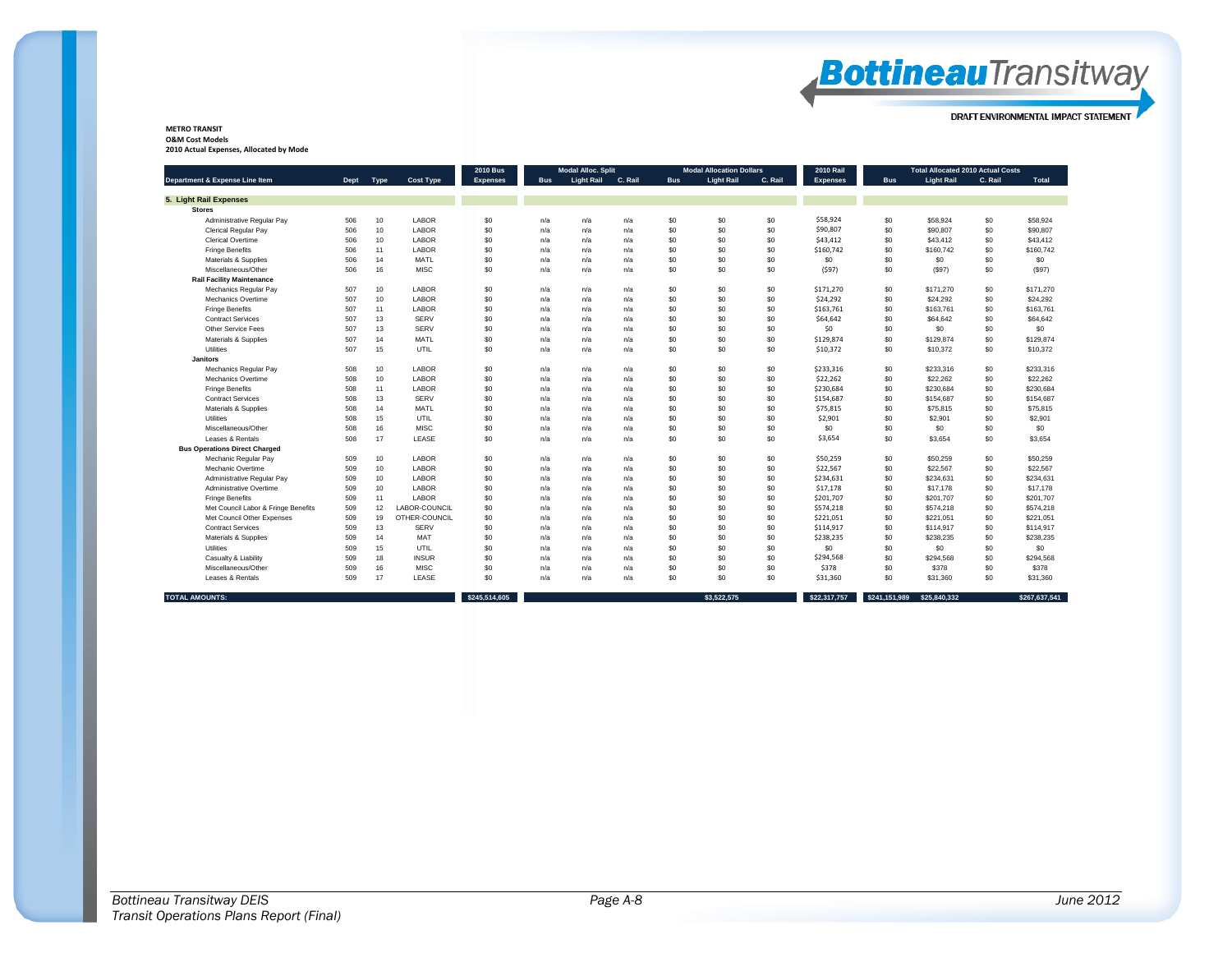**METRO TRANSIT**
**O&M Cost Models**
**2010 Actual Expenses, Allocated by Mode**

| Department & Expense Line Item | Dept | Type | Cost Type | 2010 Bus Expenses | Modal Alloc. Split | | | Modal Allocation Dollars | | | 2010 Rail Expenses | Total Allocated 2010 Actual Costs | | | |
|---|---|---|---|---|---|---|---|---|---|---|---|---|---|---|---|
| | | | | | Bus | Light Rail | C. Rail | Bus | Light Rail | C. Rail | | Bus | Light Rail | C. Rail | Total |
| **5. Light Rail Expenses** | | | | | | | | | | | | | | | |
| **Stores** | | | | | | | | | | | | | | | |
| Administrative Regular Pay | 506 | 10 | LABOR | $0 | n/a | n/a | n/a | $0 | $0 | $0 | $58,924 | $0 | $58,924 | $0 | $58,924 |
| Clerical Regular Pay | 506 | 10 | LABOR | $0 | n/a | n/a | n/a | $0 | $0 | $0 | $90,807 | $0 | $90,807 | $0 | $90,807 |
| Clerical Overtime | 506 | 10 | LABOR | $0 | n/a | n/a | n/a | $0 | $0 | $0 | $43,412 | $0 | $43,412 | $0 | $43,412 |
| Fringe Benefits | 506 | 11 | LABOR | $0 | n/a | n/a | n/a | $0 | $0 | $0 | $160,742 | $0 | $160,742 | $0 | $160,742 |
| Materials & Supplies | 506 | 14 | MATL | $0 | n/a | n/a | n/a | $0 | $0 | $0 | $0 | $0 | $0 | $0 | $0 |
| Miscellaneous/Other | 506 | 16 | MISC | $0 | n/a | n/a | n/a | $0 | $0 | $0 | ($97) | $0 | ($97) | $0 | ($97) |
| **Rail Facility Maintenance** | | | | | | | | | | | | | | | |
| Mechanics Regular Pay | 507 | 10 | LABOR | $0 | n/a | n/a | n/a | $0 | $0 | $0 | $171,270 | $0 | $171,270 | $0 | $171,270 |
| Mechanics Overtime | 507 | 10 | LABOR | $0 | n/a | n/a | n/a | $0 | $0 | $0 | $24,292 | $0 | $24,292 | $0 | $24,292 |
| Fringe Benefits | 507 | 11 | LABOR | $0 | n/a | n/a | n/a | $0 | $0 | $0 | $163,761 | $0 | $163,761 | $0 | $163,761 |
| Contract Services | 507 | 13 | SERV | $0 | n/a | n/a | n/a | $0 | $0 | $0 | $64,642 | $0 | $64,642 | $0 | $64,642 |
| Other Service Fees | 507 | 13 | SERV | $0 | n/a | n/a | n/a | $0 | $0 | $0 | $0 | $0 | $0 | $0 | $0 |
| Materials & Supplies | 507 | 14 | MATL | $0 | n/a | n/a | n/a | $0 | $0 | $0 | $129,874 | $0 | $129,874 | $0 | $129,874 |
| Utilities | 507 | 15 | UTIL | $0 | n/a | n/a | n/a | $0 | $0 | $0 | $10,372 | $0 | $10,372 | $0 | $10,372 |
| **Janitors** | | | | | | | | | | | | | | | |
| Mechanics Regular Pay | 508 | 10 | LABOR | $0 | n/a | n/a | n/a | $0 | $0 | $0 | $233,316 | $0 | $233,316 | $0 | $233,316 |
| Mechanics Overtime | 508 | 10 | LABOR | $0 | n/a | n/a | n/a | $0 | $0 | $0 | $22,262 | $0 | $22,262 | $0 | $22,262 |
| Fringe Benefits | 508 | 11 | LABOR | $0 | n/a | n/a | n/a | $0 | $0 | $0 | $230,684 | $0 | $230,684 | $0 | $230,684 |
| Contract Services | 508 | 13 | SERV | $0 | n/a | n/a | n/a | $0 | $0 | $0 | $154,687 | $0 | $154,687 | $0 | $154,687 |
| Materials & Supplies | 508 | 14 | MATL | $0 | n/a | n/a | n/a | $0 | $0 | $0 | $75,815 | $0 | $75,815 | $0 | $75,815 |
| Utilities | 508 | 15 | UTIL | $0 | n/a | n/a | n/a | $0 | $0 | $0 | $2,901 | $0 | $2,901 | $0 | $2,901 |
| Miscellaneous/Other | 508 | 16 | MISC | $0 | n/a | n/a | n/a | $0 | $0 | $0 | $0 | $0 | $0 | $0 | $0 |
| Leases & Rentals | 508 | 17 | LEASE | $0 | n/a | n/a | n/a | $0 | $0 | $0 | $3,654 | $0 | $3,654 | $0 | $3,654 |
| **Bus Operations Direct Charged** | | | | | | | | | | | | | | | |
| Mechanic Regular Pay | 509 | 10 | LABOR | $0 | n/a | n/a | n/a | $0 | $0 | $0 | $50,259 | $0 | $50,259 | $0 | $50,259 |
| Mechanic Overtime | 509 | 10 | LABOR | $0 | n/a | n/a | n/a | $0 | $0 | $0 | $22,567 | $0 | $22,567 | $0 | $22,567 |
| Administrative Regular Pay | 509 | 10 | LABOR | $0 | n/a | n/a | n/a | $0 | $0 | $0 | $234,631 | $0 | $234,631 | $0 | $234,631 |
| Administrative Overtime | 509 | 10 | LABOR | $0 | n/a | n/a | n/a | $0 | $0 | $0 | $17,178 | $0 | $17,178 | $0 | $17,178 |
| Fringe Benefits | 509 | 11 | LABOR | $0 | n/a | n/a | n/a | $0 | $0 | $0 | $201,707 | $0 | $201,707 | $0 | $201,707 |
| Met Council Labor & Fringe Benefits | 509 | 12 | LABOR-COUNCIL | $0 | n/a | n/a | n/a | $0 | $0 | $0 | $574,218 | $0 | $574,218 | $0 | $574,218 |
| Met Council Other Expenses | 509 | 19 | OTHER-COUNCIL | $0 | n/a | n/a | n/a | $0 | $0 | $0 | $221,051 | $0 | $221,051 | $0 | $221,051 |
| Contract Services | 509 | 13 | SERV | $0 | n/a | n/a | n/a | $0 | $0 | $0 | $114,917 | $0 | $114,917 | $0 | $114,917 |
| Materials & Supplies | 509 | 14 | MAT | $0 | n/a | n/a | n/a | $0 | $0 | $0 | $238,235 | $0 | $238,235 | $0 | $238,235 |
| Utilities | 509 | 15 | UTIL | $0 | n/a | n/a | n/a | $0 | $0 | $0 | $0 | $0 | $0 | $0 | $0 |
| Casualty & Liability | 509 | 18 | INSUR | $0 | n/a | n/a | n/a | $0 | $0 | $0 | $294,568 | $0 | $294,568 | $0 | $294,568 |
| Miscellaneous/Other | 509 | 16 | MISC | $0 | n/a | n/a | n/a | $0 | $0 | $0 | $378 | $0 | $378 | $0 | $378 |
| Leases & Rentals | 509 | 17 | LEASE | $0 | n/a | n/a | n/a | $0 | $0 | $0 | $31,360 | $0 | $31,360 | $0 | $31,360 |
| **TOTAL AMOUNTS:** | | | | $245,514,605 | | | | | $3,522,575 | | $22,317,757 | $241,151,989 | $25,840,332 | | $267,637,541 |